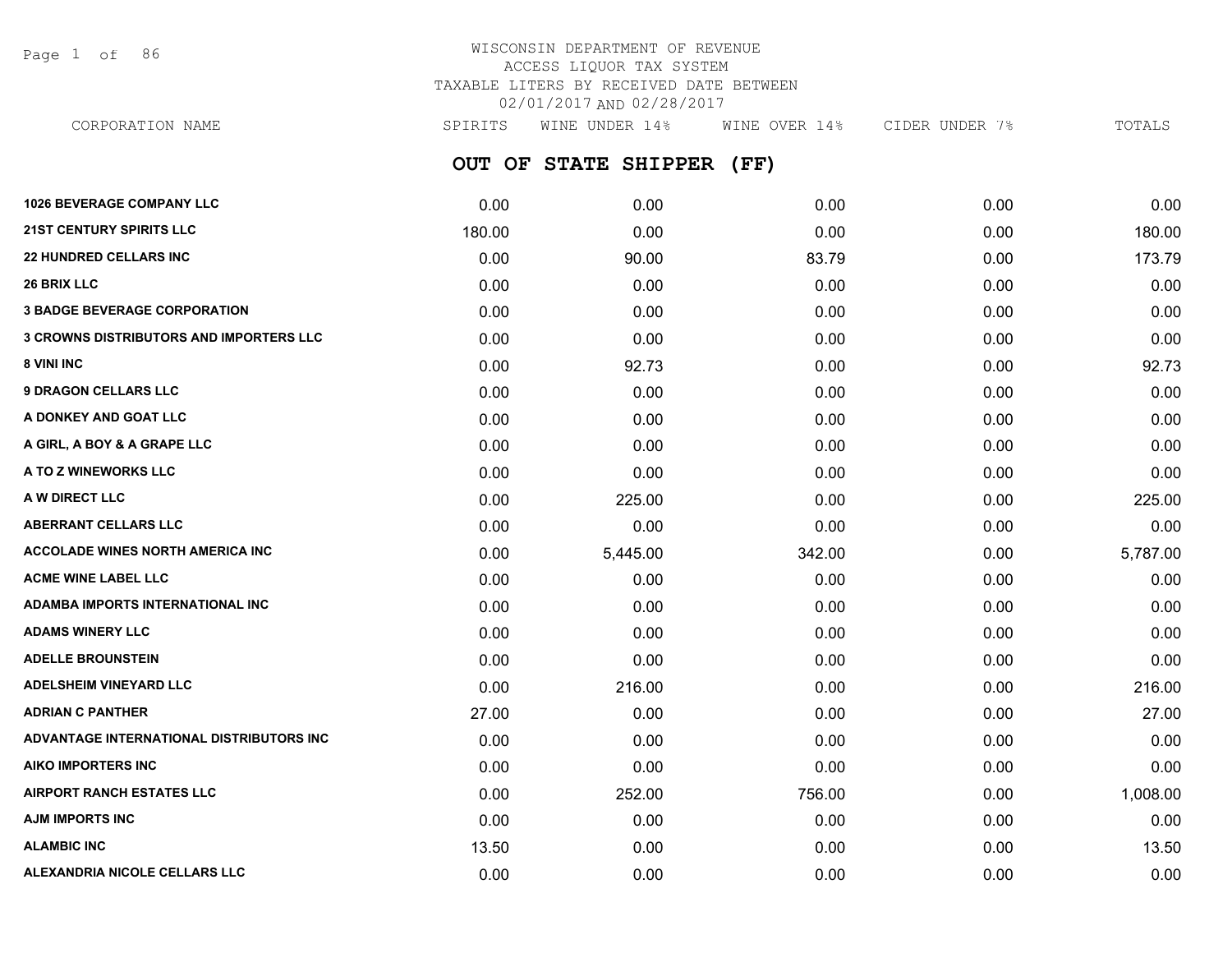WISCONSIN DEPARTMENT OF REVENUE
ACCESS LIQUOR TAX SYSTEM
TAXABLE LITERS BY RECEIVED DATE BETWEEN
02/01/2017 AND 02/28/2017

## OUT OF STATE SHIPPER (FF)

| CORPORATION NAME | SPIRITS | WINE UNDER 14% | WINE OVER 14% | CIDER UNDER 7% | TOTALS |
|---|---|---|---|---|---|
| 1026 BEVERAGE COMPANY LLC | 0.00 | 0.00 | 0.00 | 0.00 | 0.00 |
| 21ST CENTURY SPIRITS LLC | 180.00 | 0.00 | 0.00 | 0.00 | 180.00 |
| 22 HUNDRED CELLARS INC | 0.00 | 90.00 | 83.79 | 0.00 | 173.79 |
| 26 BRIX LLC | 0.00 | 0.00 | 0.00 | 0.00 | 0.00 |
| 3 BADGE BEVERAGE CORPORATION | 0.00 | 0.00 | 0.00 | 0.00 | 0.00 |
| 3 CROWNS DISTRIBUTORS AND IMPORTERS LLC | 0.00 | 0.00 | 0.00 | 0.00 | 0.00 |
| 8 VINI INC | 0.00 | 92.73 | 0.00 | 0.00 | 92.73 |
| 9 DRAGON CELLARS LLC | 0.00 | 0.00 | 0.00 | 0.00 | 0.00 |
| A DONKEY AND GOAT LLC | 0.00 | 0.00 | 0.00 | 0.00 | 0.00 |
| A GIRL, A BOY & A GRAPE LLC | 0.00 | 0.00 | 0.00 | 0.00 | 0.00 |
| A TO Z WINEWORKS LLC | 0.00 | 0.00 | 0.00 | 0.00 | 0.00 |
| A W DIRECT LLC | 0.00 | 225.00 | 0.00 | 0.00 | 225.00 |
| ABERRANT CELLARS LLC | 0.00 | 0.00 | 0.00 | 0.00 | 0.00 |
| ACCOLADE WINES NORTH AMERICA INC | 0.00 | 5,445.00 | 342.00 | 0.00 | 5,787.00 |
| ACME WINE LABEL LLC | 0.00 | 0.00 | 0.00 | 0.00 | 0.00 |
| ADAMBA IMPORTS INTERNATIONAL INC | 0.00 | 0.00 | 0.00 | 0.00 | 0.00 |
| ADAMS WINERY LLC | 0.00 | 0.00 | 0.00 | 0.00 | 0.00 |
| ADELLE BROUNSTEIN | 0.00 | 0.00 | 0.00 | 0.00 | 0.00 |
| ADELSHEIM VINEYARD LLC | 0.00 | 216.00 | 0.00 | 0.00 | 216.00 |
| ADRIAN C PANTHER | 27.00 | 0.00 | 0.00 | 0.00 | 27.00 |
| ADVANTAGE INTERNATIONAL DISTRIBUTORS INC | 0.00 | 0.00 | 0.00 | 0.00 | 0.00 |
| AIKO IMPORTERS INC | 0.00 | 0.00 | 0.00 | 0.00 | 0.00 |
| AIRPORT RANCH ESTATES LLC | 0.00 | 252.00 | 756.00 | 0.00 | 1,008.00 |
| AJM IMPORTS INC | 0.00 | 0.00 | 0.00 | 0.00 | 0.00 |
| ALAMBIC INC | 13.50 | 0.00 | 0.00 | 0.00 | 13.50 |
| ALEXANDRIA NICOLE CELLARS LLC | 0.00 | 0.00 | 0.00 | 0.00 | 0.00 |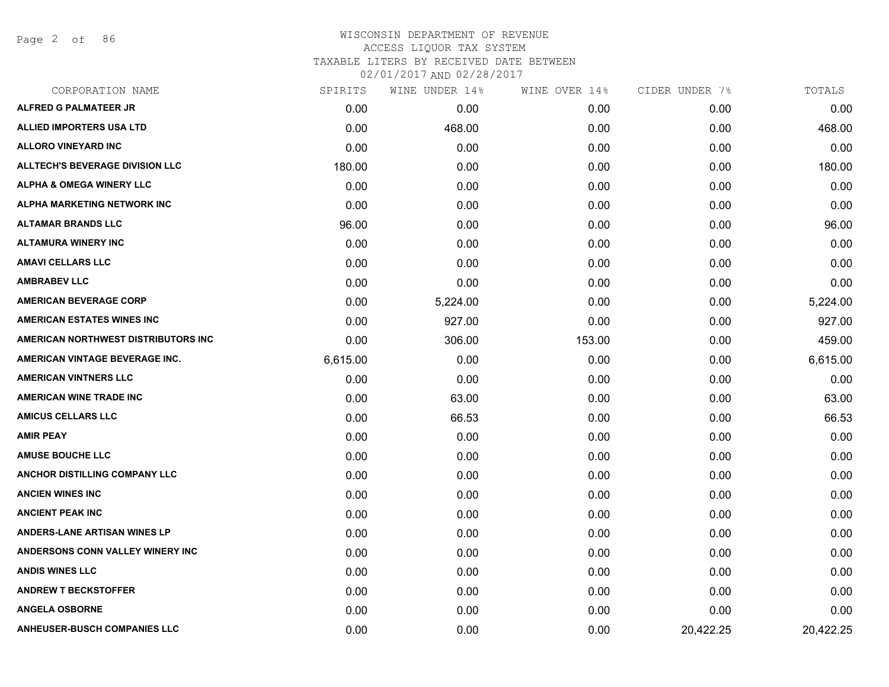WISCONSIN DEPARTMENT OF REVENUE
ACCESS LIQUOR TAX SYSTEM
TAXABLE LITERS BY RECEIVED DATE BETWEEN
02/01/2017 AND 02/28/2017

| CORPORATION NAME | SPIRITS | WINE UNDER 14% | WINE OVER 14% | CIDER UNDER 7% | TOTALS |
|---|---|---|---|---|---|
| ALFRED G PALMATEER JR | 0.00 | 0.00 | 0.00 | 0.00 | 0.00 |
| ALLIED IMPORTERS USA LTD | 0.00 | 468.00 | 0.00 | 0.00 | 468.00 |
| ALLORO VINEYARD INC | 0.00 | 0.00 | 0.00 | 0.00 | 0.00 |
| ALLTECH'S BEVERAGE DIVISION LLC | 180.00 | 0.00 | 0.00 | 0.00 | 180.00 |
| ALPHA & OMEGA WINERY LLC | 0.00 | 0.00 | 0.00 | 0.00 | 0.00 |
| ALPHA MARKETING NETWORK INC | 0.00 | 0.00 | 0.00 | 0.00 | 0.00 |
| ALTAMAR BRANDS LLC | 96.00 | 0.00 | 0.00 | 0.00 | 96.00 |
| ALTAMURA WINERY INC | 0.00 | 0.00 | 0.00 | 0.00 | 0.00 |
| AMAVI CELLARS LLC | 0.00 | 0.00 | 0.00 | 0.00 | 0.00 |
| AMBRABEV LLC | 0.00 | 0.00 | 0.00 | 0.00 | 0.00 |
| AMERICAN BEVERAGE CORP | 0.00 | 5,224.00 | 0.00 | 0.00 | 5,224.00 |
| AMERICAN ESTATES WINES INC | 0.00 | 927.00 | 0.00 | 0.00 | 927.00 |
| AMERICAN NORTHWEST DISTRIBUTORS INC | 0.00 | 306.00 | 153.00 | 0.00 | 459.00 |
| AMERICAN VINTAGE BEVERAGE INC. | 6,615.00 | 0.00 | 0.00 | 0.00 | 6,615.00 |
| AMERICAN VINTNERS LLC | 0.00 | 0.00 | 0.00 | 0.00 | 0.00 |
| AMERICAN WINE TRADE INC | 0.00 | 63.00 | 0.00 | 0.00 | 63.00 |
| AMICUS CELLARS LLC | 0.00 | 66.53 | 0.00 | 0.00 | 66.53 |
| AMIR PEAY | 0.00 | 0.00 | 0.00 | 0.00 | 0.00 |
| AMUSE BOUCHE LLC | 0.00 | 0.00 | 0.00 | 0.00 | 0.00 |
| ANCHOR DISTILLING COMPANY LLC | 0.00 | 0.00 | 0.00 | 0.00 | 0.00 |
| ANCIEN WINES INC | 0.00 | 0.00 | 0.00 | 0.00 | 0.00 |
| ANCIENT PEAK INC | 0.00 | 0.00 | 0.00 | 0.00 | 0.00 |
| ANDERS-LANE ARTISAN WINES LP | 0.00 | 0.00 | 0.00 | 0.00 | 0.00 |
| ANDERSONS CONN VALLEY WINERY INC | 0.00 | 0.00 | 0.00 | 0.00 | 0.00 |
| ANDIS WINES LLC | 0.00 | 0.00 | 0.00 | 0.00 | 0.00 |
| ANDREW T BECKSTOFFER | 0.00 | 0.00 | 0.00 | 0.00 | 0.00 |
| ANGELA OSBORNE | 0.00 | 0.00 | 0.00 | 0.00 | 0.00 |
| ANHEUSER-BUSCH COMPANIES LLC | 0.00 | 0.00 | 0.00 | 20,422.25 | 20,422.25 |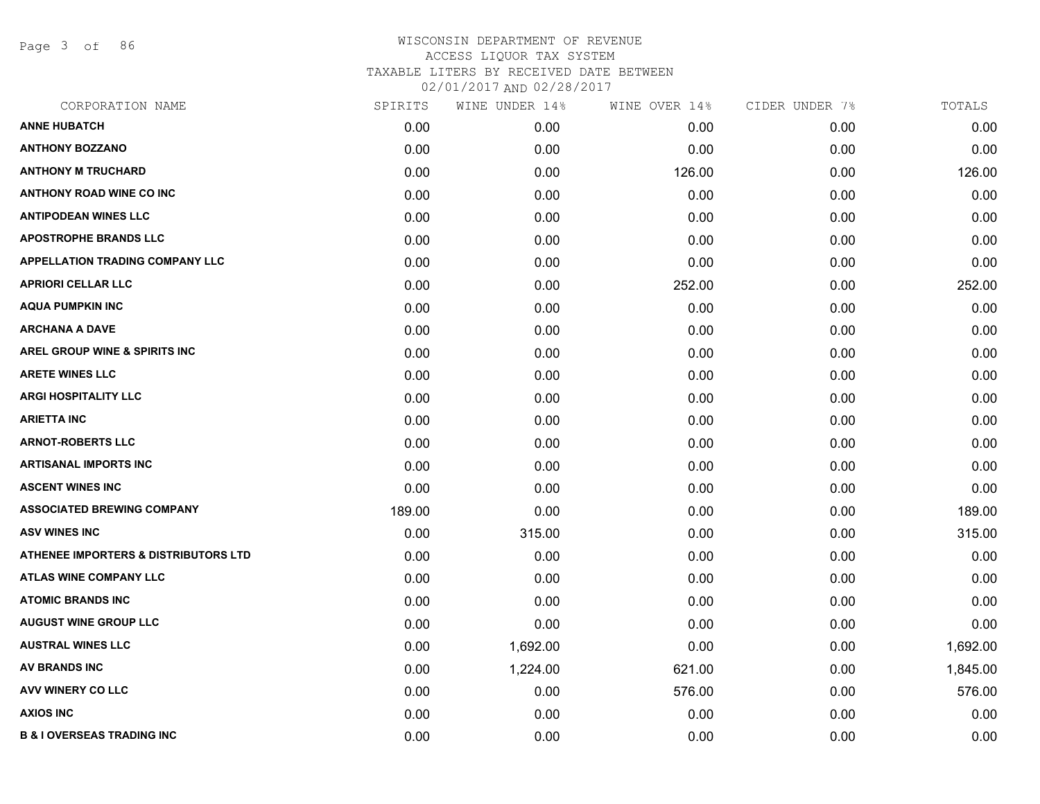# WISCONSIN DEPARTMENT OF REVENUE
## ACCESS LIQUOR TAX SYSTEM
### TAXABLE LITERS BY RECEIVED DATE BETWEEN 02/01/2017 AND 02/28/2017

| CORPORATION NAME | SPIRITS | WINE UNDER 14% | WINE OVER 14% | CIDER UNDER 7% | TOTALS |
|---|---|---|---|---|---|
| ANNE HUBATCH | 0.00 | 0.00 | 0.00 | 0.00 | 0.00 |
| ANTHONY BOZZANO | 0.00 | 0.00 | 0.00 | 0.00 | 0.00 |
| ANTHONY M TRUCHARD | 0.00 | 0.00 | 126.00 | 0.00 | 126.00 |
| ANTHONY ROAD WINE CO INC | 0.00 | 0.00 | 0.00 | 0.00 | 0.00 |
| ANTIPODEAN WINES LLC | 0.00 | 0.00 | 0.00 | 0.00 | 0.00 |
| APOSTROPHE BRANDS LLC | 0.00 | 0.00 | 0.00 | 0.00 | 0.00 |
| APPELLATION TRADING COMPANY LLC | 0.00 | 0.00 | 0.00 | 0.00 | 0.00 |
| APRIORI CELLAR LLC | 0.00 | 0.00 | 252.00 | 0.00 | 252.00 |
| AQUA PUMPKIN INC | 0.00 | 0.00 | 0.00 | 0.00 | 0.00 |
| ARCHANA A DAVE | 0.00 | 0.00 | 0.00 | 0.00 | 0.00 |
| AREL GROUP WINE & SPIRITS INC | 0.00 | 0.00 | 0.00 | 0.00 | 0.00 |
| ARETE WINES LLC | 0.00 | 0.00 | 0.00 | 0.00 | 0.00 |
| ARGI HOSPITALITY LLC | 0.00 | 0.00 | 0.00 | 0.00 | 0.00 |
| ARIETTA INC | 0.00 | 0.00 | 0.00 | 0.00 | 0.00 |
| ARNOT-ROBERTS LLC | 0.00 | 0.00 | 0.00 | 0.00 | 0.00 |
| ARTISANAL IMPORTS INC | 0.00 | 0.00 | 0.00 | 0.00 | 0.00 |
| ASCENT WINES INC | 0.00 | 0.00 | 0.00 | 0.00 | 0.00 |
| ASSOCIATED BREWING COMPANY | 189.00 | 0.00 | 0.00 | 0.00 | 189.00 |
| ASV WINES INC | 0.00 | 315.00 | 0.00 | 0.00 | 315.00 |
| ATHENEE IMPORTERS & DISTRIBUTORS LTD | 0.00 | 0.00 | 0.00 | 0.00 | 0.00 |
| ATLAS WINE COMPANY LLC | 0.00 | 0.00 | 0.00 | 0.00 | 0.00 |
| ATOMIC BRANDS INC | 0.00 | 0.00 | 0.00 | 0.00 | 0.00 |
| AUGUST WINE GROUP LLC | 0.00 | 0.00 | 0.00 | 0.00 | 0.00 |
| AUSTRAL WINES LLC | 0.00 | 1,692.00 | 0.00 | 0.00 | 1,692.00 |
| AV BRANDS INC | 0.00 | 1,224.00 | 621.00 | 0.00 | 1,845.00 |
| AVV WINERY CO LLC | 0.00 | 0.00 | 576.00 | 0.00 | 576.00 |
| AXIOS INC | 0.00 | 0.00 | 0.00 | 0.00 | 0.00 |
| B & I OVERSEAS TRADING INC | 0.00 | 0.00 | 0.00 | 0.00 | 0.00 |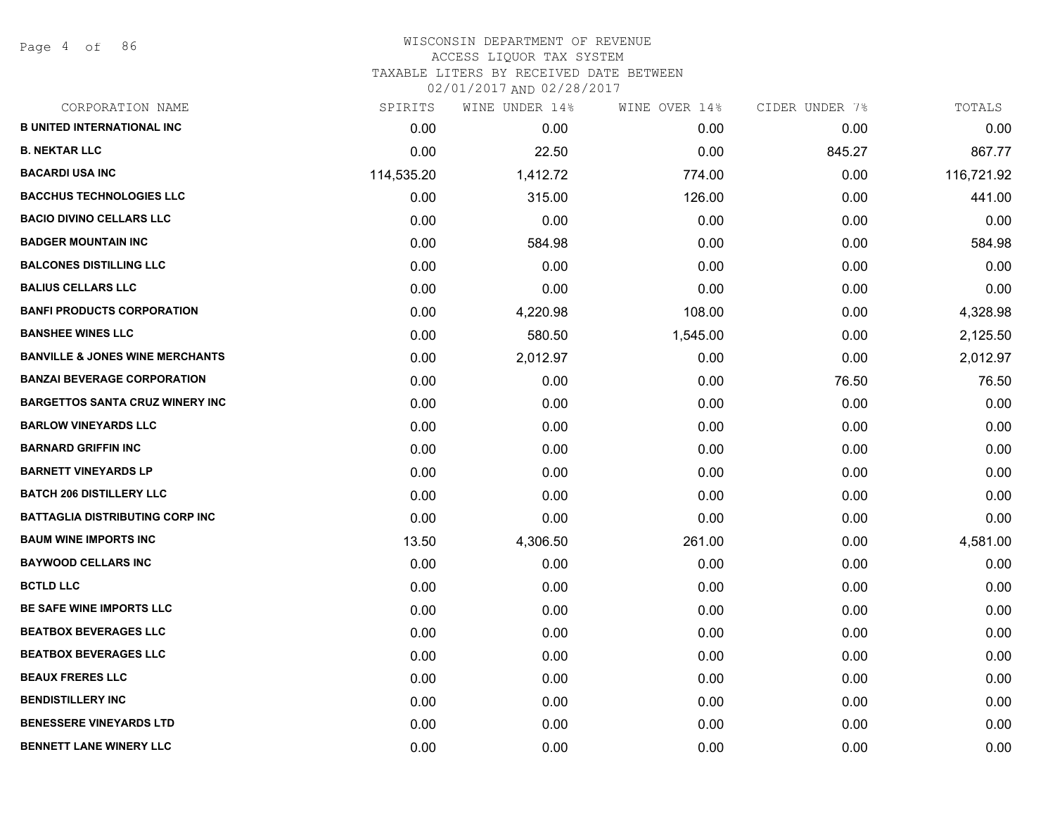WISCONSIN DEPARTMENT OF REVENUE
ACCESS LIQUOR TAX SYSTEM
TAXABLE LITERS BY RECEIVED DATE BETWEEN
02/01/2017 AND 02/28/2017

| CORPORATION NAME | SPIRITS | WINE UNDER 14% | WINE OVER 14% | CIDER UNDER 7% | TOTALS |
|---|---|---|---|---|---|
| **B UNITED INTERNATIONAL INC** | 0.00 | 0.00 | 0.00 | 0.00 | 0.00 |
| **B. NEKTAR LLC** | 0.00 | 22.50 | 0.00 | 845.27 | 867.77 |
| **BACARDI USA INC** | 114,535.20 | 1,412.72 | 774.00 | 0.00 | 116,721.92 |
| **BACCHUS TECHNOLOGIES LLC** | 0.00 | 315.00 | 126.00 | 0.00 | 441.00 |
| **BACIO DIVINO CELLARS LLC** | 0.00 | 0.00 | 0.00 | 0.00 | 0.00 |
| **BADGER MOUNTAIN INC** | 0.00 | 584.98 | 0.00 | 0.00 | 584.98 |
| **BALCONES DISTILLING LLC** | 0.00 | 0.00 | 0.00 | 0.00 | 0.00 |
| **BALIUS CELLARS LLC** | 0.00 | 0.00 | 0.00 | 0.00 | 0.00 |
| **BANFI PRODUCTS CORPORATION** | 0.00 | 4,220.98 | 108.00 | 0.00 | 4,328.98 |
| **BANSHEE WINES LLC** | 0.00 | 580.50 | 1,545.00 | 0.00 | 2,125.50 |
| **BANVILLE & JONES WINE MERCHANTS** | 0.00 | 2,012.97 | 0.00 | 0.00 | 2,012.97 |
| **BANZAI BEVERAGE CORPORATION** | 0.00 | 0.00 | 0.00 | 76.50 | 76.50 |
| **BARGETTOS SANTA CRUZ WINERY INC** | 0.00 | 0.00 | 0.00 | 0.00 | 0.00 |
| **BARLOW VINEYARDS LLC** | 0.00 | 0.00 | 0.00 | 0.00 | 0.00 |
| **BARNARD GRIFFIN INC** | 0.00 | 0.00 | 0.00 | 0.00 | 0.00 |
| **BARNETT VINEYARDS LP** | 0.00 | 0.00 | 0.00 | 0.00 | 0.00 |
| **BATCH 206 DISTILLERY LLC** | 0.00 | 0.00 | 0.00 | 0.00 | 0.00 |
| **BATTAGLIA DISTRIBUTING CORP INC** | 0.00 | 0.00 | 0.00 | 0.00 | 0.00 |
| **BAUM WINE IMPORTS INC** | 13.50 | 4,306.50 | 261.00 | 0.00 | 4,581.00 |
| **BAYWOOD CELLARS INC** | 0.00 | 0.00 | 0.00 | 0.00 | 0.00 |
| **BCTLD LLC** | 0.00 | 0.00 | 0.00 | 0.00 | 0.00 |
| **BE SAFE WINE IMPORTS LLC** | 0.00 | 0.00 | 0.00 | 0.00 | 0.00 |
| **BEATBOX BEVERAGES LLC** | 0.00 | 0.00 | 0.00 | 0.00 | 0.00 |
| **BEATBOX BEVERAGES LLC** | 0.00 | 0.00 | 0.00 | 0.00 | 0.00 |
| **BEAUX FRERES LLC** | 0.00 | 0.00 | 0.00 | 0.00 | 0.00 |
| **BENDISTILLERY INC** | 0.00 | 0.00 | 0.00 | 0.00 | 0.00 |
| **BENESSERE VINEYARDS LTD** | 0.00 | 0.00 | 0.00 | 0.00 | 0.00 |
| **BENNETT LANE WINERY LLC** | 0.00 | 0.00 | 0.00 | 0.00 | 0.00 |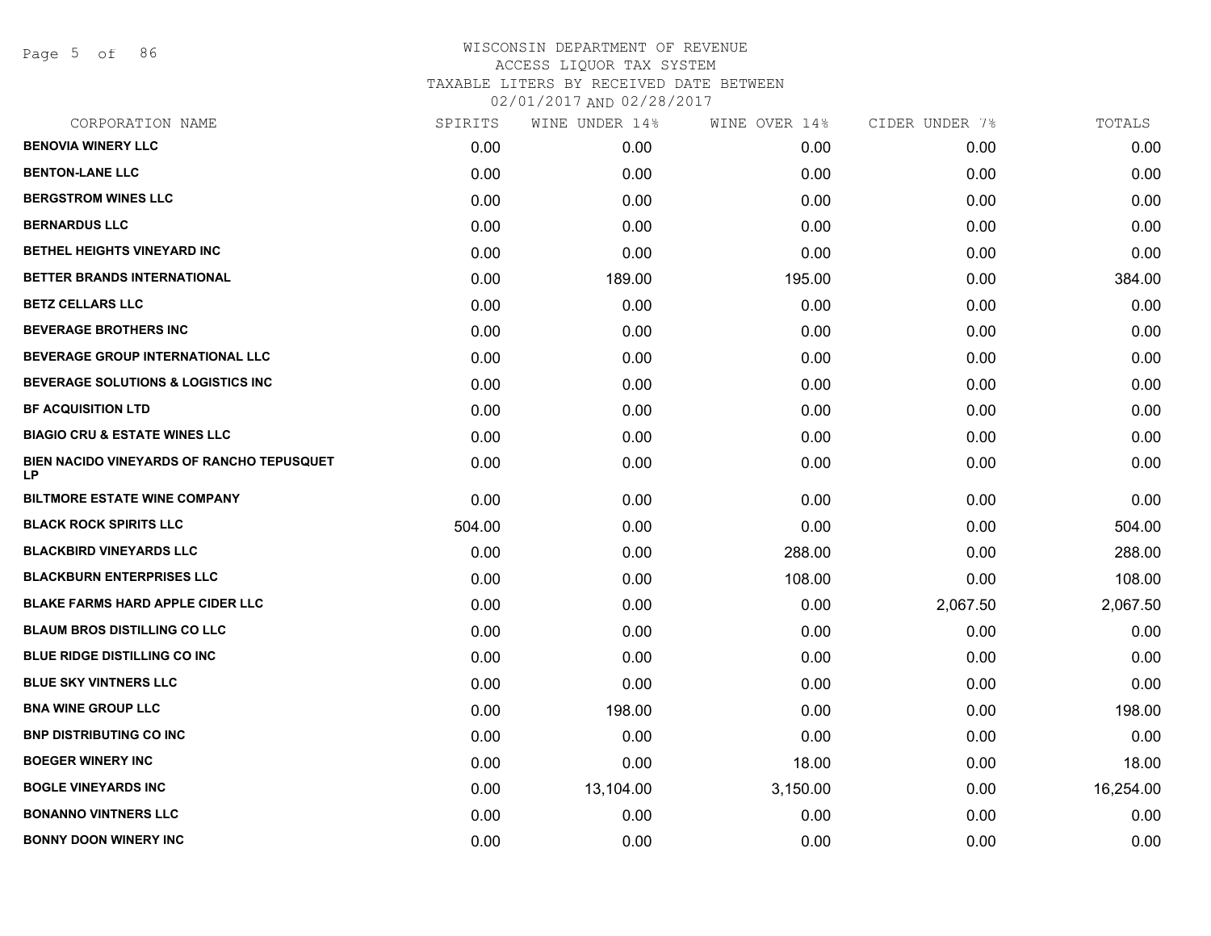WISCONSIN DEPARTMENT OF REVENUE
ACCESS LIQUOR TAX SYSTEM
TAXABLE LITERS BY RECEIVED DATE BETWEEN
02/01/2017 AND 02/28/2017

| CORPORATION NAME | SPIRITS | WINE UNDER 14% | WINE OVER 14% | CIDER UNDER 7% | TOTALS |
|---|---|---|---|---|---|
| **BENOVIA WINERY LLC** | 0.00 | 0.00 | 0.00 | 0.00 | 0.00 |
| **BENTON-LANE LLC** | 0.00 | 0.00 | 0.00 | 0.00 | 0.00 |
| **BERGSTROM WINES LLC** | 0.00 | 0.00 | 0.00 | 0.00 | 0.00 |
| **BERNARDUS LLC** | 0.00 | 0.00 | 0.00 | 0.00 | 0.00 |
| **BETHEL HEIGHTS VINEYARD INC** | 0.00 | 0.00 | 0.00 | 0.00 | 0.00 |
| **BETTER BRANDS INTERNATIONAL** | 0.00 | 189.00 | 195.00 | 0.00 | 384.00 |
| **BETZ CELLARS LLC** | 0.00 | 0.00 | 0.00 | 0.00 | 0.00 |
| **BEVERAGE BROTHERS INC** | 0.00 | 0.00 | 0.00 | 0.00 | 0.00 |
| **BEVERAGE GROUP INTERNATIONAL LLC** | 0.00 | 0.00 | 0.00 | 0.00 | 0.00 |
| **BEVERAGE SOLUTIONS & LOGISTICS INC** | 0.00 | 0.00 | 0.00 | 0.00 | 0.00 |
| **BF ACQUISITION LTD** | 0.00 | 0.00 | 0.00 | 0.00 | 0.00 |
| **BIAGIO CRU & ESTATE WINES LLC** | 0.00 | 0.00 | 0.00 | 0.00 | 0.00 |
| **BIEN NACIDO VINEYARDS OF RANCHO TEPUSQUET LP** | 0.00 | 0.00 | 0.00 | 0.00 | 0.00 |
| **BILTMORE ESTATE WINE COMPANY** | 0.00 | 0.00 | 0.00 | 0.00 | 0.00 |
| **BLACK ROCK SPIRITS LLC** | 504.00 | 0.00 | 0.00 | 0.00 | 504.00 |
| **BLACKBIRD VINEYARDS LLC** | 0.00 | 0.00 | 288.00 | 0.00 | 288.00 |
| **BLACKBURN ENTERPRISES LLC** | 0.00 | 0.00 | 108.00 | 0.00 | 108.00 |
| **BLAKE FARMS HARD APPLE CIDER LLC** | 0.00 | 0.00 | 0.00 | 2,067.50 | 2,067.50 |
| **BLAUM BROS DISTILLING CO LLC** | 0.00 | 0.00 | 0.00 | 0.00 | 0.00 |
| **BLUE RIDGE DISTILLING CO INC** | 0.00 | 0.00 | 0.00 | 0.00 | 0.00 |
| **BLUE SKY VINTNERS LLC** | 0.00 | 0.00 | 0.00 | 0.00 | 0.00 |
| **BNA WINE GROUP LLC** | 0.00 | 198.00 | 0.00 | 0.00 | 198.00 |
| **BNP DISTRIBUTING CO INC** | 0.00 | 0.00 | 0.00 | 0.00 | 0.00 |
| **BOEGER WINERY INC** | 0.00 | 0.00 | 18.00 | 0.00 | 18.00 |
| **BOGLE VINEYARDS INC** | 0.00 | 13,104.00 | 3,150.00 | 0.00 | 16,254.00 |
| **BONANNO VINTNERS LLC** | 0.00 | 0.00 | 0.00 | 0.00 | 0.00 |
| **BONNY DOON WINERY INC** | 0.00 | 0.00 | 0.00 | 0.00 | 0.00 |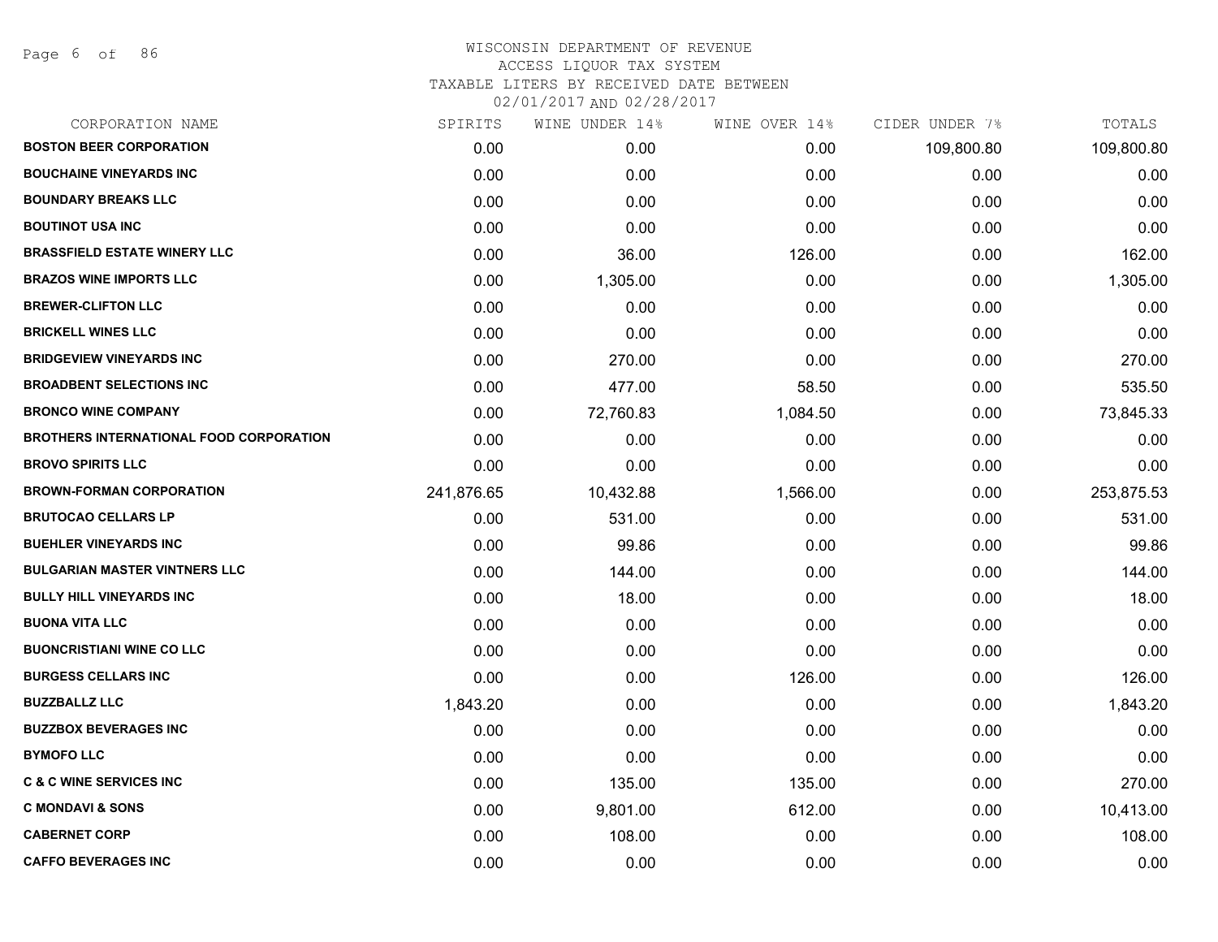WISCONSIN DEPARTMENT OF REVENUE
ACCESS LIQUOR TAX SYSTEM
TAXABLE LITERS BY RECEIVED DATE BETWEEN
02/01/2017 AND 02/28/2017

| CORPORATION NAME | SPIRITS | WINE UNDER 14% | WINE OVER 14% | CIDER UNDER 7% | TOTALS |
|---|---|---|---|---|---|
| **BOSTON BEER CORPORATION** | 0.00 | 0.00 | 0.00 | 109,800.80 | 109,800.80 |
| **BOUCHAINE VINEYARDS INC** | 0.00 | 0.00 | 0.00 | 0.00 | 0.00 |
| **BOUNDARY BREAKS LLC** | 0.00 | 0.00 | 0.00 | 0.00 | 0.00 |
| **BOUTINOT USA INC** | 0.00 | 0.00 | 0.00 | 0.00 | 0.00 |
| **BRASSFIELD ESTATE WINERY LLC** | 0.00 | 36.00 | 126.00 | 0.00 | 162.00 |
| **BRAZOS WINE IMPORTS LLC** | 0.00 | 1,305.00 | 0.00 | 0.00 | 1,305.00 |
| **BREWER-CLIFTON LLC** | 0.00 | 0.00 | 0.00 | 0.00 | 0.00 |
| **BRICKELL WINES LLC** | 0.00 | 0.00 | 0.00 | 0.00 | 0.00 |
| **BRIDGEVIEW VINEYARDS INC** | 0.00 | 270.00 | 0.00 | 0.00 | 270.00 |
| **BROADBENT SELECTIONS INC** | 0.00 | 477.00 | 58.50 | 0.00 | 535.50 |
| **BRONCO WINE COMPANY** | 0.00 | 72,760.83 | 1,084.50 | 0.00 | 73,845.33 |
| **BROTHERS INTERNATIONAL FOOD CORPORATION** | 0.00 | 0.00 | 0.00 | 0.00 | 0.00 |
| **BROVO SPIRITS LLC** | 0.00 | 0.00 | 0.00 | 0.00 | 0.00 |
| **BROWN-FORMAN CORPORATION** | 241,876.65 | 10,432.88 | 1,566.00 | 0.00 | 253,875.53 |
| **BRUTOCAO CELLARS LP** | 0.00 | 531.00 | 0.00 | 0.00 | 531.00 |
| **BUEHLER VINEYARDS INC** | 0.00 | 99.86 | 0.00 | 0.00 | 99.86 |
| **BULGARIAN MASTER VINTNERS LLC** | 0.00 | 144.00 | 0.00 | 0.00 | 144.00 |
| **BULLY HILL VINEYARDS INC** | 0.00 | 18.00 | 0.00 | 0.00 | 18.00 |
| **BUONA VITA LLC** | 0.00 | 0.00 | 0.00 | 0.00 | 0.00 |
| **BUONCRISTIANI WINE CO LLC** | 0.00 | 0.00 | 0.00 | 0.00 | 0.00 |
| **BURGESS CELLARS INC** | 0.00 | 0.00 | 126.00 | 0.00 | 126.00 |
| **BUZZBALLZ LLC** | 1,843.20 | 0.00 | 0.00 | 0.00 | 1,843.20 |
| **BUZZBOX BEVERAGES INC** | 0.00 | 0.00 | 0.00 | 0.00 | 0.00 |
| **BYMOFO LLC** | 0.00 | 0.00 | 0.00 | 0.00 | 0.00 |
| **C & C WINE SERVICES INC** | 0.00 | 135.00 | 135.00 | 0.00 | 270.00 |
| **C MONDAVI & SONS** | 0.00 | 9,801.00 | 612.00 | 0.00 | 10,413.00 |
| **CABERNET CORP** | 0.00 | 108.00 | 0.00 | 0.00 | 108.00 |
| **CAFFO BEVERAGES INC** | 0.00 | 0.00 | 0.00 | 0.00 | 0.00 |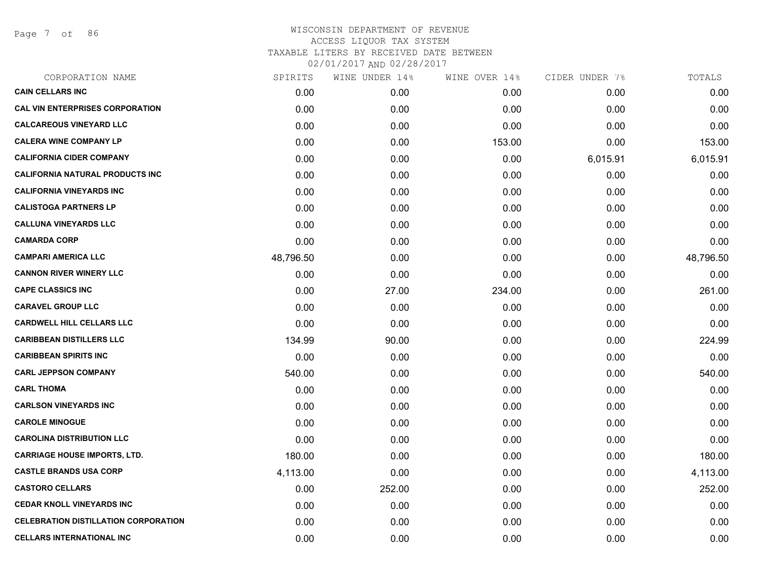WISCONSIN DEPARTMENT OF REVENUE
ACCESS LIQUOR TAX SYSTEM
TAXABLE LITERS BY RECEIVED DATE BETWEEN
02/01/2017 AND 02/28/2017

| CORPORATION NAME | SPIRITS | WINE UNDER 14% | WINE OVER 14% | CIDER UNDER 7% | TOTALS |
|---|---|---|---|---|---|
| **CAIN CELLARS INC** | 0.00 | 0.00 | 0.00 | 0.00 | 0.00 |
| **CAL VIN ENTERPRISES CORPORATION** | 0.00 | 0.00 | 0.00 | 0.00 | 0.00 |
| **CALCAREOUS VINEYARD LLC** | 0.00 | 0.00 | 0.00 | 0.00 | 0.00 |
| **CALERA WINE COMPANY LP** | 0.00 | 0.00 | 153.00 | 0.00 | 153.00 |
| **CALIFORNIA CIDER COMPANY** | 0.00 | 0.00 | 0.00 | 6,015.91 | 6,015.91 |
| **CALIFORNIA NATURAL PRODUCTS INC** | 0.00 | 0.00 | 0.00 | 0.00 | 0.00 |
| **CALIFORNIA VINEYARDS INC** | 0.00 | 0.00 | 0.00 | 0.00 | 0.00 |
| **CALISTOGA PARTNERS LP** | 0.00 | 0.00 | 0.00 | 0.00 | 0.00 |
| **CALLUNA VINEYARDS LLC** | 0.00 | 0.00 | 0.00 | 0.00 | 0.00 |
| **CAMARDA CORP** | 0.00 | 0.00 | 0.00 | 0.00 | 0.00 |
| **CAMPARI AMERICA LLC** | 48,796.50 | 0.00 | 0.00 | 0.00 | 48,796.50 |
| **CANNON RIVER WINERY LLC** | 0.00 | 0.00 | 0.00 | 0.00 | 0.00 |
| **CAPE CLASSICS INC** | 0.00 | 27.00 | 234.00 | 0.00 | 261.00 |
| **CARAVEL GROUP LLC** | 0.00 | 0.00 | 0.00 | 0.00 | 0.00 |
| **CARDWELL HILL CELLARS LLC** | 0.00 | 0.00 | 0.00 | 0.00 | 0.00 |
| **CARIBBEAN DISTILLERS LLC** | 134.99 | 90.00 | 0.00 | 0.00 | 224.99 |
| **CARIBBEAN SPIRITS INC** | 0.00 | 0.00 | 0.00 | 0.00 | 0.00 |
| **CARL JEPPSON COMPANY** | 540.00 | 0.00 | 0.00 | 0.00 | 540.00 |
| **CARL THOMA** | 0.00 | 0.00 | 0.00 | 0.00 | 0.00 |
| **CARLSON VINEYARDS INC** | 0.00 | 0.00 | 0.00 | 0.00 | 0.00 |
| **CAROLE MINOGUE** | 0.00 | 0.00 | 0.00 | 0.00 | 0.00 |
| **CAROLINA DISTRIBUTION LLC** | 0.00 | 0.00 | 0.00 | 0.00 | 0.00 |
| **CARRIAGE HOUSE IMPORTS, LTD.** | 180.00 | 0.00 | 0.00 | 0.00 | 180.00 |
| **CASTLE BRANDS USA CORP** | 4,113.00 | 0.00 | 0.00 | 0.00 | 4,113.00 |
| **CASTORO CELLARS** | 0.00 | 252.00 | 0.00 | 0.00 | 252.00 |
| **CEDAR KNOLL VINEYARDS INC** | 0.00 | 0.00 | 0.00 | 0.00 | 0.00 |
| **CELEBRATION DISTILLATION CORPORATION** | 0.00 | 0.00 | 0.00 | 0.00 | 0.00 |
| **CELLARS INTERNATIONAL INC** | 0.00 | 0.00 | 0.00 | 0.00 | 0.00 |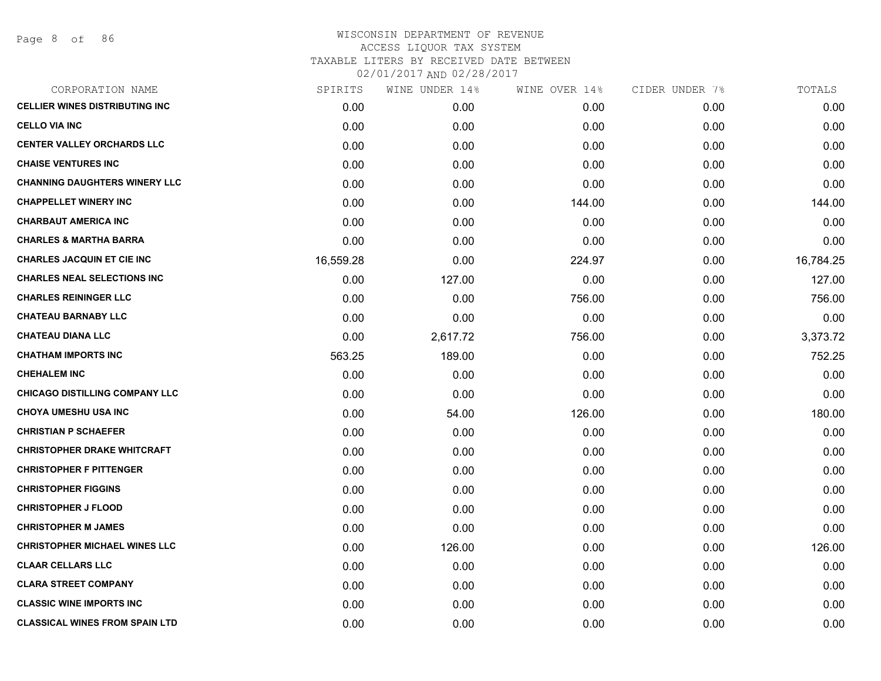# WISCONSIN DEPARTMENT OF REVENUE
## ACCESS LIQUOR TAX SYSTEM
### TAXABLE LITERS BY RECEIVED DATE BETWEEN 02/01/2017 AND 02/28/2017

| CORPORATION NAME | SPIRITS | WINE UNDER 14% | WINE OVER 14% | CIDER UNDER 7% | TOTALS |
|---|---|---|---|---|---|
| CELLIER WINES DISTRIBUTING INC | 0.00 | 0.00 | 0.00 | 0.00 | 0.00 |
| CELLO VIA INC | 0.00 | 0.00 | 0.00 | 0.00 | 0.00 |
| CENTER VALLEY ORCHARDS LLC | 0.00 | 0.00 | 0.00 | 0.00 | 0.00 |
| CHAISE VENTURES INC | 0.00 | 0.00 | 0.00 | 0.00 | 0.00 |
| CHANNING DAUGHTERS WINERY LLC | 0.00 | 0.00 | 0.00 | 0.00 | 0.00 |
| CHAPPELLET WINERY INC | 0.00 | 0.00 | 144.00 | 0.00 | 144.00 |
| CHARBAUT AMERICA INC | 0.00 | 0.00 | 0.00 | 0.00 | 0.00 |
| CHARLES & MARTHA BARRA | 0.00 | 0.00 | 0.00 | 0.00 | 0.00 |
| CHARLES JACQUIN ET CIE INC | 16,559.28 | 0.00 | 224.97 | 0.00 | 16,784.25 |
| CHARLES NEAL SELECTIONS INC | 0.00 | 127.00 | 0.00 | 0.00 | 127.00 |
| CHARLES REININGER LLC | 0.00 | 0.00 | 756.00 | 0.00 | 756.00 |
| CHATEAU BARNABY LLC | 0.00 | 0.00 | 0.00 | 0.00 | 0.00 |
| CHATEAU DIANA LLC | 0.00 | 2,617.72 | 756.00 | 0.00 | 3,373.72 |
| CHATHAM IMPORTS INC | 563.25 | 189.00 | 0.00 | 0.00 | 752.25 |
| CHEHALEM INC | 0.00 | 0.00 | 0.00 | 0.00 | 0.00 |
| CHICAGO DISTILLING COMPANY LLC | 0.00 | 0.00 | 0.00 | 0.00 | 0.00 |
| CHOYA UMESHU USA INC | 0.00 | 54.00 | 126.00 | 0.00 | 180.00 |
| CHRISTIAN P SCHAEFER | 0.00 | 0.00 | 0.00 | 0.00 | 0.00 |
| CHRISTOPHER DRAKE WHITCRAFT | 0.00 | 0.00 | 0.00 | 0.00 | 0.00 |
| CHRISTOPHER F PITTENGER | 0.00 | 0.00 | 0.00 | 0.00 | 0.00 |
| CHRISTOPHER FIGGINS | 0.00 | 0.00 | 0.00 | 0.00 | 0.00 |
| CHRISTOPHER J FLOOD | 0.00 | 0.00 | 0.00 | 0.00 | 0.00 |
| CHRISTOPHER M JAMES | 0.00 | 0.00 | 0.00 | 0.00 | 0.00 |
| CHRISTOPHER MICHAEL WINES LLC | 0.00 | 126.00 | 0.00 | 0.00 | 126.00 |
| CLAAR CELLARS LLC | 0.00 | 0.00 | 0.00 | 0.00 | 0.00 |
| CLARA STREET COMPANY | 0.00 | 0.00 | 0.00 | 0.00 | 0.00 |
| CLASSIC WINE IMPORTS INC | 0.00 | 0.00 | 0.00 | 0.00 | 0.00 |
| CLASSICAL WINES FROM SPAIN LTD | 0.00 | 0.00 | 0.00 | 0.00 | 0.00 |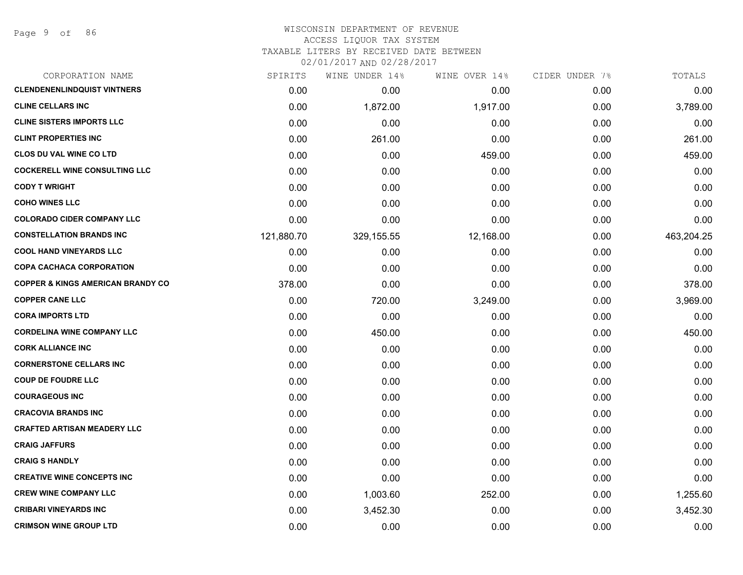# WISCONSIN DEPARTMENT OF REVENUE
ACCESS LIQUOR TAX SYSTEM
TAXABLE LITERS BY RECEIVED DATE BETWEEN
02/01/2017 AND 02/28/2017

| CORPORATION NAME | SPIRITS | WINE UNDER 14% | WINE OVER 14% | CIDER UNDER 7% | TOTALS |
|---|---|---|---|---|---|
| CLENDENENLINDQUIST VINTNERS | 0.00 | 0.00 | 0.00 | 0.00 | 0.00 |
| CLINE CELLARS INC | 0.00 | 1,872.00 | 1,917.00 | 0.00 | 3,789.00 |
| CLINE SISTERS IMPORTS LLC | 0.00 | 0.00 | 0.00 | 0.00 | 0.00 |
| CLINT PROPERTIES INC | 0.00 | 261.00 | 0.00 | 0.00 | 261.00 |
| CLOS DU VAL WINE CO LTD | 0.00 | 0.00 | 459.00 | 0.00 | 459.00 |
| COCKERELL WINE CONSULTING LLC | 0.00 | 0.00 | 0.00 | 0.00 | 0.00 |
| CODY T WRIGHT | 0.00 | 0.00 | 0.00 | 0.00 | 0.00 |
| COHO WINES LLC | 0.00 | 0.00 | 0.00 | 0.00 | 0.00 |
| COLORADO CIDER COMPANY LLC | 0.00 | 0.00 | 0.00 | 0.00 | 0.00 |
| CONSTELLATION BRANDS INC | 121,880.70 | 329,155.55 | 12,168.00 | 0.00 | 463,204.25 |
| COOL HAND VINEYARDS LLC | 0.00 | 0.00 | 0.00 | 0.00 | 0.00 |
| COPA CACHACA CORPORATION | 0.00 | 0.00 | 0.00 | 0.00 | 0.00 |
| COPPER & KINGS AMERICAN BRANDY CO | 378.00 | 0.00 | 0.00 | 0.00 | 378.00 |
| COPPER CANE LLC | 0.00 | 720.00 | 3,249.00 | 0.00 | 3,969.00 |
| CORA IMPORTS LTD | 0.00 | 0.00 | 0.00 | 0.00 | 0.00 |
| CORDELINA WINE COMPANY LLC | 0.00 | 450.00 | 0.00 | 0.00 | 450.00 |
| CORK ALLIANCE INC | 0.00 | 0.00 | 0.00 | 0.00 | 0.00 |
| CORNERSTONE CELLARS INC | 0.00 | 0.00 | 0.00 | 0.00 | 0.00 |
| COUP DE FOUDRE LLC | 0.00 | 0.00 | 0.00 | 0.00 | 0.00 |
| COURAGEOUS INC | 0.00 | 0.00 | 0.00 | 0.00 | 0.00 |
| CRACOVIA BRANDS INC | 0.00 | 0.00 | 0.00 | 0.00 | 0.00 |
| CRAFTED ARTISAN MEADERY LLC | 0.00 | 0.00 | 0.00 | 0.00 | 0.00 |
| CRAIG JAFFURS | 0.00 | 0.00 | 0.00 | 0.00 | 0.00 |
| CRAIG S HANDLY | 0.00 | 0.00 | 0.00 | 0.00 | 0.00 |
| CREATIVE WINE CONCEPTS INC | 0.00 | 0.00 | 0.00 | 0.00 | 0.00 |
| CREW WINE COMPANY LLC | 0.00 | 1,003.60 | 252.00 | 0.00 | 1,255.60 |
| CRIBARI VINEYARDS INC | 0.00 | 3,452.30 | 0.00 | 0.00 | 3,452.30 |
| CRIMSON WINE GROUP LTD | 0.00 | 0.00 | 0.00 | 0.00 | 0.00 |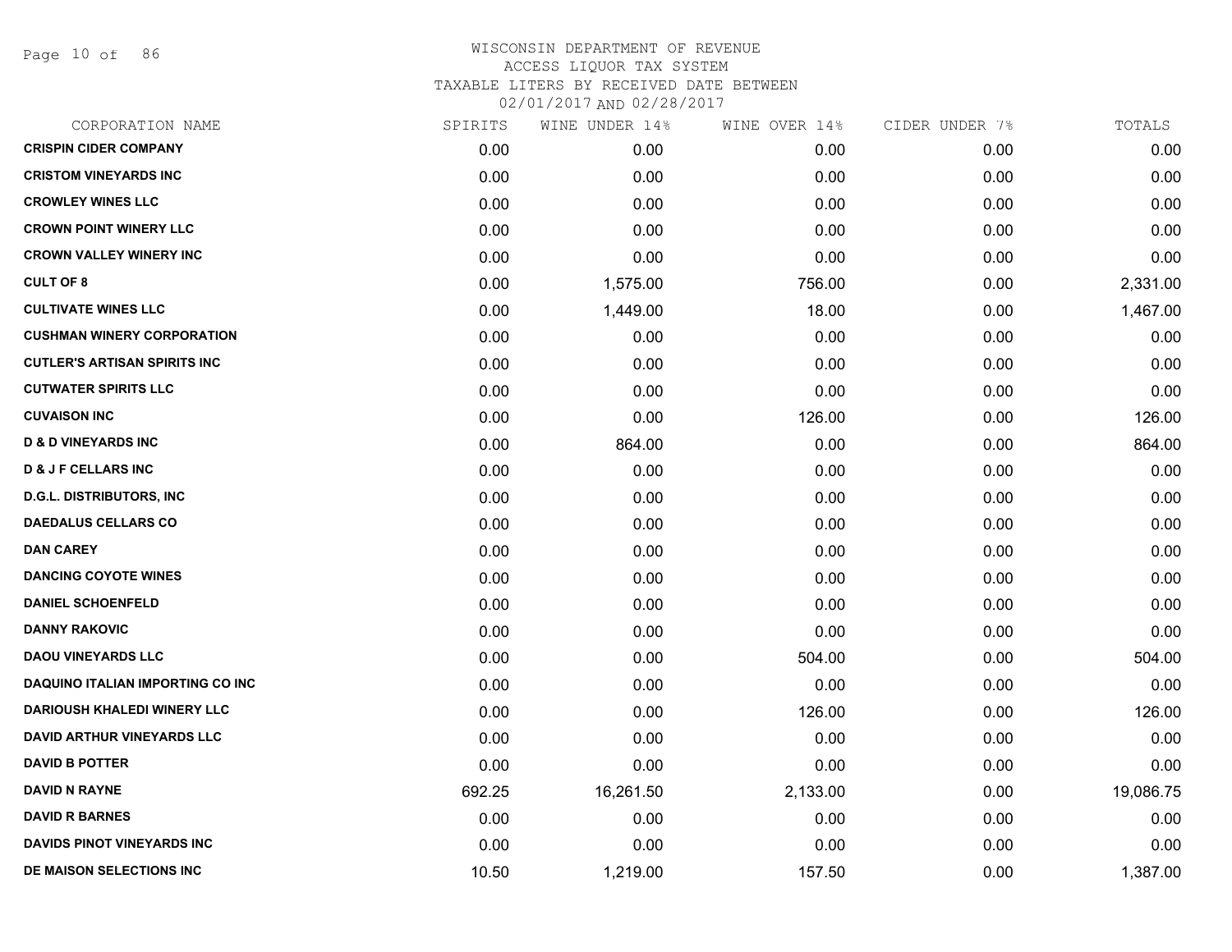# WISCONSIN DEPARTMENT OF REVENUE
## ACCESS LIQUOR TAX SYSTEM
### TAXABLE LITERS BY RECEIVED DATE BETWEEN 02/01/2017 AND 02/28/2017

| CORPORATION NAME | SPIRITS | WINE UNDER 14% | WINE OVER 14% | CIDER UNDER 7% | TOTALS |
|---|---|---|---|---|---|
| CRISPIN CIDER COMPANY | 0.00 | 0.00 | 0.00 | 0.00 | 0.00 |
| CRISTOM VINEYARDS INC | 0.00 | 0.00 | 0.00 | 0.00 | 0.00 |
| CROWLEY WINES LLC | 0.00 | 0.00 | 0.00 | 0.00 | 0.00 |
| CROWN POINT WINERY LLC | 0.00 | 0.00 | 0.00 | 0.00 | 0.00 |
| CROWN VALLEY WINERY INC | 0.00 | 0.00 | 0.00 | 0.00 | 0.00 |
| CULT OF 8 | 0.00 | 1,575.00 | 756.00 | 0.00 | 2,331.00 |
| CULTIVATE WINES LLC | 0.00 | 1,449.00 | 18.00 | 0.00 | 1,467.00 |
| CUSHMAN WINERY CORPORATION | 0.00 | 0.00 | 0.00 | 0.00 | 0.00 |
| CUTLER'S ARTISAN SPIRITS INC | 0.00 | 0.00 | 0.00 | 0.00 | 0.00 |
| CUTWATER SPIRITS LLC | 0.00 | 0.00 | 0.00 | 0.00 | 0.00 |
| CUVAISON INC | 0.00 | 0.00 | 126.00 | 0.00 | 126.00 |
| D & D VINEYARDS INC | 0.00 | 864.00 | 0.00 | 0.00 | 864.00 |
| D & J F CELLARS INC | 0.00 | 0.00 | 0.00 | 0.00 | 0.00 |
| D.G.L. DISTRIBUTORS, INC | 0.00 | 0.00 | 0.00 | 0.00 | 0.00 |
| DAEDALUS CELLARS CO | 0.00 | 0.00 | 0.00 | 0.00 | 0.00 |
| DAN CAREY | 0.00 | 0.00 | 0.00 | 0.00 | 0.00 |
| DANCING COYOTE WINES | 0.00 | 0.00 | 0.00 | 0.00 | 0.00 |
| DANIEL SCHOENFELD | 0.00 | 0.00 | 0.00 | 0.00 | 0.00 |
| DANNY RAKOVIC | 0.00 | 0.00 | 0.00 | 0.00 | 0.00 |
| DAOU VINEYARDS LLC | 0.00 | 0.00 | 504.00 | 0.00 | 504.00 |
| DAQUINO ITALIAN IMPORTING CO INC | 0.00 | 0.00 | 0.00 | 0.00 | 0.00 |
| DARIOUSH KHALEDI WINERY LLC | 0.00 | 0.00 | 126.00 | 0.00 | 126.00 |
| DAVID ARTHUR VINEYARDS LLC | 0.00 | 0.00 | 0.00 | 0.00 | 0.00 |
| DAVID B POTTER | 0.00 | 0.00 | 0.00 | 0.00 | 0.00 |
| DAVID N RAYNE | 692.25 | 16,261.50 | 2,133.00 | 0.00 | 19,086.75 |
| DAVID R BARNES | 0.00 | 0.00 | 0.00 | 0.00 | 0.00 |
| DAVIDS PINOT VINEYARDS INC | 0.00 | 0.00 | 0.00 | 0.00 | 0.00 |
| DE MAISON SELECTIONS INC | 10.50 | 1,219.00 | 157.50 | 0.00 | 1,387.00 |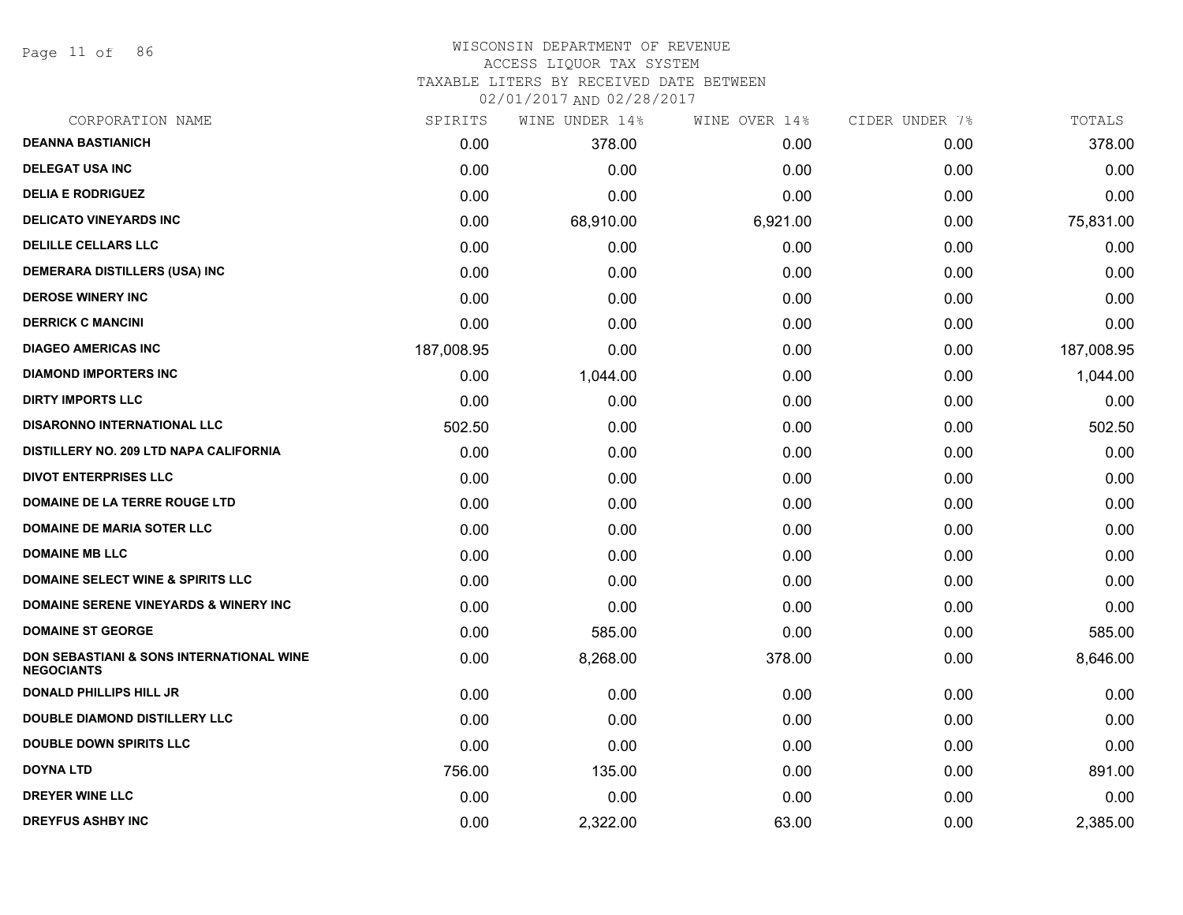WISCONSIN DEPARTMENT OF REVENUE
ACCESS LIQUOR TAX SYSTEM
TAXABLE LITERS BY RECEIVED DATE BETWEEN
02/01/2017 AND 02/28/2017

| CORPORATION NAME | SPIRITS | WINE UNDER 14% | WINE OVER 14% | CIDER UNDER 7% | TOTALS |
|---|---|---|---|---|---|
| DEANNA BASTIANICH | 0.00 | 378.00 | 0.00 | 0.00 | 378.00 |
| DELEGAT USA INC | 0.00 | 0.00 | 0.00 | 0.00 | 0.00 |
| DELIA E RODRIGUEZ | 0.00 | 0.00 | 0.00 | 0.00 | 0.00 |
| DELICATO VINEYARDS INC | 0.00 | 68,910.00 | 6,921.00 | 0.00 | 75,831.00 |
| DELILLE CELLARS LLC | 0.00 | 0.00 | 0.00 | 0.00 | 0.00 |
| DEMERARA DISTILLERS (USA) INC | 0.00 | 0.00 | 0.00 | 0.00 | 0.00 |
| DEROSE WINERY INC | 0.00 | 0.00 | 0.00 | 0.00 | 0.00 |
| DERRICK C MANCINI | 0.00 | 0.00 | 0.00 | 0.00 | 0.00 |
| DIAGEO AMERICAS INC | 187,008.95 | 0.00 | 0.00 | 0.00 | 187,008.95 |
| DIAMOND IMPORTERS INC | 0.00 | 1,044.00 | 0.00 | 0.00 | 1,044.00 |
| DIRTY IMPORTS LLC | 0.00 | 0.00 | 0.00 | 0.00 | 0.00 |
| DISARONNO INTERNATIONAL LLC | 502.50 | 0.00 | 0.00 | 0.00 | 502.50 |
| DISTILLERY NO. 209 LTD NAPA CALIFORNIA | 0.00 | 0.00 | 0.00 | 0.00 | 0.00 |
| DIVOT ENTERPRISES LLC | 0.00 | 0.00 | 0.00 | 0.00 | 0.00 |
| DOMAINE DE LA TERRE ROUGE LTD | 0.00 | 0.00 | 0.00 | 0.00 | 0.00 |
| DOMAINE DE MARIA SOTER LLC | 0.00 | 0.00 | 0.00 | 0.00 | 0.00 |
| DOMAINE MB LLC | 0.00 | 0.00 | 0.00 | 0.00 | 0.00 |
| DOMAINE SELECT WINE & SPIRITS LLC | 0.00 | 0.00 | 0.00 | 0.00 | 0.00 |
| DOMAINE SERENE VINEYARDS & WINERY INC | 0.00 | 0.00 | 0.00 | 0.00 | 0.00 |
| DOMAINE ST GEORGE | 0.00 | 585.00 | 0.00 | 0.00 | 585.00 |
| DON SEBASTIANI & SONS INTERNATIONAL WINE NEGOCIANTS | 0.00 | 8,268.00 | 378.00 | 0.00 | 8,646.00 |
| DONALD PHILLIPS HILL JR | 0.00 | 0.00 | 0.00 | 0.00 | 0.00 |
| DOUBLE DIAMOND DISTILLERY LLC | 0.00 | 0.00 | 0.00 | 0.00 | 0.00 |
| DOUBLE DOWN SPIRITS LLC | 0.00 | 0.00 | 0.00 | 0.00 | 0.00 |
| DOYNA LTD | 756.00 | 135.00 | 0.00 | 0.00 | 891.00 |
| DREYER WINE LLC | 0.00 | 0.00 | 0.00 | 0.00 | 0.00 |
| DREYFUS ASHBY INC | 0.00 | 2,322.00 | 63.00 | 0.00 | 2,385.00 |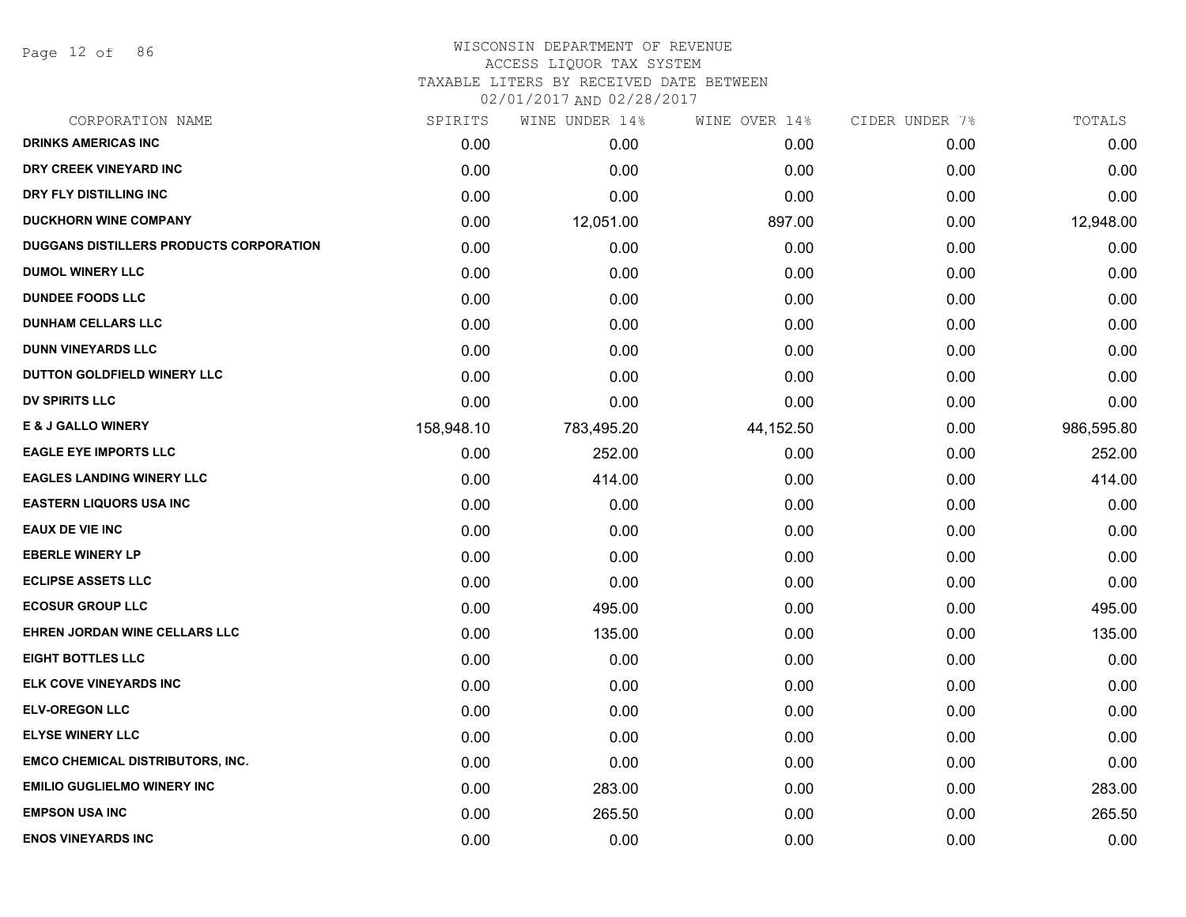WISCONSIN DEPARTMENT OF REVENUE
ACCESS LIQUOR TAX SYSTEM
TAXABLE LITERS BY RECEIVED DATE BETWEEN
02/01/2017 AND 02/28/2017

| CORPORATION NAME | SPIRITS | WINE UNDER 14% | WINE OVER 14% | CIDER UNDER 7% | TOTALS |
|---|---|---|---|---|---|
| DRINKS AMERICAS INC | 0.00 | 0.00 | 0.00 | 0.00 | 0.00 |
| DRY CREEK VINEYARD INC | 0.00 | 0.00 | 0.00 | 0.00 | 0.00 |
| DRY FLY DISTILLING INC | 0.00 | 0.00 | 0.00 | 0.00 | 0.00 |
| DUCKHORN WINE COMPANY | 0.00 | 12,051.00 | 897.00 | 0.00 | 12,948.00 |
| DUGGANS DISTILLERS PRODUCTS CORPORATION | 0.00 | 0.00 | 0.00 | 0.00 | 0.00 |
| DUMOL WINERY LLC | 0.00 | 0.00 | 0.00 | 0.00 | 0.00 |
| DUNDEE FOODS LLC | 0.00 | 0.00 | 0.00 | 0.00 | 0.00 |
| DUNHAM CELLARS LLC | 0.00 | 0.00 | 0.00 | 0.00 | 0.00 |
| DUNN VINEYARDS LLC | 0.00 | 0.00 | 0.00 | 0.00 | 0.00 |
| DUTTON GOLDFIELD WINERY LLC | 0.00 | 0.00 | 0.00 | 0.00 | 0.00 |
| DV SPIRITS LLC | 0.00 | 0.00 | 0.00 | 0.00 | 0.00 |
| E & J GALLO WINERY | 158,948.10 | 783,495.20 | 44,152.50 | 0.00 | 986,595.80 |
| EAGLE EYE IMPORTS LLC | 0.00 | 252.00 | 0.00 | 0.00 | 252.00 |
| EAGLES LANDING WINERY LLC | 0.00 | 414.00 | 0.00 | 0.00 | 414.00 |
| EASTERN LIQUORS USA INC | 0.00 | 0.00 | 0.00 | 0.00 | 0.00 |
| EAUX DE VIE INC | 0.00 | 0.00 | 0.00 | 0.00 | 0.00 |
| EBERLE WINERY LP | 0.00 | 0.00 | 0.00 | 0.00 | 0.00 |
| ECLIPSE ASSETS LLC | 0.00 | 0.00 | 0.00 | 0.00 | 0.00 |
| ECOSUR GROUP LLC | 0.00 | 495.00 | 0.00 | 0.00 | 495.00 |
| EHREN JORDAN WINE CELLARS LLC | 0.00 | 135.00 | 0.00 | 0.00 | 135.00 |
| EIGHT BOTTLES LLC | 0.00 | 0.00 | 0.00 | 0.00 | 0.00 |
| ELK COVE VINEYARDS INC | 0.00 | 0.00 | 0.00 | 0.00 | 0.00 |
| ELV-OREGON LLC | 0.00 | 0.00 | 0.00 | 0.00 | 0.00 |
| ELYSE WINERY LLC | 0.00 | 0.00 | 0.00 | 0.00 | 0.00 |
| EMCO CHEMICAL DISTRIBUTORS, INC. | 0.00 | 0.00 | 0.00 | 0.00 | 0.00 |
| EMILIO GUGLIELMO WINERY INC | 0.00 | 283.00 | 0.00 | 0.00 | 283.00 |
| EMPSON USA INC | 0.00 | 265.50 | 0.00 | 0.00 | 265.50 |
| ENOS VINEYARDS INC | 0.00 | 0.00 | 0.00 | 0.00 | 0.00 |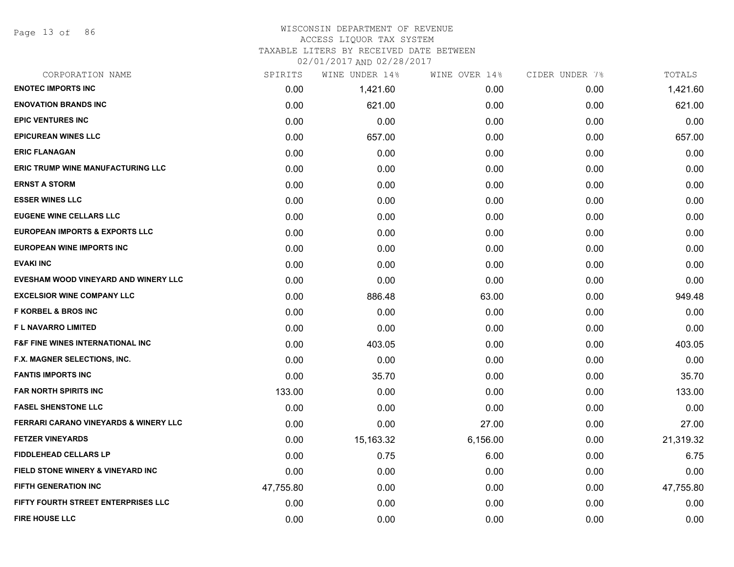WISCONSIN DEPARTMENT OF REVENUE
ACCESS LIQUOR TAX SYSTEM
TAXABLE LITERS BY RECEIVED DATE BETWEEN
02/01/2017 AND 02/28/2017

| CORPORATION NAME | SPIRITS | WINE UNDER 14% | WINE OVER 14% | CIDER UNDER 7% | TOTALS |
|---|---|---|---|---|---|
| ENOTEC IMPORTS INC | 0.00 | 1,421.60 | 0.00 | 0.00 | 1,421.60 |
| ENOVATION BRANDS INC | 0.00 | 621.00 | 0.00 | 0.00 | 621.00 |
| EPIC VENTURES INC | 0.00 | 0.00 | 0.00 | 0.00 | 0.00 |
| EPICUREAN WINES LLC | 0.00 | 657.00 | 0.00 | 0.00 | 657.00 |
| ERIC FLANAGAN | 0.00 | 0.00 | 0.00 | 0.00 | 0.00 |
| ERIC TRUMP WINE MANUFACTURING LLC | 0.00 | 0.00 | 0.00 | 0.00 | 0.00 |
| ERNST A STORM | 0.00 | 0.00 | 0.00 | 0.00 | 0.00 |
| ESSER WINES LLC | 0.00 | 0.00 | 0.00 | 0.00 | 0.00 |
| EUGENE WINE CELLARS LLC | 0.00 | 0.00 | 0.00 | 0.00 | 0.00 |
| EUROPEAN IMPORTS & EXPORTS LLC | 0.00 | 0.00 | 0.00 | 0.00 | 0.00 |
| EUROPEAN WINE IMPORTS INC | 0.00 | 0.00 | 0.00 | 0.00 | 0.00 |
| EVAKI INC | 0.00 | 0.00 | 0.00 | 0.00 | 0.00 |
| EVESHAM WOOD VINEYARD AND WINERY LLC | 0.00 | 0.00 | 0.00 | 0.00 | 0.00 |
| EXCELSIOR WINE COMPANY LLC | 0.00 | 886.48 | 63.00 | 0.00 | 949.48 |
| F KORBEL & BROS INC | 0.00 | 0.00 | 0.00 | 0.00 | 0.00 |
| F L NAVARRO LIMITED | 0.00 | 0.00 | 0.00 | 0.00 | 0.00 |
| F&F FINE WINES INTERNATIONAL INC | 0.00 | 403.05 | 0.00 | 0.00 | 403.05 |
| F.X. MAGNER SELECTIONS, INC. | 0.00 | 0.00 | 0.00 | 0.00 | 0.00 |
| FANTIS IMPORTS INC | 0.00 | 35.70 | 0.00 | 0.00 | 35.70 |
| FAR NORTH SPIRITS INC | 133.00 | 0.00 | 0.00 | 0.00 | 133.00 |
| FASEL SHENSTONE LLC | 0.00 | 0.00 | 0.00 | 0.00 | 0.00 |
| FERRARI CARANO VINEYARDS & WINERY LLC | 0.00 | 0.00 | 27.00 | 0.00 | 27.00 |
| FETZER VINEYARDS | 0.00 | 15,163.32 | 6,156.00 | 0.00 | 21,319.32 |
| FIDDLEHEAD CELLARS LP | 0.00 | 0.75 | 6.00 | 0.00 | 6.75 |
| FIELD STONE WINERY & VINEYARD INC | 0.00 | 0.00 | 0.00 | 0.00 | 0.00 |
| FIFTH GENERATION INC | 47,755.80 | 0.00 | 0.00 | 0.00 | 47,755.80 |
| FIFTY FOURTH STREET ENTERPRISES LLC | 0.00 | 0.00 | 0.00 | 0.00 | 0.00 |
| FIRE HOUSE LLC | 0.00 | 0.00 | 0.00 | 0.00 | 0.00 |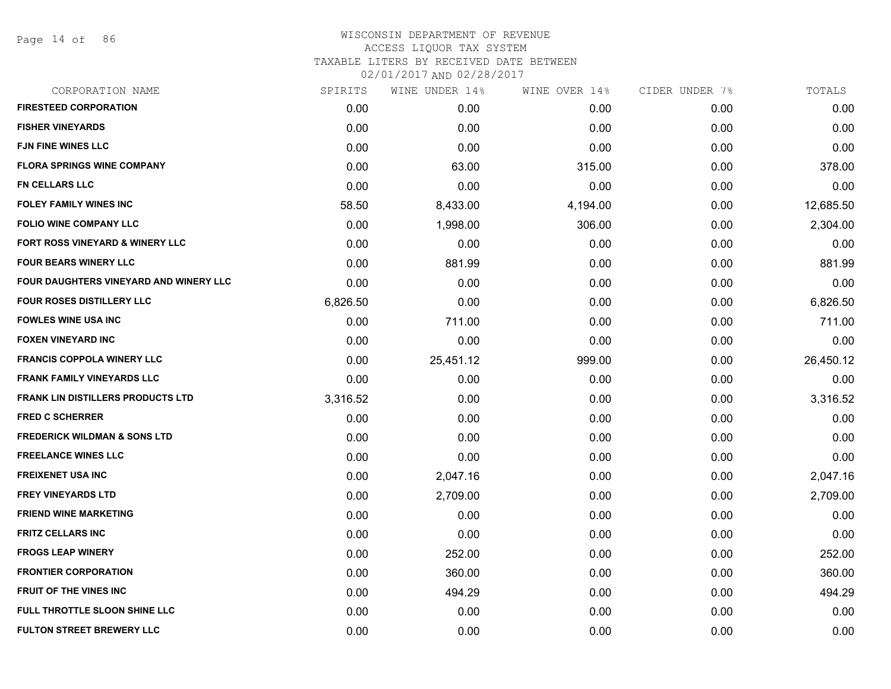WISCONSIN DEPARTMENT OF REVENUE
ACCESS LIQUOR TAX SYSTEM
TAXABLE LITERS BY RECEIVED DATE BETWEEN
02/01/2017 AND 02/28/2017

| CORPORATION NAME | SPIRITS | WINE UNDER 14% | WINE OVER 14% | CIDER UNDER 7% | TOTALS |
|---|---|---|---|---|---|
| **FIRESTEED CORPORATION** | 0.00 | 0.00 | 0.00 | 0.00 | 0.00 |
| **FISHER VINEYARDS** | 0.00 | 0.00 | 0.00 | 0.00 | 0.00 |
| **FJN FINE WINES LLC** | 0.00 | 0.00 | 0.00 | 0.00 | 0.00 |
| **FLORA SPRINGS WINE COMPANY** | 0.00 | 63.00 | 315.00 | 0.00 | 378.00 |
| **FN CELLARS LLC** | 0.00 | 0.00 | 0.00 | 0.00 | 0.00 |
| **FOLEY FAMILY WINES INC** | 58.50 | 8,433.00 | 4,194.00 | 0.00 | 12,685.50 |
| **FOLIO WINE COMPANY LLC** | 0.00 | 1,998.00 | 306.00 | 0.00 | 2,304.00 |
| **FORT ROSS VINEYARD & WINERY LLC** | 0.00 | 0.00 | 0.00 | 0.00 | 0.00 |
| **FOUR BEARS WINERY LLC** | 0.00 | 881.99 | 0.00 | 0.00 | 881.99 |
| **FOUR DAUGHTERS VINEYARD AND WINERY LLC** | 0.00 | 0.00 | 0.00 | 0.00 | 0.00 |
| **FOUR ROSES DISTILLERY LLC** | 6,826.50 | 0.00 | 0.00 | 0.00 | 6,826.50 |
| **FOWLES WINE USA INC** | 0.00 | 711.00 | 0.00 | 0.00 | 711.00 |
| **FOXEN VINEYARD INC** | 0.00 | 0.00 | 0.00 | 0.00 | 0.00 |
| **FRANCIS COPPOLA WINERY LLC** | 0.00 | 25,451.12 | 999.00 | 0.00 | 26,450.12 |
| **FRANK FAMILY VINEYARDS LLC** | 0.00 | 0.00 | 0.00 | 0.00 | 0.00 |
| **FRANK LIN DISTILLERS PRODUCTS LTD** | 3,316.52 | 0.00 | 0.00 | 0.00 | 3,316.52 |
| **FRED C SCHERRER** | 0.00 | 0.00 | 0.00 | 0.00 | 0.00 |
| **FREDERICK WILDMAN & SONS LTD** | 0.00 | 0.00 | 0.00 | 0.00 | 0.00 |
| **FREELANCE WINES LLC** | 0.00 | 0.00 | 0.00 | 0.00 | 0.00 |
| **FREIXENET USA INC** | 0.00 | 2,047.16 | 0.00 | 0.00 | 2,047.16 |
| **FREY VINEYARDS LTD** | 0.00 | 2,709.00 | 0.00 | 0.00 | 2,709.00 |
| **FRIEND WINE MARKETING** | 0.00 | 0.00 | 0.00 | 0.00 | 0.00 |
| **FRITZ CELLARS INC** | 0.00 | 0.00 | 0.00 | 0.00 | 0.00 |
| **FROGS LEAP WINERY** | 0.00 | 252.00 | 0.00 | 0.00 | 252.00 |
| **FRONTIER CORPORATION** | 0.00 | 360.00 | 0.00 | 0.00 | 360.00 |
| **FRUIT OF THE VINES INC** | 0.00 | 494.29 | 0.00 | 0.00 | 494.29 |
| **FULL THROTTLE SLOON SHINE LLC** | 0.00 | 0.00 | 0.00 | 0.00 | 0.00 |
| **FULTON STREET BREWERY LLC** | 0.00 | 0.00 | 0.00 | 0.00 | 0.00 |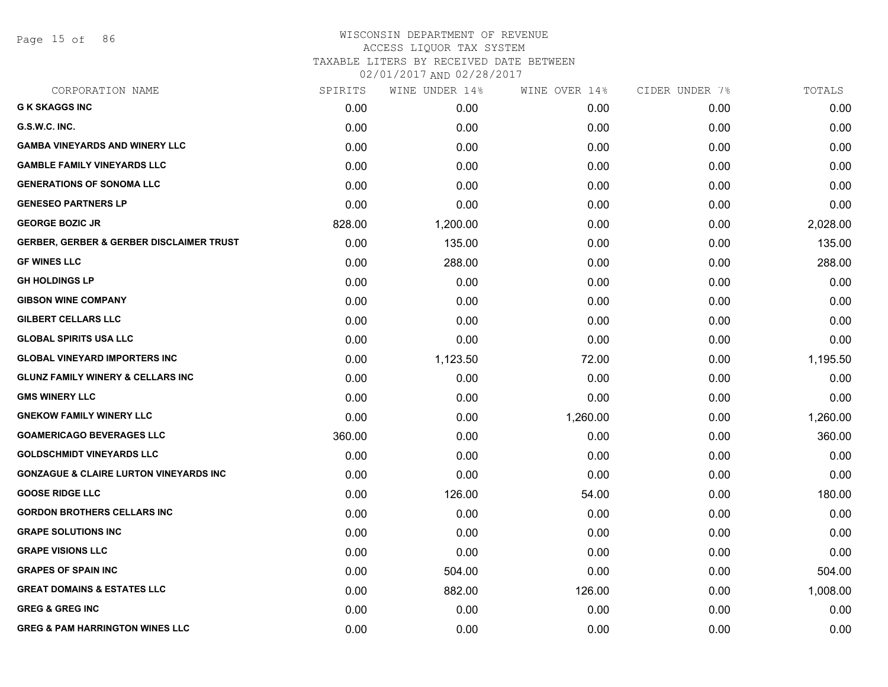# WISCONSIN DEPARTMENT OF REVENUE
ACCESS LIQUOR TAX SYSTEM
TAXABLE LITERS BY RECEIVED DATE BETWEEN
02/01/2017 AND 02/28/2017

| CORPORATION NAME | SPIRITS | WINE UNDER 14% | WINE OVER 14% | CIDER UNDER 7% | TOTALS |
|---|---|---|---|---|---|
| **G K SKAGGS INC** | 0.00 | 0.00 | 0.00 | 0.00 | 0.00 |
| **G.S.W.C. INC.** | 0.00 | 0.00 | 0.00 | 0.00 | 0.00 |
| **GAMBA VINEYARDS AND WINERY LLC** | 0.00 | 0.00 | 0.00 | 0.00 | 0.00 |
| **GAMBLE FAMILY VINEYARDS LLC** | 0.00 | 0.00 | 0.00 | 0.00 | 0.00 |
| **GENERATIONS OF SONOMA LLC** | 0.00 | 0.00 | 0.00 | 0.00 | 0.00 |
| **GENESEO PARTNERS LP** | 0.00 | 0.00 | 0.00 | 0.00 | 0.00 |
| **GEORGE BOZIC JR** | 828.00 | 1,200.00 | 0.00 | 0.00 | 2,028.00 |
| **GERBER, GERBER & GERBER DISCLAIMER TRUST** | 0.00 | 135.00 | 0.00 | 0.00 | 135.00 |
| **GF WINES LLC** | 0.00 | 288.00 | 0.00 | 0.00 | 288.00 |
| **GH HOLDINGS LP** | 0.00 | 0.00 | 0.00 | 0.00 | 0.00 |
| **GIBSON WINE COMPANY** | 0.00 | 0.00 | 0.00 | 0.00 | 0.00 |
| **GILBERT CELLARS LLC** | 0.00 | 0.00 | 0.00 | 0.00 | 0.00 |
| **GLOBAL SPIRITS USA LLC** | 0.00 | 0.00 | 0.00 | 0.00 | 0.00 |
| **GLOBAL VINEYARD IMPORTERS INC** | 0.00 | 1,123.50 | 72.00 | 0.00 | 1,195.50 |
| **GLUNZ FAMILY WINERY & CELLARS INC** | 0.00 | 0.00 | 0.00 | 0.00 | 0.00 |
| **GMS WINERY LLC** | 0.00 | 0.00 | 0.00 | 0.00 | 0.00 |
| **GNEKOW FAMILY WINERY LLC** | 0.00 | 0.00 | 1,260.00 | 0.00 | 1,260.00 |
| **GOAMERICAGO BEVERAGES LLC** | 360.00 | 0.00 | 0.00 | 0.00 | 360.00 |
| **GOLDSCHMIDT VINEYARDS LLC** | 0.00 | 0.00 | 0.00 | 0.00 | 0.00 |
| **GONZAGUE & CLAIRE LURTON VINEYARDS INC** | 0.00 | 0.00 | 0.00 | 0.00 | 0.00 |
| **GOOSE RIDGE LLC** | 0.00 | 126.00 | 54.00 | 0.00 | 180.00 |
| **GORDON BROTHERS CELLARS INC** | 0.00 | 0.00 | 0.00 | 0.00 | 0.00 |
| **GRAPE SOLUTIONS INC** | 0.00 | 0.00 | 0.00 | 0.00 | 0.00 |
| **GRAPE VISIONS LLC** | 0.00 | 0.00 | 0.00 | 0.00 | 0.00 |
| **GRAPES OF SPAIN INC** | 0.00 | 504.00 | 0.00 | 0.00 | 504.00 |
| **GREAT DOMAINS & ESTATES LLC** | 0.00 | 882.00 | 126.00 | 0.00 | 1,008.00 |
| **GREG & GREG INC** | 0.00 | 0.00 | 0.00 | 0.00 | 0.00 |
| **GREG & PAM HARRINGTON WINES LLC** | 0.00 | 0.00 | 0.00 | 0.00 | 0.00 |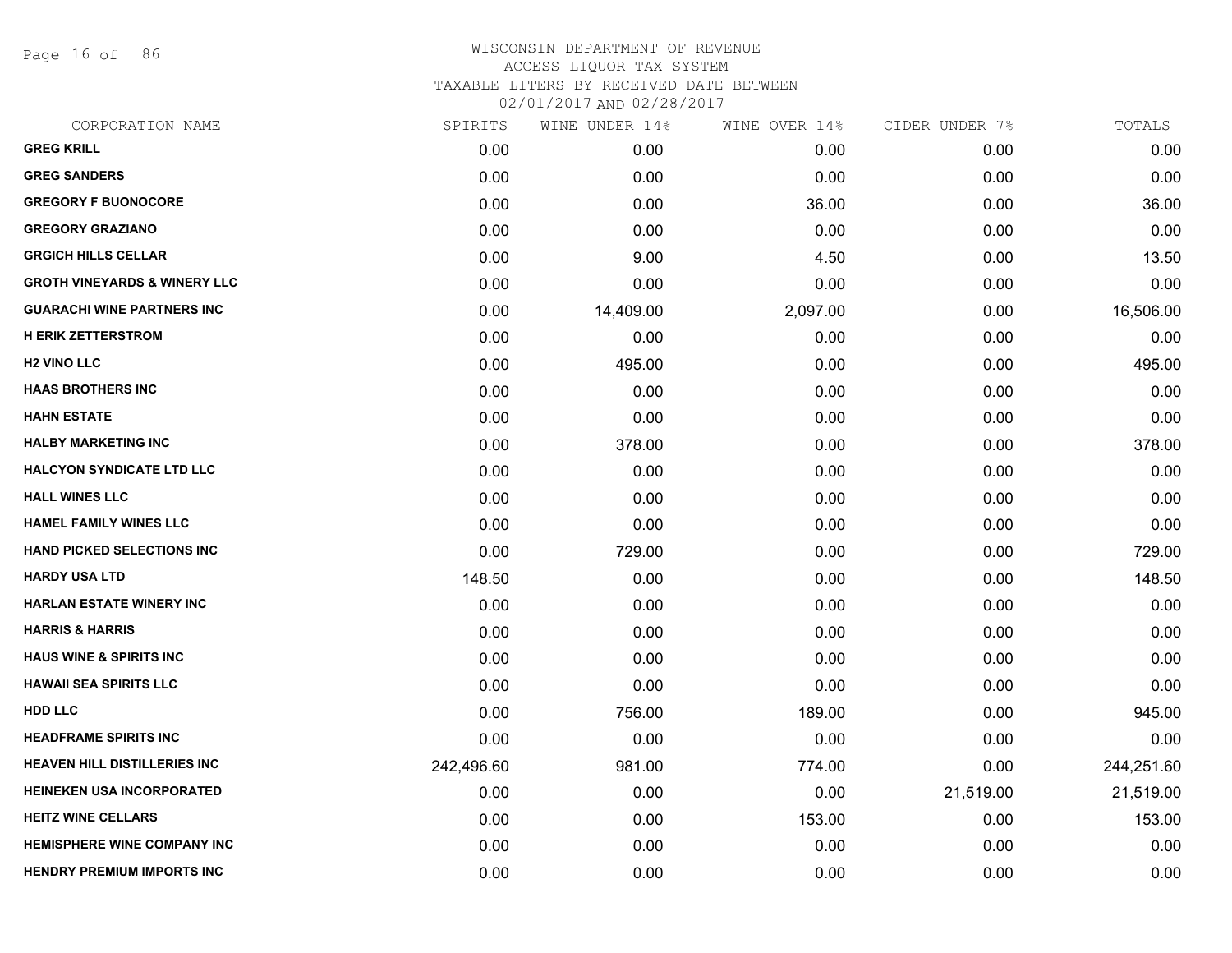# WISCONSIN DEPARTMENT OF REVENUE
ACCESS LIQUOR TAX SYSTEM
TAXABLE LITERS BY RECEIVED DATE BETWEEN
02/01/2017 AND 02/28/2017

| CORPORATION NAME | SPIRITS | WINE UNDER 14% | WINE OVER 14% | CIDER UNDER 7% | TOTALS |
|---|---|---|---|---|---|
| GREG KRILL | 0.00 | 0.00 | 0.00 | 0.00 | 0.00 |
| GREG SANDERS | 0.00 | 0.00 | 0.00 | 0.00 | 0.00 |
| GREGORY F BUONOCORE | 0.00 | 0.00 | 36.00 | 0.00 | 36.00 |
| GREGORY GRAZIANO | 0.00 | 0.00 | 0.00 | 0.00 | 0.00 |
| GRGICH HILLS CELLAR | 0.00 | 9.00 | 4.50 | 0.00 | 13.50 |
| GROTH VINEYARDS & WINERY LLC | 0.00 | 0.00 | 0.00 | 0.00 | 0.00 |
| GUARACHI WINE PARTNERS INC | 0.00 | 14,409.00 | 2,097.00 | 0.00 | 16,506.00 |
| H ERIK ZETTERSTROM | 0.00 | 0.00 | 0.00 | 0.00 | 0.00 |
| H2 VINO LLC | 0.00 | 495.00 | 0.00 | 0.00 | 495.00 |
| HAAS BROTHERS INC | 0.00 | 0.00 | 0.00 | 0.00 | 0.00 |
| HAHN ESTATE | 0.00 | 0.00 | 0.00 | 0.00 | 0.00 |
| HALBY MARKETING INC | 0.00 | 378.00 | 0.00 | 0.00 | 378.00 |
| HALCYON SYNDICATE LTD LLC | 0.00 | 0.00 | 0.00 | 0.00 | 0.00 |
| HALL WINES LLC | 0.00 | 0.00 | 0.00 | 0.00 | 0.00 |
| HAMEL FAMILY WINES LLC | 0.00 | 0.00 | 0.00 | 0.00 | 0.00 |
| HAND PICKED SELECTIONS INC | 0.00 | 729.00 | 0.00 | 0.00 | 729.00 |
| HARDY USA LTD | 148.50 | 0.00 | 0.00 | 0.00 | 148.50 |
| HARLAN ESTATE WINERY INC | 0.00 | 0.00 | 0.00 | 0.00 | 0.00 |
| HARRIS & HARRIS | 0.00 | 0.00 | 0.00 | 0.00 | 0.00 |
| HAUS WINE & SPIRITS INC | 0.00 | 0.00 | 0.00 | 0.00 | 0.00 |
| HAWAII SEA SPIRITS LLC | 0.00 | 0.00 | 0.00 | 0.00 | 0.00 |
| HDD LLC | 0.00 | 756.00 | 189.00 | 0.00 | 945.00 |
| HEADFRAME SPIRITS INC | 0.00 | 0.00 | 0.00 | 0.00 | 0.00 |
| HEAVEN HILL DISTILLERIES INC | 242,496.60 | 981.00 | 774.00 | 0.00 | 244,251.60 |
| HEINEKEN USA INCORPORATED | 0.00 | 0.00 | 0.00 | 21,519.00 | 21,519.00 |
| HEITZ WINE CELLARS | 0.00 | 0.00 | 153.00 | 0.00 | 153.00 |
| HEMISPHERE WINE COMPANY INC | 0.00 | 0.00 | 0.00 | 0.00 | 0.00 |
| HENDRY PREMIUM IMPORTS INC | 0.00 | 0.00 | 0.00 | 0.00 | 0.00 |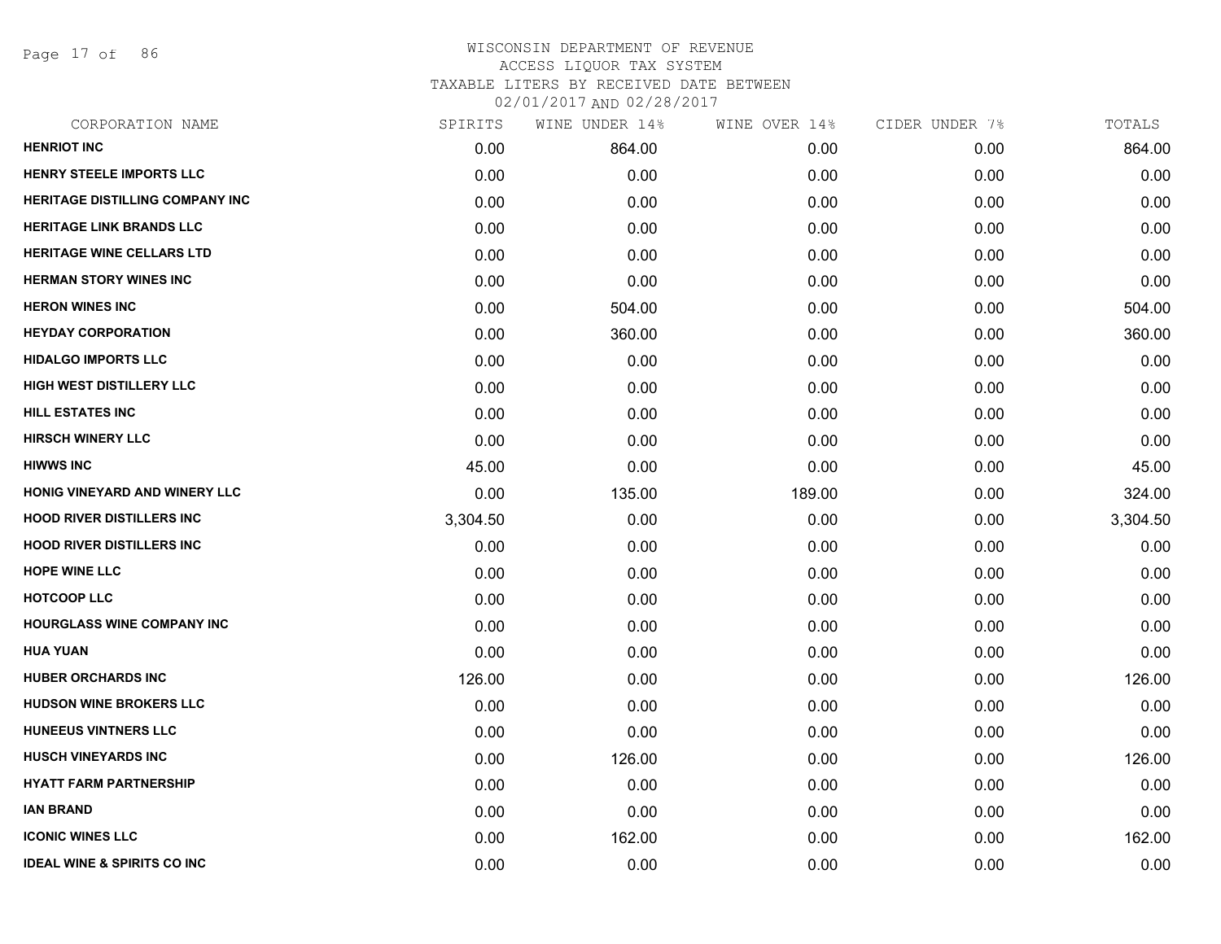# WISCONSIN DEPARTMENT OF REVENUE
ACCESS LIQUOR TAX SYSTEM
TAXABLE LITERS BY RECEIVED DATE BETWEEN
02/01/2017 AND 02/28/2017

| CORPORATION NAME | SPIRITS | WINE UNDER 14% | WINE OVER 14% | CIDER UNDER 7% | TOTALS |
|---|---|---|---|---|---|
| HENRIOT INC | 0.00 | 864.00 | 0.00 | 0.00 | 864.00 |
| HENRY STEELE IMPORTS LLC | 0.00 | 0.00 | 0.00 | 0.00 | 0.00 |
| HERITAGE DISTILLING COMPANY INC | 0.00 | 0.00 | 0.00 | 0.00 | 0.00 |
| HERITAGE LINK BRANDS LLC | 0.00 | 0.00 | 0.00 | 0.00 | 0.00 |
| HERITAGE WINE CELLARS LTD | 0.00 | 0.00 | 0.00 | 0.00 | 0.00 |
| HERMAN STORY WINES INC | 0.00 | 0.00 | 0.00 | 0.00 | 0.00 |
| HERON WINES INC | 0.00 | 504.00 | 0.00 | 0.00 | 504.00 |
| HEYDAY CORPORATION | 0.00 | 360.00 | 0.00 | 0.00 | 360.00 |
| HIDALGO IMPORTS LLC | 0.00 | 0.00 | 0.00 | 0.00 | 0.00 |
| HIGH WEST DISTILLERY LLC | 0.00 | 0.00 | 0.00 | 0.00 | 0.00 |
| HILL ESTATES INC | 0.00 | 0.00 | 0.00 | 0.00 | 0.00 |
| HIRSCH WINERY LLC | 0.00 | 0.00 | 0.00 | 0.00 | 0.00 |
| HIWWS INC | 45.00 | 0.00 | 0.00 | 0.00 | 45.00 |
| HONIG VINEYARD AND WINERY LLC | 0.00 | 135.00 | 189.00 | 0.00 | 324.00 |
| HOOD RIVER DISTILLERS INC | 3,304.50 | 0.00 | 0.00 | 0.00 | 3,304.50 |
| HOOD RIVER DISTILLERS INC | 0.00 | 0.00 | 0.00 | 0.00 | 0.00 |
| HOPE WINE LLC | 0.00 | 0.00 | 0.00 | 0.00 | 0.00 |
| HOTCOOP LLC | 0.00 | 0.00 | 0.00 | 0.00 | 0.00 |
| HOURGLASS WINE COMPANY INC | 0.00 | 0.00 | 0.00 | 0.00 | 0.00 |
| HUA YUAN | 0.00 | 0.00 | 0.00 | 0.00 | 0.00 |
| HUBER ORCHARDS INC | 126.00 | 0.00 | 0.00 | 0.00 | 126.00 |
| HUDSON WINE BROKERS LLC | 0.00 | 0.00 | 0.00 | 0.00 | 0.00 |
| HUNEEUS VINTNERS LLC | 0.00 | 0.00 | 0.00 | 0.00 | 0.00 |
| HUSCH VINEYARDS INC | 0.00 | 126.00 | 0.00 | 0.00 | 126.00 |
| HYATT FARM PARTNERSHIP | 0.00 | 0.00 | 0.00 | 0.00 | 0.00 |
| IAN BRAND | 0.00 | 0.00 | 0.00 | 0.00 | 0.00 |
| ICONIC WINES LLC | 0.00 | 162.00 | 0.00 | 0.00 | 162.00 |
| IDEAL WINE & SPIRITS CO INC | 0.00 | 0.00 | 0.00 | 0.00 | 0.00 |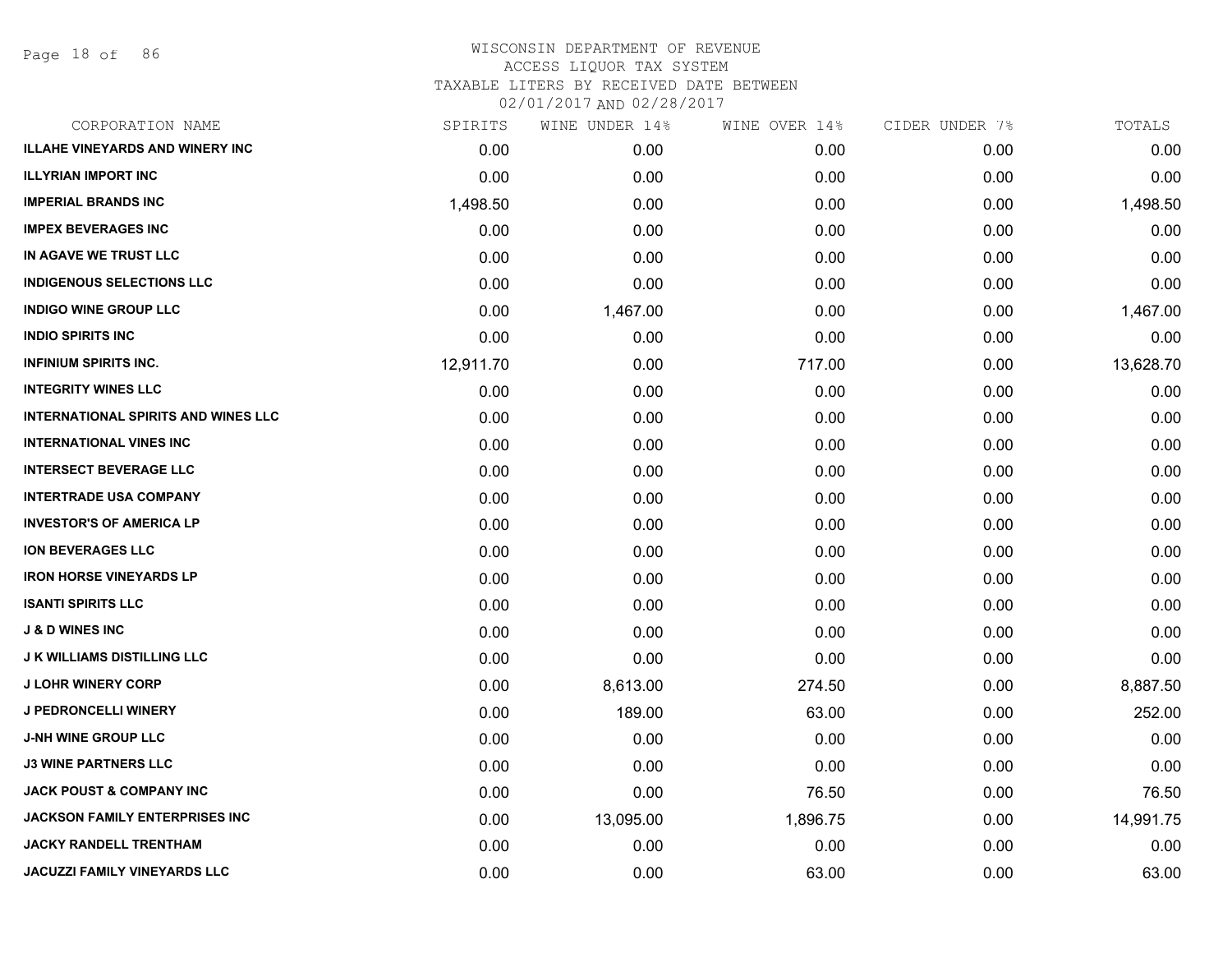WISCONSIN DEPARTMENT OF REVENUE
ACCESS LIQUOR TAX SYSTEM
TAXABLE LITERS BY RECEIVED DATE BETWEEN
02/01/2017 AND 02/28/2017

| CORPORATION NAME | SPIRITS | WINE UNDER 14% | WINE OVER 14% | CIDER UNDER 7% | TOTALS |
|---|---|---|---|---|---|
| ILLAHE VINEYARDS AND WINERY INC | 0.00 | 0.00 | 0.00 | 0.00 | 0.00 |
| ILLYRIAN IMPORT INC | 0.00 | 0.00 | 0.00 | 0.00 | 0.00 |
| IMPERIAL BRANDS INC | 1,498.50 | 0.00 | 0.00 | 0.00 | 1,498.50 |
| IMPEX BEVERAGES INC | 0.00 | 0.00 | 0.00 | 0.00 | 0.00 |
| IN AGAVE WE TRUST LLC | 0.00 | 0.00 | 0.00 | 0.00 | 0.00 |
| INDIGENOUS SELECTIONS LLC | 0.00 | 0.00 | 0.00 | 0.00 | 0.00 |
| INDIGO WINE GROUP LLC | 0.00 | 1,467.00 | 0.00 | 0.00 | 1,467.00 |
| INDIO SPIRITS INC | 0.00 | 0.00 | 0.00 | 0.00 | 0.00 |
| INFINIUM SPIRITS INC. | 12,911.70 | 0.00 | 717.00 | 0.00 | 13,628.70 |
| INTEGRITY WINES LLC | 0.00 | 0.00 | 0.00 | 0.00 | 0.00 |
| INTERNATIONAL SPIRITS AND WINES LLC | 0.00 | 0.00 | 0.00 | 0.00 | 0.00 |
| INTERNATIONAL VINES INC | 0.00 | 0.00 | 0.00 | 0.00 | 0.00 |
| INTERSECT BEVERAGE LLC | 0.00 | 0.00 | 0.00 | 0.00 | 0.00 |
| INTERTRADE USA COMPANY | 0.00 | 0.00 | 0.00 | 0.00 | 0.00 |
| INVESTOR'S OF AMERICA LP | 0.00 | 0.00 | 0.00 | 0.00 | 0.00 |
| ION BEVERAGES LLC | 0.00 | 0.00 | 0.00 | 0.00 | 0.00 |
| IRON HORSE VINEYARDS LP | 0.00 | 0.00 | 0.00 | 0.00 | 0.00 |
| ISANTI SPIRITS LLC | 0.00 | 0.00 | 0.00 | 0.00 | 0.00 |
| J & D WINES INC | 0.00 | 0.00 | 0.00 | 0.00 | 0.00 |
| J K WILLIAMS DISTILLING LLC | 0.00 | 0.00 | 0.00 | 0.00 | 0.00 |
| J LOHR WINERY CORP | 0.00 | 8,613.00 | 274.50 | 0.00 | 8,887.50 |
| J PEDRONCELLI WINERY | 0.00 | 189.00 | 63.00 | 0.00 | 252.00 |
| J-NH WINE GROUP LLC | 0.00 | 0.00 | 0.00 | 0.00 | 0.00 |
| J3 WINE PARTNERS LLC | 0.00 | 0.00 | 0.00 | 0.00 | 0.00 |
| JACK POUST & COMPANY INC | 0.00 | 0.00 | 76.50 | 0.00 | 76.50 |
| JACKSON FAMILY ENTERPRISES INC | 0.00 | 13,095.00 | 1,896.75 | 0.00 | 14,991.75 |
| JACKY RANDELL TRENTHAM | 0.00 | 0.00 | 0.00 | 0.00 | 0.00 |
| JACUZZI FAMILY VINEYARDS LLC | 0.00 | 0.00 | 63.00 | 0.00 | 63.00 |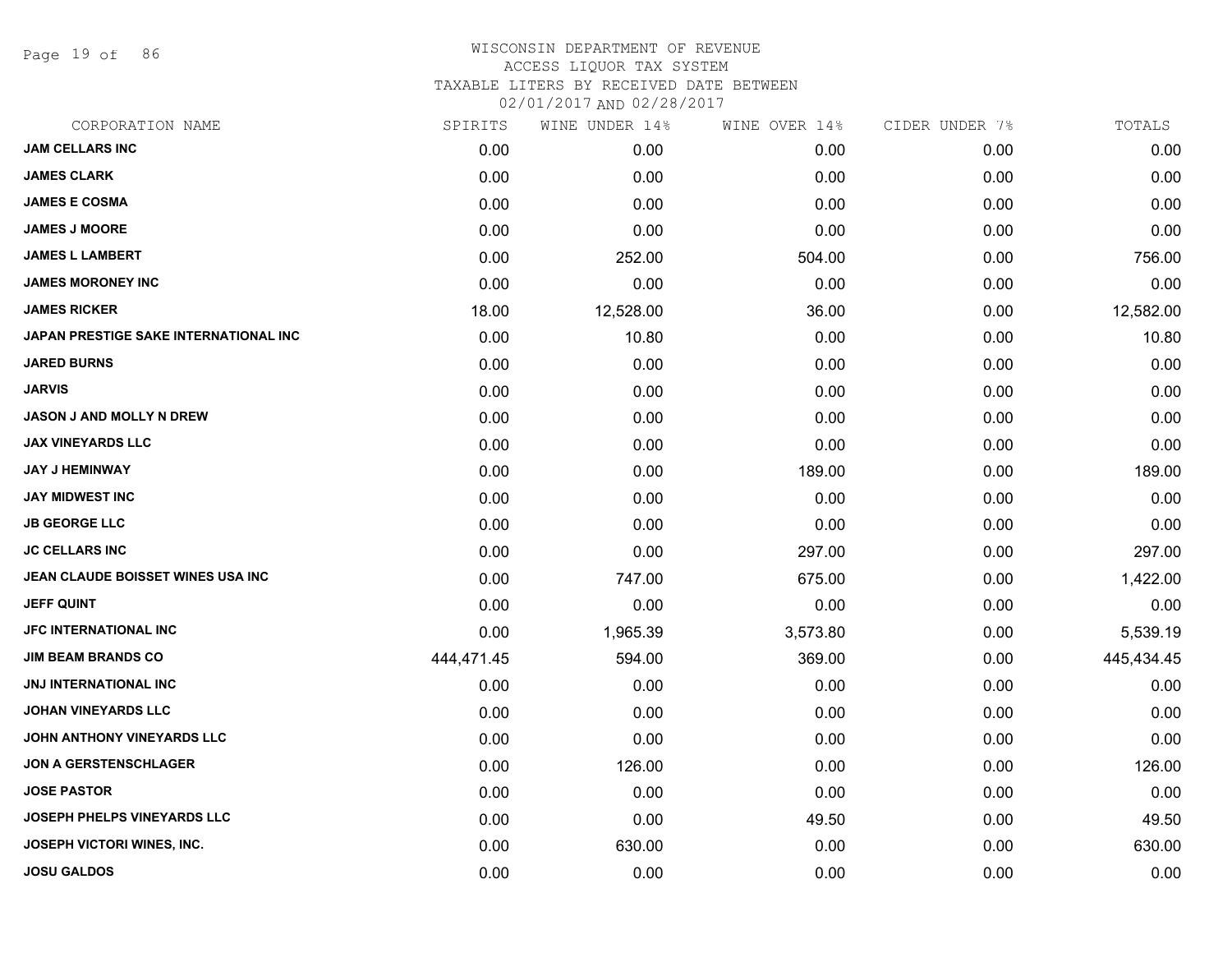WISCONSIN DEPARTMENT OF REVENUE
ACCESS LIQUOR TAX SYSTEM
TAXABLE LITERS BY RECEIVED DATE BETWEEN
02/01/2017 AND 02/28/2017

| CORPORATION NAME | SPIRITS | WINE UNDER 14% | WINE OVER 14% | CIDER UNDER 7% | TOTALS |
|---|---|---|---|---|---|
| JAM CELLARS INC | 0.00 | 0.00 | 0.00 | 0.00 | 0.00 |
| JAMES CLARK | 0.00 | 0.00 | 0.00 | 0.00 | 0.00 |
| JAMES E COSMA | 0.00 | 0.00 | 0.00 | 0.00 | 0.00 |
| JAMES J MOORE | 0.00 | 0.00 | 0.00 | 0.00 | 0.00 |
| JAMES L LAMBERT | 0.00 | 252.00 | 504.00 | 0.00 | 756.00 |
| JAMES MORONEY INC | 0.00 | 0.00 | 0.00 | 0.00 | 0.00 |
| JAMES RICKER | 18.00 | 12,528.00 | 36.00 | 0.00 | 12,582.00 |
| JAPAN PRESTIGE SAKE INTERNATIONAL INC | 0.00 | 10.80 | 0.00 | 0.00 | 10.80 |
| JARED BURNS | 0.00 | 0.00 | 0.00 | 0.00 | 0.00 |
| JARVIS | 0.00 | 0.00 | 0.00 | 0.00 | 0.00 |
| JASON J AND MOLLY N DREW | 0.00 | 0.00 | 0.00 | 0.00 | 0.00 |
| JAX VINEYARDS LLC | 0.00 | 0.00 | 0.00 | 0.00 | 0.00 |
| JAY J HEMINWAY | 0.00 | 0.00 | 189.00 | 0.00 | 189.00 |
| JAY MIDWEST INC | 0.00 | 0.00 | 0.00 | 0.00 | 0.00 |
| JB GEORGE LLC | 0.00 | 0.00 | 0.00 | 0.00 | 0.00 |
| JC CELLARS INC | 0.00 | 0.00 | 297.00 | 0.00 | 297.00 |
| JEAN CLAUDE BOISSET WINES USA INC | 0.00 | 747.00 | 675.00 | 0.00 | 1,422.00 |
| JEFF QUINT | 0.00 | 0.00 | 0.00 | 0.00 | 0.00 |
| JFC INTERNATIONAL INC | 0.00 | 1,965.39 | 3,573.80 | 0.00 | 5,539.19 |
| JIM BEAM BRANDS CO | 444,471.45 | 594.00 | 369.00 | 0.00 | 445,434.45 |
| JNJ INTERNATIONAL INC | 0.00 | 0.00 | 0.00 | 0.00 | 0.00 |
| JOHAN VINEYARDS LLC | 0.00 | 0.00 | 0.00 | 0.00 | 0.00 |
| JOHN ANTHONY VINEYARDS LLC | 0.00 | 0.00 | 0.00 | 0.00 | 0.00 |
| JON A GERSTENSCHLAGER | 0.00 | 126.00 | 0.00 | 0.00 | 126.00 |
| JOSE PASTOR | 0.00 | 0.00 | 0.00 | 0.00 | 0.00 |
| JOSEPH PHELPS VINEYARDS LLC | 0.00 | 0.00 | 49.50 | 0.00 | 49.50 |
| JOSEPH VICTORI WINES, INC. | 0.00 | 630.00 | 0.00 | 0.00 | 630.00 |
| JOSU GALDOS | 0.00 | 0.00 | 0.00 | 0.00 | 0.00 |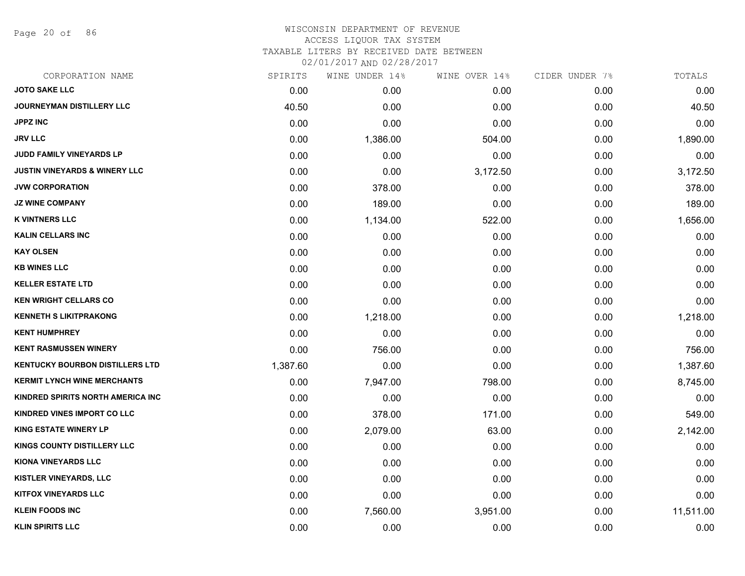# WISCONSIN DEPARTMENT OF REVENUE
## ACCESS LIQUOR TAX SYSTEM
### TAXABLE LITERS BY RECEIVED DATE BETWEEN 02/01/2017 AND 02/28/2017

| CORPORATION NAME | SPIRITS | WINE UNDER 14% | WINE OVER 14% | CIDER UNDER 7% | TOTALS |
|---|---|---|---|---|---|
| JOTO SAKE LLC | 0.00 | 0.00 | 0.00 | 0.00 | 0.00 |
| JOURNEYMAN DISTILLERY LLC | 40.50 | 0.00 | 0.00 | 0.00 | 40.50 |
| JPPZ INC | 0.00 | 0.00 | 0.00 | 0.00 | 0.00 |
| JRV LLC | 0.00 | 1,386.00 | 504.00 | 0.00 | 1,890.00 |
| JUDD FAMILY VINEYARDS LP | 0.00 | 0.00 | 0.00 | 0.00 | 0.00 |
| JUSTIN VINEYARDS & WINERY LLC | 0.00 | 0.00 | 3,172.50 | 0.00 | 3,172.50 |
| JVW CORPORATION | 0.00 | 378.00 | 0.00 | 0.00 | 378.00 |
| JZ WINE COMPANY | 0.00 | 189.00 | 0.00 | 0.00 | 189.00 |
| K VINTNERS LLC | 0.00 | 1,134.00 | 522.00 | 0.00 | 1,656.00 |
| KALIN CELLARS INC | 0.00 | 0.00 | 0.00 | 0.00 | 0.00 |
| KAY OLSEN | 0.00 | 0.00 | 0.00 | 0.00 | 0.00 |
| KB WINES LLC | 0.00 | 0.00 | 0.00 | 0.00 | 0.00 |
| KELLER ESTATE LTD | 0.00 | 0.00 | 0.00 | 0.00 | 0.00 |
| KEN WRIGHT CELLARS CO | 0.00 | 0.00 | 0.00 | 0.00 | 0.00 |
| KENNETH S LIKITPRAKONG | 0.00 | 1,218.00 | 0.00 | 0.00 | 1,218.00 |
| KENT HUMPHREY | 0.00 | 0.00 | 0.00 | 0.00 | 0.00 |
| KENT RASMUSSEN WINERY | 0.00 | 756.00 | 0.00 | 0.00 | 756.00 |
| KENTUCKY BOURBON DISTILLERS LTD | 1,387.60 | 0.00 | 0.00 | 0.00 | 1,387.60 |
| KERMIT LYNCH WINE MERCHANTS | 0.00 | 7,947.00 | 798.00 | 0.00 | 8,745.00 |
| KINDRED SPIRITS NORTH AMERICA INC | 0.00 | 0.00 | 0.00 | 0.00 | 0.00 |
| KINDRED VINES IMPORT CO LLC | 0.00 | 378.00 | 171.00 | 0.00 | 549.00 |
| KING ESTATE WINERY LP | 0.00 | 2,079.00 | 63.00 | 0.00 | 2,142.00 |
| KINGS COUNTY DISTILLERY LLC | 0.00 | 0.00 | 0.00 | 0.00 | 0.00 |
| KIONA VINEYARDS LLC | 0.00 | 0.00 | 0.00 | 0.00 | 0.00 |
| KISTLER VINEYARDS, LLC | 0.00 | 0.00 | 0.00 | 0.00 | 0.00 |
| KITFOX VINEYARDS LLC | 0.00 | 0.00 | 0.00 | 0.00 | 0.00 |
| KLEIN FOODS INC | 0.00 | 7,560.00 | 3,951.00 | 0.00 | 11,511.00 |
| KLIN SPIRITS LLC | 0.00 | 0.00 | 0.00 | 0.00 | 0.00 |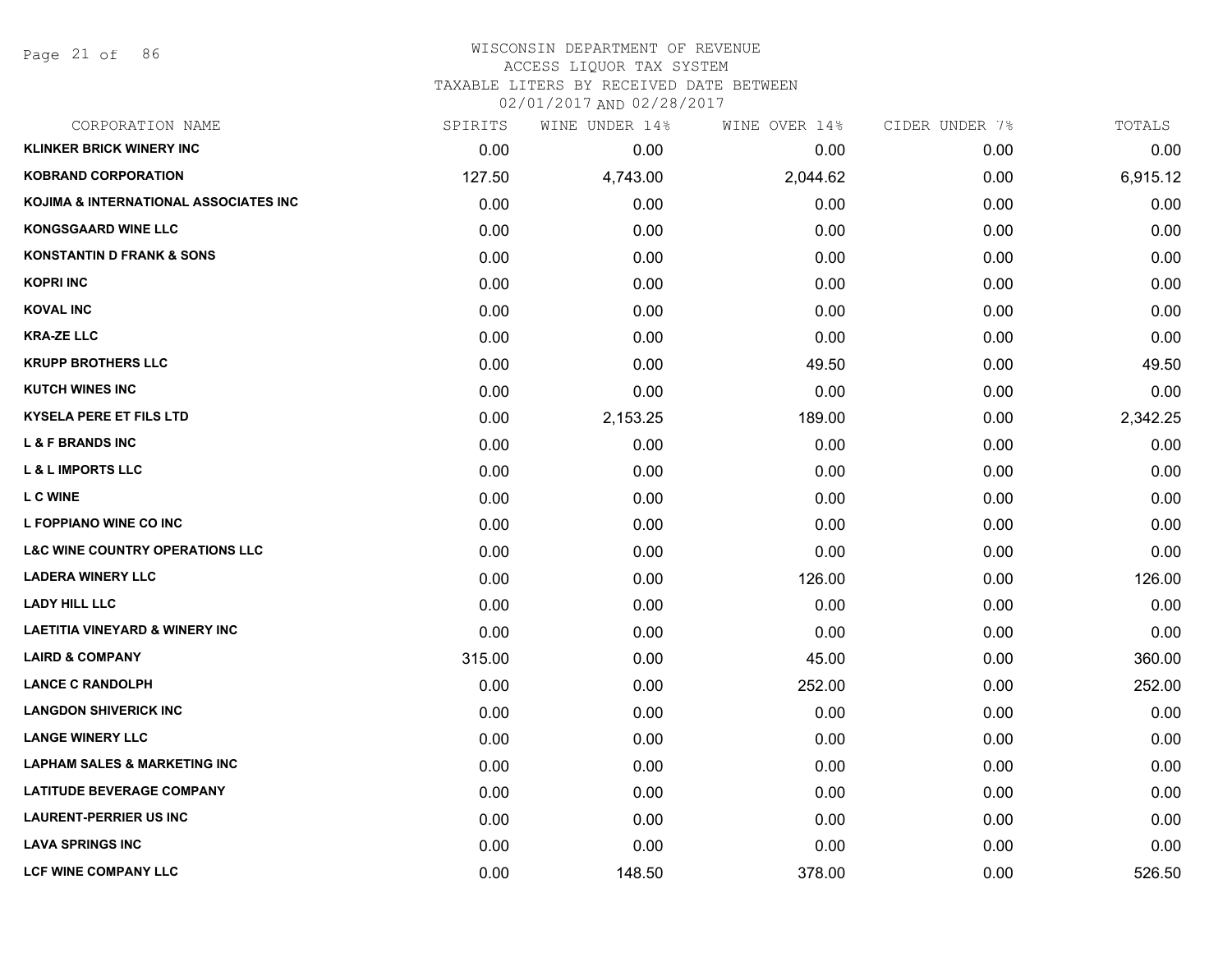# WISCONSIN DEPARTMENT OF REVENUE
ACCESS LIQUOR TAX SYSTEM
TAXABLE LITERS BY RECEIVED DATE BETWEEN
02/01/2017 AND 02/28/2017

| CORPORATION NAME | SPIRITS | WINE UNDER 14% | WINE OVER 14% | CIDER UNDER 7% | TOTALS |
|---|---|---|---|---|---|
| KLINKER BRICK WINERY INC | 0.00 | 0.00 | 0.00 | 0.00 | 0.00 |
| KOBRAND CORPORATION | 127.50 | 4,743.00 | 2,044.62 | 0.00 | 6,915.12 |
| KOJIMA & INTERNATIONAL ASSOCIATES INC | 0.00 | 0.00 | 0.00 | 0.00 | 0.00 |
| KONGSGAARD WINE LLC | 0.00 | 0.00 | 0.00 | 0.00 | 0.00 |
| KONSTANTIN D FRANK & SONS | 0.00 | 0.00 | 0.00 | 0.00 | 0.00 |
| KOPRI INC | 0.00 | 0.00 | 0.00 | 0.00 | 0.00 |
| KOVAL INC | 0.00 | 0.00 | 0.00 | 0.00 | 0.00 |
| KRA-ZE LLC | 0.00 | 0.00 | 0.00 | 0.00 | 0.00 |
| KRUPP BROTHERS LLC | 0.00 | 0.00 | 49.50 | 0.00 | 49.50 |
| KUTCH WINES INC | 0.00 | 0.00 | 0.00 | 0.00 | 0.00 |
| KYSELA PERE ET FILS LTD | 0.00 | 2,153.25 | 189.00 | 0.00 | 2,342.25 |
| L & F BRANDS INC | 0.00 | 0.00 | 0.00 | 0.00 | 0.00 |
| L & L IMPORTS LLC | 0.00 | 0.00 | 0.00 | 0.00 | 0.00 |
| L C WINE | 0.00 | 0.00 | 0.00 | 0.00 | 0.00 |
| L FOPPIANO WINE CO INC | 0.00 | 0.00 | 0.00 | 0.00 | 0.00 |
| L&C WINE COUNTRY OPERATIONS LLC | 0.00 | 0.00 | 0.00 | 0.00 | 0.00 |
| LADERA WINERY LLC | 0.00 | 0.00 | 126.00 | 0.00 | 126.00 |
| LADY HILL LLC | 0.00 | 0.00 | 0.00 | 0.00 | 0.00 |
| LAETITIA VINEYARD & WINERY INC | 0.00 | 0.00 | 0.00 | 0.00 | 0.00 |
| LAIRD & COMPANY | 315.00 | 0.00 | 45.00 | 0.00 | 360.00 |
| LANCE C RANDOLPH | 0.00 | 0.00 | 252.00 | 0.00 | 252.00 |
| LANGDON SHIVERICK INC | 0.00 | 0.00 | 0.00 | 0.00 | 0.00 |
| LANGE WINERY LLC | 0.00 | 0.00 | 0.00 | 0.00 | 0.00 |
| LAPHAM SALES & MARKETING INC | 0.00 | 0.00 | 0.00 | 0.00 | 0.00 |
| LATITUDE BEVERAGE COMPANY | 0.00 | 0.00 | 0.00 | 0.00 | 0.00 |
| LAURENT-PERRIER US INC | 0.00 | 0.00 | 0.00 | 0.00 | 0.00 |
| LAVA SPRINGS INC | 0.00 | 0.00 | 0.00 | 0.00 | 0.00 |
| LCF WINE COMPANY LLC | 0.00 | 148.50 | 378.00 | 0.00 | 526.50 |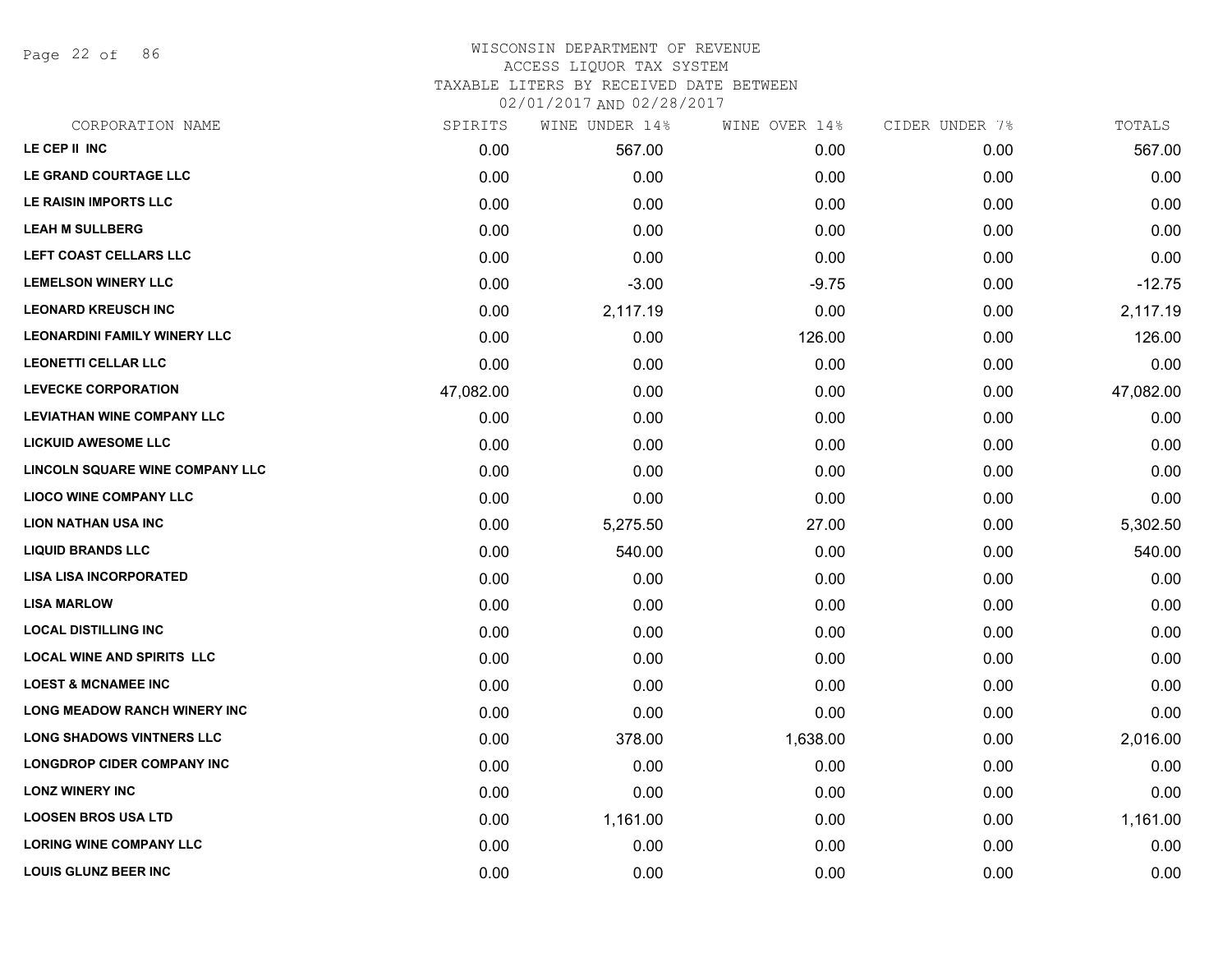# WISCONSIN DEPARTMENT OF REVENUE
## ACCESS LIQUOR TAX SYSTEM
### TAXABLE LITERS BY RECEIVED DATE BETWEEN 02/01/2017 AND 02/28/2017

| CORPORATION NAME | SPIRITS | WINE UNDER 14% | WINE OVER 14% | CIDER UNDER 7% | TOTALS |
|---|---|---|---|---|---|
| LE CEP II INC | 0.00 | 567.00 | 0.00 | 0.00 | 567.00 |
| LE GRAND COURTAGE LLC | 0.00 | 0.00 | 0.00 | 0.00 | 0.00 |
| LE RAISIN IMPORTS LLC | 0.00 | 0.00 | 0.00 | 0.00 | 0.00 |
| LEAH M SULLBERG | 0.00 | 0.00 | 0.00 | 0.00 | 0.00 |
| LEFT COAST CELLARS LLC | 0.00 | 0.00 | 0.00 | 0.00 | 0.00 |
| LEMELSON WINERY LLC | 0.00 | -3.00 | -9.75 | 0.00 | -12.75 |
| LEONARD KREUSCH INC | 0.00 | 2,117.19 | 0.00 | 0.00 | 2,117.19 |
| LEONARDINI FAMILY WINERY LLC | 0.00 | 0.00 | 126.00 | 0.00 | 126.00 |
| LEONETTI CELLAR LLC | 0.00 | 0.00 | 0.00 | 0.00 | 0.00 |
| LEVECKE CORPORATION | 47,082.00 | 0.00 | 0.00 | 0.00 | 47,082.00 |
| LEVIATHAN WINE COMPANY LLC | 0.00 | 0.00 | 0.00 | 0.00 | 0.00 |
| LICKUID AWESOME LLC | 0.00 | 0.00 | 0.00 | 0.00 | 0.00 |
| LINCOLN SQUARE WINE COMPANY LLC | 0.00 | 0.00 | 0.00 | 0.00 | 0.00 |
| LIOCO WINE COMPANY LLC | 0.00 | 0.00 | 0.00 | 0.00 | 0.00 |
| LION NATHAN USA INC | 0.00 | 5,275.50 | 27.00 | 0.00 | 5,302.50 |
| LIQUID BRANDS LLC | 0.00 | 540.00 | 0.00 | 0.00 | 540.00 |
| LISA LISA INCORPORATED | 0.00 | 0.00 | 0.00 | 0.00 | 0.00 |
| LISA MARLOW | 0.00 | 0.00 | 0.00 | 0.00 | 0.00 |
| LOCAL DISTILLING INC | 0.00 | 0.00 | 0.00 | 0.00 | 0.00 |
| LOCAL WINE AND SPIRITS LLC | 0.00 | 0.00 | 0.00 | 0.00 | 0.00 |
| LOEST & MCNAMEE INC | 0.00 | 0.00 | 0.00 | 0.00 | 0.00 |
| LONG MEADOW RANCH WINERY INC | 0.00 | 0.00 | 0.00 | 0.00 | 0.00 |
| LONG SHADOWS VINTNERS LLC | 0.00 | 378.00 | 1,638.00 | 0.00 | 2,016.00 |
| LONGDROP CIDER COMPANY INC | 0.00 | 0.00 | 0.00 | 0.00 | 0.00 |
| LONZ WINERY INC | 0.00 | 0.00 | 0.00 | 0.00 | 0.00 |
| LOOSEN BROS USA LTD | 0.00 | 1,161.00 | 0.00 | 0.00 | 1,161.00 |
| LORING WINE COMPANY LLC | 0.00 | 0.00 | 0.00 | 0.00 | 0.00 |
| LOUIS GLUNZ BEER INC | 0.00 | 0.00 | 0.00 | 0.00 | 0.00 |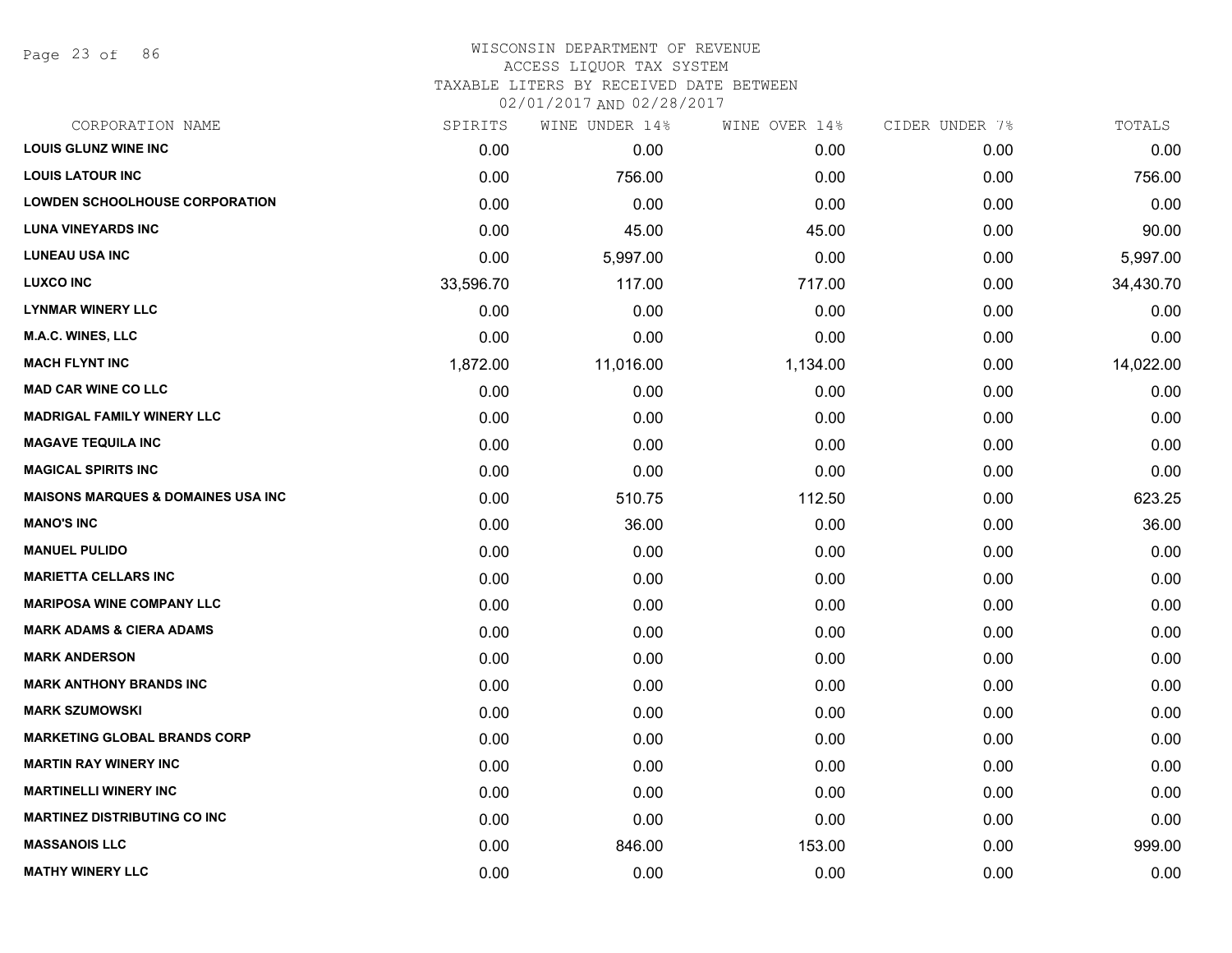# WISCONSIN DEPARTMENT OF REVENUE
## ACCESS LIQUOR TAX SYSTEM
### TAXABLE LITERS BY RECEIVED DATE BETWEEN 02/01/2017 AND 02/28/2017

| CORPORATION NAME | SPIRITS | WINE UNDER 14% | WINE OVER 14% | CIDER UNDER 7% | TOTALS |
|---|---|---|---|---|---|
| LOUIS GLUNZ WINE INC | 0.00 | 0.00 | 0.00 | 0.00 | 0.00 |
| LOUIS LATOUR INC | 0.00 | 756.00 | 0.00 | 0.00 | 756.00 |
| LOWDEN SCHOOLHOUSE CORPORATION | 0.00 | 0.00 | 0.00 | 0.00 | 0.00 |
| LUNA VINEYARDS INC | 0.00 | 45.00 | 45.00 | 0.00 | 90.00 |
| LUNEAU USA INC | 0.00 | 5,997.00 | 0.00 | 0.00 | 5,997.00 |
| LUXCO INC | 33,596.70 | 117.00 | 717.00 | 0.00 | 34,430.70 |
| LYNMAR WINERY LLC | 0.00 | 0.00 | 0.00 | 0.00 | 0.00 |
| M.A.C. WINES, LLC | 0.00 | 0.00 | 0.00 | 0.00 | 0.00 |
| MACH FLYNT INC | 1,872.00 | 11,016.00 | 1,134.00 | 0.00 | 14,022.00 |
| MAD CAR WINE CO LLC | 0.00 | 0.00 | 0.00 | 0.00 | 0.00 |
| MADRIGAL FAMILY WINERY LLC | 0.00 | 0.00 | 0.00 | 0.00 | 0.00 |
| MAGAVE TEQUILA INC | 0.00 | 0.00 | 0.00 | 0.00 | 0.00 |
| MAGICAL SPIRITS INC | 0.00 | 0.00 | 0.00 | 0.00 | 0.00 |
| MAISONS MARQUES & DOMAINES USA INC | 0.00 | 510.75 | 112.50 | 0.00 | 623.25 |
| MANO'S INC | 0.00 | 36.00 | 0.00 | 0.00 | 36.00 |
| MANUEL PULIDO | 0.00 | 0.00 | 0.00 | 0.00 | 0.00 |
| MARIETTA CELLARS INC | 0.00 | 0.00 | 0.00 | 0.00 | 0.00 |
| MARIPOSA WINE COMPANY LLC | 0.00 | 0.00 | 0.00 | 0.00 | 0.00 |
| MARK ADAMS & CIERA ADAMS | 0.00 | 0.00 | 0.00 | 0.00 | 0.00 |
| MARK ANDERSON | 0.00 | 0.00 | 0.00 | 0.00 | 0.00 |
| MARK ANTHONY BRANDS INC | 0.00 | 0.00 | 0.00 | 0.00 | 0.00 |
| MARK SZUMOWSKI | 0.00 | 0.00 | 0.00 | 0.00 | 0.00 |
| MARKETING GLOBAL BRANDS CORP | 0.00 | 0.00 | 0.00 | 0.00 | 0.00 |
| MARTIN RAY WINERY INC | 0.00 | 0.00 | 0.00 | 0.00 | 0.00 |
| MARTINELLI WINERY INC | 0.00 | 0.00 | 0.00 | 0.00 | 0.00 |
| MARTINEZ DISTRIBUTING CO INC | 0.00 | 0.00 | 0.00 | 0.00 | 0.00 |
| MASSANOIS LLC | 0.00 | 846.00 | 153.00 | 0.00 | 999.00 |
| MATHY WINERY LLC | 0.00 | 0.00 | 0.00 | 0.00 | 0.00 |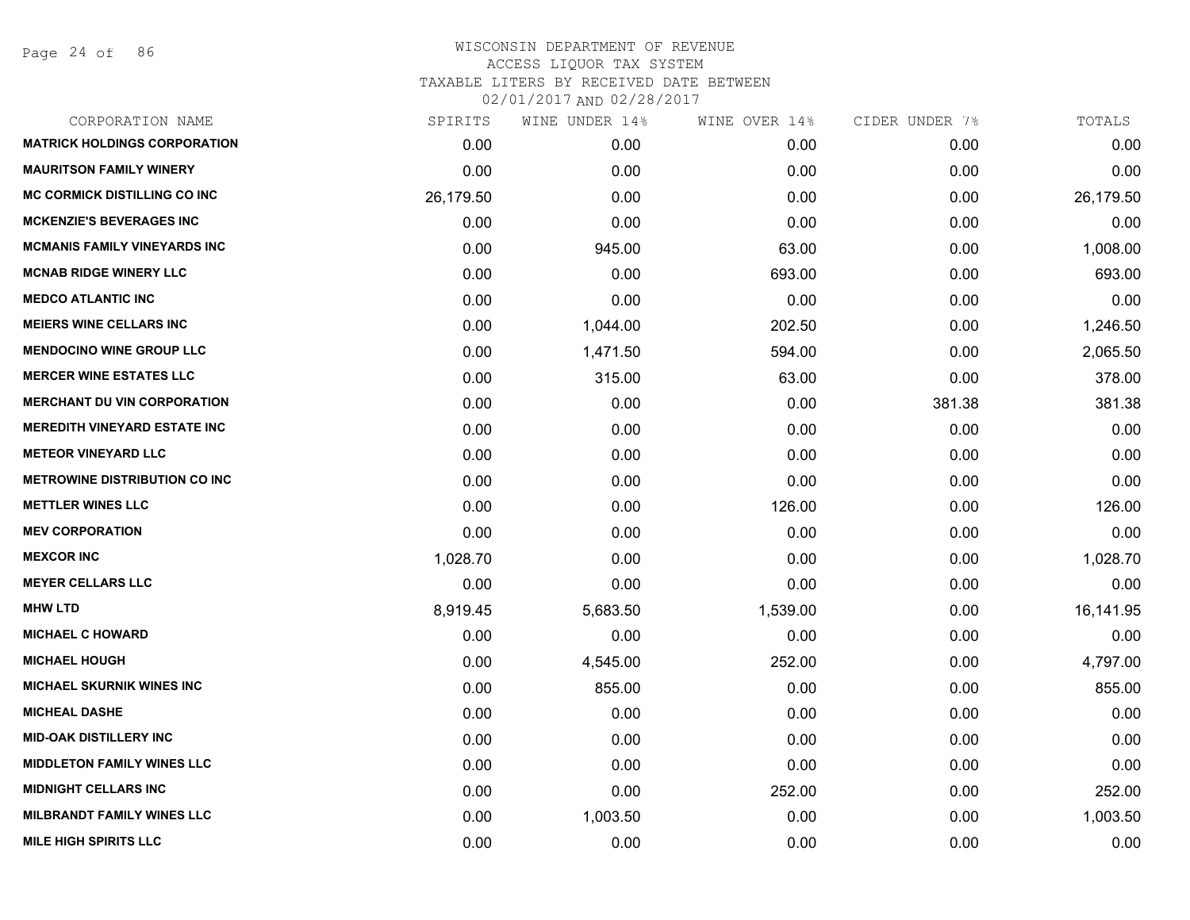WISCONSIN DEPARTMENT OF REVENUE
ACCESS LIQUOR TAX SYSTEM
TAXABLE LITERS BY RECEIVED DATE BETWEEN
02/01/2017 AND 02/28/2017

| CORPORATION NAME | SPIRITS | WINE UNDER 14% | WINE OVER 14% | CIDER UNDER 7% | TOTALS |
|---|---|---|---|---|---|
| MATRICK HOLDINGS CORPORATION | 0.00 | 0.00 | 0.00 | 0.00 | 0.00 |
| MAURITSON FAMILY WINERY | 0.00 | 0.00 | 0.00 | 0.00 | 0.00 |
| MC CORMICK DISTILLING CO INC | 26,179.50 | 0.00 | 0.00 | 0.00 | 26,179.50 |
| MCKENZIE'S BEVERAGES INC | 0.00 | 0.00 | 0.00 | 0.00 | 0.00 |
| MCMANIS FAMILY VINEYARDS INC | 0.00 | 945.00 | 63.00 | 0.00 | 1,008.00 |
| MCNAB RIDGE WINERY LLC | 0.00 | 0.00 | 693.00 | 0.00 | 693.00 |
| MEDCO ATLANTIC INC | 0.00 | 0.00 | 0.00 | 0.00 | 0.00 |
| MEIERS WINE CELLARS INC | 0.00 | 1,044.00 | 202.50 | 0.00 | 1,246.50 |
| MENDOCINO WINE GROUP LLC | 0.00 | 1,471.50 | 594.00 | 0.00 | 2,065.50 |
| MERCER WINE ESTATES LLC | 0.00 | 315.00 | 63.00 | 0.00 | 378.00 |
| MERCHANT DU VIN CORPORATION | 0.00 | 0.00 | 0.00 | 381.38 | 381.38 |
| MEREDITH VINEYARD ESTATE INC | 0.00 | 0.00 | 0.00 | 0.00 | 0.00 |
| METEOR VINEYARD LLC | 0.00 | 0.00 | 0.00 | 0.00 | 0.00 |
| METROWINE DISTRIBUTION CO INC | 0.00 | 0.00 | 0.00 | 0.00 | 0.00 |
| METTLER WINES LLC | 0.00 | 0.00 | 126.00 | 0.00 | 126.00 |
| MEV CORPORATION | 0.00 | 0.00 | 0.00 | 0.00 | 0.00 |
| MEXCOR INC | 1,028.70 | 0.00 | 0.00 | 0.00 | 1,028.70 |
| MEYER CELLARS LLC | 0.00 | 0.00 | 0.00 | 0.00 | 0.00 |
| MHW LTD | 8,919.45 | 5,683.50 | 1,539.00 | 0.00 | 16,141.95 |
| MICHAEL C HOWARD | 0.00 | 0.00 | 0.00 | 0.00 | 0.00 |
| MICHAEL HOUGH | 0.00 | 4,545.00 | 252.00 | 0.00 | 4,797.00 |
| MICHAEL SKURNIK WINES INC | 0.00 | 855.00 | 0.00 | 0.00 | 855.00 |
| MICHEAL DASHE | 0.00 | 0.00 | 0.00 | 0.00 | 0.00 |
| MID-OAK DISTILLERY INC | 0.00 | 0.00 | 0.00 | 0.00 | 0.00 |
| MIDDLETON FAMILY WINES LLC | 0.00 | 0.00 | 0.00 | 0.00 | 0.00 |
| MIDNIGHT CELLARS INC | 0.00 | 0.00 | 252.00 | 0.00 | 252.00 |
| MILBRANDT FAMILY WINES LLC | 0.00 | 1,003.50 | 0.00 | 0.00 | 1,003.50 |
| MILE HIGH SPIRITS LLC | 0.00 | 0.00 | 0.00 | 0.00 | 0.00 |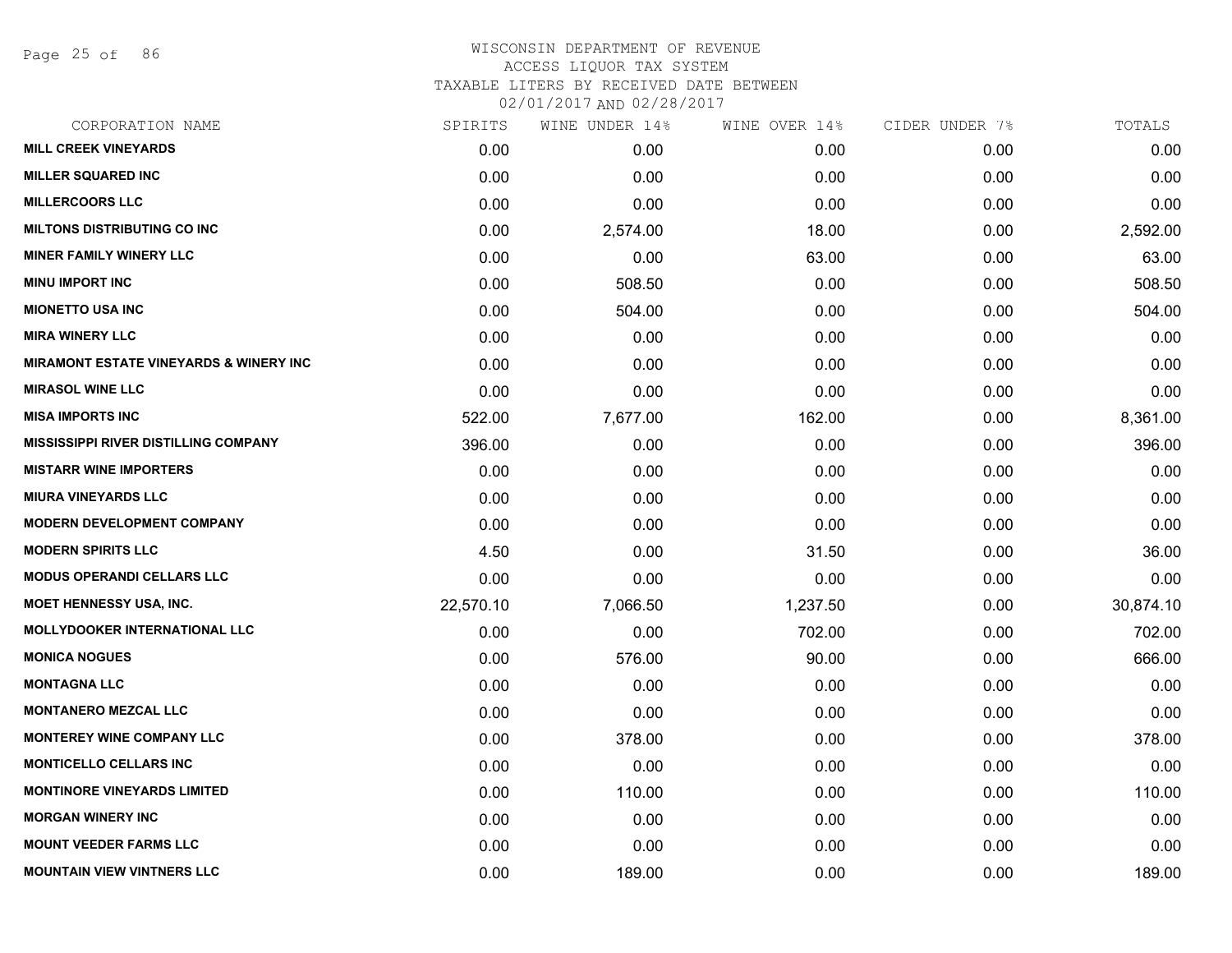# WISCONSIN DEPARTMENT OF REVENUE
## ACCESS LIQUOR TAX SYSTEM
### TAXABLE LITERS BY RECEIVED DATE BETWEEN 02/01/2017 AND 02/28/2017

| CORPORATION NAME | SPIRITS | WINE UNDER 14% | WINE OVER 14% | CIDER UNDER 7% | TOTALS |
|---|---|---|---|---|---|
| MILL CREEK VINEYARDS | 0.00 | 0.00 | 0.00 | 0.00 | 0.00 |
| MILLER SQUARED INC | 0.00 | 0.00 | 0.00 | 0.00 | 0.00 |
| MILLERCOORS LLC | 0.00 | 0.00 | 0.00 | 0.00 | 0.00 |
| MILTONS DISTRIBUTING CO INC | 0.00 | 2,574.00 | 18.00 | 0.00 | 2,592.00 |
| MINER FAMILY WINERY LLC | 0.00 | 0.00 | 63.00 | 0.00 | 63.00 |
| MINU IMPORT INC | 0.00 | 508.50 | 0.00 | 0.00 | 508.50 |
| MIONETTO USA INC | 0.00 | 504.00 | 0.00 | 0.00 | 504.00 |
| MIRA WINERY LLC | 0.00 | 0.00 | 0.00 | 0.00 | 0.00 |
| MIRAMONT ESTATE VINEYARDS & WINERY INC | 0.00 | 0.00 | 0.00 | 0.00 | 0.00 |
| MIRASOL WINE LLC | 0.00 | 0.00 | 0.00 | 0.00 | 0.00 |
| MISA IMPORTS INC | 522.00 | 7,677.00 | 162.00 | 0.00 | 8,361.00 |
| MISSISSIPPI RIVER DISTILLING COMPANY | 396.00 | 0.00 | 0.00 | 0.00 | 396.00 |
| MISTARR WINE IMPORTERS | 0.00 | 0.00 | 0.00 | 0.00 | 0.00 |
| MIURA VINEYARDS LLC | 0.00 | 0.00 | 0.00 | 0.00 | 0.00 |
| MODERN DEVELOPMENT COMPANY | 0.00 | 0.00 | 0.00 | 0.00 | 0.00 |
| MODERN SPIRITS LLC | 4.50 | 0.00 | 31.50 | 0.00 | 36.00 |
| MODUS OPERANDI CELLARS LLC | 0.00 | 0.00 | 0.00 | 0.00 | 0.00 |
| MOET HENNESSY USA, INC. | 22,570.10 | 7,066.50 | 1,237.50 | 0.00 | 30,874.10 |
| MOLLYDOOKER INTERNATIONAL LLC | 0.00 | 0.00 | 702.00 | 0.00 | 702.00 |
| MONICA NOGUES | 0.00 | 576.00 | 90.00 | 0.00 | 666.00 |
| MONTAGNA LLC | 0.00 | 0.00 | 0.00 | 0.00 | 0.00 |
| MONTANERO MEZCAL LLC | 0.00 | 0.00 | 0.00 | 0.00 | 0.00 |
| MONTEREY WINE COMPANY LLC | 0.00 | 378.00 | 0.00 | 0.00 | 378.00 |
| MONTICELLO CELLARS INC | 0.00 | 0.00 | 0.00 | 0.00 | 0.00 |
| MONTINORE VINEYARDS LIMITED | 0.00 | 110.00 | 0.00 | 0.00 | 110.00 |
| MORGAN WINERY INC | 0.00 | 0.00 | 0.00 | 0.00 | 0.00 |
| MOUNT VEEDER FARMS LLC | 0.00 | 0.00 | 0.00 | 0.00 | 0.00 |
| MOUNTAIN VIEW VINTNERS LLC | 0.00 | 189.00 | 0.00 | 0.00 | 189.00 |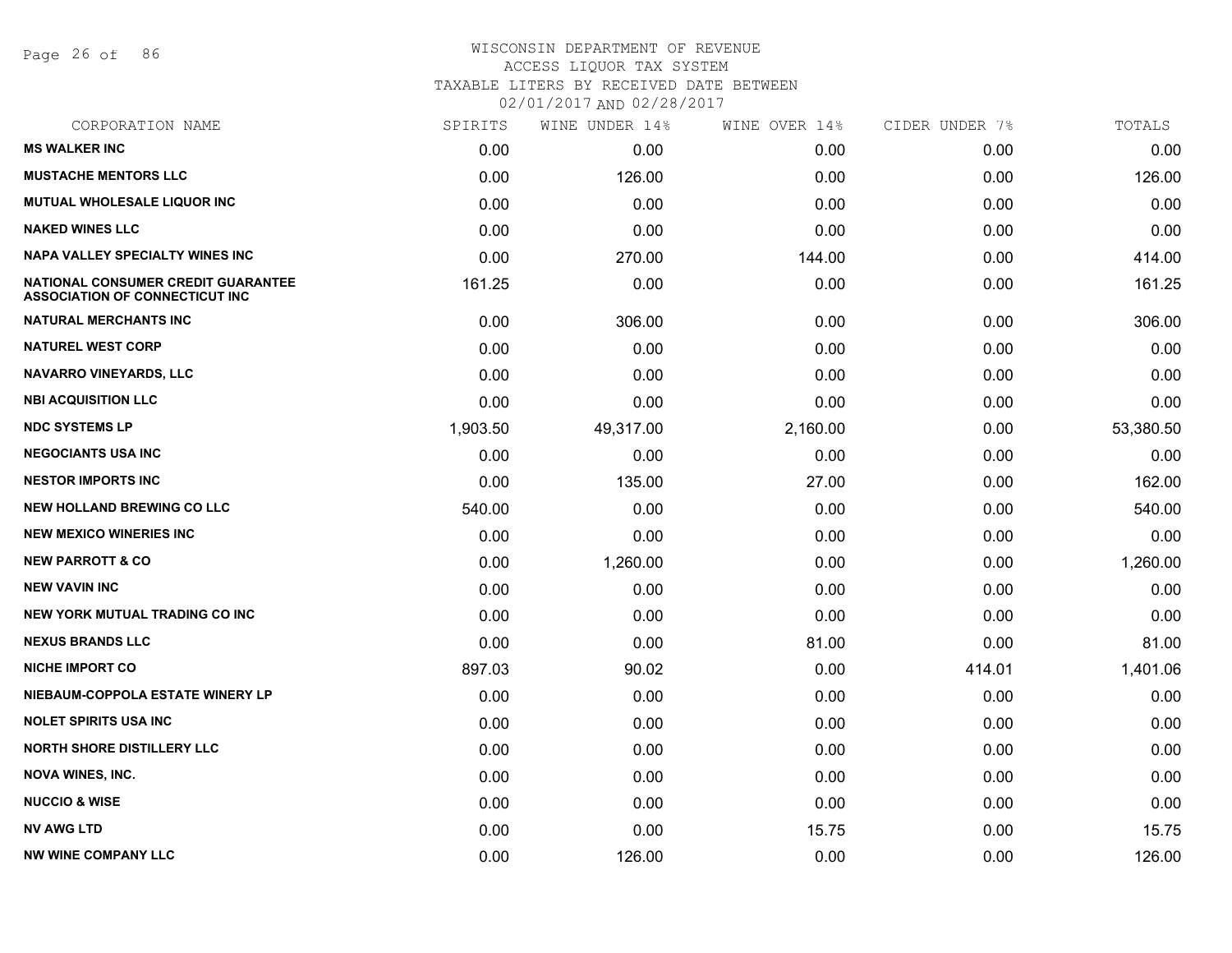# WISCONSIN DEPARTMENT OF REVENUE

ACCESS LIQUOR TAX SYSTEM

TAXABLE LITERS BY RECEIVED DATE BETWEEN

02/01/2017 AND 02/28/2017

| CORPORATION NAME | SPIRITS | WINE UNDER 14% | WINE OVER 14% | CIDER UNDER 7% | TOTALS |
|---|---|---|---|---|---|
| **MS WALKER INC** | 0.00 | 0.00 | 0.00 | 0.00 | 0.00 |
| **MUSTACHE MENTORS LLC** | 0.00 | 126.00 | 0.00 | 0.00 | 126.00 |
| **MUTUAL WHOLESALE LIQUOR INC** | 0.00 | 0.00 | 0.00 | 0.00 | 0.00 |
| **NAKED WINES LLC** | 0.00 | 0.00 | 0.00 | 0.00 | 0.00 |
| **NAPA VALLEY SPECIALTY WINES INC** | 0.00 | 270.00 | 144.00 | 0.00 | 414.00 |
| **NATIONAL CONSUMER CREDIT GUARANTEE ASSOCIATION OF CONNECTICUT INC** | 161.25 | 0.00 | 0.00 | 0.00 | 161.25 |
| **NATURAL MERCHANTS INC** | 0.00 | 306.00 | 0.00 | 0.00 | 306.00 |
| **NATUREL WEST CORP** | 0.00 | 0.00 | 0.00 | 0.00 | 0.00 |
| **NAVARRO VINEYARDS, LLC** | 0.00 | 0.00 | 0.00 | 0.00 | 0.00 |
| **NBI ACQUISITION LLC** | 0.00 | 0.00 | 0.00 | 0.00 | 0.00 |
| **NDC SYSTEMS LP** | 1,903.50 | 49,317.00 | 2,160.00 | 0.00 | 53,380.50 |
| **NEGOCIANTS USA INC** | 0.00 | 0.00 | 0.00 | 0.00 | 0.00 |
| **NESTOR IMPORTS INC** | 0.00 | 135.00 | 27.00 | 0.00 | 162.00 |
| **NEW HOLLAND BREWING CO LLC** | 540.00 | 0.00 | 0.00 | 0.00 | 540.00 |
| **NEW MEXICO WINERIES INC** | 0.00 | 0.00 | 0.00 | 0.00 | 0.00 |
| **NEW PARROTT & CO** | 0.00 | 1,260.00 | 0.00 | 0.00 | 1,260.00 |
| **NEW VAVIN INC** | 0.00 | 0.00 | 0.00 | 0.00 | 0.00 |
| **NEW YORK MUTUAL TRADING CO INC** | 0.00 | 0.00 | 0.00 | 0.00 | 0.00 |
| **NEXUS BRANDS LLC** | 0.00 | 0.00 | 81.00 | 0.00 | 81.00 |
| **NICHE IMPORT CO** | 897.03 | 90.02 | 0.00 | 414.01 | 1,401.06 |
| **NIEBAUM-COPPOLA ESTATE WINERY LP** | 0.00 | 0.00 | 0.00 | 0.00 | 0.00 |
| **NOLET SPIRITS USA INC** | 0.00 | 0.00 | 0.00 | 0.00 | 0.00 |
| **NORTH SHORE DISTILLERY LLC** | 0.00 | 0.00 | 0.00 | 0.00 | 0.00 |
| **NOVA WINES, INC.** | 0.00 | 0.00 | 0.00 | 0.00 | 0.00 |
| **NUCCIO & WISE** | 0.00 | 0.00 | 0.00 | 0.00 | 0.00 |
| **NV AWG LTD** | 0.00 | 0.00 | 15.75 | 0.00 | 15.75 |
| **NW WINE COMPANY LLC** | 0.00 | 126.00 | 0.00 | 0.00 | 126.00 |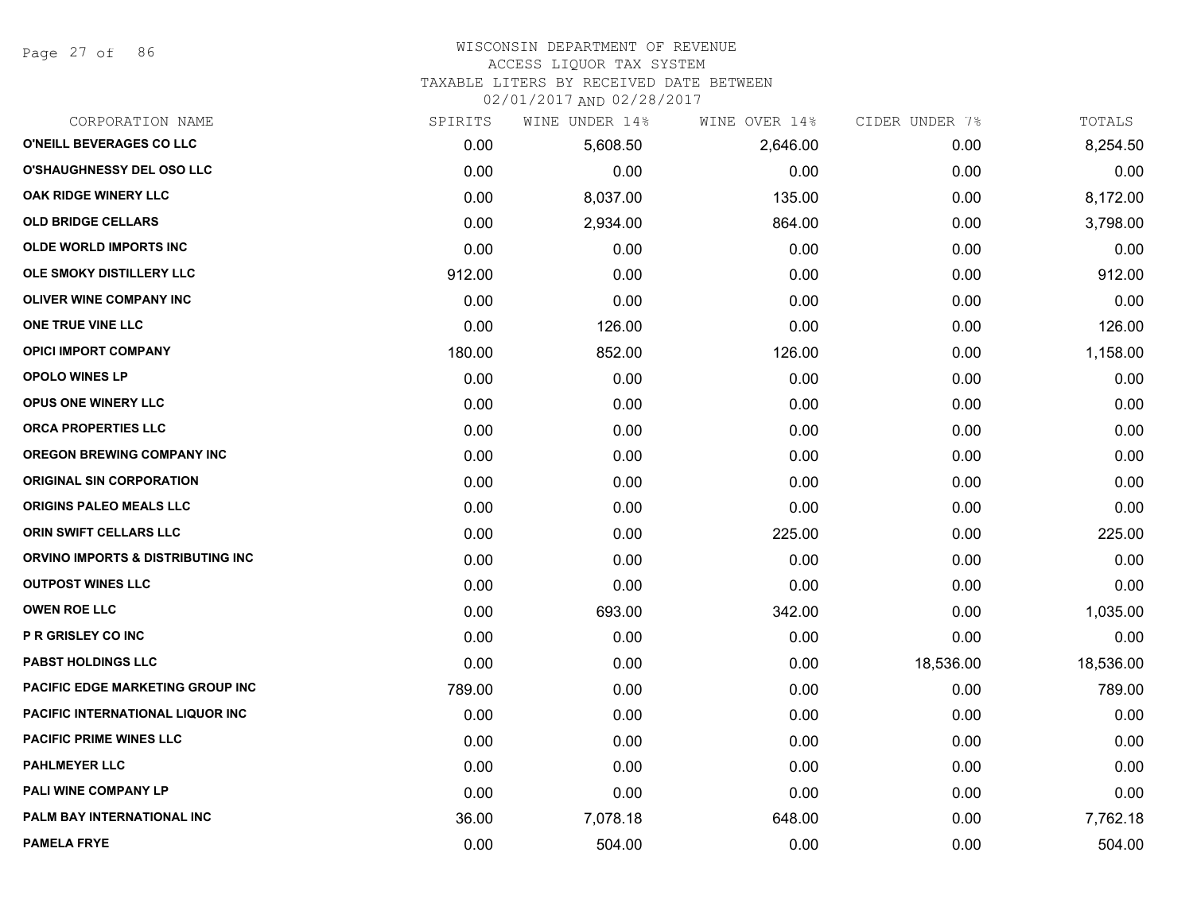# WISCONSIN DEPARTMENT OF REVENUE
## ACCESS LIQUOR TAX SYSTEM
### TAXABLE LITERS BY RECEIVED DATE BETWEEN 02/01/2017 AND 02/28/2017

| CORPORATION NAME | SPIRITS | WINE UNDER 14% | WINE OVER 14% | CIDER UNDER 7% | TOTALS |
|---|---|---|---|---|---|
| O'NEILL BEVERAGES CO LLC | 0.00 | 5,608.50 | 2,646.00 | 0.00 | 8,254.50 |
| O'SHAUGHNESSY DEL OSO LLC | 0.00 | 0.00 | 0.00 | 0.00 | 0.00 |
| OAK RIDGE WINERY LLC | 0.00 | 8,037.00 | 135.00 | 0.00 | 8,172.00 |
| OLD BRIDGE CELLARS | 0.00 | 2,934.00 | 864.00 | 0.00 | 3,798.00 |
| OLDE WORLD IMPORTS INC | 0.00 | 0.00 | 0.00 | 0.00 | 0.00 |
| OLE SMOKY DISTILLERY LLC | 912.00 | 0.00 | 0.00 | 0.00 | 912.00 |
| OLIVER WINE COMPANY INC | 0.00 | 0.00 | 0.00 | 0.00 | 0.00 |
| ONE TRUE VINE LLC | 0.00 | 126.00 | 0.00 | 0.00 | 126.00 |
| OPICI IMPORT COMPANY | 180.00 | 852.00 | 126.00 | 0.00 | 1,158.00 |
| OPOLO WINES LP | 0.00 | 0.00 | 0.00 | 0.00 | 0.00 |
| OPUS ONE WINERY LLC | 0.00 | 0.00 | 0.00 | 0.00 | 0.00 |
| ORCA PROPERTIES LLC | 0.00 | 0.00 | 0.00 | 0.00 | 0.00 |
| OREGON BREWING COMPANY INC | 0.00 | 0.00 | 0.00 | 0.00 | 0.00 |
| ORIGINAL SIN CORPORATION | 0.00 | 0.00 | 0.00 | 0.00 | 0.00 |
| ORIGINS PALEO MEALS LLC | 0.00 | 0.00 | 0.00 | 0.00 | 0.00 |
| ORIN SWIFT CELLARS LLC | 0.00 | 0.00 | 225.00 | 0.00 | 225.00 |
| ORVINO IMPORTS & DISTRIBUTING INC | 0.00 | 0.00 | 0.00 | 0.00 | 0.00 |
| OUTPOST WINES LLC | 0.00 | 0.00 | 0.00 | 0.00 | 0.00 |
| OWEN ROE LLC | 0.00 | 693.00 | 342.00 | 0.00 | 1,035.00 |
| P R GRISLEY CO INC | 0.00 | 0.00 | 0.00 | 0.00 | 0.00 |
| PABST HOLDINGS LLC | 0.00 | 0.00 | 0.00 | 18,536.00 | 18,536.00 |
| PACIFIC EDGE MARKETING GROUP INC | 789.00 | 0.00 | 0.00 | 0.00 | 789.00 |
| PACIFIC INTERNATIONAL LIQUOR INC | 0.00 | 0.00 | 0.00 | 0.00 | 0.00 |
| PACIFIC PRIME WINES LLC | 0.00 | 0.00 | 0.00 | 0.00 | 0.00 |
| PAHLMEYER LLC | 0.00 | 0.00 | 0.00 | 0.00 | 0.00 |
| PALI WINE COMPANY LP | 0.00 | 0.00 | 0.00 | 0.00 | 0.00 |
| PALM BAY INTERNATIONAL INC | 36.00 | 7,078.18 | 648.00 | 0.00 | 7,762.18 |
| PAMELA FRYE | 0.00 | 504.00 | 0.00 | 0.00 | 504.00 |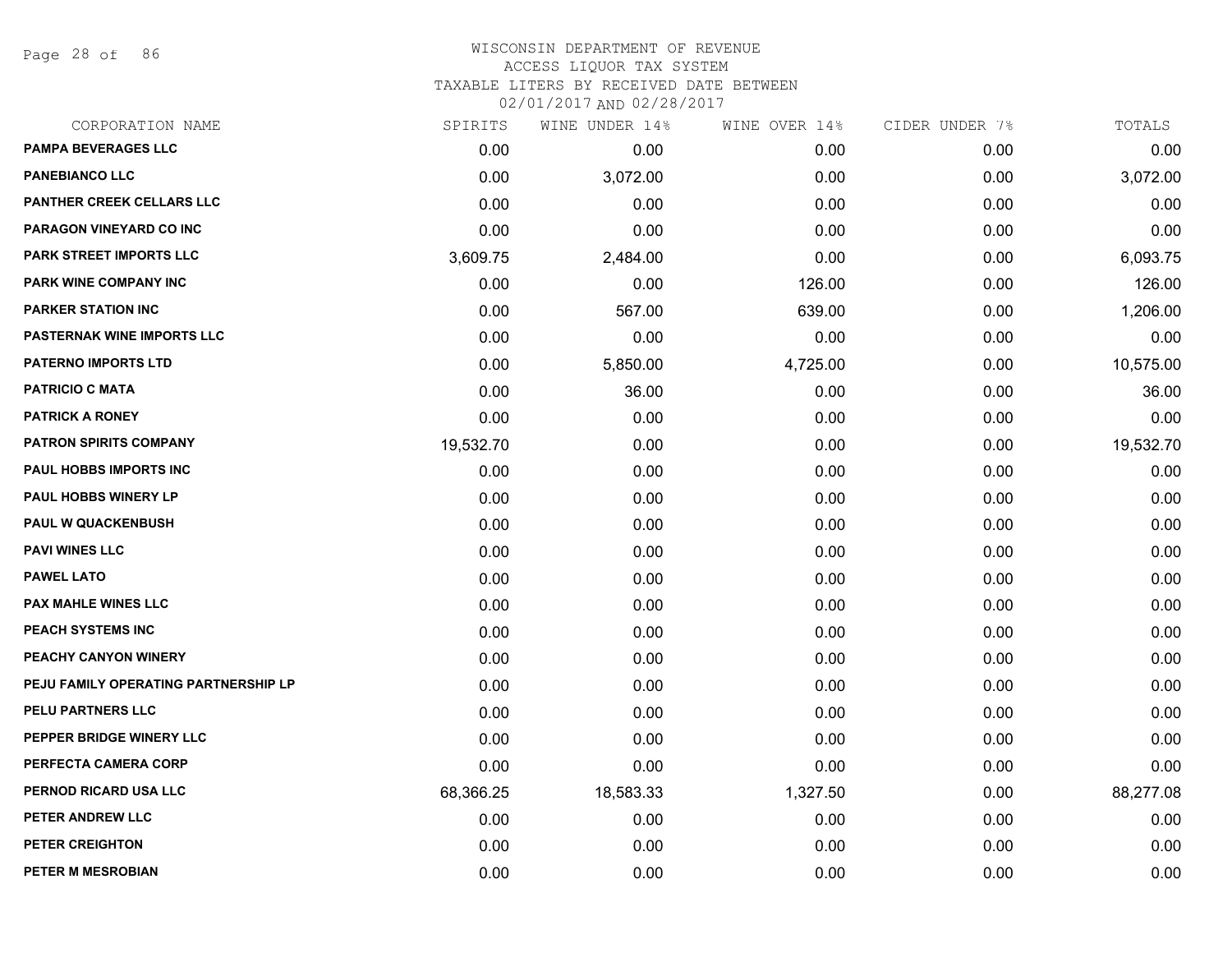# WISCONSIN DEPARTMENT OF REVENUE
## ACCESS LIQUOR TAX SYSTEM
## TAXABLE LITERS BY RECEIVED DATE BETWEEN 02/01/2017 AND 02/28/2017

| CORPORATION NAME | SPIRITS | WINE UNDER 14% | WINE OVER 14% | CIDER UNDER 7% | TOTALS |
|---|---|---|---|---|---|
| PAMPA BEVERAGES LLC | 0.00 | 0.00 | 0.00 | 0.00 | 0.00 |
| PANEBIANCO LLC | 0.00 | 3,072.00 | 0.00 | 0.00 | 3,072.00 |
| PANTHER CREEK CELLARS LLC | 0.00 | 0.00 | 0.00 | 0.00 | 0.00 |
| PARAGON VINEYARD CO INC | 0.00 | 0.00 | 0.00 | 0.00 | 0.00 |
| PARK STREET IMPORTS LLC | 3,609.75 | 2,484.00 | 0.00 | 0.00 | 6,093.75 |
| PARK WINE COMPANY INC | 0.00 | 0.00 | 126.00 | 0.00 | 126.00 |
| PARKER STATION INC | 0.00 | 567.00 | 639.00 | 0.00 | 1,206.00 |
| PASTERNAK WINE IMPORTS LLC | 0.00 | 0.00 | 0.00 | 0.00 | 0.00 |
| PATERNO IMPORTS LTD | 0.00 | 5,850.00 | 4,725.00 | 0.00 | 10,575.00 |
| PATRICIO C MATA | 0.00 | 36.00 | 0.00 | 0.00 | 36.00 |
| PATRICK A RONEY | 0.00 | 0.00 | 0.00 | 0.00 | 0.00 |
| PATRON SPIRITS COMPANY | 19,532.70 | 0.00 | 0.00 | 0.00 | 19,532.70 |
| PAUL HOBBS IMPORTS INC | 0.00 | 0.00 | 0.00 | 0.00 | 0.00 |
| PAUL HOBBS WINERY LP | 0.00 | 0.00 | 0.00 | 0.00 | 0.00 |
| PAUL W QUACKENBUSH | 0.00 | 0.00 | 0.00 | 0.00 | 0.00 |
| PAVI WINES LLC | 0.00 | 0.00 | 0.00 | 0.00 | 0.00 |
| PAWEL LATO | 0.00 | 0.00 | 0.00 | 0.00 | 0.00 |
| PAX MAHLE WINES LLC | 0.00 | 0.00 | 0.00 | 0.00 | 0.00 |
| PEACH SYSTEMS INC | 0.00 | 0.00 | 0.00 | 0.00 | 0.00 |
| PEACHY CANYON WINERY | 0.00 | 0.00 | 0.00 | 0.00 | 0.00 |
| PEJU FAMILY OPERATING PARTNERSHIP LP | 0.00 | 0.00 | 0.00 | 0.00 | 0.00 |
| PELU PARTNERS LLC | 0.00 | 0.00 | 0.00 | 0.00 | 0.00 |
| PEPPER BRIDGE WINERY LLC | 0.00 | 0.00 | 0.00 | 0.00 | 0.00 |
| PERFECTA CAMERA CORP | 0.00 | 0.00 | 0.00 | 0.00 | 0.00 |
| PERNOD RICARD USA LLC | 68,366.25 | 18,583.33 | 1,327.50 | 0.00 | 88,277.08 |
| PETER ANDREW LLC | 0.00 | 0.00 | 0.00 | 0.00 | 0.00 |
| PETER CREIGHTON | 0.00 | 0.00 | 0.00 | 0.00 | 0.00 |
| PETER M MESROBIAN | 0.00 | 0.00 | 0.00 | 0.00 | 0.00 |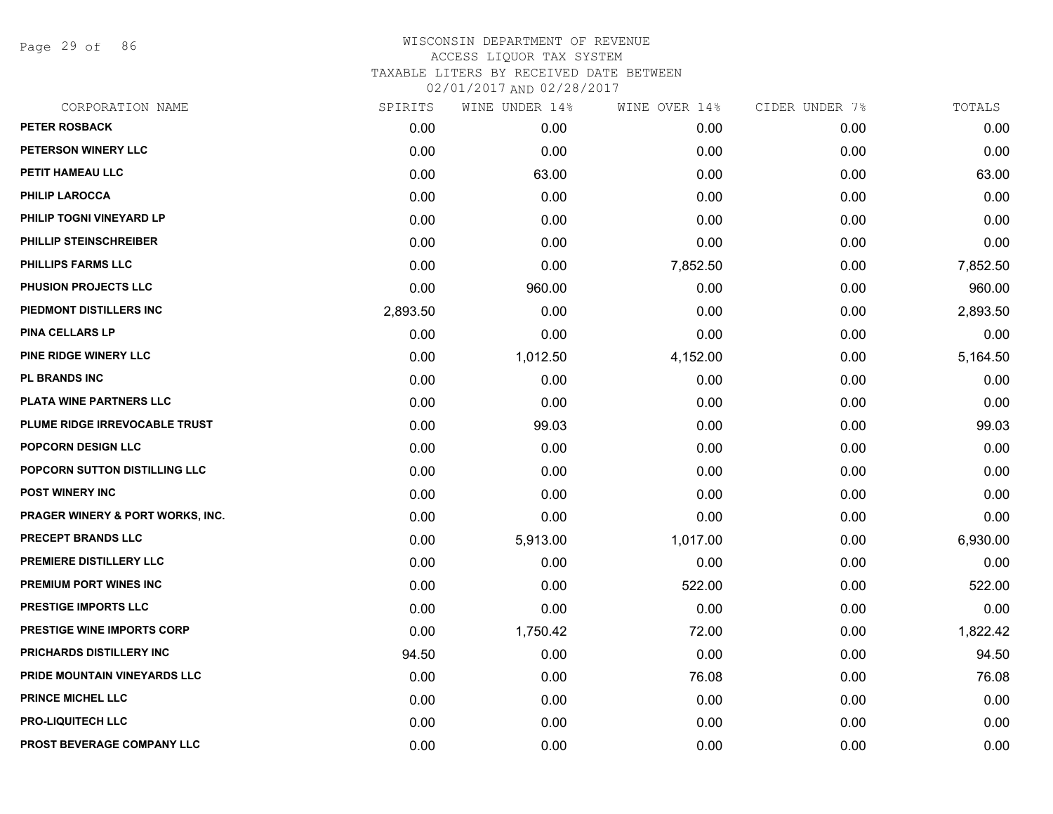# WISCONSIN DEPARTMENT OF REVENUE
## ACCESS LIQUOR TAX SYSTEM
### TAXABLE LITERS BY RECEIVED DATE BETWEEN 02/01/2017 AND 02/28/2017

| CORPORATION NAME | SPIRITS | WINE UNDER 14% | WINE OVER 14% | CIDER UNDER 7% | TOTALS |
|---|---|---|---|---|---|
| PETER ROSBACK | 0.00 | 0.00 | 0.00 | 0.00 | 0.00 |
| PETERSON WINERY LLC | 0.00 | 0.00 | 0.00 | 0.00 | 0.00 |
| PETIT HAMEAU LLC | 0.00 | 63.00 | 0.00 | 0.00 | 63.00 |
| PHILIP LAROCCA | 0.00 | 0.00 | 0.00 | 0.00 | 0.00 |
| PHILIP TOGNI VINEYARD LP | 0.00 | 0.00 | 0.00 | 0.00 | 0.00 |
| PHILLIP STEINSCHREIBER | 0.00 | 0.00 | 0.00 | 0.00 | 0.00 |
| PHILLIPS FARMS LLC | 0.00 | 0.00 | 7,852.50 | 0.00 | 7,852.50 |
| PHUSION PROJECTS LLC | 0.00 | 960.00 | 0.00 | 0.00 | 960.00 |
| PIEDMONT DISTILLERS INC | 2,893.50 | 0.00 | 0.00 | 0.00 | 2,893.50 |
| PINA CELLARS LP | 0.00 | 0.00 | 0.00 | 0.00 | 0.00 |
| PINE RIDGE WINERY LLC | 0.00 | 1,012.50 | 4,152.00 | 0.00 | 5,164.50 |
| PL BRANDS INC | 0.00 | 0.00 | 0.00 | 0.00 | 0.00 |
| PLATA WINE PARTNERS LLC | 0.00 | 0.00 | 0.00 | 0.00 | 0.00 |
| PLUME RIDGE IRREVOCABLE TRUST | 0.00 | 99.03 | 0.00 | 0.00 | 99.03 |
| POPCORN DESIGN LLC | 0.00 | 0.00 | 0.00 | 0.00 | 0.00 |
| POPCORN SUTTON DISTILLING LLC | 0.00 | 0.00 | 0.00 | 0.00 | 0.00 |
| POST WINERY INC | 0.00 | 0.00 | 0.00 | 0.00 | 0.00 |
| PRAGER WINERY & PORT WORKS, INC. | 0.00 | 0.00 | 0.00 | 0.00 | 0.00 |
| PRECEPT BRANDS LLC | 0.00 | 5,913.00 | 1,017.00 | 0.00 | 6,930.00 |
| PREMIERE DISTILLERY LLC | 0.00 | 0.00 | 0.00 | 0.00 | 0.00 |
| PREMIUM PORT WINES INC | 0.00 | 0.00 | 522.00 | 0.00 | 522.00 |
| PRESTIGE IMPORTS LLC | 0.00 | 0.00 | 0.00 | 0.00 | 0.00 |
| PRESTIGE WINE IMPORTS CORP | 0.00 | 1,750.42 | 72.00 | 0.00 | 1,822.42 |
| PRICHARDS DISTILLERY INC | 94.50 | 0.00 | 0.00 | 0.00 | 94.50 |
| PRIDE MOUNTAIN VINEYARDS LLC | 0.00 | 0.00 | 76.08 | 0.00 | 76.08 |
| PRINCE MICHEL LLC | 0.00 | 0.00 | 0.00 | 0.00 | 0.00 |
| PRO-LIQUITECH LLC | 0.00 | 0.00 | 0.00 | 0.00 | 0.00 |
| PROST BEVERAGE COMPANY LLC | 0.00 | 0.00 | 0.00 | 0.00 | 0.00 |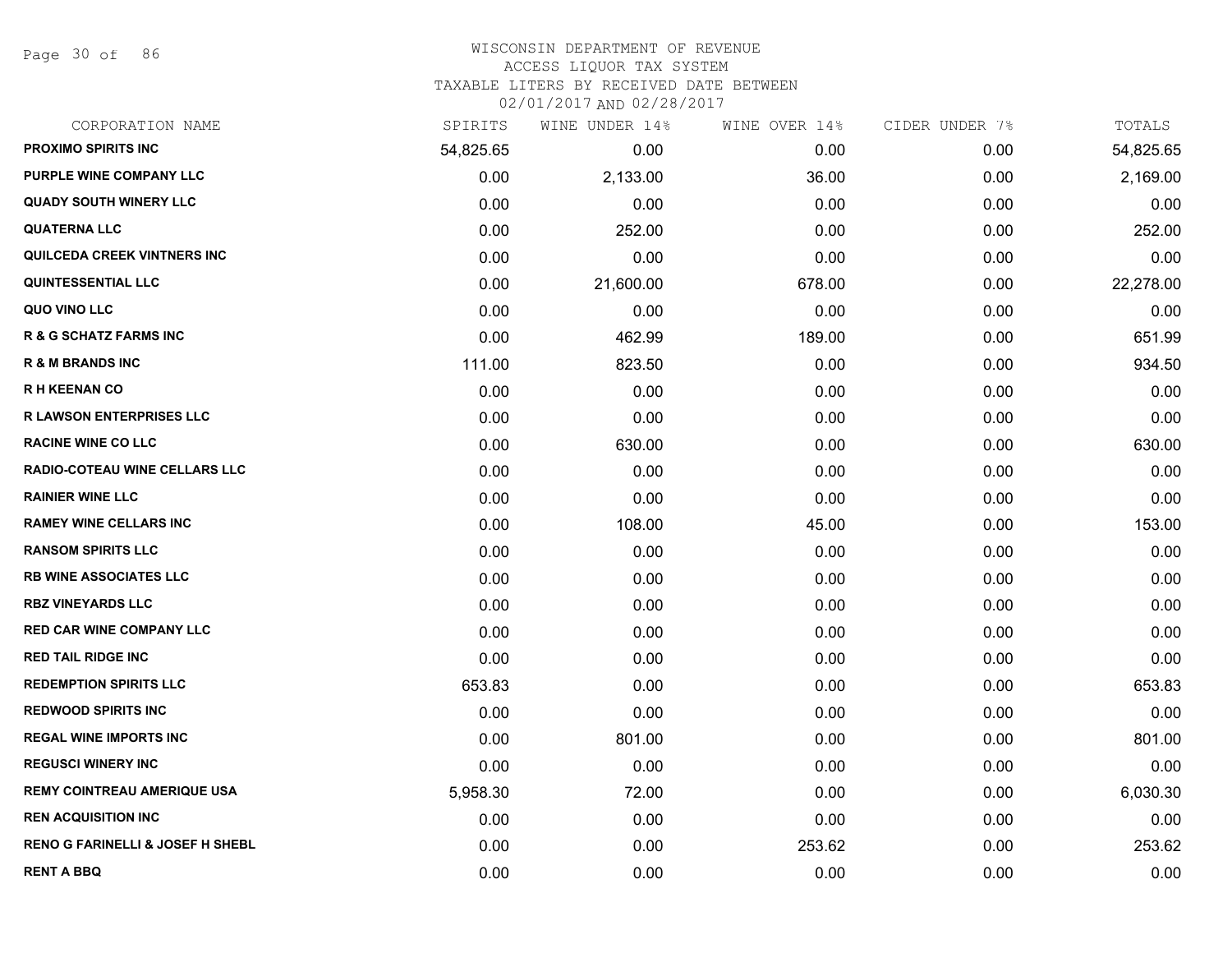# WISCONSIN DEPARTMENT OF REVENUE
## ACCESS LIQUOR TAX SYSTEM
### TAXABLE LITERS BY RECEIVED DATE BETWEEN 02/01/2017 AND 02/28/2017

| CORPORATION NAME | SPIRITS | WINE UNDER 14% | WINE OVER 14% | CIDER UNDER 7% | TOTALS |
|---|---|---|---|---|---|
| PROXIMO SPIRITS INC | 54,825.65 | 0.00 | 0.00 | 0.00 | 54,825.65 |
| PURPLE WINE COMPANY LLC | 0.00 | 2,133.00 | 36.00 | 0.00 | 2,169.00 |
| QUADY SOUTH WINERY LLC | 0.00 | 0.00 | 0.00 | 0.00 | 0.00 |
| QUATERNA LLC | 0.00 | 252.00 | 0.00 | 0.00 | 252.00 |
| QUILCEDA CREEK VINTNERS INC | 0.00 | 0.00 | 0.00 | 0.00 | 0.00 |
| QUINTESSENTIAL LLC | 0.00 | 21,600.00 | 678.00 | 0.00 | 22,278.00 |
| QUO VINO LLC | 0.00 | 0.00 | 0.00 | 0.00 | 0.00 |
| R & G SCHATZ FARMS INC | 0.00 | 462.99 | 189.00 | 0.00 | 651.99 |
| R & M BRANDS INC | 111.00 | 823.50 | 0.00 | 0.00 | 934.50 |
| R H KEENAN CO | 0.00 | 0.00 | 0.00 | 0.00 | 0.00 |
| R LAWSON ENTERPRISES LLC | 0.00 | 0.00 | 0.00 | 0.00 | 0.00 |
| RACINE WINE CO LLC | 0.00 | 630.00 | 0.00 | 0.00 | 630.00 |
| RADIO-COTEAU WINE CELLARS LLC | 0.00 | 0.00 | 0.00 | 0.00 | 0.00 |
| RAINIER WINE LLC | 0.00 | 0.00 | 0.00 | 0.00 | 0.00 |
| RAMEY WINE CELLARS INC | 0.00 | 108.00 | 45.00 | 0.00 | 153.00 |
| RANSOM SPIRITS LLC | 0.00 | 0.00 | 0.00 | 0.00 | 0.00 |
| RB WINE ASSOCIATES LLC | 0.00 | 0.00 | 0.00 | 0.00 | 0.00 |
| RBZ VINEYARDS LLC | 0.00 | 0.00 | 0.00 | 0.00 | 0.00 |
| RED CAR WINE COMPANY LLC | 0.00 | 0.00 | 0.00 | 0.00 | 0.00 |
| RED TAIL RIDGE INC | 0.00 | 0.00 | 0.00 | 0.00 | 0.00 |
| REDEMPTION SPIRITS LLC | 653.83 | 0.00 | 0.00 | 0.00 | 653.83 |
| REDWOOD SPIRITS INC | 0.00 | 0.00 | 0.00 | 0.00 | 0.00 |
| REGAL WINE IMPORTS INC | 0.00 | 801.00 | 0.00 | 0.00 | 801.00 |
| REGUSCI WINERY INC | 0.00 | 0.00 | 0.00 | 0.00 | 0.00 |
| REMY COINTREAU AMERIQUE USA | 5,958.30 | 72.00 | 0.00 | 0.00 | 6,030.30 |
| REN ACQUISITION INC | 0.00 | 0.00 | 0.00 | 0.00 | 0.00 |
| RENO G FARINELLI & JOSEF H SHEBL | 0.00 | 0.00 | 253.62 | 0.00 | 253.62 |
| RENT A BBQ | 0.00 | 0.00 | 0.00 | 0.00 | 0.00 |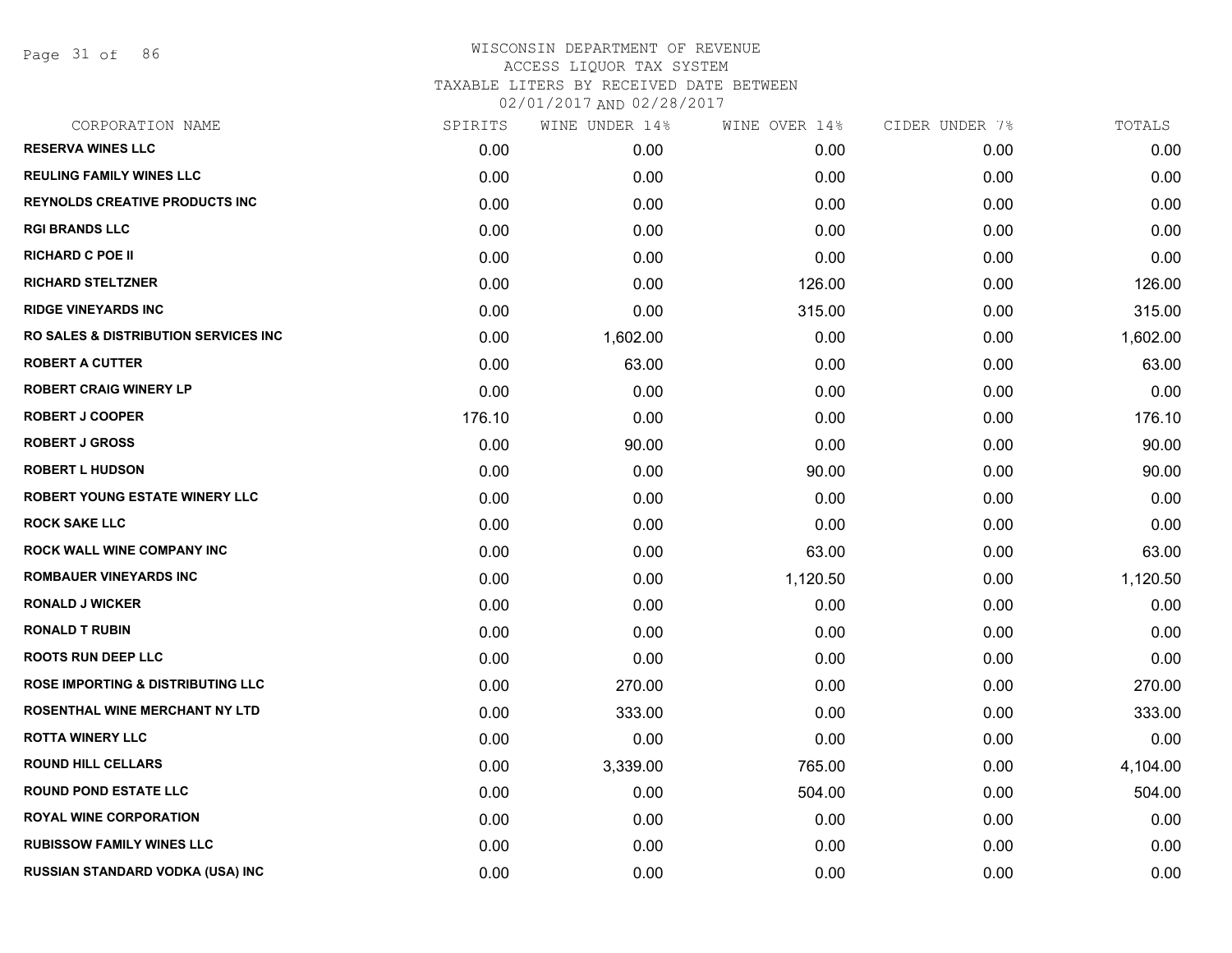WISCONSIN DEPARTMENT OF REVENUE
ACCESS LIQUOR TAX SYSTEM
TAXABLE LITERS BY RECEIVED DATE BETWEEN
02/01/2017 AND 02/28/2017

| CORPORATION NAME | SPIRITS | WINE UNDER 14% | WINE OVER 14% | CIDER UNDER 7% | TOTALS |
|---|---|---|---|---|---|
| RESERVA WINES LLC | 0.00 | 0.00 | 0.00 | 0.00 | 0.00 |
| REULING FAMILY WINES LLC | 0.00 | 0.00 | 0.00 | 0.00 | 0.00 |
| REYNOLDS CREATIVE PRODUCTS INC | 0.00 | 0.00 | 0.00 | 0.00 | 0.00 |
| RGI BRANDS LLC | 0.00 | 0.00 | 0.00 | 0.00 | 0.00 |
| RICHARD C POE II | 0.00 | 0.00 | 0.00 | 0.00 | 0.00 |
| RICHARD STELTZNER | 0.00 | 0.00 | 126.00 | 0.00 | 126.00 |
| RIDGE VINEYARDS INC | 0.00 | 0.00 | 315.00 | 0.00 | 315.00 |
| RO SALES & DISTRIBUTION SERVICES INC | 0.00 | 1,602.00 | 0.00 | 0.00 | 1,602.00 |
| ROBERT A CUTTER | 0.00 | 63.00 | 0.00 | 0.00 | 63.00 |
| ROBERT CRAIG WINERY LP | 0.00 | 0.00 | 0.00 | 0.00 | 0.00 |
| ROBERT J COOPER | 176.10 | 0.00 | 0.00 | 0.00 | 176.10 |
| ROBERT J GROSS | 0.00 | 90.00 | 0.00 | 0.00 | 90.00 |
| ROBERT L HUDSON | 0.00 | 0.00 | 90.00 | 0.00 | 90.00 |
| ROBERT YOUNG ESTATE WINERY LLC | 0.00 | 0.00 | 0.00 | 0.00 | 0.00 |
| ROCK SAKE LLC | 0.00 | 0.00 | 0.00 | 0.00 | 0.00 |
| ROCK WALL WINE COMPANY INC | 0.00 | 0.00 | 63.00 | 0.00 | 63.00 |
| ROMBAUER VINEYARDS INC | 0.00 | 0.00 | 1,120.50 | 0.00 | 1,120.50 |
| RONALD J WICKER | 0.00 | 0.00 | 0.00 | 0.00 | 0.00 |
| RONALD T RUBIN | 0.00 | 0.00 | 0.00 | 0.00 | 0.00 |
| ROOTS RUN DEEP LLC | 0.00 | 0.00 | 0.00 | 0.00 | 0.00 |
| ROSE IMPORTING & DISTRIBUTING LLC | 0.00 | 270.00 | 0.00 | 0.00 | 270.00 |
| ROSENTHAL WINE MERCHANT NY LTD | 0.00 | 333.00 | 0.00 | 0.00 | 333.00 |
| ROTTA WINERY LLC | 0.00 | 0.00 | 0.00 | 0.00 | 0.00 |
| ROUND HILL CELLARS | 0.00 | 3,339.00 | 765.00 | 0.00 | 4,104.00 |
| ROUND POND ESTATE LLC | 0.00 | 0.00 | 504.00 | 0.00 | 504.00 |
| ROYAL WINE CORPORATION | 0.00 | 0.00 | 0.00 | 0.00 | 0.00 |
| RUBISSOW FAMILY WINES LLC | 0.00 | 0.00 | 0.00 | 0.00 | 0.00 |
| RUSSIAN STANDARD VODKA (USA) INC | 0.00 | 0.00 | 0.00 | 0.00 | 0.00 |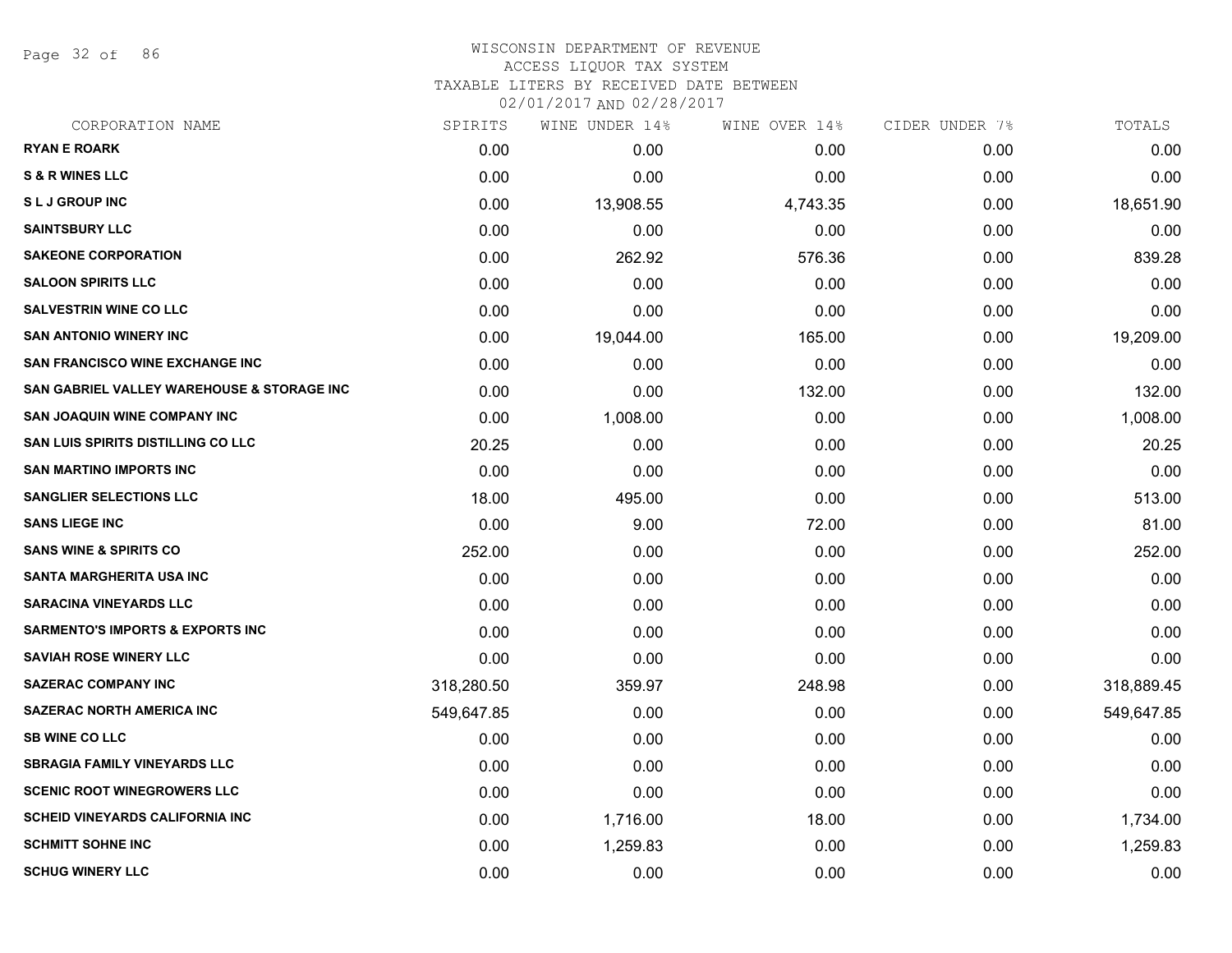WISCONSIN DEPARTMENT OF REVENUE
ACCESS LIQUOR TAX SYSTEM
TAXABLE LITERS BY RECEIVED DATE BETWEEN
02/01/2017 AND 02/28/2017

| CORPORATION NAME | SPIRITS | WINE UNDER 14% | WINE OVER 14% | CIDER UNDER 7% | TOTALS |
|---|---|---|---|---|---|
| RYAN E ROARK | 0.00 | 0.00 | 0.00 | 0.00 | 0.00 |
| S & R WINES LLC | 0.00 | 0.00 | 0.00 | 0.00 | 0.00 |
| S L J GROUP INC | 0.00 | 13,908.55 | 4,743.35 | 0.00 | 18,651.90 |
| SAINTSBURY LLC | 0.00 | 0.00 | 0.00 | 0.00 | 0.00 |
| SAKEONE CORPORATION | 0.00 | 262.92 | 576.36 | 0.00 | 839.28 |
| SALOON SPIRITS LLC | 0.00 | 0.00 | 0.00 | 0.00 | 0.00 |
| SALVESTRIN WINE CO LLC | 0.00 | 0.00 | 0.00 | 0.00 | 0.00 |
| SAN ANTONIO WINERY INC | 0.00 | 19,044.00 | 165.00 | 0.00 | 19,209.00 |
| SAN FRANCISCO WINE EXCHANGE INC | 0.00 | 0.00 | 0.00 | 0.00 | 0.00 |
| SAN GABRIEL VALLEY WAREHOUSE & STORAGE INC | 0.00 | 0.00 | 132.00 | 0.00 | 132.00 |
| SAN JOAQUIN WINE COMPANY INC | 0.00 | 1,008.00 | 0.00 | 0.00 | 1,008.00 |
| SAN LUIS SPIRITS DISTILLING CO LLC | 20.25 | 0.00 | 0.00 | 0.00 | 20.25 |
| SAN MARTINO IMPORTS INC | 0.00 | 0.00 | 0.00 | 0.00 | 0.00 |
| SANGLIER SELECTIONS LLC | 18.00 | 495.00 | 0.00 | 0.00 | 513.00 |
| SANS LIEGE INC | 0.00 | 9.00 | 72.00 | 0.00 | 81.00 |
| SANS WINE & SPIRITS CO | 252.00 | 0.00 | 0.00 | 0.00 | 252.00 |
| SANTA MARGHERITA USA INC | 0.00 | 0.00 | 0.00 | 0.00 | 0.00 |
| SARACINA VINEYARDS LLC | 0.00 | 0.00 | 0.00 | 0.00 | 0.00 |
| SARMENTO'S IMPORTS & EXPORTS INC | 0.00 | 0.00 | 0.00 | 0.00 | 0.00 |
| SAVIAH ROSE WINERY LLC | 0.00 | 0.00 | 0.00 | 0.00 | 0.00 |
| SAZERAC COMPANY INC | 318,280.50 | 359.97 | 248.98 | 0.00 | 318,889.45 |
| SAZERAC NORTH AMERICA INC | 549,647.85 | 0.00 | 0.00 | 0.00 | 549,647.85 |
| SB WINE CO LLC | 0.00 | 0.00 | 0.00 | 0.00 | 0.00 |
| SBRAGIA FAMILY VINEYARDS LLC | 0.00 | 0.00 | 0.00 | 0.00 | 0.00 |
| SCENIC ROOT WINEGROWERS LLC | 0.00 | 0.00 | 0.00 | 0.00 | 0.00 |
| SCHEID VINEYARDS CALIFORNIA INC | 0.00 | 1,716.00 | 18.00 | 0.00 | 1,734.00 |
| SCHMITT SOHNE INC | 0.00 | 1,259.83 | 0.00 | 0.00 | 1,259.83 |
| SCHUG WINERY LLC | 0.00 | 0.00 | 0.00 | 0.00 | 0.00 |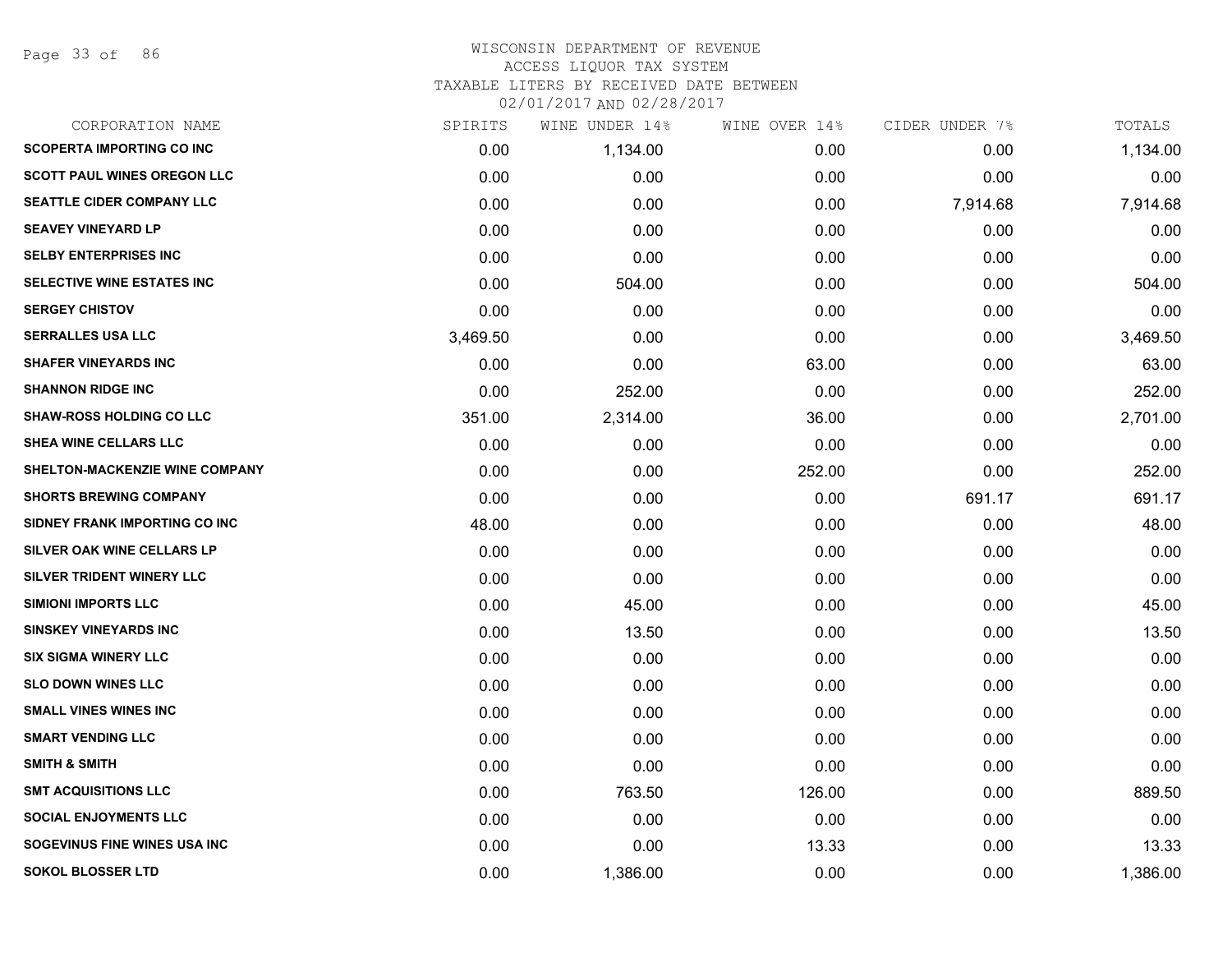# WISCONSIN DEPARTMENT OF REVENUE
## ACCESS LIQUOR TAX SYSTEM
### TAXABLE LITERS BY RECEIVED DATE BETWEEN 02/01/2017 AND 02/28/2017

| CORPORATION NAME | SPIRITS | WINE UNDER 14% | WINE OVER 14% | CIDER UNDER 7% | TOTALS |
|---|---|---|---|---|---|
| SCOPERTA IMPORTING CO INC | 0.00 | 1,134.00 | 0.00 | 0.00 | 1,134.00 |
| SCOTT PAUL WINES OREGON LLC | 0.00 | 0.00 | 0.00 | 0.00 | 0.00 |
| SEATTLE CIDER COMPANY LLC | 0.00 | 0.00 | 0.00 | 7,914.68 | 7,914.68 |
| SEAVEY VINEYARD LP | 0.00 | 0.00 | 0.00 | 0.00 | 0.00 |
| SELBY ENTERPRISES INC | 0.00 | 0.00 | 0.00 | 0.00 | 0.00 |
| SELECTIVE WINE ESTATES INC | 0.00 | 504.00 | 0.00 | 0.00 | 504.00 |
| SERGEY CHISTOV | 0.00 | 0.00 | 0.00 | 0.00 | 0.00 |
| SERRALLES USA LLC | 3,469.50 | 0.00 | 0.00 | 0.00 | 3,469.50 |
| SHAFER VINEYARDS INC | 0.00 | 0.00 | 63.00 | 0.00 | 63.00 |
| SHANNON RIDGE INC | 0.00 | 252.00 | 0.00 | 0.00 | 252.00 |
| SHAW-ROSS HOLDING CO LLC | 351.00 | 2,314.00 | 36.00 | 0.00 | 2,701.00 |
| SHEA WINE CELLARS LLC | 0.00 | 0.00 | 0.00 | 0.00 | 0.00 |
| SHELTON-MACKENZIE WINE COMPANY | 0.00 | 0.00 | 252.00 | 0.00 | 252.00 |
| SHORTS BREWING COMPANY | 0.00 | 0.00 | 0.00 | 691.17 | 691.17 |
| SIDNEY FRANK IMPORTING CO INC | 48.00 | 0.00 | 0.00 | 0.00 | 48.00 |
| SILVER OAK WINE CELLARS LP | 0.00 | 0.00 | 0.00 | 0.00 | 0.00 |
| SILVER TRIDENT WINERY LLC | 0.00 | 0.00 | 0.00 | 0.00 | 0.00 |
| SIMIONI IMPORTS LLC | 0.00 | 45.00 | 0.00 | 0.00 | 45.00 |
| SINSKEY VINEYARDS INC | 0.00 | 13.50 | 0.00 | 0.00 | 13.50 |
| SIX SIGMA WINERY LLC | 0.00 | 0.00 | 0.00 | 0.00 | 0.00 |
| SLO DOWN WINES LLC | 0.00 | 0.00 | 0.00 | 0.00 | 0.00 |
| SMALL VINES WINES INC | 0.00 | 0.00 | 0.00 | 0.00 | 0.00 |
| SMART VENDING LLC | 0.00 | 0.00 | 0.00 | 0.00 | 0.00 |
| SMITH & SMITH | 0.00 | 0.00 | 0.00 | 0.00 | 0.00 |
| SMT ACQUISITIONS LLC | 0.00 | 763.50 | 126.00 | 0.00 | 889.50 |
| SOCIAL ENJOYMENTS LLC | 0.00 | 0.00 | 0.00 | 0.00 | 0.00 |
| SOGEVINUS FINE WINES USA INC | 0.00 | 0.00 | 13.33 | 0.00 | 13.33 |
| SOKOL BLOSSER LTD | 0.00 | 1,386.00 | 0.00 | 0.00 | 1,386.00 |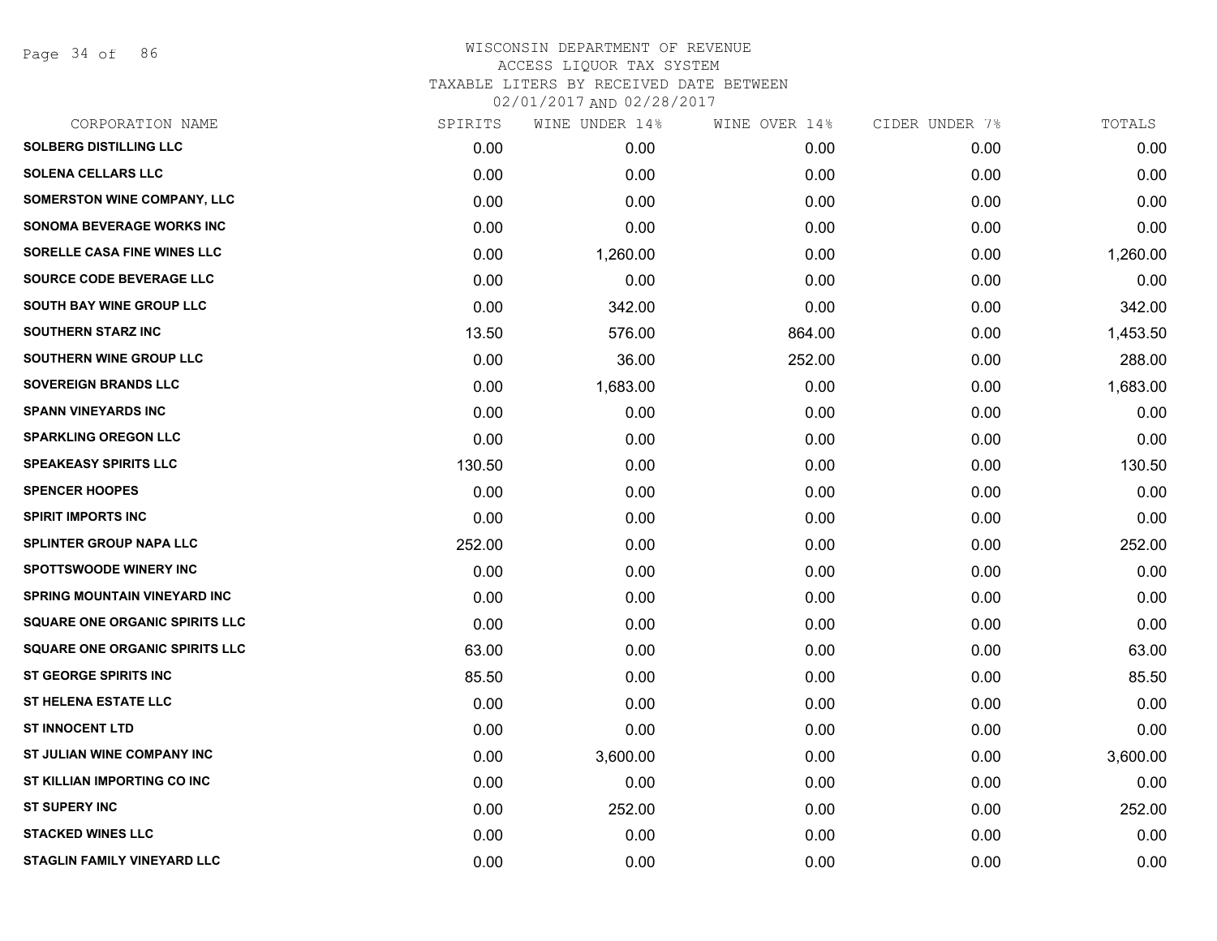WISCONSIN DEPARTMENT OF REVENUE
ACCESS LIQUOR TAX SYSTEM
TAXABLE LITERS BY RECEIVED DATE BETWEEN
02/01/2017 AND 02/28/2017

| CORPORATION NAME | SPIRITS | WINE UNDER 14% | WINE OVER 14% | CIDER UNDER 7% | TOTALS |
|---|---|---|---|---|---|
| SOLBERG DISTILLING LLC | 0.00 | 0.00 | 0.00 | 0.00 | 0.00 |
| SOLENA CELLARS LLC | 0.00 | 0.00 | 0.00 | 0.00 | 0.00 |
| SOMERSTON WINE COMPANY, LLC | 0.00 | 0.00 | 0.00 | 0.00 | 0.00 |
| SONOMA BEVERAGE WORKS INC | 0.00 | 0.00 | 0.00 | 0.00 | 0.00 |
| SORELLE CASA FINE WINES LLC | 0.00 | 1,260.00 | 0.00 | 0.00 | 1,260.00 |
| SOURCE CODE BEVERAGE LLC | 0.00 | 0.00 | 0.00 | 0.00 | 0.00 |
| SOUTH BAY WINE GROUP LLC | 0.00 | 342.00 | 0.00 | 0.00 | 342.00 |
| SOUTHERN STARZ INC | 13.50 | 576.00 | 864.00 | 0.00 | 1,453.50 |
| SOUTHERN WINE GROUP LLC | 0.00 | 36.00 | 252.00 | 0.00 | 288.00 |
| SOVEREIGN BRANDS LLC | 0.00 | 1,683.00 | 0.00 | 0.00 | 1,683.00 |
| SPANN VINEYARDS INC | 0.00 | 0.00 | 0.00 | 0.00 | 0.00 |
| SPARKLING OREGON LLC | 0.00 | 0.00 | 0.00 | 0.00 | 0.00 |
| SPEAKEASY SPIRITS LLC | 130.50 | 0.00 | 0.00 | 0.00 | 130.50 |
| SPENCER HOOPES | 0.00 | 0.00 | 0.00 | 0.00 | 0.00 |
| SPIRIT IMPORTS INC | 0.00 | 0.00 | 0.00 | 0.00 | 0.00 |
| SPLINTER GROUP NAPA LLC | 252.00 | 0.00 | 0.00 | 0.00 | 252.00 |
| SPOTTSWOODE WINERY INC | 0.00 | 0.00 | 0.00 | 0.00 | 0.00 |
| SPRING MOUNTAIN VINEYARD INC | 0.00 | 0.00 | 0.00 | 0.00 | 0.00 |
| SQUARE ONE ORGANIC SPIRITS LLC | 0.00 | 0.00 | 0.00 | 0.00 | 0.00 |
| SQUARE ONE ORGANIC SPIRITS LLC | 63.00 | 0.00 | 0.00 | 0.00 | 63.00 |
| ST GEORGE SPIRITS INC | 85.50 | 0.00 | 0.00 | 0.00 | 85.50 |
| ST HELENA ESTATE LLC | 0.00 | 0.00 | 0.00 | 0.00 | 0.00 |
| ST INNOCENT LTD | 0.00 | 0.00 | 0.00 | 0.00 | 0.00 |
| ST JULIAN WINE COMPANY INC | 0.00 | 3,600.00 | 0.00 | 0.00 | 3,600.00 |
| ST KILLIAN IMPORTING CO INC | 0.00 | 0.00 | 0.00 | 0.00 | 0.00 |
| ST SUPERY INC | 0.00 | 252.00 | 0.00 | 0.00 | 252.00 |
| STACKED WINES LLC | 0.00 | 0.00 | 0.00 | 0.00 | 0.00 |
| STAGLIN FAMILY VINEYARD LLC | 0.00 | 0.00 | 0.00 | 0.00 | 0.00 |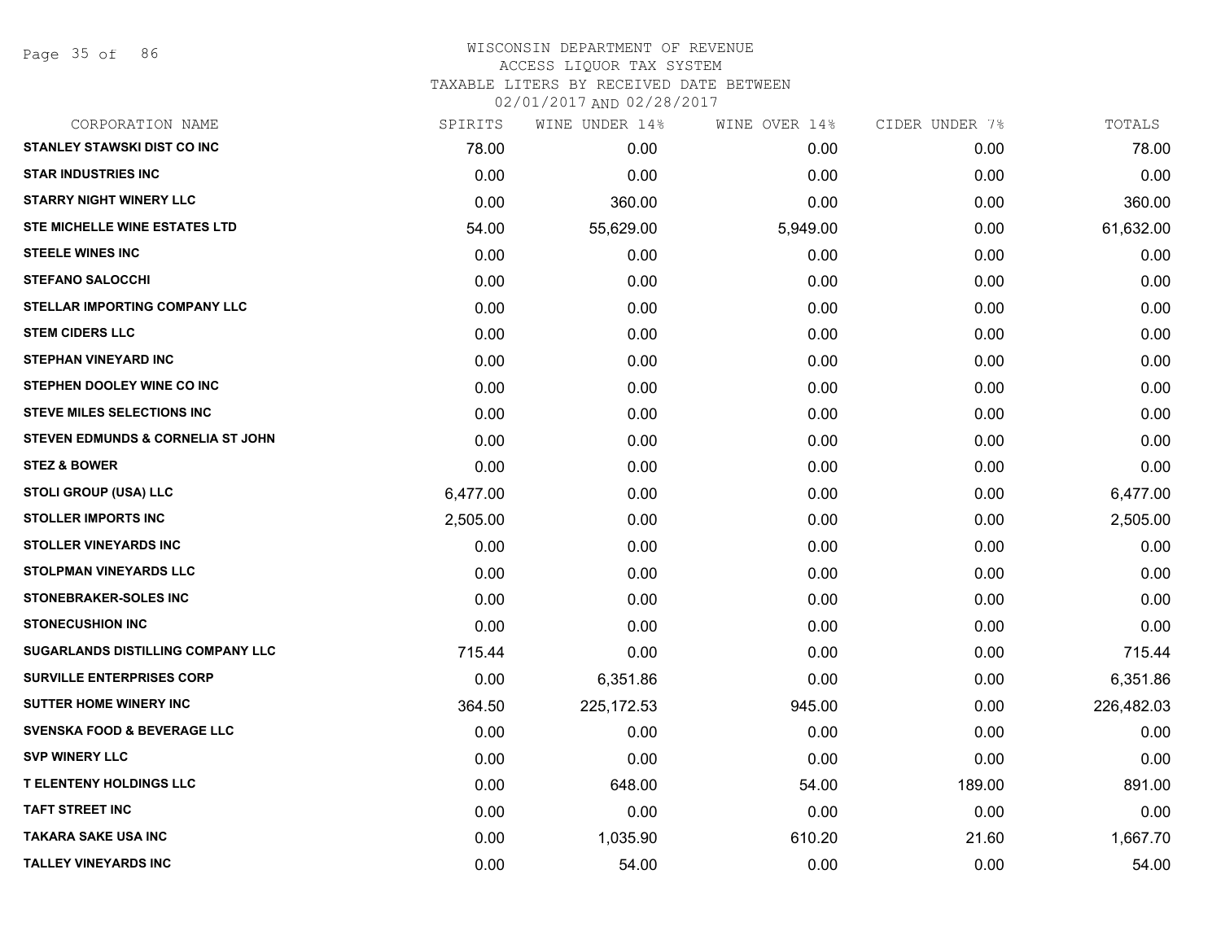WISCONSIN DEPARTMENT OF REVENUE
ACCESS LIQUOR TAX SYSTEM
TAXABLE LITERS BY RECEIVED DATE BETWEEN
02/01/2017 AND 02/28/2017

| CORPORATION NAME | SPIRITS | WINE UNDER 14% | WINE OVER 14% | CIDER UNDER 7% | TOTALS |
|---|---|---|---|---|---|
| STANLEY STAWSKI DIST CO INC | 78.00 | 0.00 | 0.00 | 0.00 | 78.00 |
| STAR INDUSTRIES INC | 0.00 | 0.00 | 0.00 | 0.00 | 0.00 |
| STARRY NIGHT WINERY LLC | 0.00 | 360.00 | 0.00 | 0.00 | 360.00 |
| STE MICHELLE WINE ESTATES LTD | 54.00 | 55,629.00 | 5,949.00 | 0.00 | 61,632.00 |
| STEELE WINES INC | 0.00 | 0.00 | 0.00 | 0.00 | 0.00 |
| STEFANO SALOCCHI | 0.00 | 0.00 | 0.00 | 0.00 | 0.00 |
| STELLAR IMPORTING COMPANY LLC | 0.00 | 0.00 | 0.00 | 0.00 | 0.00 |
| STEM CIDERS LLC | 0.00 | 0.00 | 0.00 | 0.00 | 0.00 |
| STEPHAN VINEYARD INC | 0.00 | 0.00 | 0.00 | 0.00 | 0.00 |
| STEPHEN DOOLEY WINE CO INC | 0.00 | 0.00 | 0.00 | 0.00 | 0.00 |
| STEVE MILES SELECTIONS INC | 0.00 | 0.00 | 0.00 | 0.00 | 0.00 |
| STEVEN EDMUNDS & CORNELIA ST JOHN | 0.00 | 0.00 | 0.00 | 0.00 | 0.00 |
| STEZ & BOWER | 0.00 | 0.00 | 0.00 | 0.00 | 0.00 |
| STOLI GROUP (USA) LLC | 6,477.00 | 0.00 | 0.00 | 0.00 | 6,477.00 |
| STOLLER IMPORTS INC | 2,505.00 | 0.00 | 0.00 | 0.00 | 2,505.00 |
| STOLLER VINEYARDS INC | 0.00 | 0.00 | 0.00 | 0.00 | 0.00 |
| STOLPMAN VINEYARDS LLC | 0.00 | 0.00 | 0.00 | 0.00 | 0.00 |
| STONEBRAKER-SOLES INC | 0.00 | 0.00 | 0.00 | 0.00 | 0.00 |
| STONECUSHION INC | 0.00 | 0.00 | 0.00 | 0.00 | 0.00 |
| SUGARLANDS DISTILLING COMPANY LLC | 715.44 | 0.00 | 0.00 | 0.00 | 715.44 |
| SURVILLE ENTERPRISES CORP | 0.00 | 6,351.86 | 0.00 | 0.00 | 6,351.86 |
| SUTTER HOME WINERY INC | 364.50 | 225,172.53 | 945.00 | 0.00 | 226,482.03 |
| SVENSKA FOOD & BEVERAGE LLC | 0.00 | 0.00 | 0.00 | 0.00 | 0.00 |
| SVP WINERY LLC | 0.00 | 0.00 | 0.00 | 0.00 | 0.00 |
| T ELENTENY HOLDINGS LLC | 0.00 | 648.00 | 54.00 | 189.00 | 891.00 |
| TAFT STREET INC | 0.00 | 0.00 | 0.00 | 0.00 | 0.00 |
| TAKARA SAKE USA INC | 0.00 | 1,035.90 | 610.20 | 21.60 | 1,667.70 |
| TALLEY VINEYARDS INC | 0.00 | 54.00 | 0.00 | 0.00 | 54.00 |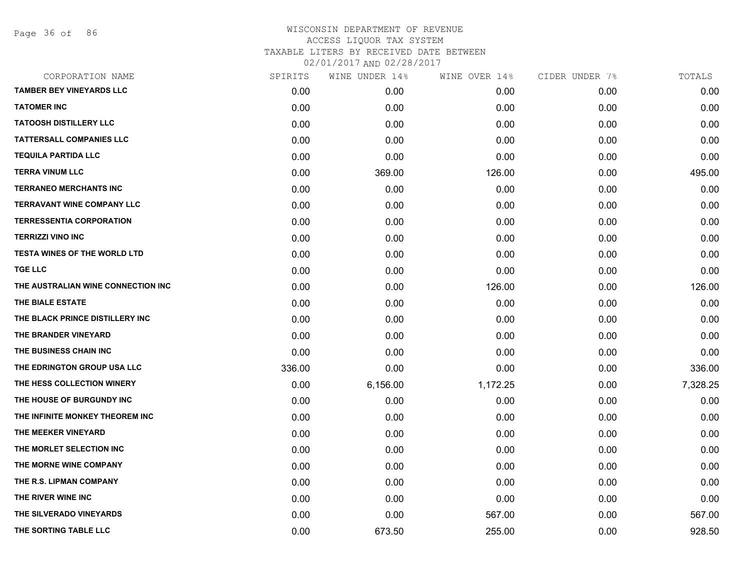# WISCONSIN DEPARTMENT OF REVENUE
## ACCESS LIQUOR TAX SYSTEM
### TAXABLE LITERS BY RECEIVED DATE BETWEEN 02/01/2017 AND 02/28/2017

| CORPORATION NAME | SPIRITS | WINE UNDER 14% | WINE OVER 14% | CIDER UNDER 7% | TOTALS |
|---|---|---|---|---|---|
| TAMBER BEY VINEYARDS LLC | 0.00 | 0.00 | 0.00 | 0.00 | 0.00 |
| TATOMER INC | 0.00 | 0.00 | 0.00 | 0.00 | 0.00 |
| TATOOSH DISTILLERY LLC | 0.00 | 0.00 | 0.00 | 0.00 | 0.00 |
| TATTERSALL COMPANIES LLC | 0.00 | 0.00 | 0.00 | 0.00 | 0.00 |
| TEQUILA PARTIDA LLC | 0.00 | 0.00 | 0.00 | 0.00 | 0.00 |
| TERRA VINUM LLC | 0.00 | 369.00 | 126.00 | 0.00 | 495.00 |
| TERRANEO MERCHANTS INC | 0.00 | 0.00 | 0.00 | 0.00 | 0.00 |
| TERRAVANT WINE COMPANY LLC | 0.00 | 0.00 | 0.00 | 0.00 | 0.00 |
| TERRESSENTIA CORPORATION | 0.00 | 0.00 | 0.00 | 0.00 | 0.00 |
| TERRIZZI VINO INC | 0.00 | 0.00 | 0.00 | 0.00 | 0.00 |
| TESTA WINES OF THE WORLD LTD | 0.00 | 0.00 | 0.00 | 0.00 | 0.00 |
| TGE LLC | 0.00 | 0.00 | 0.00 | 0.00 | 0.00 |
| THE AUSTRALIAN WINE CONNECTION INC | 0.00 | 0.00 | 126.00 | 0.00 | 126.00 |
| THE BIALE ESTATE | 0.00 | 0.00 | 0.00 | 0.00 | 0.00 |
| THE BLACK PRINCE DISTILLERY INC | 0.00 | 0.00 | 0.00 | 0.00 | 0.00 |
| THE BRANDER VINEYARD | 0.00 | 0.00 | 0.00 | 0.00 | 0.00 |
| THE BUSINESS CHAIN INC | 0.00 | 0.00 | 0.00 | 0.00 | 0.00 |
| THE EDRINGTON GROUP USA LLC | 336.00 | 0.00 | 0.00 | 0.00 | 336.00 |
| THE HESS COLLECTION WINERY | 0.00 | 6,156.00 | 1,172.25 | 0.00 | 7,328.25 |
| THE HOUSE OF BURGUNDY INC | 0.00 | 0.00 | 0.00 | 0.00 | 0.00 |
| THE INFINITE MONKEY THEOREM INC | 0.00 | 0.00 | 0.00 | 0.00 | 0.00 |
| THE MEEKER VINEYARD | 0.00 | 0.00 | 0.00 | 0.00 | 0.00 |
| THE MORLET SELECTION INC | 0.00 | 0.00 | 0.00 | 0.00 | 0.00 |
| THE MORNE WINE COMPANY | 0.00 | 0.00 | 0.00 | 0.00 | 0.00 |
| THE R.S. LIPMAN COMPANY | 0.00 | 0.00 | 0.00 | 0.00 | 0.00 |
| THE RIVER WINE INC | 0.00 | 0.00 | 0.00 | 0.00 | 0.00 |
| THE SILVERADO VINEYARDS | 0.00 | 0.00 | 567.00 | 0.00 | 567.00 |
| THE SORTING TABLE LLC | 0.00 | 673.50 | 255.00 | 0.00 | 928.50 |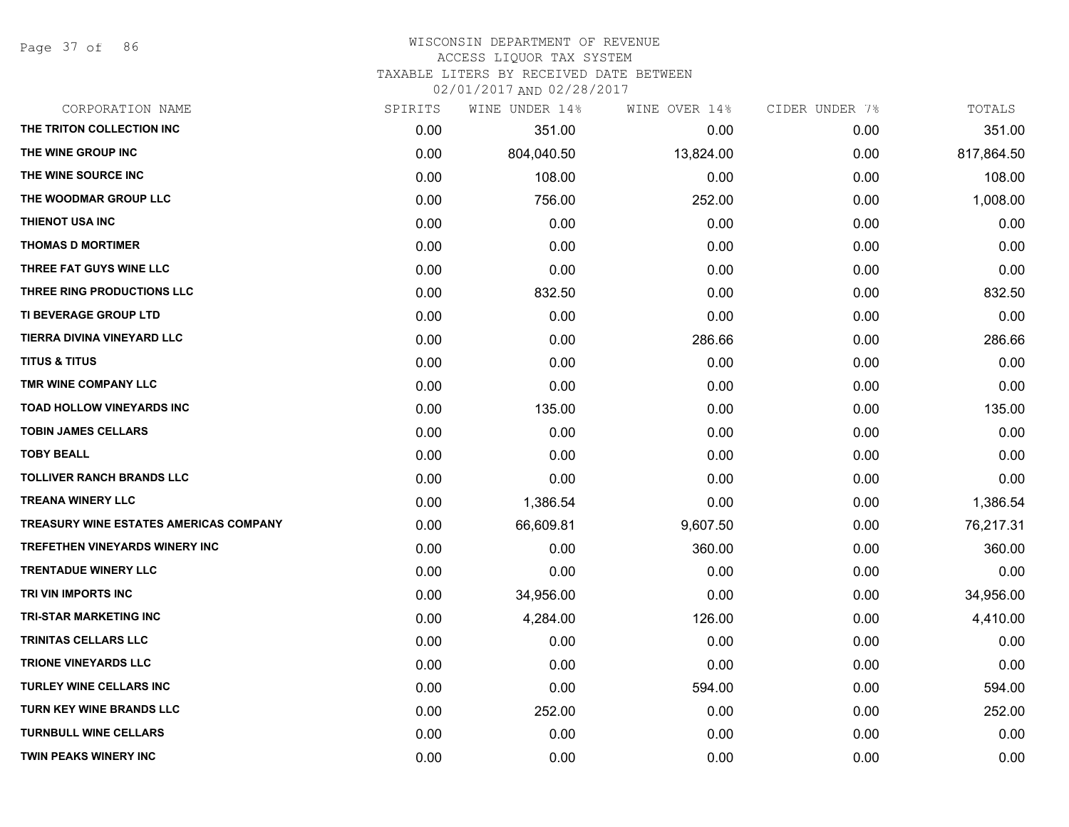WISCONSIN DEPARTMENT OF REVENUE
ACCESS LIQUOR TAX SYSTEM
TAXABLE LITERS BY RECEIVED DATE BETWEEN
02/01/2017 AND 02/28/2017

| CORPORATION NAME | SPIRITS | WINE UNDER 14% | WINE OVER 14% | CIDER UNDER 7% | TOTALS |
|---|---|---|---|---|---|
| THE TRITON COLLECTION INC | 0.00 | 351.00 | 0.00 | 0.00 | 351.00 |
| THE WINE GROUP INC | 0.00 | 804,040.50 | 13,824.00 | 0.00 | 817,864.50 |
| THE WINE SOURCE INC | 0.00 | 108.00 | 0.00 | 0.00 | 108.00 |
| THE WOODMAR GROUP LLC | 0.00 | 756.00 | 252.00 | 0.00 | 1,008.00 |
| THIENOT USA INC | 0.00 | 0.00 | 0.00 | 0.00 | 0.00 |
| THOMAS D MORTIMER | 0.00 | 0.00 | 0.00 | 0.00 | 0.00 |
| THREE FAT GUYS WINE LLC | 0.00 | 0.00 | 0.00 | 0.00 | 0.00 |
| THREE RING PRODUCTIONS LLC | 0.00 | 832.50 | 0.00 | 0.00 | 832.50 |
| TI BEVERAGE GROUP LTD | 0.00 | 0.00 | 0.00 | 0.00 | 0.00 |
| TIERRA DIVINA VINEYARD LLC | 0.00 | 0.00 | 286.66 | 0.00 | 286.66 |
| TITUS & TITUS | 0.00 | 0.00 | 0.00 | 0.00 | 0.00 |
| TMR WINE COMPANY LLC | 0.00 | 0.00 | 0.00 | 0.00 | 0.00 |
| TOAD HOLLOW VINEYARDS INC | 0.00 | 135.00 | 0.00 | 0.00 | 135.00 |
| TOBIN JAMES CELLARS | 0.00 | 0.00 | 0.00 | 0.00 | 0.00 |
| TOBY BEALL | 0.00 | 0.00 | 0.00 | 0.00 | 0.00 |
| TOLLIVER RANCH BRANDS LLC | 0.00 | 0.00 | 0.00 | 0.00 | 0.00 |
| TREANA WINERY LLC | 0.00 | 1,386.54 | 0.00 | 0.00 | 1,386.54 |
| TREASURY WINE ESTATES AMERICAS COMPANY | 0.00 | 66,609.81 | 9,607.50 | 0.00 | 76,217.31 |
| TREFETHEN VINEYARDS WINERY INC | 0.00 | 0.00 | 360.00 | 0.00 | 360.00 |
| TRENTADUE WINERY LLC | 0.00 | 0.00 | 0.00 | 0.00 | 0.00 |
| TRI VIN IMPORTS INC | 0.00 | 34,956.00 | 0.00 | 0.00 | 34,956.00 |
| TRI-STAR MARKETING INC | 0.00 | 4,284.00 | 126.00 | 0.00 | 4,410.00 |
| TRINITAS CELLARS LLC | 0.00 | 0.00 | 0.00 | 0.00 | 0.00 |
| TRIONE VINEYARDS LLC | 0.00 | 0.00 | 0.00 | 0.00 | 0.00 |
| TURLEY WINE CELLARS INC | 0.00 | 0.00 | 594.00 | 0.00 | 594.00 |
| TURN KEY WINE BRANDS LLC | 0.00 | 252.00 | 0.00 | 0.00 | 252.00 |
| TURNBULL WINE CELLARS | 0.00 | 0.00 | 0.00 | 0.00 | 0.00 |
| TWIN PEAKS WINERY INC | 0.00 | 0.00 | 0.00 | 0.00 | 0.00 |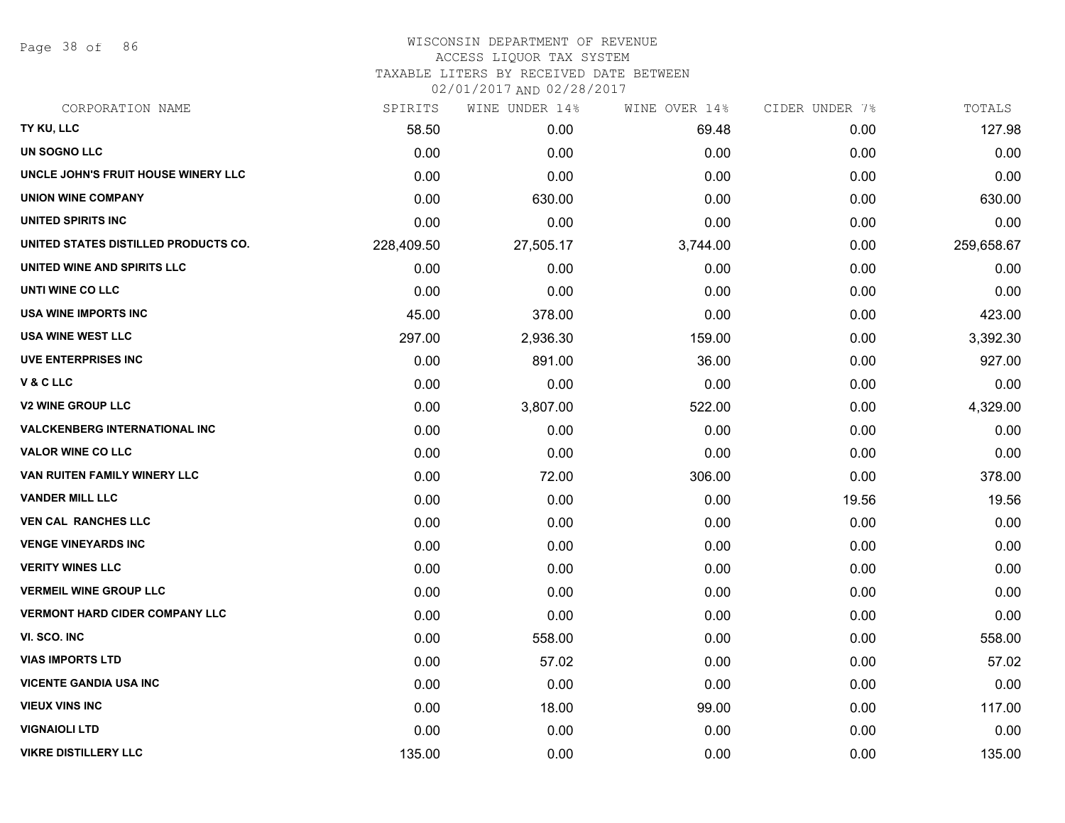# WISCONSIN DEPARTMENT OF REVENUE
ACCESS LIQUOR TAX SYSTEM
TAXABLE LITERS BY RECEIVED DATE BETWEEN
02/01/2017 AND 02/28/2017

| CORPORATION NAME | SPIRITS | WINE UNDER 14% | WINE OVER 14% | CIDER UNDER 7% | TOTALS |
|---|---|---|---|---|---|
| TY KU, LLC | 58.50 | 0.00 | 69.48 | 0.00 | 127.98 |
| UN SOGNO LLC | 0.00 | 0.00 | 0.00 | 0.00 | 0.00 |
| UNCLE JOHN'S FRUIT HOUSE WINERY LLC | 0.00 | 0.00 | 0.00 | 0.00 | 0.00 |
| UNION WINE COMPANY | 0.00 | 630.00 | 0.00 | 0.00 | 630.00 |
| UNITED SPIRITS INC | 0.00 | 0.00 | 0.00 | 0.00 | 0.00 |
| UNITED STATES DISTILLED PRODUCTS CO. | 228,409.50 | 27,505.17 | 3,744.00 | 0.00 | 259,658.67 |
| UNITED WINE AND SPIRITS LLC | 0.00 | 0.00 | 0.00 | 0.00 | 0.00 |
| UNTI WINE CO LLC | 0.00 | 0.00 | 0.00 | 0.00 | 0.00 |
| USA WINE IMPORTS INC | 45.00 | 378.00 | 0.00 | 0.00 | 423.00 |
| USA WINE WEST LLC | 297.00 | 2,936.30 | 159.00 | 0.00 | 3,392.30 |
| UVE ENTERPRISES INC | 0.00 | 891.00 | 36.00 | 0.00 | 927.00 |
| V & C LLC | 0.00 | 0.00 | 0.00 | 0.00 | 0.00 |
| V2 WINE GROUP LLC | 0.00 | 3,807.00 | 522.00 | 0.00 | 4,329.00 |
| VALCKENBERG INTERNATIONAL INC | 0.00 | 0.00 | 0.00 | 0.00 | 0.00 |
| VALOR WINE CO LLC | 0.00 | 0.00 | 0.00 | 0.00 | 0.00 |
| VAN RUITEN FAMILY WINERY LLC | 0.00 | 72.00 | 306.00 | 0.00 | 378.00 |
| VANDER MILL LLC | 0.00 | 0.00 | 0.00 | 19.56 | 19.56 |
| VEN CAL RANCHES LLC | 0.00 | 0.00 | 0.00 | 0.00 | 0.00 |
| VENGE VINEYARDS INC | 0.00 | 0.00 | 0.00 | 0.00 | 0.00 |
| VERITY WINES LLC | 0.00 | 0.00 | 0.00 | 0.00 | 0.00 |
| VERMEIL WINE GROUP LLC | 0.00 | 0.00 | 0.00 | 0.00 | 0.00 |
| VERMONT HARD CIDER COMPANY LLC | 0.00 | 0.00 | 0.00 | 0.00 | 0.00 |
| VI. SCO. INC | 0.00 | 558.00 | 0.00 | 0.00 | 558.00 |
| VIAS IMPORTS LTD | 0.00 | 57.02 | 0.00 | 0.00 | 57.02 |
| VICENTE GANDIA USA INC | 0.00 | 0.00 | 0.00 | 0.00 | 0.00 |
| VIEUX VINS INC | 0.00 | 18.00 | 99.00 | 0.00 | 117.00 |
| VIGNAIOLI LTD | 0.00 | 0.00 | 0.00 | 0.00 | 0.00 |
| VIKRE DISTILLERY LLC | 135.00 | 0.00 | 0.00 | 0.00 | 135.00 |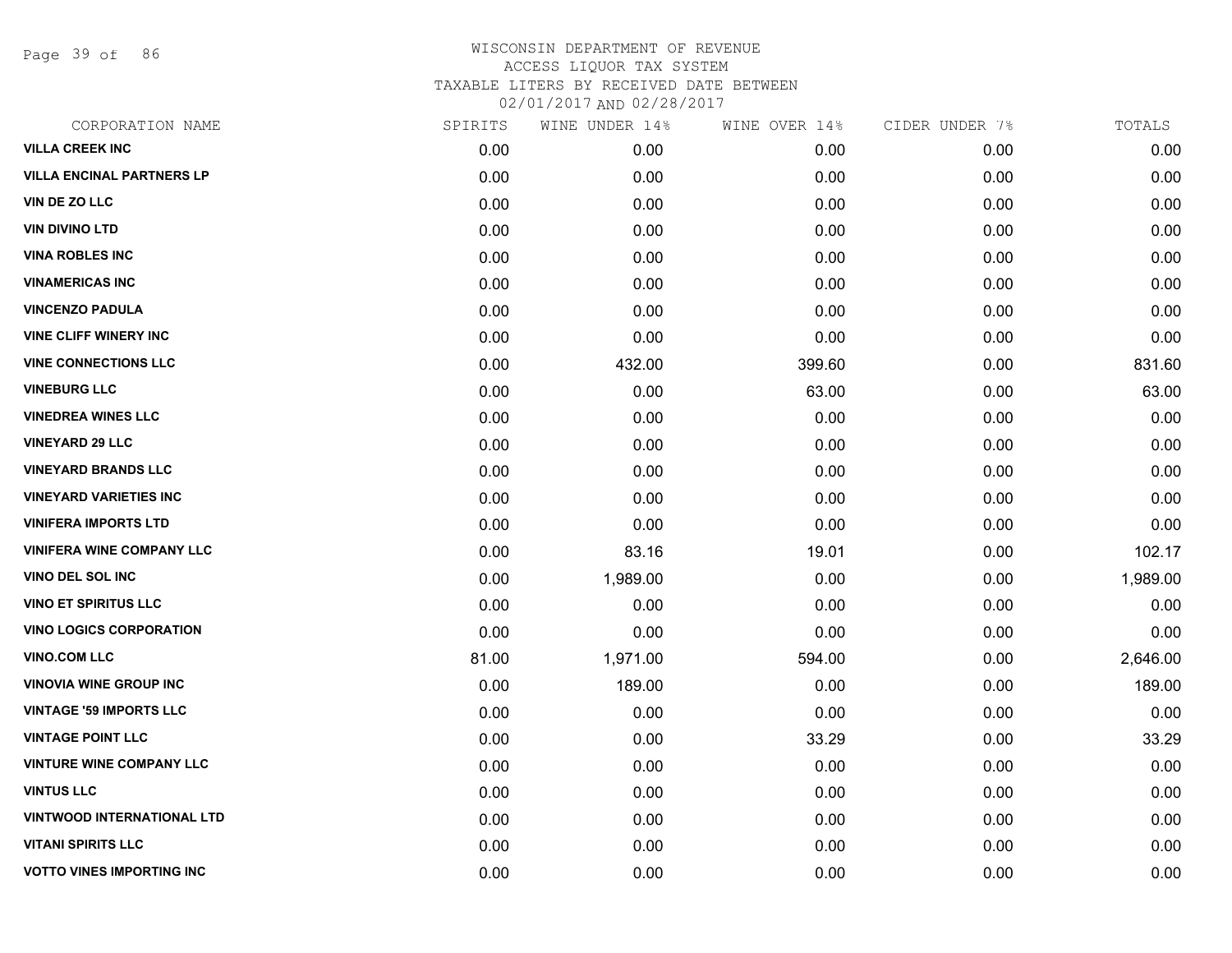# WISCONSIN DEPARTMENT OF REVENUE
## ACCESS LIQUOR TAX SYSTEM
### TAXABLE LITERS BY RECEIVED DATE BETWEEN 02/01/2017 AND 02/28/2017

| CORPORATION NAME | SPIRITS | WINE UNDER 14% | WINE OVER 14% | CIDER UNDER 7% | TOTALS |
|---|---|---|---|---|---|
| VILLA CREEK INC | 0.00 | 0.00 | 0.00 | 0.00 | 0.00 |
| VILLA ENCINAL PARTNERS LP | 0.00 | 0.00 | 0.00 | 0.00 | 0.00 |
| VIN DE ZO LLC | 0.00 | 0.00 | 0.00 | 0.00 | 0.00 |
| VIN DIVINO LTD | 0.00 | 0.00 | 0.00 | 0.00 | 0.00 |
| VINA ROBLES INC | 0.00 | 0.00 | 0.00 | 0.00 | 0.00 |
| VINAMERICAS INC | 0.00 | 0.00 | 0.00 | 0.00 | 0.00 |
| VINCENZO PADULA | 0.00 | 0.00 | 0.00 | 0.00 | 0.00 |
| VINE CLIFF WINERY INC | 0.00 | 0.00 | 0.00 | 0.00 | 0.00 |
| VINE CONNECTIONS LLC | 0.00 | 432.00 | 399.60 | 0.00 | 831.60 |
| VINEBURG LLC | 0.00 | 0.00 | 63.00 | 0.00 | 63.00 |
| VINEDREA WINES LLC | 0.00 | 0.00 | 0.00 | 0.00 | 0.00 |
| VINEYARD 29 LLC | 0.00 | 0.00 | 0.00 | 0.00 | 0.00 |
| VINEYARD BRANDS LLC | 0.00 | 0.00 | 0.00 | 0.00 | 0.00 |
| VINEYARD VARIETIES INC | 0.00 | 0.00 | 0.00 | 0.00 | 0.00 |
| VINIFERA IMPORTS LTD | 0.00 | 0.00 | 0.00 | 0.00 | 0.00 |
| VINIFERA WINE COMPANY LLC | 0.00 | 83.16 | 19.01 | 0.00 | 102.17 |
| VINO DEL SOL INC | 0.00 | 1,989.00 | 0.00 | 0.00 | 1,989.00 |
| VINO ET SPIRITUS LLC | 0.00 | 0.00 | 0.00 | 0.00 | 0.00 |
| VINO LOGICS CORPORATION | 0.00 | 0.00 | 0.00 | 0.00 | 0.00 |
| VINO.COM LLC | 81.00 | 1,971.00 | 594.00 | 0.00 | 2,646.00 |
| VINOVIA WINE GROUP INC | 0.00 | 189.00 | 0.00 | 0.00 | 189.00 |
| VINTAGE '59 IMPORTS LLC | 0.00 | 0.00 | 0.00 | 0.00 | 0.00 |
| VINTAGE POINT LLC | 0.00 | 0.00 | 33.29 | 0.00 | 33.29 |
| VINTURE WINE COMPANY LLC | 0.00 | 0.00 | 0.00 | 0.00 | 0.00 |
| VINTUS LLC | 0.00 | 0.00 | 0.00 | 0.00 | 0.00 |
| VINTWOOD INTERNATIONAL LTD | 0.00 | 0.00 | 0.00 | 0.00 | 0.00 |
| VITANI SPIRITS LLC | 0.00 | 0.00 | 0.00 | 0.00 | 0.00 |
| VOTTO VINES IMPORTING INC | 0.00 | 0.00 | 0.00 | 0.00 | 0.00 |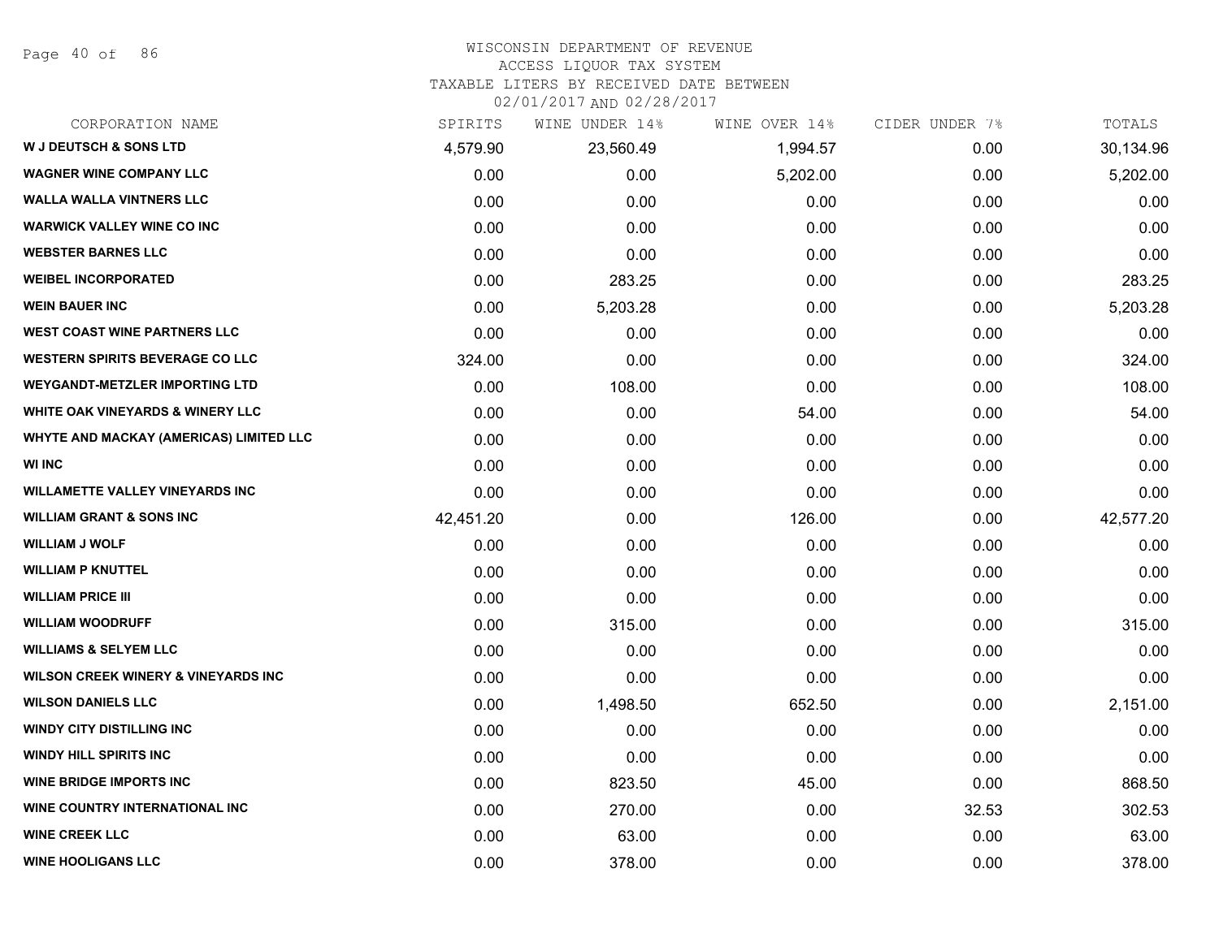WISCONSIN DEPARTMENT OF REVENUE
ACCESS LIQUOR TAX SYSTEM
TAXABLE LITERS BY RECEIVED DATE BETWEEN
02/01/2017 AND 02/28/2017

| CORPORATION NAME | SPIRITS | WINE UNDER 14% | WINE OVER 14% | CIDER UNDER 7% | TOTALS |
|---|---|---|---|---|---|
| W J DEUTSCH & SONS LTD | 4,579.90 | 23,560.49 | 1,994.57 | 0.00 | 30,134.96 |
| WAGNER WINE COMPANY LLC | 0.00 | 0.00 | 5,202.00 | 0.00 | 5,202.00 |
| WALLA WALLA VINTNERS LLC | 0.00 | 0.00 | 0.00 | 0.00 | 0.00 |
| WARWICK VALLEY WINE CO INC | 0.00 | 0.00 | 0.00 | 0.00 | 0.00 |
| WEBSTER BARNES LLC | 0.00 | 0.00 | 0.00 | 0.00 | 0.00 |
| WEIBEL INCORPORATED | 0.00 | 283.25 | 0.00 | 0.00 | 283.25 |
| WEIN BAUER INC | 0.00 | 5,203.28 | 0.00 | 0.00 | 5,203.28 |
| WEST COAST WINE PARTNERS LLC | 0.00 | 0.00 | 0.00 | 0.00 | 0.00 |
| WESTERN SPIRITS BEVERAGE CO LLC | 324.00 | 0.00 | 0.00 | 0.00 | 324.00 |
| WEYGANDT-METZLER IMPORTING LTD | 0.00 | 108.00 | 0.00 | 0.00 | 108.00 |
| WHITE OAK VINEYARDS & WINERY LLC | 0.00 | 0.00 | 54.00 | 0.00 | 54.00 |
| WHYTE AND MACKAY (AMERICAS) LIMITED LLC | 0.00 | 0.00 | 0.00 | 0.00 | 0.00 |
| WI INC | 0.00 | 0.00 | 0.00 | 0.00 | 0.00 |
| WILLAMETTE VALLEY VINEYARDS INC | 0.00 | 0.00 | 0.00 | 0.00 | 0.00 |
| WILLIAM GRANT & SONS INC | 42,451.20 | 0.00 | 126.00 | 0.00 | 42,577.20 |
| WILLIAM J WOLF | 0.00 | 0.00 | 0.00 | 0.00 | 0.00 |
| WILLIAM P KNUTTEL | 0.00 | 0.00 | 0.00 | 0.00 | 0.00 |
| WILLIAM PRICE III | 0.00 | 0.00 | 0.00 | 0.00 | 0.00 |
| WILLIAM WOODRUFF | 0.00 | 315.00 | 0.00 | 0.00 | 315.00 |
| WILLIAMS & SELYEM LLC | 0.00 | 0.00 | 0.00 | 0.00 | 0.00 |
| WILSON CREEK WINERY & VINEYARDS INC | 0.00 | 0.00 | 0.00 | 0.00 | 0.00 |
| WILSON DANIELS LLC | 0.00 | 1,498.50 | 652.50 | 0.00 | 2,151.00 |
| WINDY CITY DISTILLING INC | 0.00 | 0.00 | 0.00 | 0.00 | 0.00 |
| WINDY HILL SPIRITS INC | 0.00 | 0.00 | 0.00 | 0.00 | 0.00 |
| WINE BRIDGE IMPORTS INC | 0.00 | 823.50 | 45.00 | 0.00 | 868.50 |
| WINE COUNTRY INTERNATIONAL INC | 0.00 | 270.00 | 0.00 | 32.53 | 302.53 |
| WINE CREEK LLC | 0.00 | 63.00 | 0.00 | 0.00 | 63.00 |
| WINE HOOLIGANS LLC | 0.00 | 378.00 | 0.00 | 0.00 | 378.00 |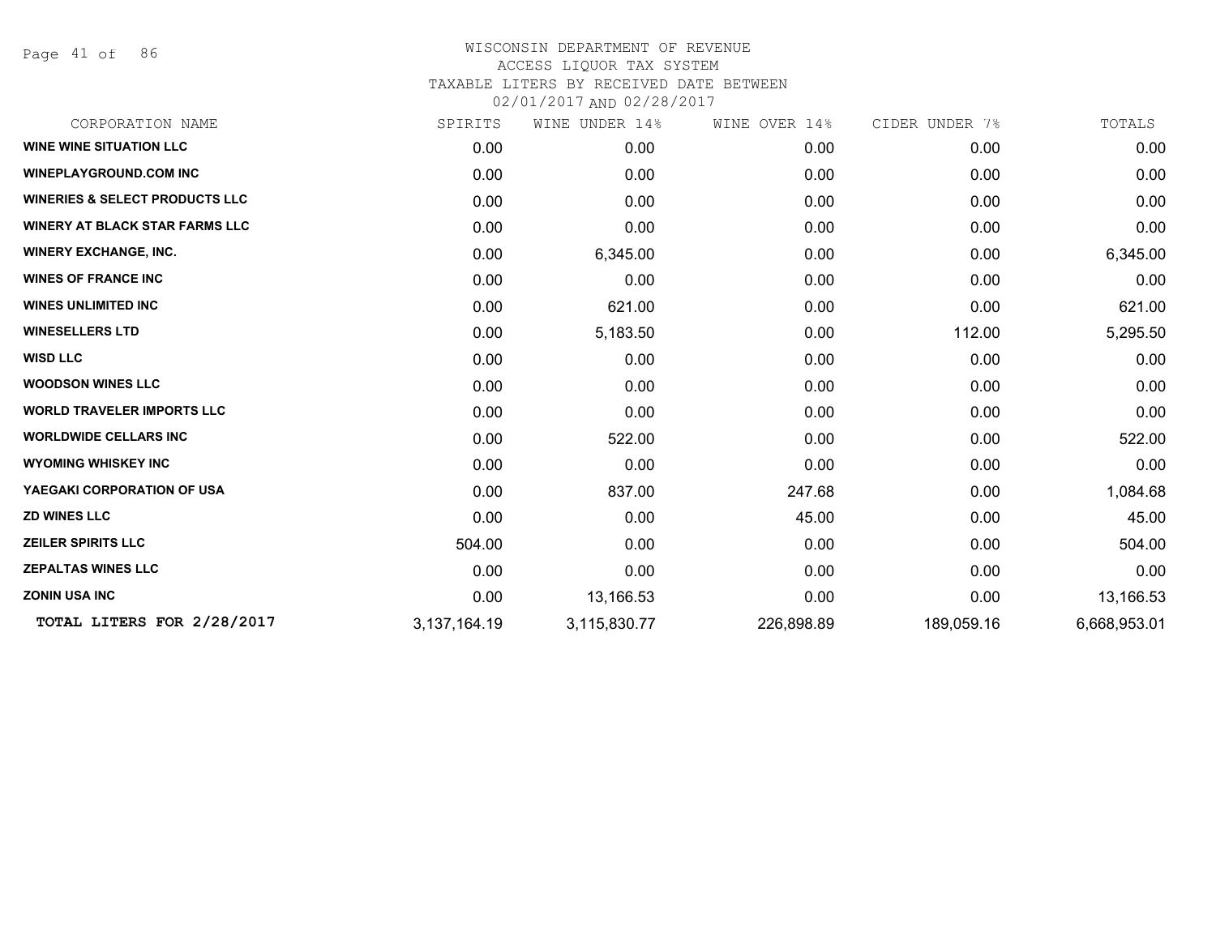WISCONSIN DEPARTMENT OF REVENUE
ACCESS LIQUOR TAX SYSTEM
TAXABLE LITERS BY RECEIVED DATE BETWEEN
02/01/2017 AND 02/28/2017

| CORPORATION NAME | SPIRITS | WINE UNDER 14% | WINE OVER 14% | CIDER UNDER 7% | TOTALS |
|---|---|---|---|---|---|
| WINE WINE SITUATION LLC | 0.00 | 0.00 | 0.00 | 0.00 | 0.00 |
| WINEPLAYGROUND.COM INC | 0.00 | 0.00 | 0.00 | 0.00 | 0.00 |
| WINERIES & SELECT PRODUCTS LLC | 0.00 | 0.00 | 0.00 | 0.00 | 0.00 |
| WINERY AT BLACK STAR FARMS LLC | 0.00 | 0.00 | 0.00 | 0.00 | 0.00 |
| WINERY EXCHANGE, INC. | 0.00 | 6,345.00 | 0.00 | 0.00 | 6,345.00 |
| WINES OF FRANCE INC | 0.00 | 0.00 | 0.00 | 0.00 | 0.00 |
| WINES UNLIMITED INC | 0.00 | 621.00 | 0.00 | 0.00 | 621.00 |
| WINESELLERS LTD | 0.00 | 5,183.50 | 0.00 | 112.00 | 5,295.50 |
| WISD LLC | 0.00 | 0.00 | 0.00 | 0.00 | 0.00 |
| WOODSON WINES LLC | 0.00 | 0.00 | 0.00 | 0.00 | 0.00 |
| WORLD TRAVELER IMPORTS LLC | 0.00 | 0.00 | 0.00 | 0.00 | 0.00 |
| WORLDWIDE CELLARS INC | 0.00 | 522.00 | 0.00 | 0.00 | 522.00 |
| WYOMING WHISKEY INC | 0.00 | 0.00 | 0.00 | 0.00 | 0.00 |
| YAEGAKI CORPORATION OF USA | 0.00 | 837.00 | 247.68 | 0.00 | 1,084.68 |
| ZD WINES LLC | 0.00 | 0.00 | 45.00 | 0.00 | 45.00 |
| ZEILER SPIRITS LLC | 504.00 | 0.00 | 0.00 | 0.00 | 504.00 |
| ZEPALTAS WINES LLC | 0.00 | 0.00 | 0.00 | 0.00 | 0.00 |
| ZONIN USA INC | 0.00 | 13,166.53 | 0.00 | 0.00 | 13,166.53 |
| **TOTAL LITERS FOR 2/28/2017** | 3,137,164.19 | 3,115,830.77 | 226,898.89 | 189,059.16 | 6,668,953.01 |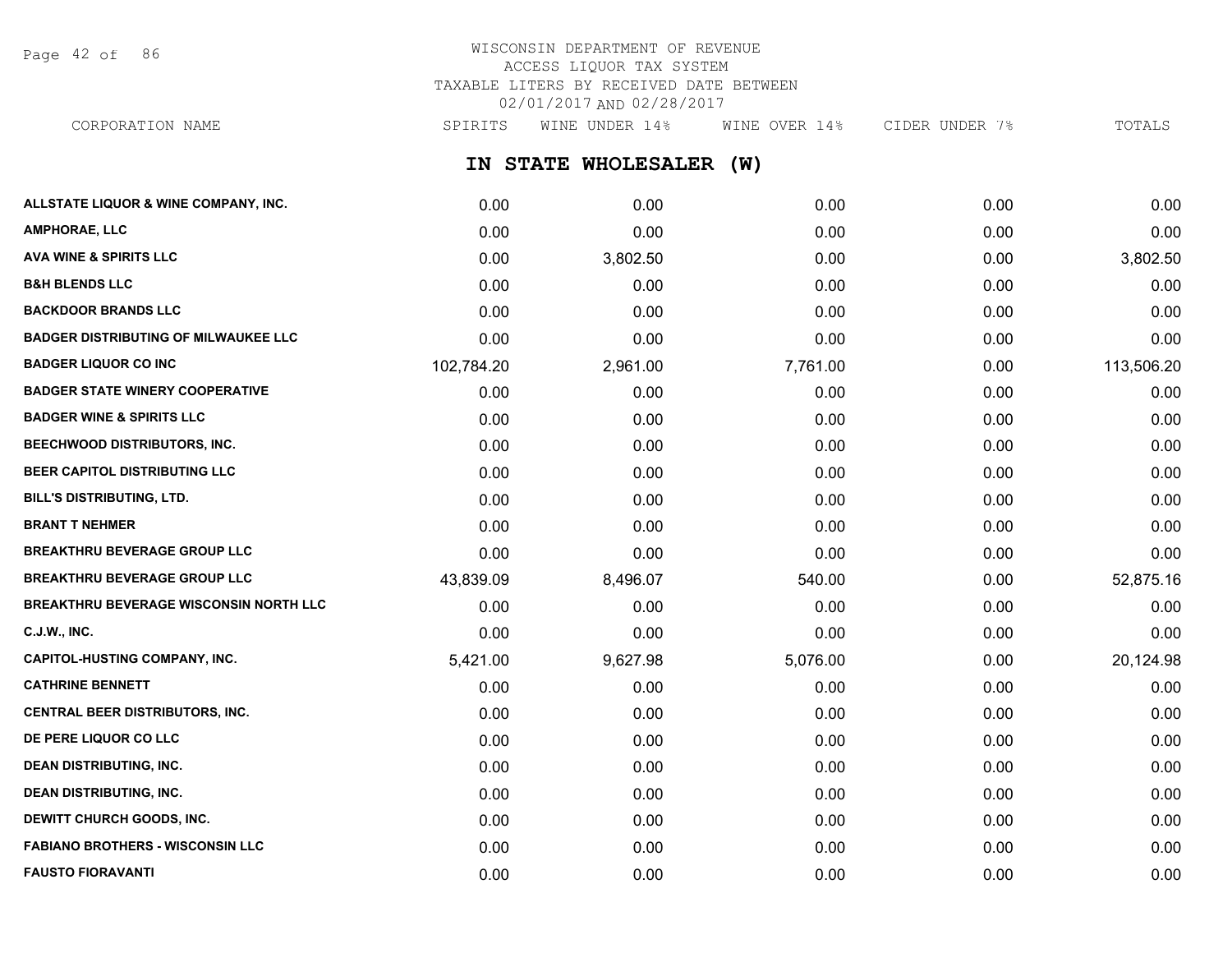WISCONSIN DEPARTMENT OF REVENUE
ACCESS LIQUOR TAX SYSTEM
TAXABLE LITERS BY RECEIVED DATE BETWEEN
02/01/2017 AND 02/28/2017

## IN STATE WHOLESALER (W)

| CORPORATION NAME | SPIRITS | WINE UNDER 14% | WINE OVER 14% | CIDER UNDER 7% | TOTALS |
|---|---|---|---|---|---|
| ALLSTATE LIQUOR & WINE COMPANY, INC. | 0.00 | 0.00 | 0.00 | 0.00 | 0.00 |
| AMPHORAE, LLC | 0.00 | 0.00 | 0.00 | 0.00 | 0.00 |
| AVA WINE & SPIRITS LLC | 0.00 | 3,802.50 | 0.00 | 0.00 | 3,802.50 |
| B&H BLENDS LLC | 0.00 | 0.00 | 0.00 | 0.00 | 0.00 |
| BACKDOOR BRANDS LLC | 0.00 | 0.00 | 0.00 | 0.00 | 0.00 |
| BADGER DISTRIBUTING OF MILWAUKEE LLC | 0.00 | 0.00 | 0.00 | 0.00 | 0.00 |
| BADGER LIQUOR CO INC | 102,784.20 | 2,961.00 | 7,761.00 | 0.00 | 113,506.20 |
| BADGER STATE WINERY COOPERATIVE | 0.00 | 0.00 | 0.00 | 0.00 | 0.00 |
| BADGER WINE & SPIRITS LLC | 0.00 | 0.00 | 0.00 | 0.00 | 0.00 |
| BEECHWOOD DISTRIBUTORS, INC. | 0.00 | 0.00 | 0.00 | 0.00 | 0.00 |
| BEER CAPITOL DISTRIBUTING LLC | 0.00 | 0.00 | 0.00 | 0.00 | 0.00 |
| BILL'S DISTRIBUTING, LTD. | 0.00 | 0.00 | 0.00 | 0.00 | 0.00 |
| BRANT T NEHMER | 0.00 | 0.00 | 0.00 | 0.00 | 0.00 |
| BREAKTHRU BEVERAGE GROUP LLC | 0.00 | 0.00 | 0.00 | 0.00 | 0.00 |
| BREAKTHRU BEVERAGE GROUP LLC | 43,839.09 | 8,496.07 | 540.00 | 0.00 | 52,875.16 |
| BREAKTHRU BEVERAGE WISCONSIN NORTH LLC | 0.00 | 0.00 | 0.00 | 0.00 | 0.00 |
| C.J.W., INC. | 0.00 | 0.00 | 0.00 | 0.00 | 0.00 |
| CAPITOL-HUSTING COMPANY, INC. | 5,421.00 | 9,627.98 | 5,076.00 | 0.00 | 20,124.98 |
| CATHRINE BENNETT | 0.00 | 0.00 | 0.00 | 0.00 | 0.00 |
| CENTRAL BEER DISTRIBUTORS, INC. | 0.00 | 0.00 | 0.00 | 0.00 | 0.00 |
| DE PERE LIQUOR CO LLC | 0.00 | 0.00 | 0.00 | 0.00 | 0.00 |
| DEAN DISTRIBUTING, INC. | 0.00 | 0.00 | 0.00 | 0.00 | 0.00 |
| DEAN DISTRIBUTING, INC. | 0.00 | 0.00 | 0.00 | 0.00 | 0.00 |
| DEWITT CHURCH GOODS, INC. | 0.00 | 0.00 | 0.00 | 0.00 | 0.00 |
| FABIANO BROTHERS - WISCONSIN LLC | 0.00 | 0.00 | 0.00 | 0.00 | 0.00 |
| FAUSTO FIORAVANTI | 0.00 | 0.00 | 0.00 | 0.00 | 0.00 |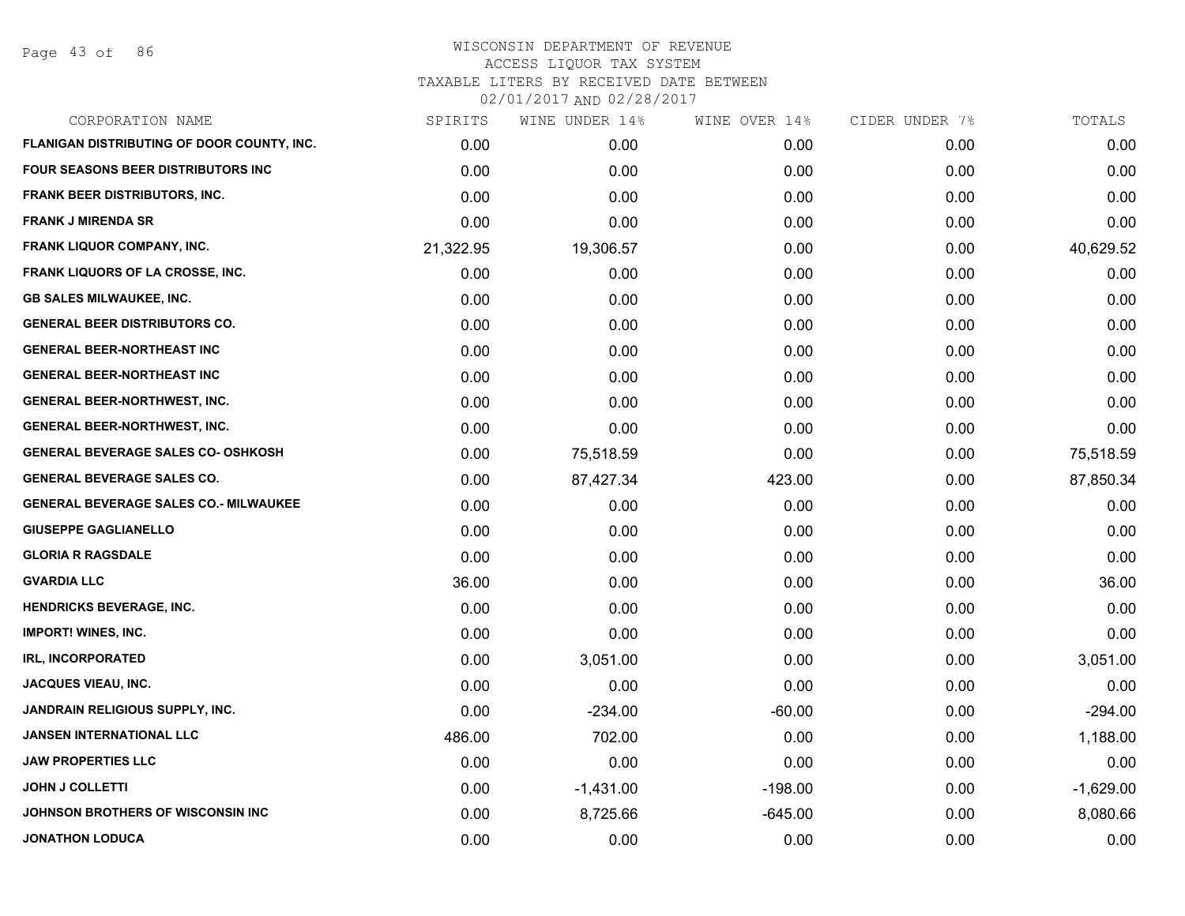# WISCONSIN DEPARTMENT OF REVENUE
## ACCESS LIQUOR TAX SYSTEM
### TAXABLE LITERS BY RECEIVED DATE BETWEEN 02/01/2017 AND 02/28/2017

| CORPORATION NAME | SPIRITS | WINE UNDER 14% | WINE OVER 14% | CIDER UNDER 7% | TOTALS |
|---|---|---|---|---|---|
| FLANIGAN DISTRIBUTING OF DOOR COUNTY, INC. | 0.00 | 0.00 | 0.00 | 0.00 | 0.00 |
| FOUR SEASONS BEER DISTRIBUTORS INC | 0.00 | 0.00 | 0.00 | 0.00 | 0.00 |
| FRANK BEER DISTRIBUTORS, INC. | 0.00 | 0.00 | 0.00 | 0.00 | 0.00 |
| FRANK J MIRENDA SR | 0.00 | 0.00 | 0.00 | 0.00 | 0.00 |
| FRANK LIQUOR COMPANY, INC. | 21,322.95 | 19,306.57 | 0.00 | 0.00 | 40,629.52 |
| FRANK LIQUORS OF LA CROSSE, INC. | 0.00 | 0.00 | 0.00 | 0.00 | 0.00 |
| GB SALES MILWAUKEE, INC. | 0.00 | 0.00 | 0.00 | 0.00 | 0.00 |
| GENERAL BEER DISTRIBUTORS CO. | 0.00 | 0.00 | 0.00 | 0.00 | 0.00 |
| GENERAL BEER-NORTHEAST INC | 0.00 | 0.00 | 0.00 | 0.00 | 0.00 |
| GENERAL BEER-NORTHEAST INC | 0.00 | 0.00 | 0.00 | 0.00 | 0.00 |
| GENERAL BEER-NORTHWEST, INC. | 0.00 | 0.00 | 0.00 | 0.00 | 0.00 |
| GENERAL BEER-NORTHWEST, INC. | 0.00 | 0.00 | 0.00 | 0.00 | 0.00 |
| GENERAL BEVERAGE SALES CO- OSHKOSH | 0.00 | 75,518.59 | 0.00 | 0.00 | 75,518.59 |
| GENERAL BEVERAGE SALES CO. | 0.00 | 87,427.34 | 423.00 | 0.00 | 87,850.34 |
| GENERAL BEVERAGE SALES CO.- MILWAUKEE | 0.00 | 0.00 | 0.00 | 0.00 | 0.00 |
| GIUSEPPE GAGLIANELLO | 0.00 | 0.00 | 0.00 | 0.00 | 0.00 |
| GLORIA R RAGSDALE | 0.00 | 0.00 | 0.00 | 0.00 | 0.00 |
| GVARDIA LLC | 36.00 | 0.00 | 0.00 | 0.00 | 36.00 |
| HENDRICKS BEVERAGE, INC. | 0.00 | 0.00 | 0.00 | 0.00 | 0.00 |
| IMPORT! WINES, INC. | 0.00 | 0.00 | 0.00 | 0.00 | 0.00 |
| IRL, INCORPORATED | 0.00 | 3,051.00 | 0.00 | 0.00 | 3,051.00 |
| JACQUES VIEAU, INC. | 0.00 | 0.00 | 0.00 | 0.00 | 0.00 |
| JANDRAIN RELIGIOUS SUPPLY, INC. | 0.00 | -234.00 | -60.00 | 0.00 | -294.00 |
| JANSEN INTERNATIONAL LLC | 486.00 | 702.00 | 0.00 | 0.00 | 1,188.00 |
| JAW PROPERTIES LLC | 0.00 | 0.00 | 0.00 | 0.00 | 0.00 |
| JOHN J COLLETTI | 0.00 | -1,431.00 | -198.00 | 0.00 | -1,629.00 |
| JOHNSON BROTHERS OF WISCONSIN INC | 0.00 | 8,725.66 | -645.00 | 0.00 | 8,080.66 |
| JONATHON LODUCA | 0.00 | 0.00 | 0.00 | 0.00 | 0.00 |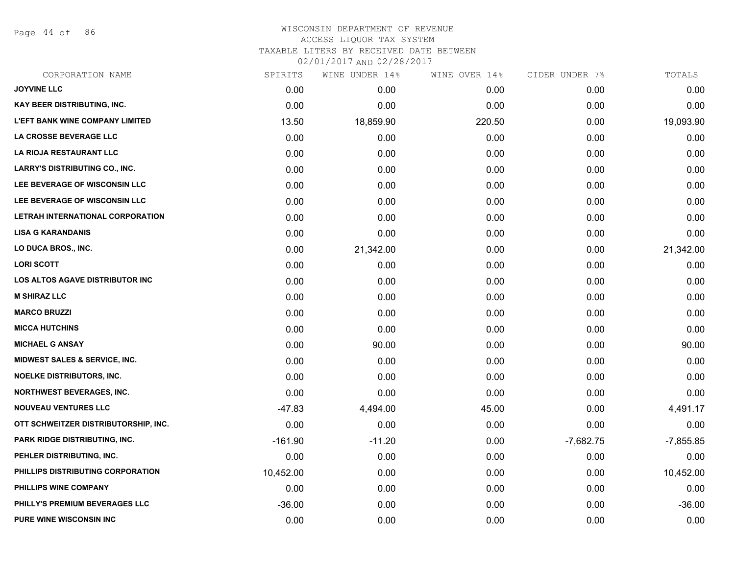# WISCONSIN DEPARTMENT OF REVENUE
## ACCESS LIQUOR TAX SYSTEM
### TAXABLE LITERS BY RECEIVED DATE BETWEEN 02/01/2017 AND 02/28/2017

| CORPORATION NAME | SPIRITS | WINE UNDER 14% | WINE OVER 14% | CIDER UNDER 7% | TOTALS |
|---|---|---|---|---|---|
| JOYVINE LLC | 0.00 | 0.00 | 0.00 | 0.00 | 0.00 |
| KAY BEER DISTRIBUTING, INC. | 0.00 | 0.00 | 0.00 | 0.00 | 0.00 |
| L'EFT BANK WINE COMPANY LIMITED | 13.50 | 18,859.90 | 220.50 | 0.00 | 19,093.90 |
| LA CROSSE BEVERAGE LLC | 0.00 | 0.00 | 0.00 | 0.00 | 0.00 |
| LA RIOJA RESTAURANT LLC | 0.00 | 0.00 | 0.00 | 0.00 | 0.00 |
| LARRY'S DISTRIBUTING CO., INC. | 0.00 | 0.00 | 0.00 | 0.00 | 0.00 |
| LEE BEVERAGE OF WISCONSIN LLC | 0.00 | 0.00 | 0.00 | 0.00 | 0.00 |
| LEE BEVERAGE OF WISCONSIN LLC | 0.00 | 0.00 | 0.00 | 0.00 | 0.00 |
| LETRAH INTERNATIONAL CORPORATION | 0.00 | 0.00 | 0.00 | 0.00 | 0.00 |
| LISA G KARANDANIS | 0.00 | 0.00 | 0.00 | 0.00 | 0.00 |
| LO DUCA BROS., INC. | 0.00 | 21,342.00 | 0.00 | 0.00 | 21,342.00 |
| LORI SCOTT | 0.00 | 0.00 | 0.00 | 0.00 | 0.00 |
| LOS ALTOS AGAVE DISTRIBUTOR INC | 0.00 | 0.00 | 0.00 | 0.00 | 0.00 |
| M SHIRAZ LLC | 0.00 | 0.00 | 0.00 | 0.00 | 0.00 |
| MARCO BRUZZI | 0.00 | 0.00 | 0.00 | 0.00 | 0.00 |
| MICCA HUTCHINS | 0.00 | 0.00 | 0.00 | 0.00 | 0.00 |
| MICHAEL G ANSAY | 0.00 | 90.00 | 0.00 | 0.00 | 90.00 |
| MIDWEST SALES & SERVICE, INC. | 0.00 | 0.00 | 0.00 | 0.00 | 0.00 |
| NOELKE DISTRIBUTORS, INC. | 0.00 | 0.00 | 0.00 | 0.00 | 0.00 |
| NORTHWEST BEVERAGES, INC. | 0.00 | 0.00 | 0.00 | 0.00 | 0.00 |
| NOUVEAU VENTURES LLC | -47.83 | 4,494.00 | 45.00 | 0.00 | 4,491.17 |
| OTT SCHWEITZER DISTRIBUTORSHIP, INC. | 0.00 | 0.00 | 0.00 | 0.00 | 0.00 |
| PARK RIDGE DISTRIBUTING, INC. | -161.90 | -11.20 | 0.00 | -7,682.75 | -7,855.85 |
| PEHLER DISTRIBUTING, INC. | 0.00 | 0.00 | 0.00 | 0.00 | 0.00 |
| PHILLIPS DISTRIBUTING CORPORATION | 10,452.00 | 0.00 | 0.00 | 0.00 | 10,452.00 |
| PHILLIPS WINE COMPANY | 0.00 | 0.00 | 0.00 | 0.00 | 0.00 |
| PHILLY'S PREMIUM BEVERAGES LLC | -36.00 | 0.00 | 0.00 | 0.00 | -36.00 |
| PURE WINE WISCONSIN INC | 0.00 | 0.00 | 0.00 | 0.00 | 0.00 |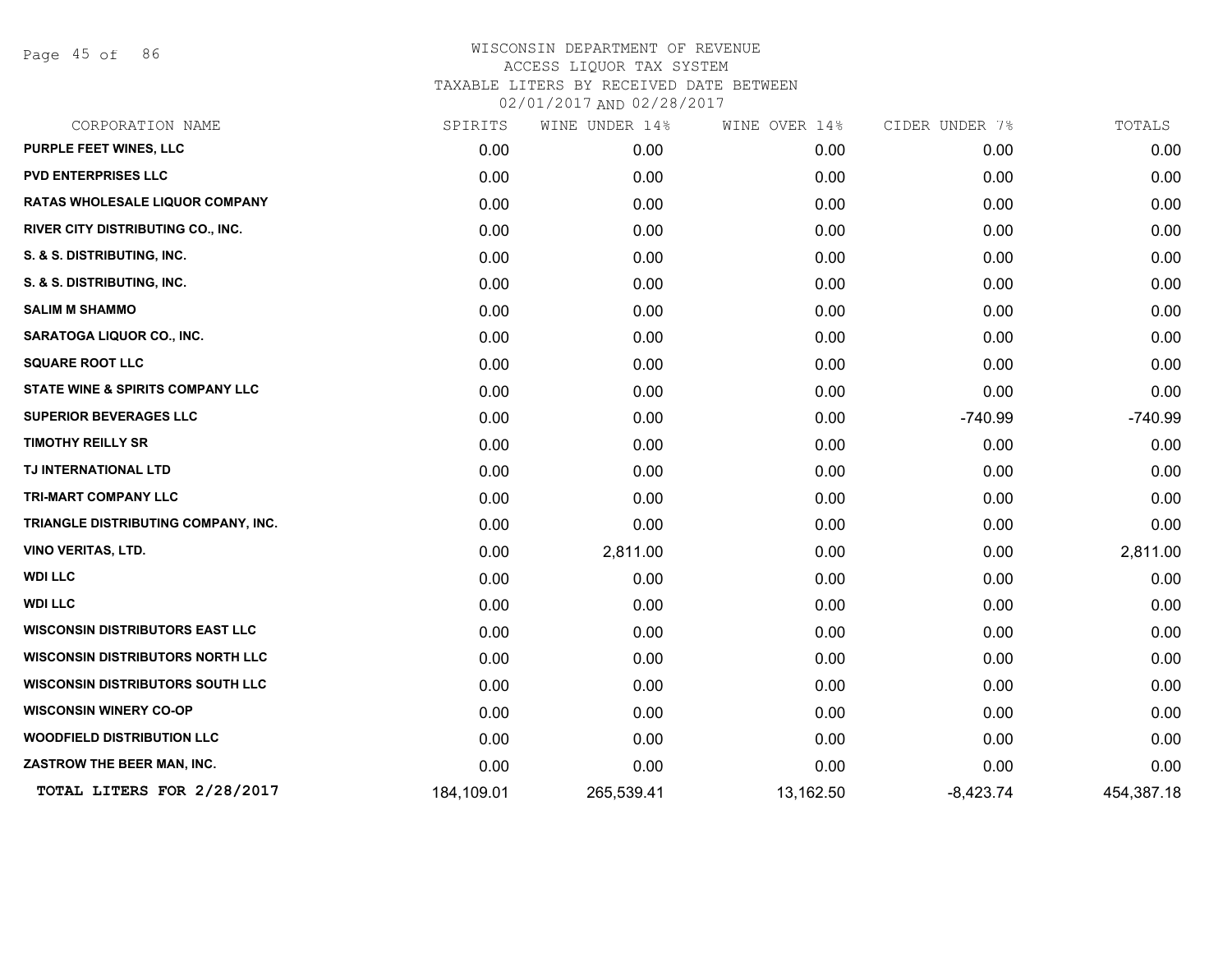# WISCONSIN DEPARTMENT OF REVENUE
## ACCESS LIQUOR TAX SYSTEM
### TAXABLE LITERS BY RECEIVED DATE BETWEEN 02/01/2017 AND 02/28/2017

| CORPORATION NAME | SPIRITS | WINE UNDER 14% | WINE OVER 14% | CIDER UNDER 7% | TOTALS |
|---|---|---|---|---|---|
| PURPLE FEET WINES, LLC | 0.00 | 0.00 | 0.00 | 0.00 | 0.00 |
| PVD ENTERPRISES LLC | 0.00 | 0.00 | 0.00 | 0.00 | 0.00 |
| RATAS WHOLESALE LIQUOR COMPANY | 0.00 | 0.00 | 0.00 | 0.00 | 0.00 |
| RIVER CITY DISTRIBUTING CO., INC. | 0.00 | 0.00 | 0.00 | 0.00 | 0.00 |
| S. & S. DISTRIBUTING, INC. | 0.00 | 0.00 | 0.00 | 0.00 | 0.00 |
| S. & S. DISTRIBUTING, INC. | 0.00 | 0.00 | 0.00 | 0.00 | 0.00 |
| SALIM M SHAMMO | 0.00 | 0.00 | 0.00 | 0.00 | 0.00 |
| SARATOGA LIQUOR CO., INC. | 0.00 | 0.00 | 0.00 | 0.00 | 0.00 |
| SQUARE ROOT LLC | 0.00 | 0.00 | 0.00 | 0.00 | 0.00 |
| STATE WINE & SPIRITS COMPANY LLC | 0.00 | 0.00 | 0.00 | 0.00 | 0.00 |
| SUPERIOR BEVERAGES LLC | 0.00 | 0.00 | 0.00 | -740.99 | -740.99 |
| TIMOTHY REILLY SR | 0.00 | 0.00 | 0.00 | 0.00 | 0.00 |
| TJ INTERNATIONAL LTD | 0.00 | 0.00 | 0.00 | 0.00 | 0.00 |
| TRI-MART COMPANY LLC | 0.00 | 0.00 | 0.00 | 0.00 | 0.00 |
| TRIANGLE DISTRIBUTING COMPANY, INC. | 0.00 | 0.00 | 0.00 | 0.00 | 0.00 |
| VINO VERITAS, LTD. | 0.00 | 2,811.00 | 0.00 | 0.00 | 2,811.00 |
| WDI LLC | 0.00 | 0.00 | 0.00 | 0.00 | 0.00 |
| WDI LLC | 0.00 | 0.00 | 0.00 | 0.00 | 0.00 |
| WISCONSIN DISTRIBUTORS EAST LLC | 0.00 | 0.00 | 0.00 | 0.00 | 0.00 |
| WISCONSIN DISTRIBUTORS NORTH LLC | 0.00 | 0.00 | 0.00 | 0.00 | 0.00 |
| WISCONSIN DISTRIBUTORS SOUTH LLC | 0.00 | 0.00 | 0.00 | 0.00 | 0.00 |
| WISCONSIN WINERY CO-OP | 0.00 | 0.00 | 0.00 | 0.00 | 0.00 |
| WOODFIELD DISTRIBUTION LLC | 0.00 | 0.00 | 0.00 | 0.00 | 0.00 |
| ZASTROW THE BEER MAN, INC. | 0.00 | 0.00 | 0.00 | 0.00 | 0.00 |
| **TOTAL LITERS FOR 2/28/2017** | 184,109.01 | 265,539.41 | 13,162.50 | -8,423.74 | 454,387.18 |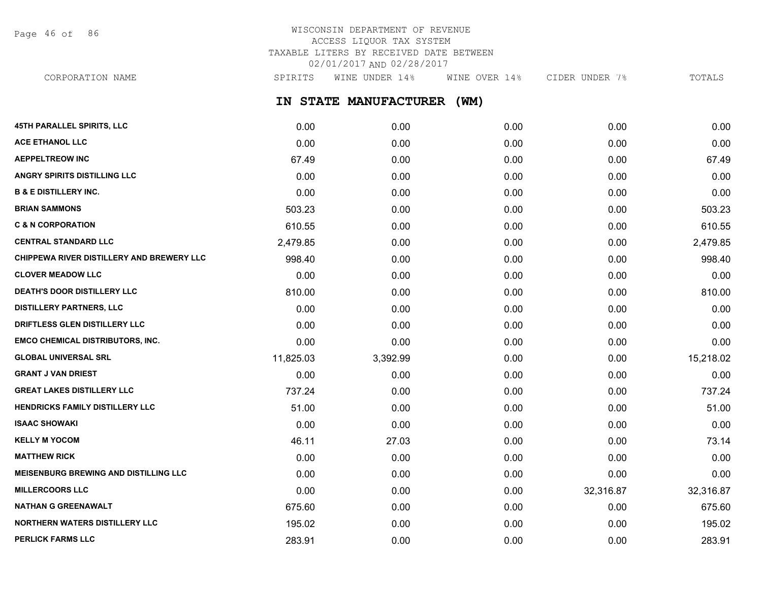WISCONSIN DEPARTMENT OF REVENUE
ACCESS LIQUOR TAX SYSTEM
TAXABLE LITERS BY RECEIVED DATE BETWEEN
02/01/2017 AND 02/28/2017

## IN STATE MANUFACTURER (WM)

| CORPORATION NAME | SPIRITS | WINE UNDER 14% | WINE OVER 14% | CIDER UNDER 7% | TOTALS |
|---|---|---|---|---|---|
| 45TH PARALLEL SPIRITS, LLC | 0.00 | 0.00 | 0.00 | 0.00 | 0.00 |
| ACE ETHANOL LLC | 0.00 | 0.00 | 0.00 | 0.00 | 0.00 |
| AEPPELTREOW INC | 67.49 | 0.00 | 0.00 | 0.00 | 67.49 |
| ANGRY SPIRITS DISTILLING LLC | 0.00 | 0.00 | 0.00 | 0.00 | 0.00 |
| B & E DISTILLERY INC. | 0.00 | 0.00 | 0.00 | 0.00 | 0.00 |
| BRIAN SAMMONS | 503.23 | 0.00 | 0.00 | 0.00 | 503.23 |
| C & N CORPORATION | 610.55 | 0.00 | 0.00 | 0.00 | 610.55 |
| CENTRAL STANDARD LLC | 2,479.85 | 0.00 | 0.00 | 0.00 | 2,479.85 |
| CHIPPEWA RIVER DISTILLERY AND BREWERY LLC | 998.40 | 0.00 | 0.00 | 0.00 | 998.40 |
| CLOVER MEADOW LLC | 0.00 | 0.00 | 0.00 | 0.00 | 0.00 |
| DEATH'S DOOR DISTILLERY LLC | 810.00 | 0.00 | 0.00 | 0.00 | 810.00 |
| DISTILLERY PARTNERS, LLC | 0.00 | 0.00 | 0.00 | 0.00 | 0.00 |
| DRIFTLESS GLEN DISTILLERY LLC | 0.00 | 0.00 | 0.00 | 0.00 | 0.00 |
| EMCO CHEMICAL DISTRIBUTORS, INC. | 0.00 | 0.00 | 0.00 | 0.00 | 0.00 |
| GLOBAL UNIVERSAL SRL | 11,825.03 | 3,392.99 | 0.00 | 0.00 | 15,218.02 |
| GRANT J VAN DRIEST | 0.00 | 0.00 | 0.00 | 0.00 | 0.00 |
| GREAT LAKES DISTILLERY LLC | 737.24 | 0.00 | 0.00 | 0.00 | 737.24 |
| HENDRICKS FAMILY DISTILLERY LLC | 51.00 | 0.00 | 0.00 | 0.00 | 51.00 |
| ISAAC SHOWAKI | 0.00 | 0.00 | 0.00 | 0.00 | 0.00 |
| KELLY M YOCOM | 46.11 | 27.03 | 0.00 | 0.00 | 73.14 |
| MATTHEW RICK | 0.00 | 0.00 | 0.00 | 0.00 | 0.00 |
| MEISENBURG BREWING AND DISTILLING LLC | 0.00 | 0.00 | 0.00 | 0.00 | 0.00 |
| MILLERCOORS LLC | 0.00 | 0.00 | 0.00 | 32,316.87 | 32,316.87 |
| NATHAN G GREENAWALT | 675.60 | 0.00 | 0.00 | 0.00 | 675.60 |
| NORTHERN WATERS DISTILLERY LLC | 195.02 | 0.00 | 0.00 | 0.00 | 195.02 |
| PERLICK FARMS LLC | 283.91 | 0.00 | 0.00 | 0.00 | 283.91 |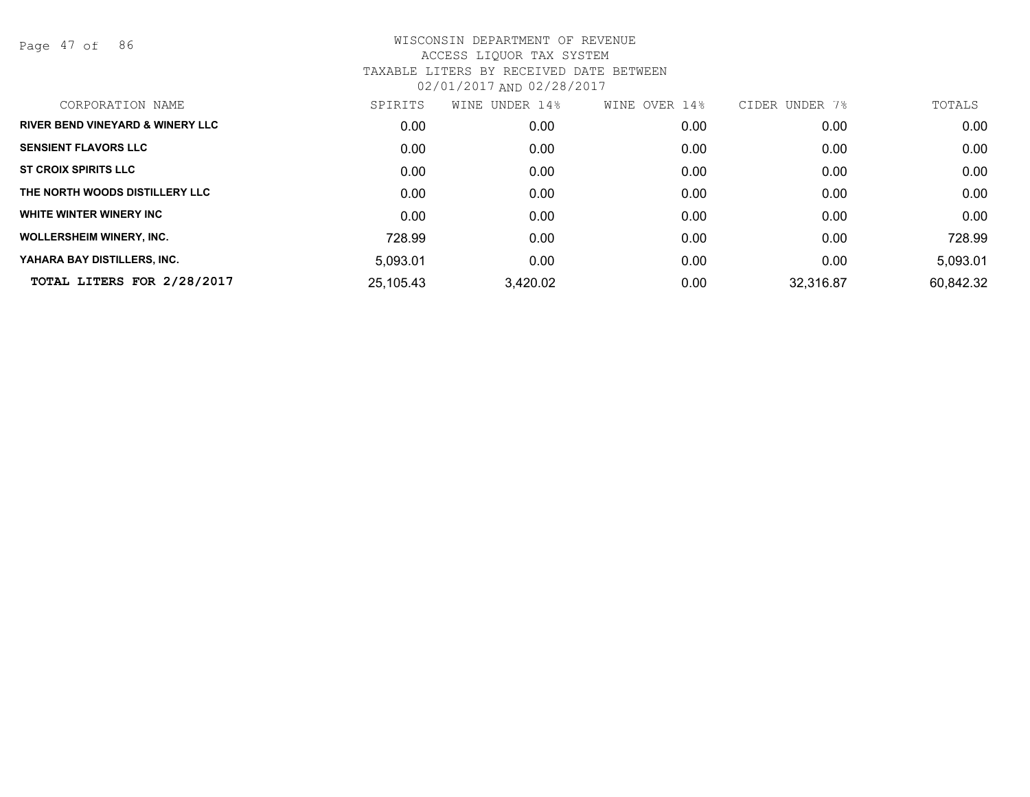WISCONSIN DEPARTMENT OF REVENUE
ACCESS LIQUOR TAX SYSTEM
TAXABLE LITERS BY RECEIVED DATE BETWEEN
02/01/2017 AND 02/28/2017

| CORPORATION NAME | SPIRITS | WINE UNDER 14% | WINE OVER 14% | CIDER UNDER 7% | TOTALS |
|---|---|---|---|---|---|
| RIVER BEND VINEYARD & WINERY LLC | 0.00 | 0.00 | 0.00 | 0.00 | 0.00 |
| SENSIENT FLAVORS LLC | 0.00 | 0.00 | 0.00 | 0.00 | 0.00 |
| ST CROIX SPIRITS LLC | 0.00 | 0.00 | 0.00 | 0.00 | 0.00 |
| THE NORTH WOODS DISTILLERY LLC | 0.00 | 0.00 | 0.00 | 0.00 | 0.00 |
| WHITE WINTER WINERY INC | 0.00 | 0.00 | 0.00 | 0.00 | 0.00 |
| WOLLERSHEIM WINERY, INC. | 728.99 | 0.00 | 0.00 | 0.00 | 728.99 |
| YAHARA BAY DISTILLERS, INC. | 5,093.01 | 0.00 | 0.00 | 0.00 | 5,093.01 |
| **TOTAL LITERS FOR 2/28/2017** | 25,105.43 | 3,420.02 | 0.00 | 32,316.87 | 60,842.32 |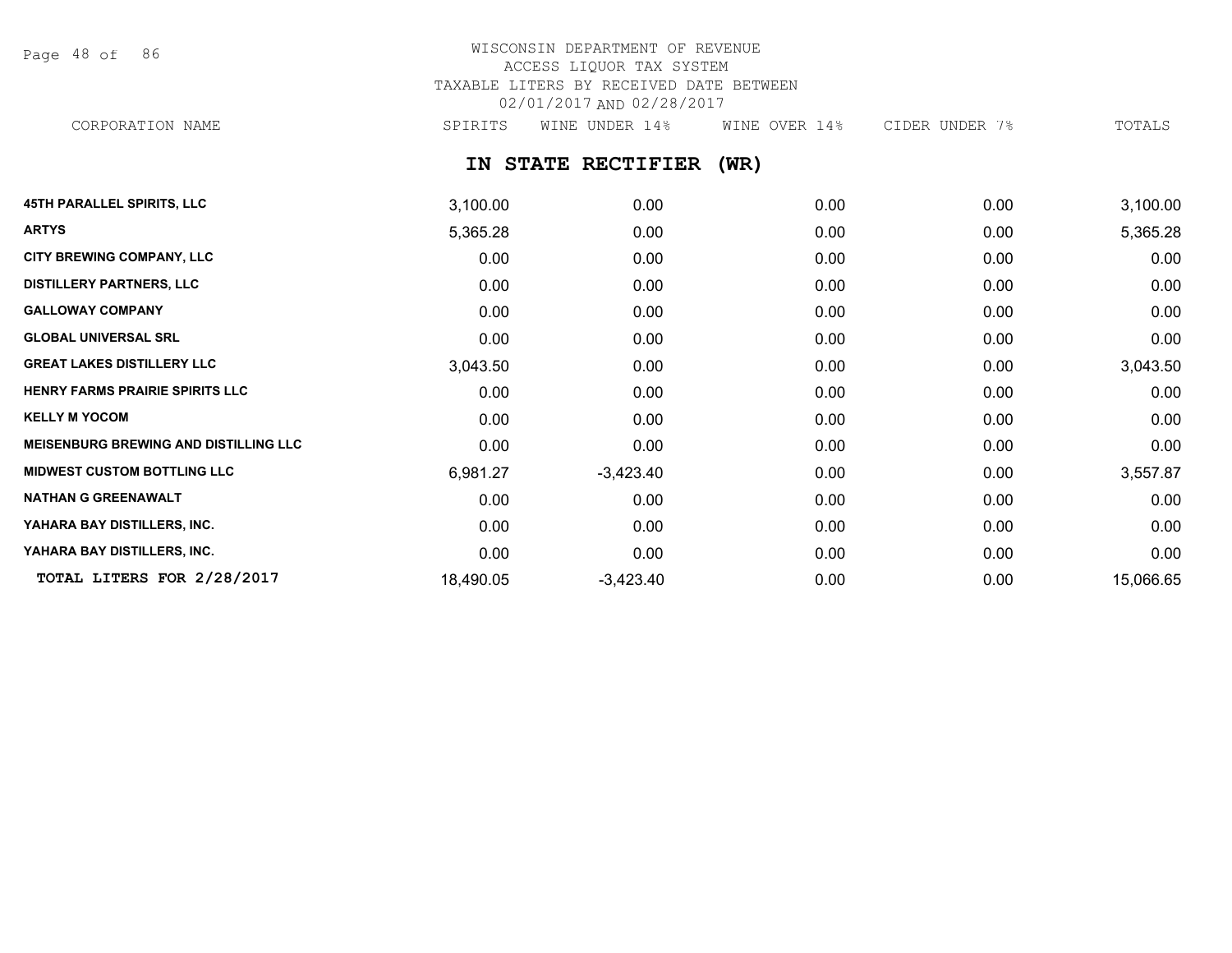WISCONSIN DEPARTMENT OF REVENUE
ACCESS LIQUOR TAX SYSTEM
TAXABLE LITERS BY RECEIVED DATE BETWEEN
02/01/2017 AND 02/28/2017

## IN STATE RECTIFIER (WR)

| CORPORATION NAME | SPIRITS | WINE UNDER 14% | WINE OVER 14% | CIDER UNDER 7% | TOTALS |
|---|---|---|---|---|---|
| 45TH PARALLEL SPIRITS, LLC | 3,100.00 | 0.00 | 0.00 | 0.00 | 3,100.00 |
| ARTYS | 5,365.28 | 0.00 | 0.00 | 0.00 | 5,365.28 |
| CITY BREWING COMPANY, LLC | 0.00 | 0.00 | 0.00 | 0.00 | 0.00 |
| DISTILLERY PARTNERS, LLC | 0.00 | 0.00 | 0.00 | 0.00 | 0.00 |
| GALLOWAY COMPANY | 0.00 | 0.00 | 0.00 | 0.00 | 0.00 |
| GLOBAL UNIVERSAL SRL | 0.00 | 0.00 | 0.00 | 0.00 | 0.00 |
| GREAT LAKES DISTILLERY LLC | 3,043.50 | 0.00 | 0.00 | 0.00 | 3,043.50 |
| HENRY FARMS PRAIRIE SPIRITS LLC | 0.00 | 0.00 | 0.00 | 0.00 | 0.00 |
| KELLY M YOCOM | 0.00 | 0.00 | 0.00 | 0.00 | 0.00 |
| MEISENBURG BREWING AND DISTILLING LLC | 0.00 | 0.00 | 0.00 | 0.00 | 0.00 |
| MIDWEST CUSTOM BOTTLING LLC | 6,981.27 | -3,423.40 | 0.00 | 0.00 | 3,557.87 |
| NATHAN G GREENAWALT | 0.00 | 0.00 | 0.00 | 0.00 | 0.00 |
| YAHARA BAY DISTILLERS, INC. | 0.00 | 0.00 | 0.00 | 0.00 | 0.00 |
| YAHARA BAY DISTILLERS, INC. | 0.00 | 0.00 | 0.00 | 0.00 | 0.00 |
| **TOTAL LITERS FOR 2/28/2017** | 18,490.05 | -3,423.40 | 0.00 | 0.00 | 15,066.65 |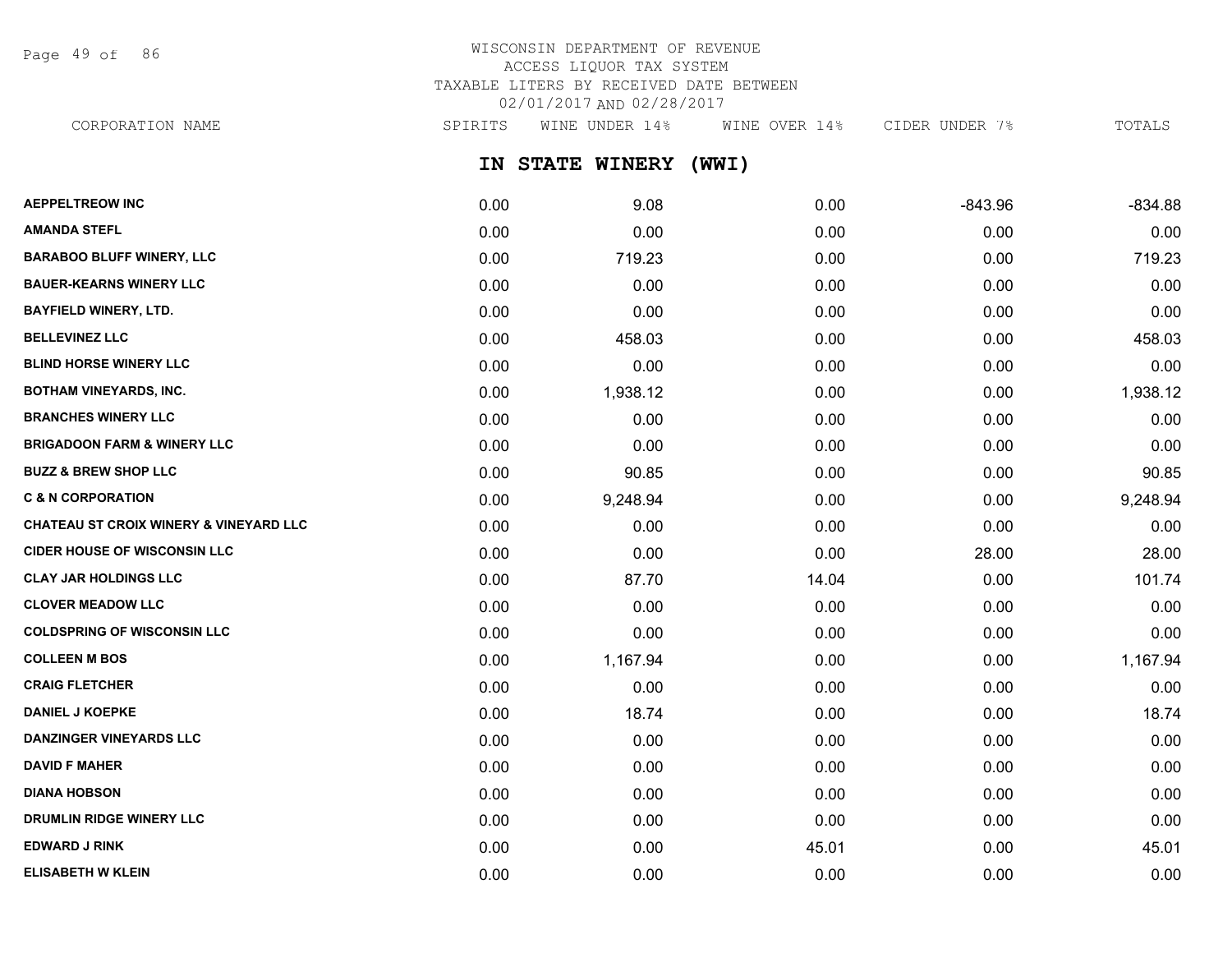WISCONSIN DEPARTMENT OF REVENUE
ACCESS LIQUOR TAX SYSTEM
TAXABLE LITERS BY RECEIVED DATE BETWEEN
02/01/2017 AND 02/28/2017

## IN STATE WINERY (WWI)

| CORPORATION NAME | SPIRITS | WINE UNDER 14% | WINE OVER 14% | CIDER UNDER 7% | TOTALS |
|---|---|---|---|---|---|
| AEPPELTREOW INC | 0.00 | 9.08 | 0.00 | -843.96 | -834.88 |
| AMANDA STEFL | 0.00 | 0.00 | 0.00 | 0.00 | 0.00 |
| BARABOO BLUFF WINERY, LLC | 0.00 | 719.23 | 0.00 | 0.00 | 719.23 |
| BAUER-KEARNS WINERY LLC | 0.00 | 0.00 | 0.00 | 0.00 | 0.00 |
| BAYFIELD WINERY, LTD. | 0.00 | 0.00 | 0.00 | 0.00 | 0.00 |
| BELLEVINEZ LLC | 0.00 | 458.03 | 0.00 | 0.00 | 458.03 |
| BLIND HORSE WINERY LLC | 0.00 | 0.00 | 0.00 | 0.00 | 0.00 |
| BOTHAM VINEYARDS, INC. | 0.00 | 1,938.12 | 0.00 | 0.00 | 1,938.12 |
| BRANCHES WINERY LLC | 0.00 | 0.00 | 0.00 | 0.00 | 0.00 |
| BRIGADOON FARM & WINERY LLC | 0.00 | 0.00 | 0.00 | 0.00 | 0.00 |
| BUZZ & BREW SHOP LLC | 0.00 | 90.85 | 0.00 | 0.00 | 90.85 |
| C & N CORPORATION | 0.00 | 9,248.94 | 0.00 | 0.00 | 9,248.94 |
| CHATEAU ST CROIX WINERY & VINEYARD LLC | 0.00 | 0.00 | 0.00 | 0.00 | 0.00 |
| CIDER HOUSE OF WISCONSIN LLC | 0.00 | 0.00 | 0.00 | 28.00 | 28.00 |
| CLAY JAR HOLDINGS LLC | 0.00 | 87.70 | 14.04 | 0.00 | 101.74 |
| CLOVER MEADOW LLC | 0.00 | 0.00 | 0.00 | 0.00 | 0.00 |
| COLDSPRING OF WISCONSIN LLC | 0.00 | 0.00 | 0.00 | 0.00 | 0.00 |
| COLLEEN M BOS | 0.00 | 1,167.94 | 0.00 | 0.00 | 1,167.94 |
| CRAIG FLETCHER | 0.00 | 0.00 | 0.00 | 0.00 | 0.00 |
| DANIEL J KOEPKE | 0.00 | 18.74 | 0.00 | 0.00 | 18.74 |
| DANZINGER VINEYARDS LLC | 0.00 | 0.00 | 0.00 | 0.00 | 0.00 |
| DAVID F MAHER | 0.00 | 0.00 | 0.00 | 0.00 | 0.00 |
| DIANA HOBSON | 0.00 | 0.00 | 0.00 | 0.00 | 0.00 |
| DRUMLIN RIDGE WINERY LLC | 0.00 | 0.00 | 0.00 | 0.00 | 0.00 |
| EDWARD J RINK | 0.00 | 0.00 | 45.01 | 0.00 | 45.01 |
| ELISABETH W KLEIN | 0.00 | 0.00 | 0.00 | 0.00 | 0.00 |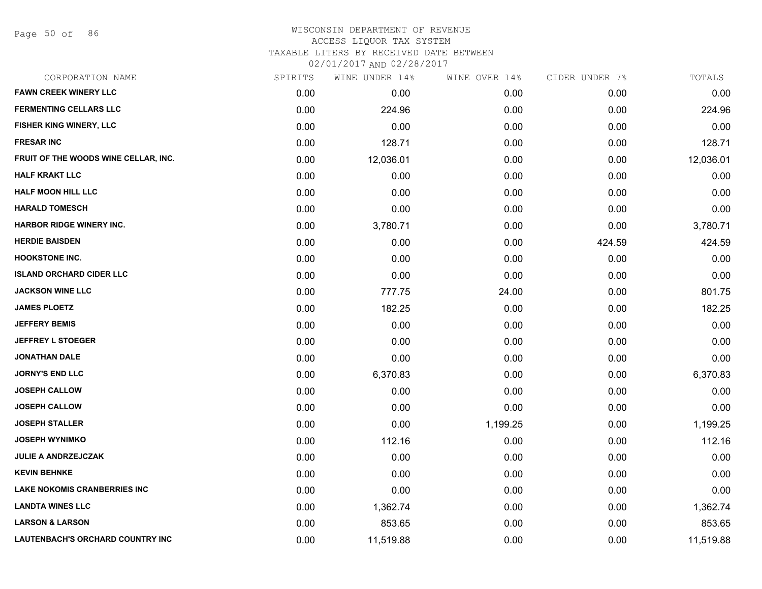WISCONSIN DEPARTMENT OF REVENUE
ACCESS LIQUOR TAX SYSTEM
TAXABLE LITERS BY RECEIVED DATE BETWEEN
02/01/2017 AND 02/28/2017

| CORPORATION NAME | SPIRITS | WINE UNDER 14% | WINE OVER 14% | CIDER UNDER 7% | TOTALS |
|---|---|---|---|---|---|
| FAWN CREEK WINERY LLC | 0.00 | 0.00 | 0.00 | 0.00 | 0.00 |
| FERMENTING CELLARS LLC | 0.00 | 224.96 | 0.00 | 0.00 | 224.96 |
| FISHER KING WINERY, LLC | 0.00 | 0.00 | 0.00 | 0.00 | 0.00 |
| FRESAR INC | 0.00 | 128.71 | 0.00 | 0.00 | 128.71 |
| FRUIT OF THE WOODS WINE CELLAR, INC. | 0.00 | 12,036.01 | 0.00 | 0.00 | 12,036.01 |
| HALF KRAKT LLC | 0.00 | 0.00 | 0.00 | 0.00 | 0.00 |
| HALF MOON HILL LLC | 0.00 | 0.00 | 0.00 | 0.00 | 0.00 |
| HARALD TOMESCH | 0.00 | 0.00 | 0.00 | 0.00 | 0.00 |
| HARBOR RIDGE WINERY INC. | 0.00 | 3,780.71 | 0.00 | 0.00 | 3,780.71 |
| HERDIE BAISDEN | 0.00 | 0.00 | 0.00 | 424.59 | 424.59 |
| HOOKSTONE INC. | 0.00 | 0.00 | 0.00 | 0.00 | 0.00 |
| ISLAND ORCHARD CIDER LLC | 0.00 | 0.00 | 0.00 | 0.00 | 0.00 |
| JACKSON WINE LLC | 0.00 | 777.75 | 24.00 | 0.00 | 801.75 |
| JAMES PLOETZ | 0.00 | 182.25 | 0.00 | 0.00 | 182.25 |
| JEFFERY BEMIS | 0.00 | 0.00 | 0.00 | 0.00 | 0.00 |
| JEFFREY L STOEGER | 0.00 | 0.00 | 0.00 | 0.00 | 0.00 |
| JONATHAN DALE | 0.00 | 0.00 | 0.00 | 0.00 | 0.00 |
| JORNY'S END LLC | 0.00 | 6,370.83 | 0.00 | 0.00 | 6,370.83 |
| JOSEPH CALLOW | 0.00 | 0.00 | 0.00 | 0.00 | 0.00 |
| JOSEPH CALLOW | 0.00 | 0.00 | 0.00 | 0.00 | 0.00 |
| JOSEPH STALLER | 0.00 | 0.00 | 1,199.25 | 0.00 | 1,199.25 |
| JOSEPH WYNIMKO | 0.00 | 112.16 | 0.00 | 0.00 | 112.16 |
| JULIE A ANDRZEJCZAK | 0.00 | 0.00 | 0.00 | 0.00 | 0.00 |
| KEVIN BEHNKE | 0.00 | 0.00 | 0.00 | 0.00 | 0.00 |
| LAKE NOKOMIS CRANBERRIES INC | 0.00 | 0.00 | 0.00 | 0.00 | 0.00 |
| LANDTA WINES LLC | 0.00 | 1,362.74 | 0.00 | 0.00 | 1,362.74 |
| LARSON & LARSON | 0.00 | 853.65 | 0.00 | 0.00 | 853.65 |
| LAUTENBACH'S ORCHARD COUNTRY INC | 0.00 | 11,519.88 | 0.00 | 0.00 | 11,519.88 |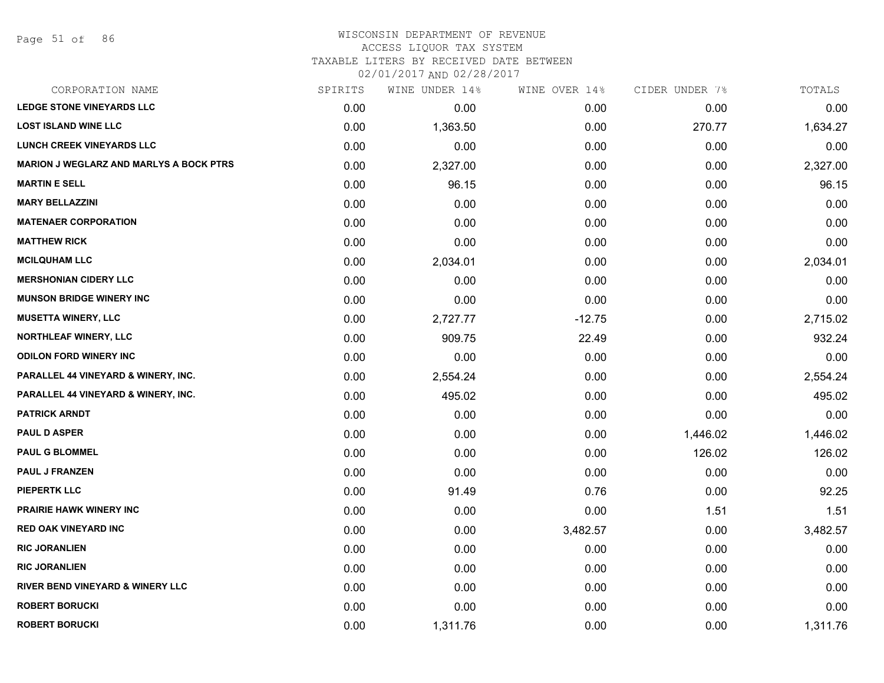WISCONSIN DEPARTMENT OF REVENUE
ACCESS LIQUOR TAX SYSTEM
TAXABLE LITERS BY RECEIVED DATE BETWEEN
02/01/2017 AND 02/28/2017

| CORPORATION NAME | SPIRITS | WINE UNDER 14% | WINE OVER 14% | CIDER UNDER 7% | TOTALS |
|---|---|---|---|---|---|
| LEDGE STONE VINEYARDS LLC | 0.00 | 0.00 | 0.00 | 0.00 | 0.00 |
| LOST ISLAND WINE LLC | 0.00 | 1,363.50 | 0.00 | 270.77 | 1,634.27 |
| LUNCH CREEK VINEYARDS LLC | 0.00 | 0.00 | 0.00 | 0.00 | 0.00 |
| MARION J WEGLARZ AND MARLYS A BOCK PTRS | 0.00 | 2,327.00 | 0.00 | 0.00 | 2,327.00 |
| MARTIN E SELL | 0.00 | 96.15 | 0.00 | 0.00 | 96.15 |
| MARY BELLAZZINI | 0.00 | 0.00 | 0.00 | 0.00 | 0.00 |
| MATENAER CORPORATION | 0.00 | 0.00 | 0.00 | 0.00 | 0.00 |
| MATTHEW RICK | 0.00 | 0.00 | 0.00 | 0.00 | 0.00 |
| MCILQUHAM LLC | 0.00 | 2,034.01 | 0.00 | 0.00 | 2,034.01 |
| MERSHONIAN CIDERY LLC | 0.00 | 0.00 | 0.00 | 0.00 | 0.00 |
| MUNSON BRIDGE WINERY INC | 0.00 | 0.00 | 0.00 | 0.00 | 0.00 |
| MUSETTA WINERY, LLC | 0.00 | 2,727.77 | -12.75 | 0.00 | 2,715.02 |
| NORTHLEAF WINERY, LLC | 0.00 | 909.75 | 22.49 | 0.00 | 932.24 |
| ODILON FORD WINERY INC | 0.00 | 0.00 | 0.00 | 0.00 | 0.00 |
| PARALLEL 44 VINEYARD & WINERY, INC. | 0.00 | 2,554.24 | 0.00 | 0.00 | 2,554.24 |
| PARALLEL 44 VINEYARD & WINERY, INC. | 0.00 | 495.02 | 0.00 | 0.00 | 495.02 |
| PATRICK ARNDT | 0.00 | 0.00 | 0.00 | 0.00 | 0.00 |
| PAUL D ASPER | 0.00 | 0.00 | 0.00 | 1,446.02 | 1,446.02 |
| PAUL G BLOMMEL | 0.00 | 0.00 | 0.00 | 126.02 | 126.02 |
| PAUL J FRANZEN | 0.00 | 0.00 | 0.00 | 0.00 | 0.00 |
| PIEPERTK LLC | 0.00 | 91.49 | 0.76 | 0.00 | 92.25 |
| PRAIRIE HAWK WINERY INC | 0.00 | 0.00 | 0.00 | 1.51 | 1.51 |
| RED OAK VINEYARD INC | 0.00 | 0.00 | 3,482.57 | 0.00 | 3,482.57 |
| RIC JORANLIEN | 0.00 | 0.00 | 0.00 | 0.00 | 0.00 |
| RIC JORANLIEN | 0.00 | 0.00 | 0.00 | 0.00 | 0.00 |
| RIVER BEND VINEYARD & WINERY LLC | 0.00 | 0.00 | 0.00 | 0.00 | 0.00 |
| ROBERT BORUCKI | 0.00 | 0.00 | 0.00 | 0.00 | 0.00 |
| ROBERT BORUCKI | 0.00 | 1,311.76 | 0.00 | 0.00 | 1,311.76 |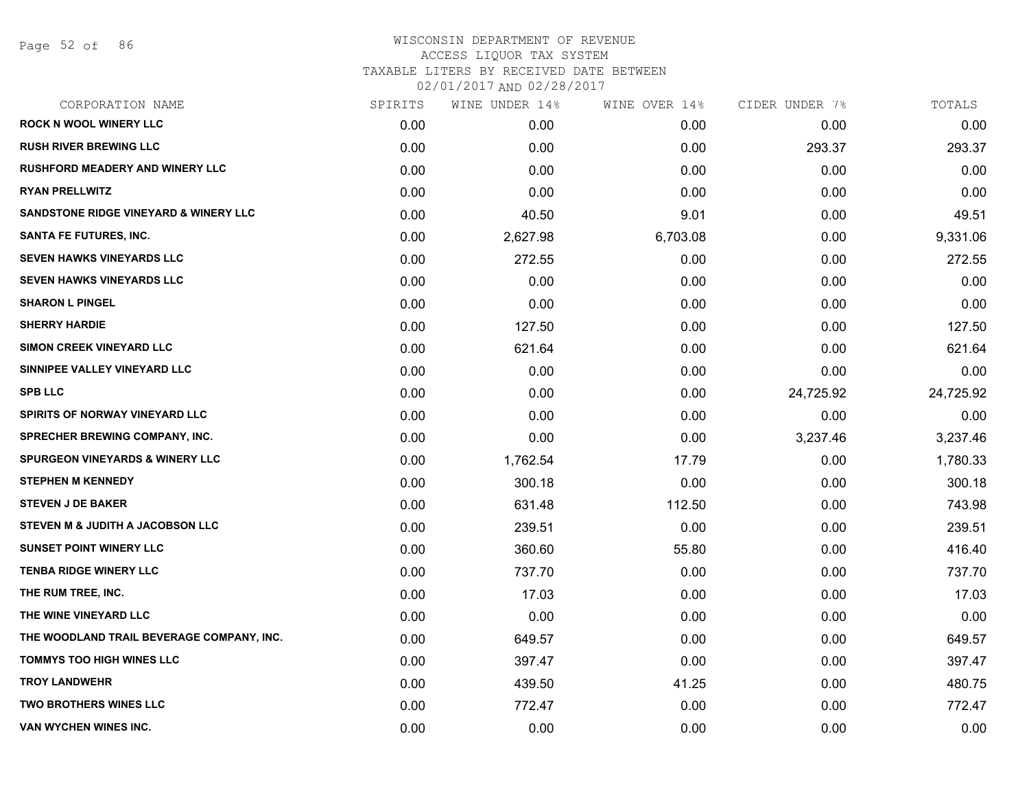WISCONSIN DEPARTMENT OF REVENUE
ACCESS LIQUOR TAX SYSTEM
TAXABLE LITERS BY RECEIVED DATE BETWEEN
02/01/2017 AND 02/28/2017

| CORPORATION NAME | SPIRITS | WINE UNDER 14% | WINE OVER 14% | CIDER UNDER 7% | TOTALS |
|---|---|---|---|---|---|
| ROCK N WOOL WINERY LLC | 0.00 | 0.00 | 0.00 | 0.00 | 0.00 |
| RUSH RIVER BREWING LLC | 0.00 | 0.00 | 0.00 | 293.37 | 293.37 |
| RUSHFORD MEADERY AND WINERY LLC | 0.00 | 0.00 | 0.00 | 0.00 | 0.00 |
| RYAN PRELLWITZ | 0.00 | 0.00 | 0.00 | 0.00 | 0.00 |
| SANDSTONE RIDGE VINEYARD & WINERY LLC | 0.00 | 40.50 | 9.01 | 0.00 | 49.51 |
| SANTA FE FUTURES, INC. | 0.00 | 2,627.98 | 6,703.08 | 0.00 | 9,331.06 |
| SEVEN HAWKS VINEYARDS LLC | 0.00 | 272.55 | 0.00 | 0.00 | 272.55 |
| SEVEN HAWKS VINEYARDS LLC | 0.00 | 0.00 | 0.00 | 0.00 | 0.00 |
| SHARON L PINGEL | 0.00 | 0.00 | 0.00 | 0.00 | 0.00 |
| SHERRY HARDIE | 0.00 | 127.50 | 0.00 | 0.00 | 127.50 |
| SIMON CREEK VINEYARD LLC | 0.00 | 621.64 | 0.00 | 0.00 | 621.64 |
| SINNIPEE VALLEY VINEYARD LLC | 0.00 | 0.00 | 0.00 | 0.00 | 0.00 |
| SPB LLC | 0.00 | 0.00 | 0.00 | 24,725.92 | 24,725.92 |
| SPIRITS OF NORWAY VINEYARD LLC | 0.00 | 0.00 | 0.00 | 0.00 | 0.00 |
| SPRECHER BREWING COMPANY, INC. | 0.00 | 0.00 | 0.00 | 3,237.46 | 3,237.46 |
| SPURGEON VINEYARDS & WINERY LLC | 0.00 | 1,762.54 | 17.79 | 0.00 | 1,780.33 |
| STEPHEN M KENNEDY | 0.00 | 300.18 | 0.00 | 0.00 | 300.18 |
| STEVEN J DE BAKER | 0.00 | 631.48 | 112.50 | 0.00 | 743.98 |
| STEVEN M & JUDITH A JACOBSON LLC | 0.00 | 239.51 | 0.00 | 0.00 | 239.51 |
| SUNSET POINT WINERY LLC | 0.00 | 360.60 | 55.80 | 0.00 | 416.40 |
| TENBA RIDGE WINERY LLC | 0.00 | 737.70 | 0.00 | 0.00 | 737.70 |
| THE RUM TREE, INC. | 0.00 | 17.03 | 0.00 | 0.00 | 17.03 |
| THE WINE VINEYARD LLC | 0.00 | 0.00 | 0.00 | 0.00 | 0.00 |
| THE WOODLAND TRAIL BEVERAGE COMPANY, INC. | 0.00 | 649.57 | 0.00 | 0.00 | 649.57 |
| TOMMYS TOO HIGH WINES LLC | 0.00 | 397.47 | 0.00 | 0.00 | 397.47 |
| TROY LANDWEHR | 0.00 | 439.50 | 41.25 | 0.00 | 480.75 |
| TWO BROTHERS WINES LLC | 0.00 | 772.47 | 0.00 | 0.00 | 772.47 |
| VAN WYCHEN WINES INC. | 0.00 | 0.00 | 0.00 | 0.00 | 0.00 |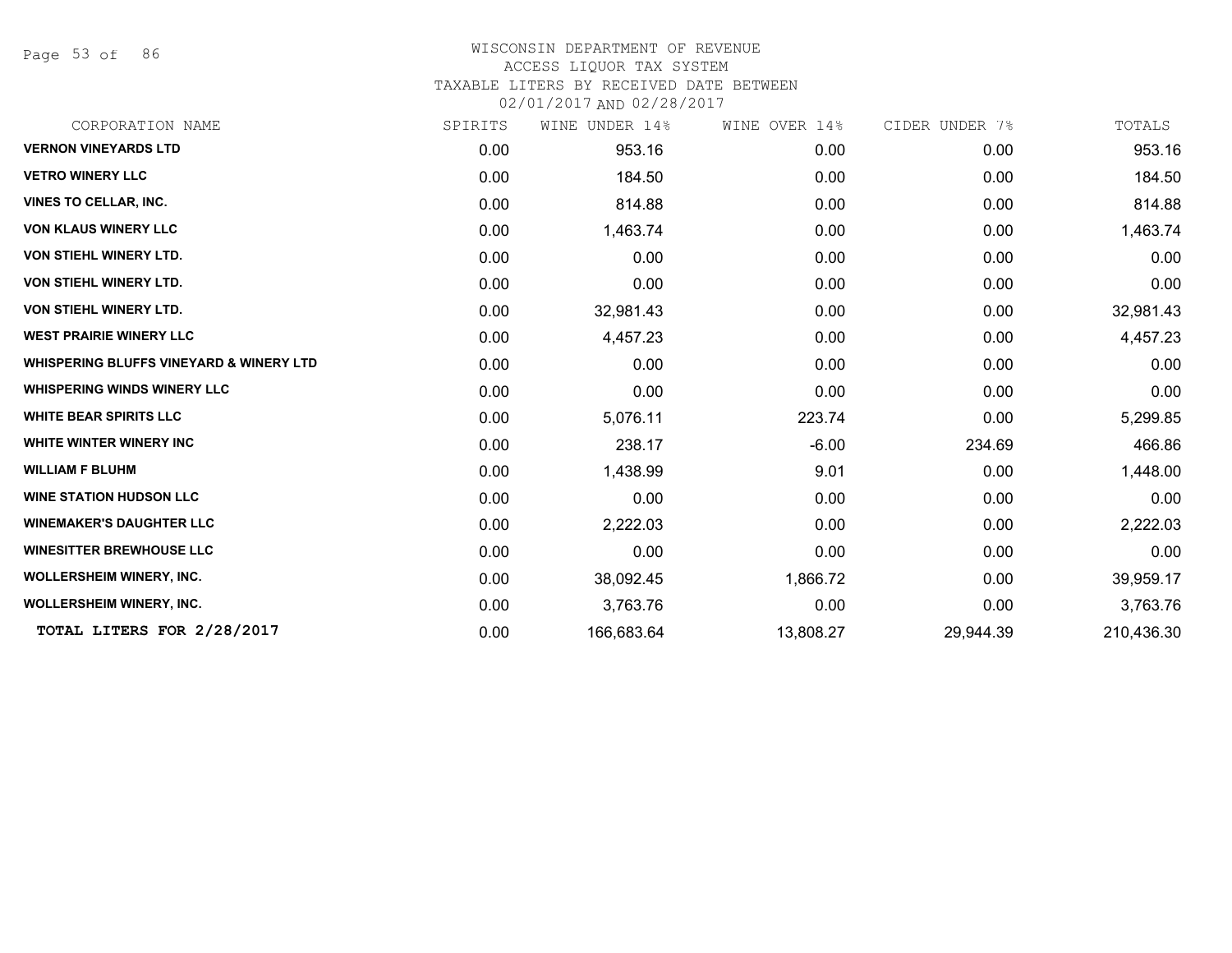WISCONSIN DEPARTMENT OF REVENUE
ACCESS LIQUOR TAX SYSTEM
TAXABLE LITERS BY RECEIVED DATE BETWEEN
02/01/2017 AND 02/28/2017

| CORPORATION NAME | SPIRITS | WINE UNDER 14% | WINE OVER 14% | CIDER UNDER 7% | TOTALS |
|---|---|---|---|---|---|
| **VERNON VINEYARDS LTD** | 0.00 | 953.16 | 0.00 | 0.00 | 953.16 |
| **VETRO WINERY LLC** | 0.00 | 184.50 | 0.00 | 0.00 | 184.50 |
| **VINES TO CELLAR, INC.** | 0.00 | 814.88 | 0.00 | 0.00 | 814.88 |
| **VON KLAUS WINERY LLC** | 0.00 | 1,463.74 | 0.00 | 0.00 | 1,463.74 |
| **VON STIEHL WINERY LTD.** | 0.00 | 0.00 | 0.00 | 0.00 | 0.00 |
| **VON STIEHL WINERY LTD.** | 0.00 | 0.00 | 0.00 | 0.00 | 0.00 |
| **VON STIEHL WINERY LTD.** | 0.00 | 32,981.43 | 0.00 | 0.00 | 32,981.43 |
| **WEST PRAIRIE WINERY LLC** | 0.00 | 4,457.23 | 0.00 | 0.00 | 4,457.23 |
| **WHISPERING BLUFFS VINEYARD & WINERY LTD** | 0.00 | 0.00 | 0.00 | 0.00 | 0.00 |
| **WHISPERING WINDS WINERY LLC** | 0.00 | 0.00 | 0.00 | 0.00 | 0.00 |
| **WHITE BEAR SPIRITS LLC** | 0.00 | 5,076.11 | 223.74 | 0.00 | 5,299.85 |
| **WHITE WINTER WINERY INC** | 0.00 | 238.17 | -6.00 | 234.69 | 466.86 |
| **WILLIAM F BLUHM** | 0.00 | 1,438.99 | 9.01 | 0.00 | 1,448.00 |
| **WINE STATION HUDSON LLC** | 0.00 | 0.00 | 0.00 | 0.00 | 0.00 |
| **WINEMAKER'S DAUGHTER LLC** | 0.00 | 2,222.03 | 0.00 | 0.00 | 2,222.03 |
| **WINESITTER BREWHOUSE LLC** | 0.00 | 0.00 | 0.00 | 0.00 | 0.00 |
| **WOLLERSHEIM WINERY, INC.** | 0.00 | 38,092.45 | 1,866.72 | 0.00 | 39,959.17 |
| **WOLLERSHEIM WINERY, INC.** | 0.00 | 3,763.76 | 0.00 | 0.00 | 3,763.76 |
| **TOTAL LITERS FOR 2/28/2017** | 0.00 | 166,683.64 | 13,808.27 | 29,944.39 | 210,436.30 |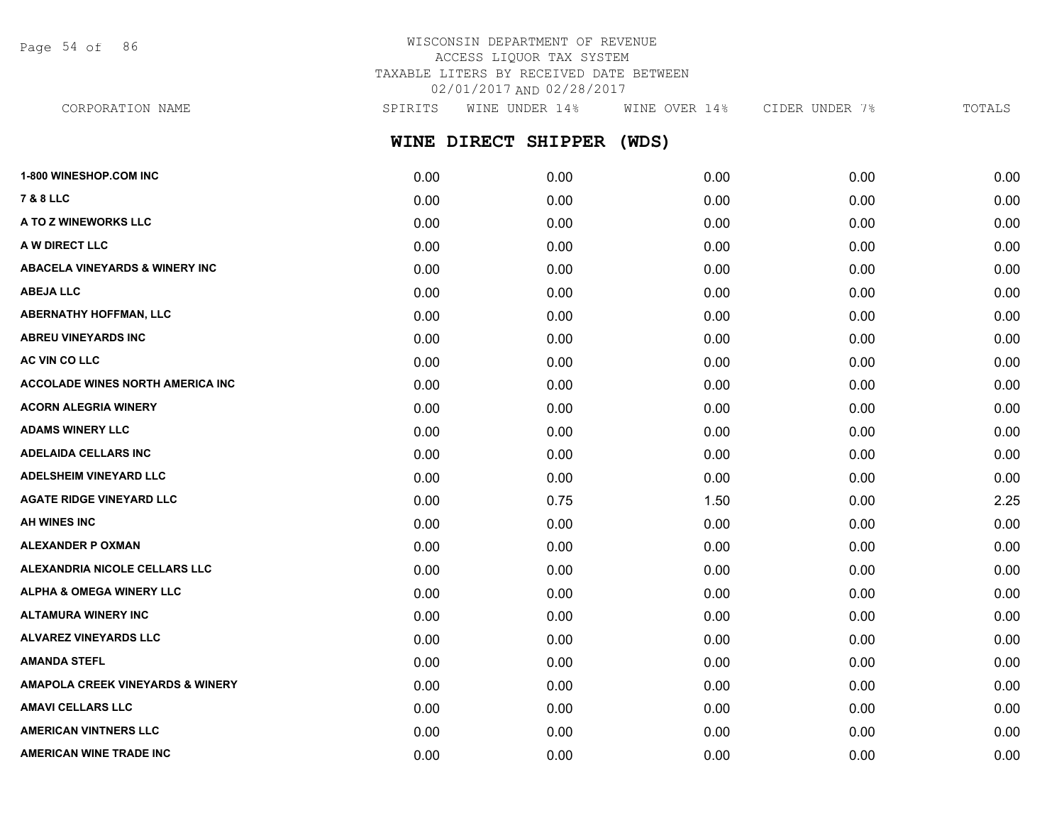WISCONSIN DEPARTMENT OF REVENUE
ACCESS LIQUOR TAX SYSTEM
TAXABLE LITERS BY RECEIVED DATE BETWEEN
02/01/2017 AND 02/28/2017

## WINE DIRECT SHIPPER (WDS)

| CORPORATION NAME | SPIRITS | WINE UNDER 14% | WINE OVER 14% | CIDER UNDER 7% | TOTALS |
|---|---|---|---|---|---|
| 1-800 WINESHOP.COM INC | 0.00 | 0.00 | 0.00 | 0.00 | 0.00 |
| 7 & 8 LLC | 0.00 | 0.00 | 0.00 | 0.00 | 0.00 |
| A TO Z WINEWORKS LLC | 0.00 | 0.00 | 0.00 | 0.00 | 0.00 |
| A W DIRECT LLC | 0.00 | 0.00 | 0.00 | 0.00 | 0.00 |
| ABACELA VINEYARDS & WINERY INC | 0.00 | 0.00 | 0.00 | 0.00 | 0.00 |
| ABEJA LLC | 0.00 | 0.00 | 0.00 | 0.00 | 0.00 |
| ABERNATHY HOFFMAN, LLC | 0.00 | 0.00 | 0.00 | 0.00 | 0.00 |
| ABREU VINEYARDS INC | 0.00 | 0.00 | 0.00 | 0.00 | 0.00 |
| AC VIN CO LLC | 0.00 | 0.00 | 0.00 | 0.00 | 0.00 |
| ACCOLADE WINES NORTH AMERICA INC | 0.00 | 0.00 | 0.00 | 0.00 | 0.00 |
| ACORN ALEGRIA WINERY | 0.00 | 0.00 | 0.00 | 0.00 | 0.00 |
| ADAMS WINERY LLC | 0.00 | 0.00 | 0.00 | 0.00 | 0.00 |
| ADELAIDA CELLARS INC | 0.00 | 0.00 | 0.00 | 0.00 | 0.00 |
| ADELSHEIM VINEYARD LLC | 0.00 | 0.00 | 0.00 | 0.00 | 0.00 |
| AGATE RIDGE VINEYARD LLC | 0.00 | 0.75 | 1.50 | 0.00 | 2.25 |
| AH WINES INC | 0.00 | 0.00 | 0.00 | 0.00 | 0.00 |
| ALEXANDER P OXMAN | 0.00 | 0.00 | 0.00 | 0.00 | 0.00 |
| ALEXANDRIA NICOLE CELLARS LLC | 0.00 | 0.00 | 0.00 | 0.00 | 0.00 |
| ALPHA & OMEGA WINERY LLC | 0.00 | 0.00 | 0.00 | 0.00 | 0.00 |
| ALTAMURA WINERY INC | 0.00 | 0.00 | 0.00 | 0.00 | 0.00 |
| ALVAREZ VINEYARDS LLC | 0.00 | 0.00 | 0.00 | 0.00 | 0.00 |
| AMANDA STEFL | 0.00 | 0.00 | 0.00 | 0.00 | 0.00 |
| AMAPOLA CREEK VINEYARDS & WINERY | 0.00 | 0.00 | 0.00 | 0.00 | 0.00 |
| AMAVI CELLARS LLC | 0.00 | 0.00 | 0.00 | 0.00 | 0.00 |
| AMERICAN VINTNERS LLC | 0.00 | 0.00 | 0.00 | 0.00 | 0.00 |
| AMERICAN WINE TRADE INC | 0.00 | 0.00 | 0.00 | 0.00 | 0.00 |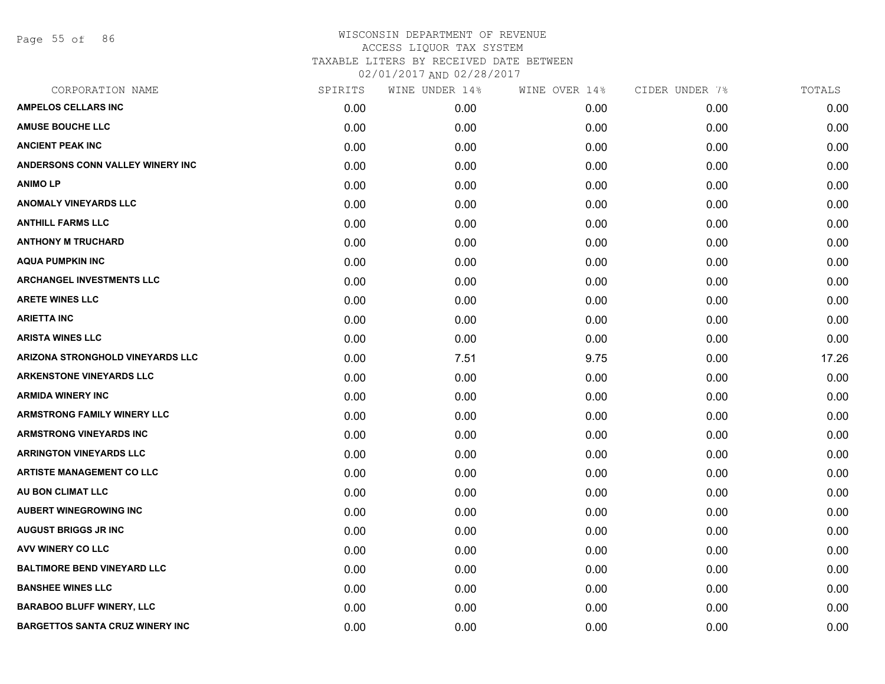# WISCONSIN DEPARTMENT OF REVENUE
ACCESS LIQUOR TAX SYSTEM
TAXABLE LITERS BY RECEIVED DATE BETWEEN
02/01/2017 AND 02/28/2017

| CORPORATION NAME | SPIRITS | WINE UNDER 14% | WINE OVER 14% | CIDER UNDER 7% | TOTALS |
|---|---|---|---|---|---|
| AMPELOS CELLARS INC | 0.00 | 0.00 | 0.00 | 0.00 | 0.00 |
| AMUSE BOUCHE LLC | 0.00 | 0.00 | 0.00 | 0.00 | 0.00 |
| ANCIENT PEAK INC | 0.00 | 0.00 | 0.00 | 0.00 | 0.00 |
| ANDERSONS CONN VALLEY WINERY INC | 0.00 | 0.00 | 0.00 | 0.00 | 0.00 |
| ANIMO LP | 0.00 | 0.00 | 0.00 | 0.00 | 0.00 |
| ANOMALY VINEYARDS LLC | 0.00 | 0.00 | 0.00 | 0.00 | 0.00 |
| ANTHILL FARMS LLC | 0.00 | 0.00 | 0.00 | 0.00 | 0.00 |
| ANTHONY M TRUCHARD | 0.00 | 0.00 | 0.00 | 0.00 | 0.00 |
| AQUA PUMPKIN INC | 0.00 | 0.00 | 0.00 | 0.00 | 0.00 |
| ARCHANGEL INVESTMENTS LLC | 0.00 | 0.00 | 0.00 | 0.00 | 0.00 |
| ARETE WINES LLC | 0.00 | 0.00 | 0.00 | 0.00 | 0.00 |
| ARIETTA INC | 0.00 | 0.00 | 0.00 | 0.00 | 0.00 |
| ARISTA WINES LLC | 0.00 | 0.00 | 0.00 | 0.00 | 0.00 |
| ARIZONA STRONGHOLD VINEYARDS LLC | 0.00 | 7.51 | 9.75 | 0.00 | 17.26 |
| ARKENSTONE VINEYARDS LLC | 0.00 | 0.00 | 0.00 | 0.00 | 0.00 |
| ARMIDA WINERY INC | 0.00 | 0.00 | 0.00 | 0.00 | 0.00 |
| ARMSTRONG FAMILY WINERY LLC | 0.00 | 0.00 | 0.00 | 0.00 | 0.00 |
| ARMSTRONG VINEYARDS INC | 0.00 | 0.00 | 0.00 | 0.00 | 0.00 |
| ARRINGTON VINEYARDS LLC | 0.00 | 0.00 | 0.00 | 0.00 | 0.00 |
| ARTISTE MANAGEMENT CO LLC | 0.00 | 0.00 | 0.00 | 0.00 | 0.00 |
| AU BON CLIMAT LLC | 0.00 | 0.00 | 0.00 | 0.00 | 0.00 |
| AUBERT WINEGROWING INC | 0.00 | 0.00 | 0.00 | 0.00 | 0.00 |
| AUGUST BRIGGS JR INC | 0.00 | 0.00 | 0.00 | 0.00 | 0.00 |
| AVV WINERY CO LLC | 0.00 | 0.00 | 0.00 | 0.00 | 0.00 |
| BALTIMORE BEND VINEYARD LLC | 0.00 | 0.00 | 0.00 | 0.00 | 0.00 |
| BANSHEE WINES LLC | 0.00 | 0.00 | 0.00 | 0.00 | 0.00 |
| BARABOO BLUFF WINERY, LLC | 0.00 | 0.00 | 0.00 | 0.00 | 0.00 |
| BARGETTOS SANTA CRUZ WINERY INC | 0.00 | 0.00 | 0.00 | 0.00 | 0.00 |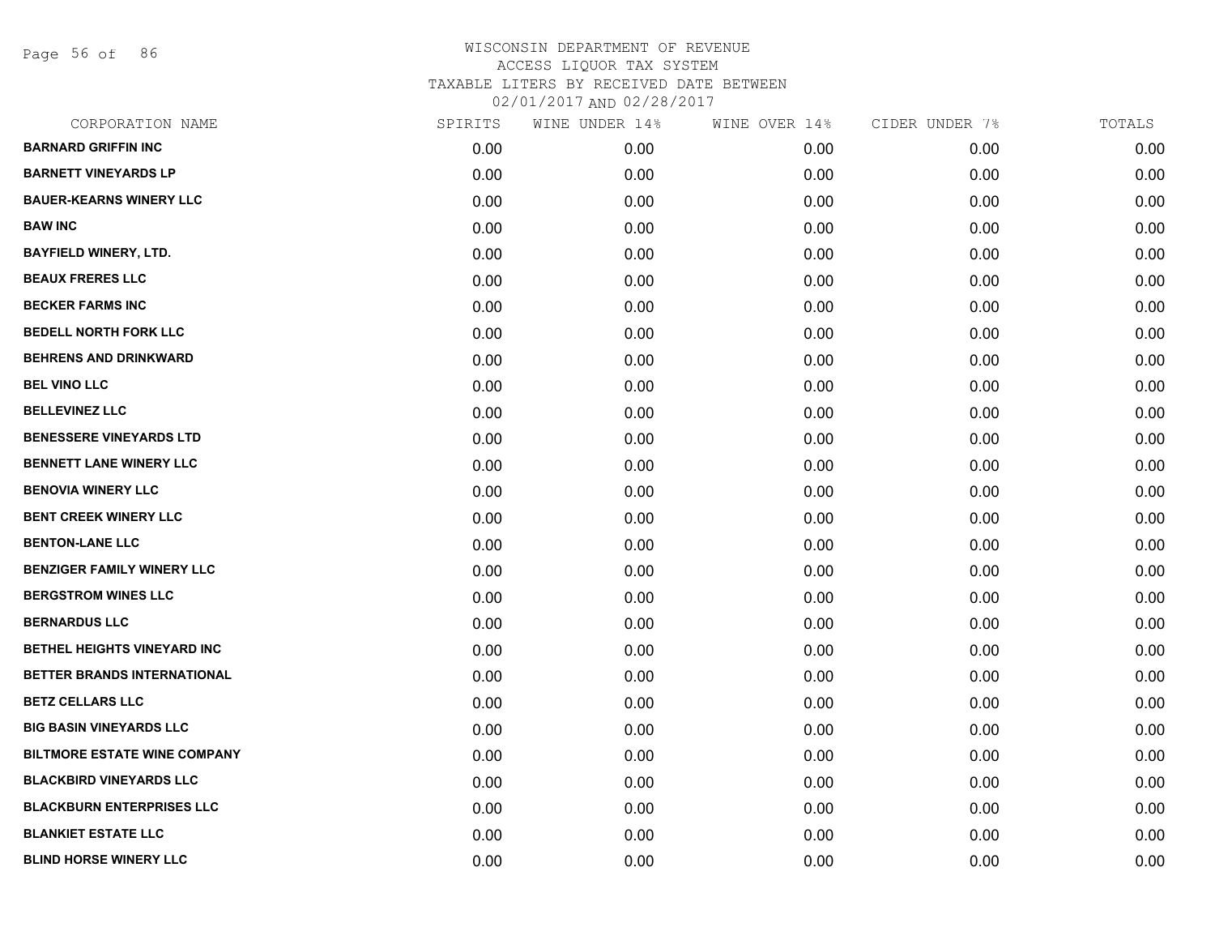WISCONSIN DEPARTMENT OF REVENUE
ACCESS LIQUOR TAX SYSTEM
TAXABLE LITERS BY RECEIVED DATE BETWEEN
02/01/2017 AND 02/28/2017

| CORPORATION NAME | SPIRITS | WINE UNDER 14% | WINE OVER 14% | CIDER UNDER 7% | TOTALS |
|---|---|---|---|---|---|
| **BARNARD GRIFFIN INC** | 0.00 | 0.00 | 0.00 | 0.00 | 0.00 |
| **BARNETT VINEYARDS LP** | 0.00 | 0.00 | 0.00 | 0.00 | 0.00 |
| **BAUER-KEARNS WINERY LLC** | 0.00 | 0.00 | 0.00 | 0.00 | 0.00 |
| **BAW INC** | 0.00 | 0.00 | 0.00 | 0.00 | 0.00 |
| **BAYFIELD WINERY, LTD.** | 0.00 | 0.00 | 0.00 | 0.00 | 0.00 |
| **BEAUX FRERES LLC** | 0.00 | 0.00 | 0.00 | 0.00 | 0.00 |
| **BECKER FARMS INC** | 0.00 | 0.00 | 0.00 | 0.00 | 0.00 |
| **BEDELL NORTH FORK LLC** | 0.00 | 0.00 | 0.00 | 0.00 | 0.00 |
| **BEHRENS AND DRINKWARD** | 0.00 | 0.00 | 0.00 | 0.00 | 0.00 |
| **BEL VINO LLC** | 0.00 | 0.00 | 0.00 | 0.00 | 0.00 |
| **BELLEVINEZ LLC** | 0.00 | 0.00 | 0.00 | 0.00 | 0.00 |
| **BENESSERE VINEYARDS LTD** | 0.00 | 0.00 | 0.00 | 0.00 | 0.00 |
| **BENNETT LANE WINERY LLC** | 0.00 | 0.00 | 0.00 | 0.00 | 0.00 |
| **BENOVIA WINERY LLC** | 0.00 | 0.00 | 0.00 | 0.00 | 0.00 |
| **BENT CREEK WINERY LLC** | 0.00 | 0.00 | 0.00 | 0.00 | 0.00 |
| **BENTON-LANE LLC** | 0.00 | 0.00 | 0.00 | 0.00 | 0.00 |
| **BENZIGER FAMILY WINERY LLC** | 0.00 | 0.00 | 0.00 | 0.00 | 0.00 |
| **BERGSTROM WINES LLC** | 0.00 | 0.00 | 0.00 | 0.00 | 0.00 |
| **BERNARDUS LLC** | 0.00 | 0.00 | 0.00 | 0.00 | 0.00 |
| **BETHEL HEIGHTS VINEYARD INC** | 0.00 | 0.00 | 0.00 | 0.00 | 0.00 |
| **BETTER BRANDS INTERNATIONAL** | 0.00 | 0.00 | 0.00 | 0.00 | 0.00 |
| **BETZ CELLARS LLC** | 0.00 | 0.00 | 0.00 | 0.00 | 0.00 |
| **BIG BASIN VINEYARDS LLC** | 0.00 | 0.00 | 0.00 | 0.00 | 0.00 |
| **BILTMORE ESTATE WINE COMPANY** | 0.00 | 0.00 | 0.00 | 0.00 | 0.00 |
| **BLACKBIRD VINEYARDS LLC** | 0.00 | 0.00 | 0.00 | 0.00 | 0.00 |
| **BLACKBURN ENTERPRISES LLC** | 0.00 | 0.00 | 0.00 | 0.00 | 0.00 |
| **BLANKIET ESTATE LLC** | 0.00 | 0.00 | 0.00 | 0.00 | 0.00 |
| **BLIND HORSE WINERY LLC** | 0.00 | 0.00 | 0.00 | 0.00 | 0.00 |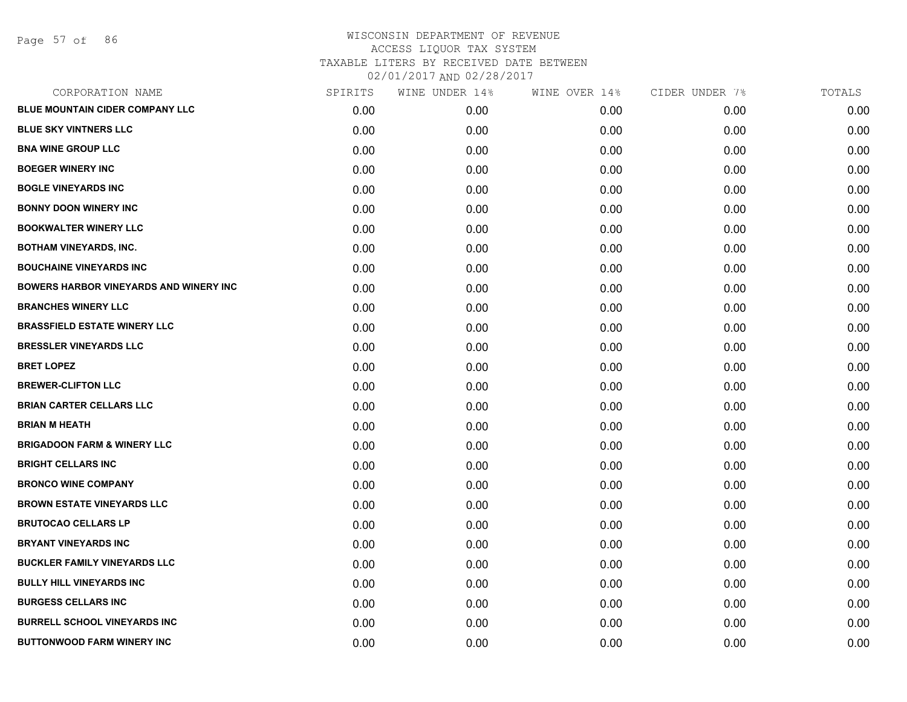# WISCONSIN DEPARTMENT OF REVENUE
## ACCESS LIQUOR TAX SYSTEM
### TAXABLE LITERS BY RECEIVED DATE BETWEEN 02/01/2017 AND 02/28/2017

| CORPORATION NAME | SPIRITS | WINE UNDER 14% | WINE OVER 14% | CIDER UNDER 7% | TOTALS |
|---|---|---|---|---|---|
| BLUE MOUNTAIN CIDER COMPANY LLC | 0.00 | 0.00 | 0.00 | 0.00 | 0.00 |
| BLUE SKY VINTNERS LLC | 0.00 | 0.00 | 0.00 | 0.00 | 0.00 |
| BNA WINE GROUP LLC | 0.00 | 0.00 | 0.00 | 0.00 | 0.00 |
| BOEGER WINERY INC | 0.00 | 0.00 | 0.00 | 0.00 | 0.00 |
| BOGLE VINEYARDS INC | 0.00 | 0.00 | 0.00 | 0.00 | 0.00 |
| BONNY DOON WINERY INC | 0.00 | 0.00 | 0.00 | 0.00 | 0.00 |
| BOOKWALTER WINERY LLC | 0.00 | 0.00 | 0.00 | 0.00 | 0.00 |
| BOTHAM VINEYARDS, INC. | 0.00 | 0.00 | 0.00 | 0.00 | 0.00 |
| BOUCHAINE VINEYARDS INC | 0.00 | 0.00 | 0.00 | 0.00 | 0.00 |
| BOWERS HARBOR VINEYARDS AND WINERY INC | 0.00 | 0.00 | 0.00 | 0.00 | 0.00 |
| BRANCHES WINERY LLC | 0.00 | 0.00 | 0.00 | 0.00 | 0.00 |
| BRASSFIELD ESTATE WINERY LLC | 0.00 | 0.00 | 0.00 | 0.00 | 0.00 |
| BRESSLER VINEYARDS LLC | 0.00 | 0.00 | 0.00 | 0.00 | 0.00 |
| BRET LOPEZ | 0.00 | 0.00 | 0.00 | 0.00 | 0.00 |
| BREWER-CLIFTON LLC | 0.00 | 0.00 | 0.00 | 0.00 | 0.00 |
| BRIAN CARTER CELLARS LLC | 0.00 | 0.00 | 0.00 | 0.00 | 0.00 |
| BRIAN M HEATH | 0.00 | 0.00 | 0.00 | 0.00 | 0.00 |
| BRIGADOON FARM & WINERY LLC | 0.00 | 0.00 | 0.00 | 0.00 | 0.00 |
| BRIGHT CELLARS INC | 0.00 | 0.00 | 0.00 | 0.00 | 0.00 |
| BRONCO WINE COMPANY | 0.00 | 0.00 | 0.00 | 0.00 | 0.00 |
| BROWN ESTATE VINEYARDS LLC | 0.00 | 0.00 | 0.00 | 0.00 | 0.00 |
| BRUTOCAO CELLARS LP | 0.00 | 0.00 | 0.00 | 0.00 | 0.00 |
| BRYANT VINEYARDS INC | 0.00 | 0.00 | 0.00 | 0.00 | 0.00 |
| BUCKLER FAMILY VINEYARDS LLC | 0.00 | 0.00 | 0.00 | 0.00 | 0.00 |
| BULLY HILL VINEYARDS INC | 0.00 | 0.00 | 0.00 | 0.00 | 0.00 |
| BURGESS CELLARS INC | 0.00 | 0.00 | 0.00 | 0.00 | 0.00 |
| BURRELL SCHOOL VINEYARDS INC | 0.00 | 0.00 | 0.00 | 0.00 | 0.00 |
| BUTTONWOOD FARM WINERY INC | 0.00 | 0.00 | 0.00 | 0.00 | 0.00 |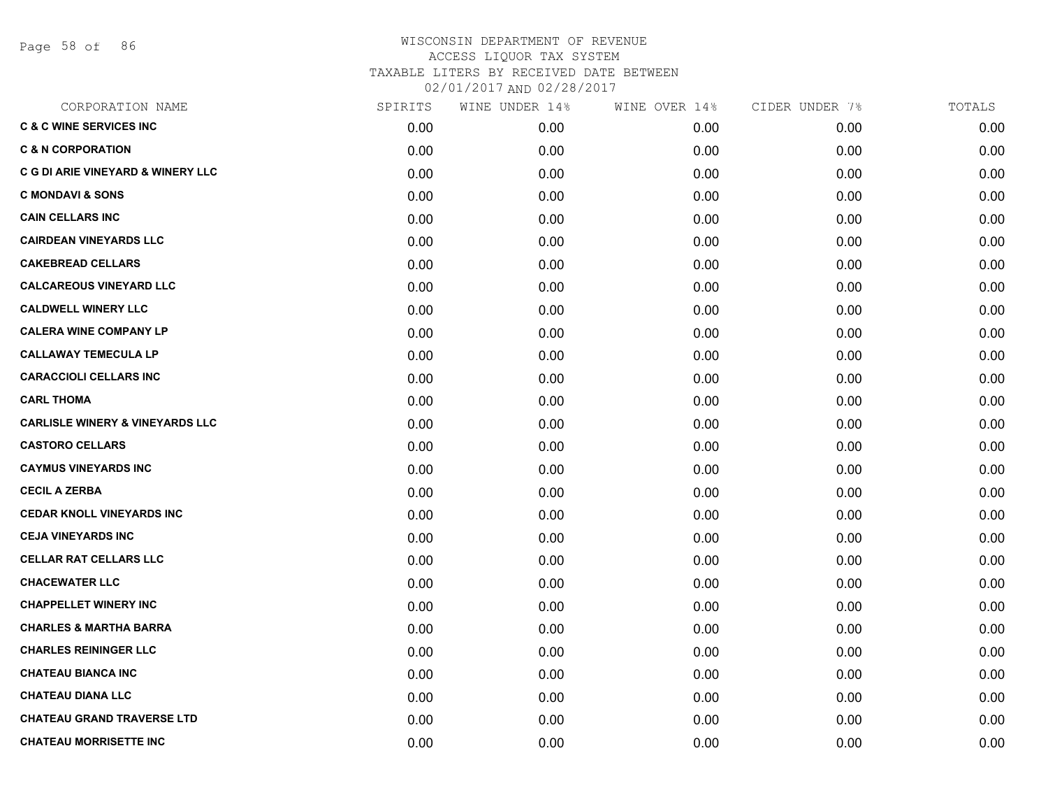# WISCONSIN DEPARTMENT OF REVENUE
ACCESS LIQUOR TAX SYSTEM
TAXABLE LITERS BY RECEIVED DATE BETWEEN
02/01/2017 AND 02/28/2017

| CORPORATION NAME | SPIRITS | WINE UNDER 14% | WINE OVER 14% | CIDER UNDER 7% | TOTALS |
|---|---|---|---|---|---|
| **C & C WINE SERVICES INC** | 0.00 | 0.00 | 0.00 | 0.00 | 0.00 |
| **C & N CORPORATION** | 0.00 | 0.00 | 0.00 | 0.00 | 0.00 |
| **C G DI ARIE VINEYARD & WINERY LLC** | 0.00 | 0.00 | 0.00 | 0.00 | 0.00 |
| **C MONDAVI & SONS** | 0.00 | 0.00 | 0.00 | 0.00 | 0.00 |
| **CAIN CELLARS INC** | 0.00 | 0.00 | 0.00 | 0.00 | 0.00 |
| **CAIRDEAN VINEYARDS LLC** | 0.00 | 0.00 | 0.00 | 0.00 | 0.00 |
| **CAKEBREAD CELLARS** | 0.00 | 0.00 | 0.00 | 0.00 | 0.00 |
| **CALCAREOUS VINEYARD LLC** | 0.00 | 0.00 | 0.00 | 0.00 | 0.00 |
| **CALDWELL WINERY LLC** | 0.00 | 0.00 | 0.00 | 0.00 | 0.00 |
| **CALERA WINE COMPANY LP** | 0.00 | 0.00 | 0.00 | 0.00 | 0.00 |
| **CALLAWAY TEMECULA LP** | 0.00 | 0.00 | 0.00 | 0.00 | 0.00 |
| **CARACCIOLI CELLARS INC** | 0.00 | 0.00 | 0.00 | 0.00 | 0.00 |
| **CARL THOMA** | 0.00 | 0.00 | 0.00 | 0.00 | 0.00 |
| **CARLISLE WINERY & VINEYARDS LLC** | 0.00 | 0.00 | 0.00 | 0.00 | 0.00 |
| **CASTORO CELLARS** | 0.00 | 0.00 | 0.00 | 0.00 | 0.00 |
| **CAYMUS VINEYARDS INC** | 0.00 | 0.00 | 0.00 | 0.00 | 0.00 |
| **CECIL A ZERBA** | 0.00 | 0.00 | 0.00 | 0.00 | 0.00 |
| **CEDAR KNOLL VINEYARDS INC** | 0.00 | 0.00 | 0.00 | 0.00 | 0.00 |
| **CEJA VINEYARDS INC** | 0.00 | 0.00 | 0.00 | 0.00 | 0.00 |
| **CELLAR RAT CELLARS LLC** | 0.00 | 0.00 | 0.00 | 0.00 | 0.00 |
| **CHACEWATER LLC** | 0.00 | 0.00 | 0.00 | 0.00 | 0.00 |
| **CHAPPELLET WINERY INC** | 0.00 | 0.00 | 0.00 | 0.00 | 0.00 |
| **CHARLES & MARTHA BARRA** | 0.00 | 0.00 | 0.00 | 0.00 | 0.00 |
| **CHARLES REININGER LLC** | 0.00 | 0.00 | 0.00 | 0.00 | 0.00 |
| **CHATEAU BIANCA INC** | 0.00 | 0.00 | 0.00 | 0.00 | 0.00 |
| **CHATEAU DIANA LLC** | 0.00 | 0.00 | 0.00 | 0.00 | 0.00 |
| **CHATEAU GRAND TRAVERSE LTD** | 0.00 | 0.00 | 0.00 | 0.00 | 0.00 |
| **CHATEAU MORRISETTE INC** | 0.00 | 0.00 | 0.00 | 0.00 | 0.00 |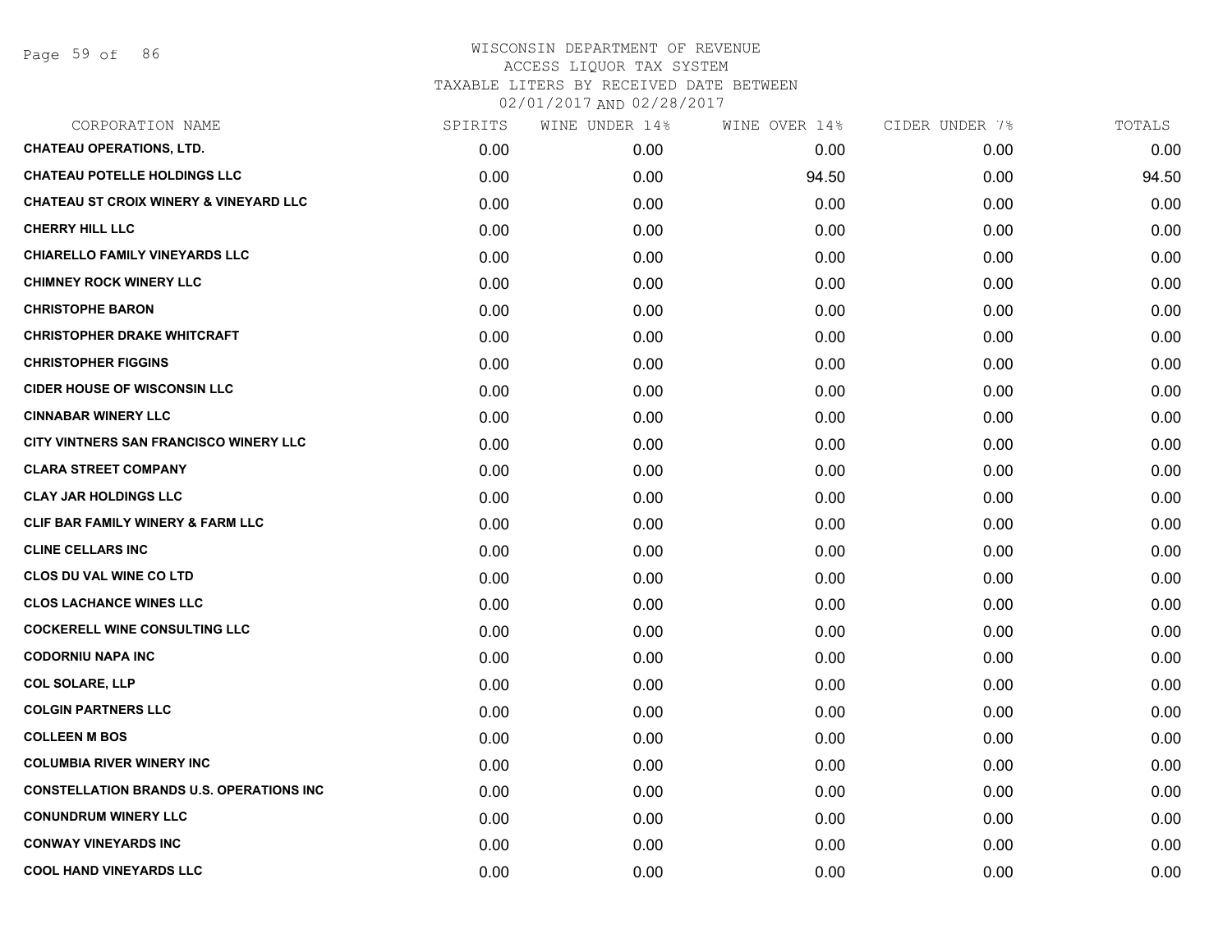# WISCONSIN DEPARTMENT OF REVENUE
ACCESS LIQUOR TAX SYSTEM
TAXABLE LITERS BY RECEIVED DATE BETWEEN
02/01/2017 AND 02/28/2017

| CORPORATION NAME | SPIRITS | WINE UNDER 14% | WINE OVER 14% | CIDER UNDER 7% | TOTALS |
|---|---|---|---|---|---|
| **CHATEAU OPERATIONS, LTD.** | 0.00 | 0.00 | 0.00 | 0.00 | 0.00 |
| **CHATEAU POTELLE HOLDINGS LLC** | 0.00 | 0.00 | 94.50 | 0.00 | 94.50 |
| **CHATEAU ST CROIX WINERY & VINEYARD LLC** | 0.00 | 0.00 | 0.00 | 0.00 | 0.00 |
| **CHERRY HILL LLC** | 0.00 | 0.00 | 0.00 | 0.00 | 0.00 |
| **CHIARELLO FAMILY VINEYARDS LLC** | 0.00 | 0.00 | 0.00 | 0.00 | 0.00 |
| **CHIMNEY ROCK WINERY LLC** | 0.00 | 0.00 | 0.00 | 0.00 | 0.00 |
| **CHRISTOPHE BARON** | 0.00 | 0.00 | 0.00 | 0.00 | 0.00 |
| **CHRISTOPHER DRAKE WHITCRAFT** | 0.00 | 0.00 | 0.00 | 0.00 | 0.00 |
| **CHRISTOPHER FIGGINS** | 0.00 | 0.00 | 0.00 | 0.00 | 0.00 |
| **CIDER HOUSE OF WISCONSIN LLC** | 0.00 | 0.00 | 0.00 | 0.00 | 0.00 |
| **CINNABAR WINERY LLC** | 0.00 | 0.00 | 0.00 | 0.00 | 0.00 |
| **CITY VINTNERS SAN FRANCISCO WINERY LLC** | 0.00 | 0.00 | 0.00 | 0.00 | 0.00 |
| **CLARA STREET COMPANY** | 0.00 | 0.00 | 0.00 | 0.00 | 0.00 |
| **CLAY JAR HOLDINGS LLC** | 0.00 | 0.00 | 0.00 | 0.00 | 0.00 |
| **CLIF BAR FAMILY WINERY & FARM LLC** | 0.00 | 0.00 | 0.00 | 0.00 | 0.00 |
| **CLINE CELLARS INC** | 0.00 | 0.00 | 0.00 | 0.00 | 0.00 |
| **CLOS DU VAL WINE CO LTD** | 0.00 | 0.00 | 0.00 | 0.00 | 0.00 |
| **CLOS LACHANCE WINES LLC** | 0.00 | 0.00 | 0.00 | 0.00 | 0.00 |
| **COCKERELL WINE CONSULTING LLC** | 0.00 | 0.00 | 0.00 | 0.00 | 0.00 |
| **CODORNIU NAPA INC** | 0.00 | 0.00 | 0.00 | 0.00 | 0.00 |
| **COL SOLARE, LLP** | 0.00 | 0.00 | 0.00 | 0.00 | 0.00 |
| **COLGIN PARTNERS LLC** | 0.00 | 0.00 | 0.00 | 0.00 | 0.00 |
| **COLLEEN M BOS** | 0.00 | 0.00 | 0.00 | 0.00 | 0.00 |
| **COLUMBIA RIVER WINERY INC** | 0.00 | 0.00 | 0.00 | 0.00 | 0.00 |
| **CONSTELLATION BRANDS U.S. OPERATIONS INC** | 0.00 | 0.00 | 0.00 | 0.00 | 0.00 |
| **CONUNDRUM WINERY LLC** | 0.00 | 0.00 | 0.00 | 0.00 | 0.00 |
| **CONWAY VINEYARDS INC** | 0.00 | 0.00 | 0.00 | 0.00 | 0.00 |
| **COOL HAND VINEYARDS LLC** | 0.00 | 0.00 | 0.00 | 0.00 | 0.00 |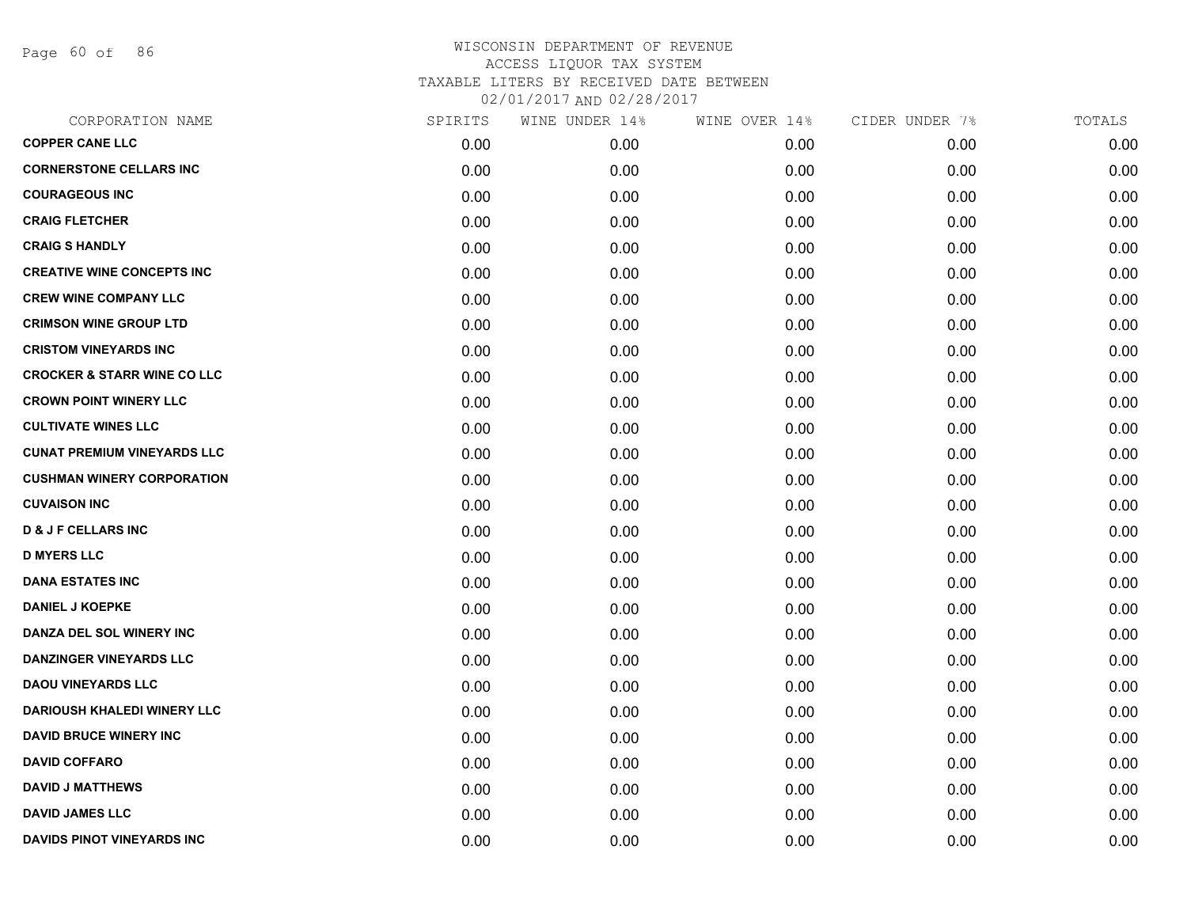WISCONSIN DEPARTMENT OF REVENUE
ACCESS LIQUOR TAX SYSTEM
TAXABLE LITERS BY RECEIVED DATE BETWEEN
02/01/2017 AND 02/28/2017

| CORPORATION NAME | SPIRITS | WINE UNDER 14% | WINE OVER 14% | CIDER UNDER 7% | TOTALS |
|---|---|---|---|---|---|
| **COPPER CANE LLC** | 0.00 | 0.00 | 0.00 | 0.00 | 0.00 |
| **CORNERSTONE CELLARS INC** | 0.00 | 0.00 | 0.00 | 0.00 | 0.00 |
| **COURAGEOUS INC** | 0.00 | 0.00 | 0.00 | 0.00 | 0.00 |
| **CRAIG FLETCHER** | 0.00 | 0.00 | 0.00 | 0.00 | 0.00 |
| **CRAIG S HANDLY** | 0.00 | 0.00 | 0.00 | 0.00 | 0.00 |
| **CREATIVE WINE CONCEPTS INC** | 0.00 | 0.00 | 0.00 | 0.00 | 0.00 |
| **CREW WINE COMPANY LLC** | 0.00 | 0.00 | 0.00 | 0.00 | 0.00 |
| **CRIMSON WINE GROUP LTD** | 0.00 | 0.00 | 0.00 | 0.00 | 0.00 |
| **CRISTOM VINEYARDS INC** | 0.00 | 0.00 | 0.00 | 0.00 | 0.00 |
| **CROCKER & STARR WINE CO LLC** | 0.00 | 0.00 | 0.00 | 0.00 | 0.00 |
| **CROWN POINT WINERY LLC** | 0.00 | 0.00 | 0.00 | 0.00 | 0.00 |
| **CULTIVATE WINES LLC** | 0.00 | 0.00 | 0.00 | 0.00 | 0.00 |
| **CUNAT PREMIUM VINEYARDS LLC** | 0.00 | 0.00 | 0.00 | 0.00 | 0.00 |
| **CUSHMAN WINERY CORPORATION** | 0.00 | 0.00 | 0.00 | 0.00 | 0.00 |
| **CUVAISON INC** | 0.00 | 0.00 | 0.00 | 0.00 | 0.00 |
| **D & J F CELLARS INC** | 0.00 | 0.00 | 0.00 | 0.00 | 0.00 |
| **D MYERS LLC** | 0.00 | 0.00 | 0.00 | 0.00 | 0.00 |
| **DANA ESTATES INC** | 0.00 | 0.00 | 0.00 | 0.00 | 0.00 |
| **DANIEL J KOEPKE** | 0.00 | 0.00 | 0.00 | 0.00 | 0.00 |
| **DANZA DEL SOL WINERY INC** | 0.00 | 0.00 | 0.00 | 0.00 | 0.00 |
| **DANZINGER VINEYARDS LLC** | 0.00 | 0.00 | 0.00 | 0.00 | 0.00 |
| **DAOU VINEYARDS LLC** | 0.00 | 0.00 | 0.00 | 0.00 | 0.00 |
| **DARIOUSH KHALEDI WINERY LLC** | 0.00 | 0.00 | 0.00 | 0.00 | 0.00 |
| **DAVID BRUCE WINERY INC** | 0.00 | 0.00 | 0.00 | 0.00 | 0.00 |
| **DAVID COFFARO** | 0.00 | 0.00 | 0.00 | 0.00 | 0.00 |
| **DAVID J MATTHEWS** | 0.00 | 0.00 | 0.00 | 0.00 | 0.00 |
| **DAVID JAMES LLC** | 0.00 | 0.00 | 0.00 | 0.00 | 0.00 |
| **DAVIDS PINOT VINEYARDS INC** | 0.00 | 0.00 | 0.00 | 0.00 | 0.00 |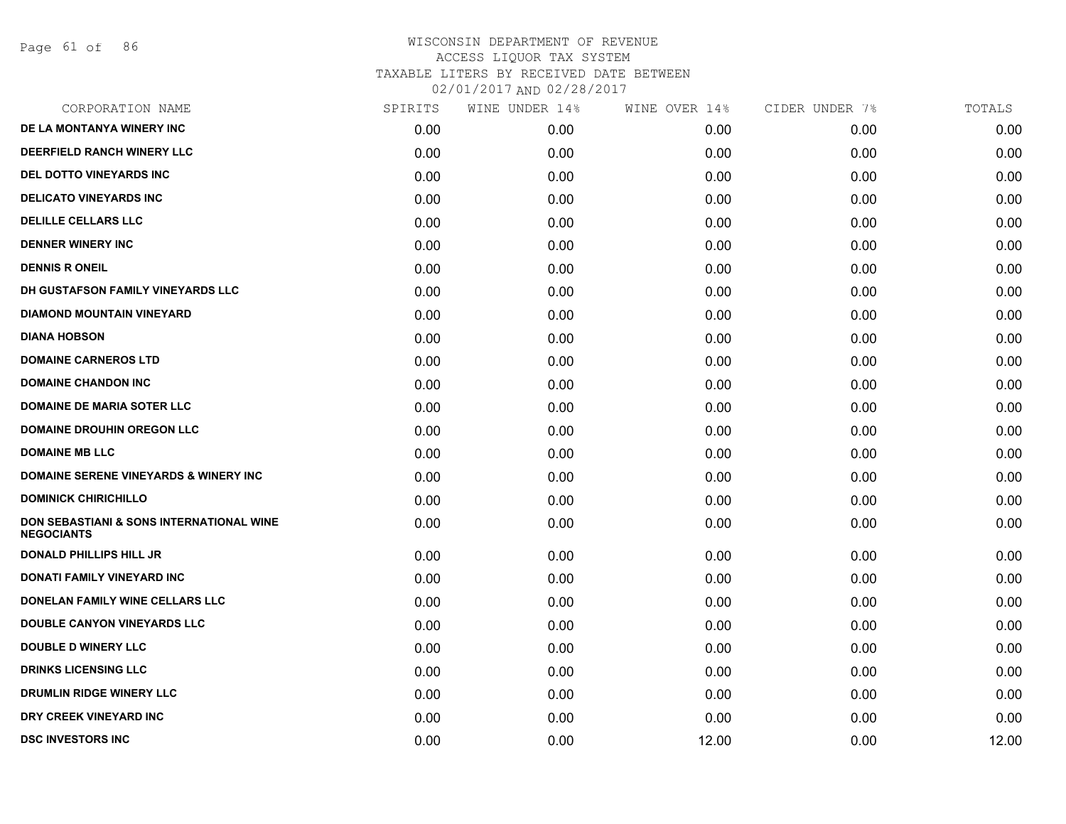WISCONSIN DEPARTMENT OF REVENUE
ACCESS LIQUOR TAX SYSTEM
TAXABLE LITERS BY RECEIVED DATE BETWEEN
02/01/2017 AND 02/28/2017

| CORPORATION NAME | SPIRITS | WINE UNDER 14% | WINE OVER 14% | CIDER UNDER 7% | TOTALS |
|---|---|---|---|---|---|
| DE LA MONTANYA WINERY INC | 0.00 | 0.00 | 0.00 | 0.00 | 0.00 |
| DEERFIELD RANCH WINERY LLC | 0.00 | 0.00 | 0.00 | 0.00 | 0.00 |
| DEL DOTTO VINEYARDS INC | 0.00 | 0.00 | 0.00 | 0.00 | 0.00 |
| DELICATO VINEYARDS INC | 0.00 | 0.00 | 0.00 | 0.00 | 0.00 |
| DELILLE CELLARS LLC | 0.00 | 0.00 | 0.00 | 0.00 | 0.00 |
| DENNER WINERY INC | 0.00 | 0.00 | 0.00 | 0.00 | 0.00 |
| DENNIS R ONEIL | 0.00 | 0.00 | 0.00 | 0.00 | 0.00 |
| DH GUSTAFSON FAMILY VINEYARDS LLC | 0.00 | 0.00 | 0.00 | 0.00 | 0.00 |
| DIAMOND MOUNTAIN VINEYARD | 0.00 | 0.00 | 0.00 | 0.00 | 0.00 |
| DIANA HOBSON | 0.00 | 0.00 | 0.00 | 0.00 | 0.00 |
| DOMAINE CARNEROS LTD | 0.00 | 0.00 | 0.00 | 0.00 | 0.00 |
| DOMAINE CHANDON INC | 0.00 | 0.00 | 0.00 | 0.00 | 0.00 |
| DOMAINE DE MARIA SOTER LLC | 0.00 | 0.00 | 0.00 | 0.00 | 0.00 |
| DOMAINE DROUHIN OREGON LLC | 0.00 | 0.00 | 0.00 | 0.00 | 0.00 |
| DOMAINE MB LLC | 0.00 | 0.00 | 0.00 | 0.00 | 0.00 |
| DOMAINE SERENE VINEYARDS & WINERY INC | 0.00 | 0.00 | 0.00 | 0.00 | 0.00 |
| DOMINICK CHIRICHILLO | 0.00 | 0.00 | 0.00 | 0.00 | 0.00 |
| DON SEBASTIANI & SONS INTERNATIONAL WINE NEGOCIANTS | 0.00 | 0.00 | 0.00 | 0.00 | 0.00 |
| DONALD PHILLIPS HILL JR | 0.00 | 0.00 | 0.00 | 0.00 | 0.00 |
| DONATI FAMILY VINEYARD INC | 0.00 | 0.00 | 0.00 | 0.00 | 0.00 |
| DONELAN FAMILY WINE CELLARS LLC | 0.00 | 0.00 | 0.00 | 0.00 | 0.00 |
| DOUBLE CANYON VINEYARDS LLC | 0.00 | 0.00 | 0.00 | 0.00 | 0.00 |
| DOUBLE D WINERY LLC | 0.00 | 0.00 | 0.00 | 0.00 | 0.00 |
| DRINKS LICENSING LLC | 0.00 | 0.00 | 0.00 | 0.00 | 0.00 |
| DRUMLIN RIDGE WINERY LLC | 0.00 | 0.00 | 0.00 | 0.00 | 0.00 |
| DRY CREEK VINEYARD INC | 0.00 | 0.00 | 0.00 | 0.00 | 0.00 |
| DSC INVESTORS INC | 0.00 | 0.00 | 12.00 | 0.00 | 12.00 |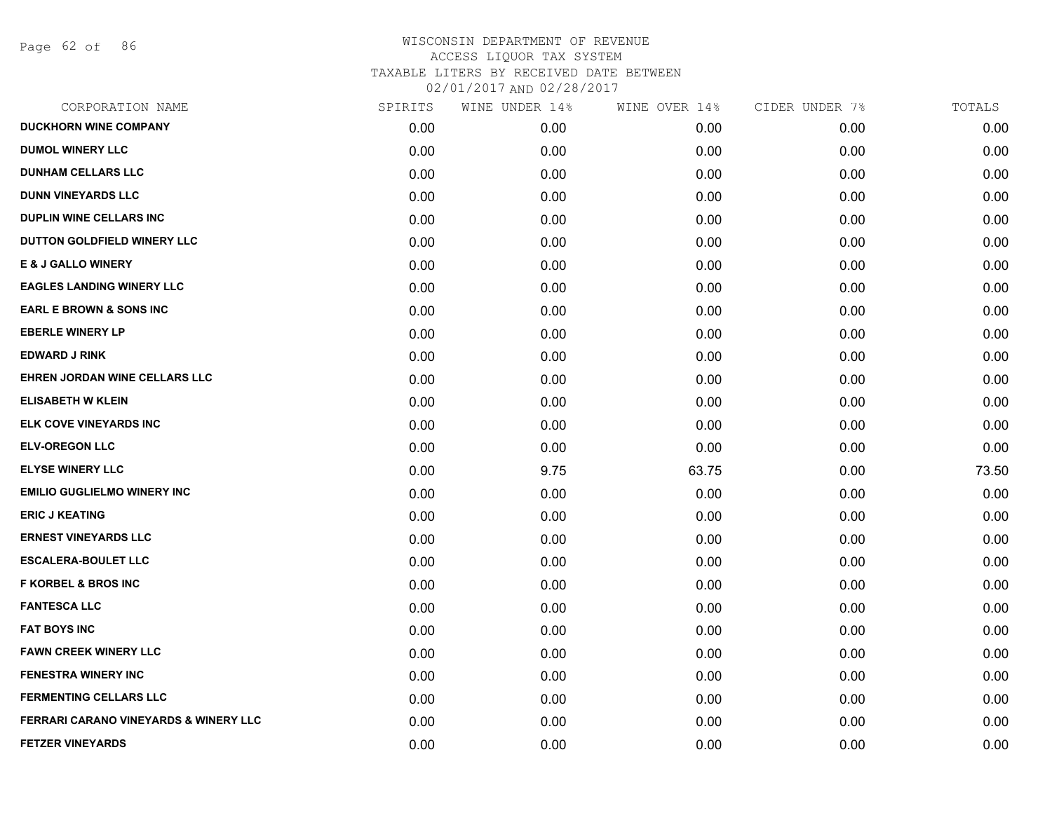# WISCONSIN DEPARTMENT OF REVENUE
## ACCESS LIQUOR TAX SYSTEM
### TAXABLE LITERS BY RECEIVED DATE BETWEEN 02/01/2017 AND 02/28/2017

| CORPORATION NAME | SPIRITS | WINE UNDER 14% | WINE OVER 14% | CIDER UNDER 7% | TOTALS |
|---|---|---|---|---|---|
| DUCKHORN WINE COMPANY | 0.00 | 0.00 | 0.00 | 0.00 | 0.00 |
| DUMOL WINERY LLC | 0.00 | 0.00 | 0.00 | 0.00 | 0.00 |
| DUNHAM CELLARS LLC | 0.00 | 0.00 | 0.00 | 0.00 | 0.00 |
| DUNN VINEYARDS LLC | 0.00 | 0.00 | 0.00 | 0.00 | 0.00 |
| DUPLIN WINE CELLARS INC | 0.00 | 0.00 | 0.00 | 0.00 | 0.00 |
| DUTTON GOLDFIELD WINERY LLC | 0.00 | 0.00 | 0.00 | 0.00 | 0.00 |
| E & J GALLO WINERY | 0.00 | 0.00 | 0.00 | 0.00 | 0.00 |
| EAGLES LANDING WINERY LLC | 0.00 | 0.00 | 0.00 | 0.00 | 0.00 |
| EARL E BROWN & SONS INC | 0.00 | 0.00 | 0.00 | 0.00 | 0.00 |
| EBERLE WINERY LP | 0.00 | 0.00 | 0.00 | 0.00 | 0.00 |
| EDWARD J RINK | 0.00 | 0.00 | 0.00 | 0.00 | 0.00 |
| EHREN JORDAN WINE CELLARS LLC | 0.00 | 0.00 | 0.00 | 0.00 | 0.00 |
| ELISABETH W KLEIN | 0.00 | 0.00 | 0.00 | 0.00 | 0.00 |
| ELK COVE VINEYARDS INC | 0.00 | 0.00 | 0.00 | 0.00 | 0.00 |
| ELV-OREGON LLC | 0.00 | 0.00 | 0.00 | 0.00 | 0.00 |
| ELYSE WINERY LLC | 0.00 | 9.75 | 63.75 | 0.00 | 73.50 |
| EMILIO GUGLIELMO WINERY INC | 0.00 | 0.00 | 0.00 | 0.00 | 0.00 |
| ERIC J KEATING | 0.00 | 0.00 | 0.00 | 0.00 | 0.00 |
| ERNEST VINEYARDS LLC | 0.00 | 0.00 | 0.00 | 0.00 | 0.00 |
| ESCALERA-BOULET LLC | 0.00 | 0.00 | 0.00 | 0.00 | 0.00 |
| F KORBEL & BROS INC | 0.00 | 0.00 | 0.00 | 0.00 | 0.00 |
| FANTESCA LLC | 0.00 | 0.00 | 0.00 | 0.00 | 0.00 |
| FAT BOYS INC | 0.00 | 0.00 | 0.00 | 0.00 | 0.00 |
| FAWN CREEK WINERY LLC | 0.00 | 0.00 | 0.00 | 0.00 | 0.00 |
| FENESTRA WINERY INC | 0.00 | 0.00 | 0.00 | 0.00 | 0.00 |
| FERMENTING CELLARS LLC | 0.00 | 0.00 | 0.00 | 0.00 | 0.00 |
| FERRARI CARANO VINEYARDS & WINERY LLC | 0.00 | 0.00 | 0.00 | 0.00 | 0.00 |
| FETZER VINEYARDS | 0.00 | 0.00 | 0.00 | 0.00 | 0.00 |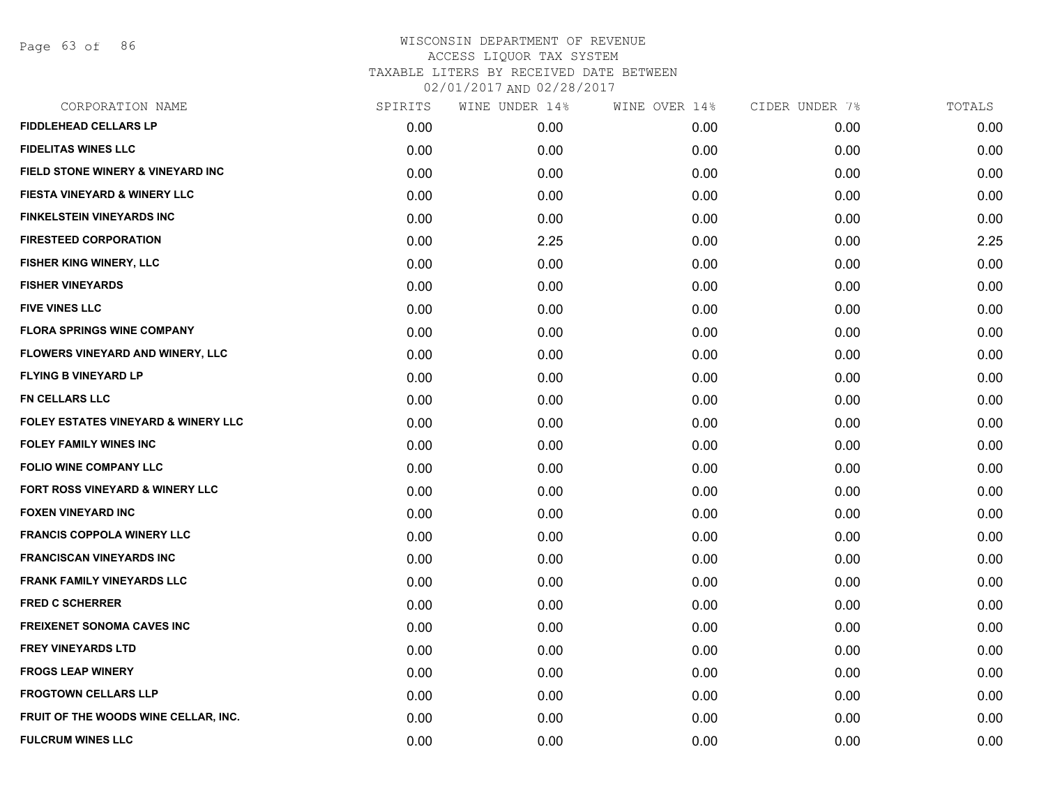# WISCONSIN DEPARTMENT OF REVENUE
## ACCESS LIQUOR TAX SYSTEM
## TAXABLE LITERS BY RECEIVED DATE BETWEEN 02/01/2017 AND 02/28/2017

| CORPORATION NAME | SPIRITS | WINE UNDER 14% | WINE OVER 14% | CIDER UNDER 7% | TOTALS |
|---|---|---|---|---|---|
| FIDDLEHEAD CELLARS LP | 0.00 | 0.00 | 0.00 | 0.00 | 0.00 |
| FIDELITAS WINES LLC | 0.00 | 0.00 | 0.00 | 0.00 | 0.00 |
| FIELD STONE WINERY & VINEYARD INC | 0.00 | 0.00 | 0.00 | 0.00 | 0.00 |
| FIESTA VINEYARD & WINERY LLC | 0.00 | 0.00 | 0.00 | 0.00 | 0.00 |
| FINKELSTEIN VINEYARDS INC | 0.00 | 0.00 | 0.00 | 0.00 | 0.00 |
| FIRESTEED CORPORATION | 0.00 | 2.25 | 0.00 | 0.00 | 2.25 |
| FISHER KING WINERY, LLC | 0.00 | 0.00 | 0.00 | 0.00 | 0.00 |
| FISHER VINEYARDS | 0.00 | 0.00 | 0.00 | 0.00 | 0.00 |
| FIVE VINES LLC | 0.00 | 0.00 | 0.00 | 0.00 | 0.00 |
| FLORA SPRINGS WINE COMPANY | 0.00 | 0.00 | 0.00 | 0.00 | 0.00 |
| FLOWERS VINEYARD AND WINERY, LLC | 0.00 | 0.00 | 0.00 | 0.00 | 0.00 |
| FLYING B VINEYARD LP | 0.00 | 0.00 | 0.00 | 0.00 | 0.00 |
| FN CELLARS LLC | 0.00 | 0.00 | 0.00 | 0.00 | 0.00 |
| FOLEY ESTATES VINEYARD & WINERY LLC | 0.00 | 0.00 | 0.00 | 0.00 | 0.00 |
| FOLEY FAMILY WINES INC | 0.00 | 0.00 | 0.00 | 0.00 | 0.00 |
| FOLIO WINE COMPANY LLC | 0.00 | 0.00 | 0.00 | 0.00 | 0.00 |
| FORT ROSS VINEYARD & WINERY LLC | 0.00 | 0.00 | 0.00 | 0.00 | 0.00 |
| FOXEN VINEYARD INC | 0.00 | 0.00 | 0.00 | 0.00 | 0.00 |
| FRANCIS COPPOLA WINERY LLC | 0.00 | 0.00 | 0.00 | 0.00 | 0.00 |
| FRANCISCAN VINEYARDS INC | 0.00 | 0.00 | 0.00 | 0.00 | 0.00 |
| FRANK FAMILY VINEYARDS LLC | 0.00 | 0.00 | 0.00 | 0.00 | 0.00 |
| FRED C SCHERRER | 0.00 | 0.00 | 0.00 | 0.00 | 0.00 |
| FREIXENET SONOMA CAVES INC | 0.00 | 0.00 | 0.00 | 0.00 | 0.00 |
| FREY VINEYARDS LTD | 0.00 | 0.00 | 0.00 | 0.00 | 0.00 |
| FROGS LEAP WINERY | 0.00 | 0.00 | 0.00 | 0.00 | 0.00 |
| FROGTOWN CELLARS LLP | 0.00 | 0.00 | 0.00 | 0.00 | 0.00 |
| FRUIT OF THE WOODS WINE CELLAR, INC. | 0.00 | 0.00 | 0.00 | 0.00 | 0.00 |
| FULCRUM WINES LLC | 0.00 | 0.00 | 0.00 | 0.00 | 0.00 |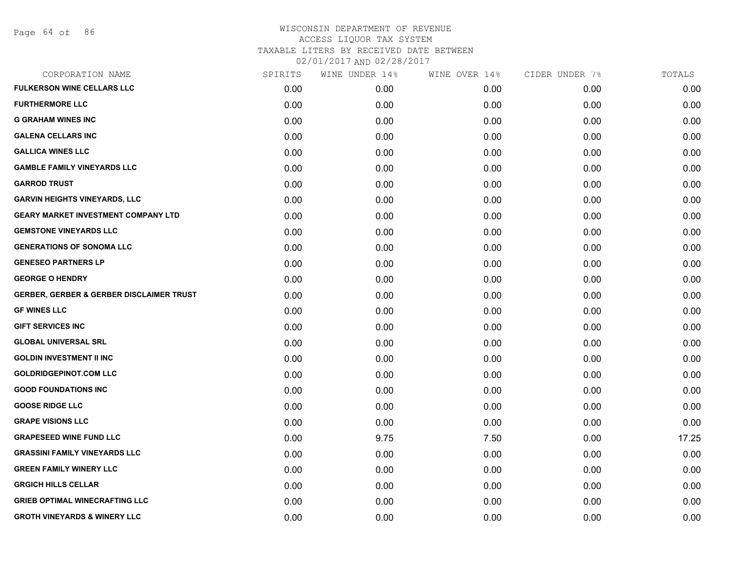# WISCONSIN DEPARTMENT OF REVENUE
## ACCESS LIQUOR TAX SYSTEM
### TAXABLE LITERS BY RECEIVED DATE BETWEEN 02/01/2017 AND 02/28/2017

| CORPORATION NAME | SPIRITS | WINE UNDER 14% | WINE OVER 14% | CIDER UNDER 7% | TOTALS |
|---|---|---|---|---|---|
| FULKERSON WINE CELLARS LLC | 0.00 | 0.00 | 0.00 | 0.00 | 0.00 |
| FURTHERMORE LLC | 0.00 | 0.00 | 0.00 | 0.00 | 0.00 |
| G GRAHAM WINES INC | 0.00 | 0.00 | 0.00 | 0.00 | 0.00 |
| GALENA CELLARS INC | 0.00 | 0.00 | 0.00 | 0.00 | 0.00 |
| GALLICA WINES LLC | 0.00 | 0.00 | 0.00 | 0.00 | 0.00 |
| GAMBLE FAMILY VINEYARDS LLC | 0.00 | 0.00 | 0.00 | 0.00 | 0.00 |
| GARROD TRUST | 0.00 | 0.00 | 0.00 | 0.00 | 0.00 |
| GARVIN HEIGHTS VINEYARDS, LLC | 0.00 | 0.00 | 0.00 | 0.00 | 0.00 |
| GEARY MARKET INVESTMENT COMPANY LTD | 0.00 | 0.00 | 0.00 | 0.00 | 0.00 |
| GEMSTONE VINEYARDS LLC | 0.00 | 0.00 | 0.00 | 0.00 | 0.00 |
| GENERATIONS OF SONOMA LLC | 0.00 | 0.00 | 0.00 | 0.00 | 0.00 |
| GENESEO PARTNERS LP | 0.00 | 0.00 | 0.00 | 0.00 | 0.00 |
| GEORGE O HENDRY | 0.00 | 0.00 | 0.00 | 0.00 | 0.00 |
| GERBER, GERBER & GERBER DISCLAIMER TRUST | 0.00 | 0.00 | 0.00 | 0.00 | 0.00 |
| GF WINES LLC | 0.00 | 0.00 | 0.00 | 0.00 | 0.00 |
| GIFT SERVICES INC | 0.00 | 0.00 | 0.00 | 0.00 | 0.00 |
| GLOBAL UNIVERSAL SRL | 0.00 | 0.00 | 0.00 | 0.00 | 0.00 |
| GOLDIN INVESTMENT II INC | 0.00 | 0.00 | 0.00 | 0.00 | 0.00 |
| GOLDRIDGEPINOT.COM LLC | 0.00 | 0.00 | 0.00 | 0.00 | 0.00 |
| GOOD FOUNDATIONS INC | 0.00 | 0.00 | 0.00 | 0.00 | 0.00 |
| GOOSE RIDGE LLC | 0.00 | 0.00 | 0.00 | 0.00 | 0.00 |
| GRAPE VISIONS LLC | 0.00 | 0.00 | 0.00 | 0.00 | 0.00 |
| GRAPESEED WINE FUND LLC | 0.00 | 9.75 | 7.50 | 0.00 | 17.25 |
| GRASSINI FAMILY VINEYARDS LLC | 0.00 | 0.00 | 0.00 | 0.00 | 0.00 |
| GREEN FAMILY WINERY LLC | 0.00 | 0.00 | 0.00 | 0.00 | 0.00 |
| GRGICH HILLS CELLAR | 0.00 | 0.00 | 0.00 | 0.00 | 0.00 |
| GRIEB OPTIMAL WINECRAFTING LLC | 0.00 | 0.00 | 0.00 | 0.00 | 0.00 |
| GROTH VINEYARDS & WINERY LLC | 0.00 | 0.00 | 0.00 | 0.00 | 0.00 |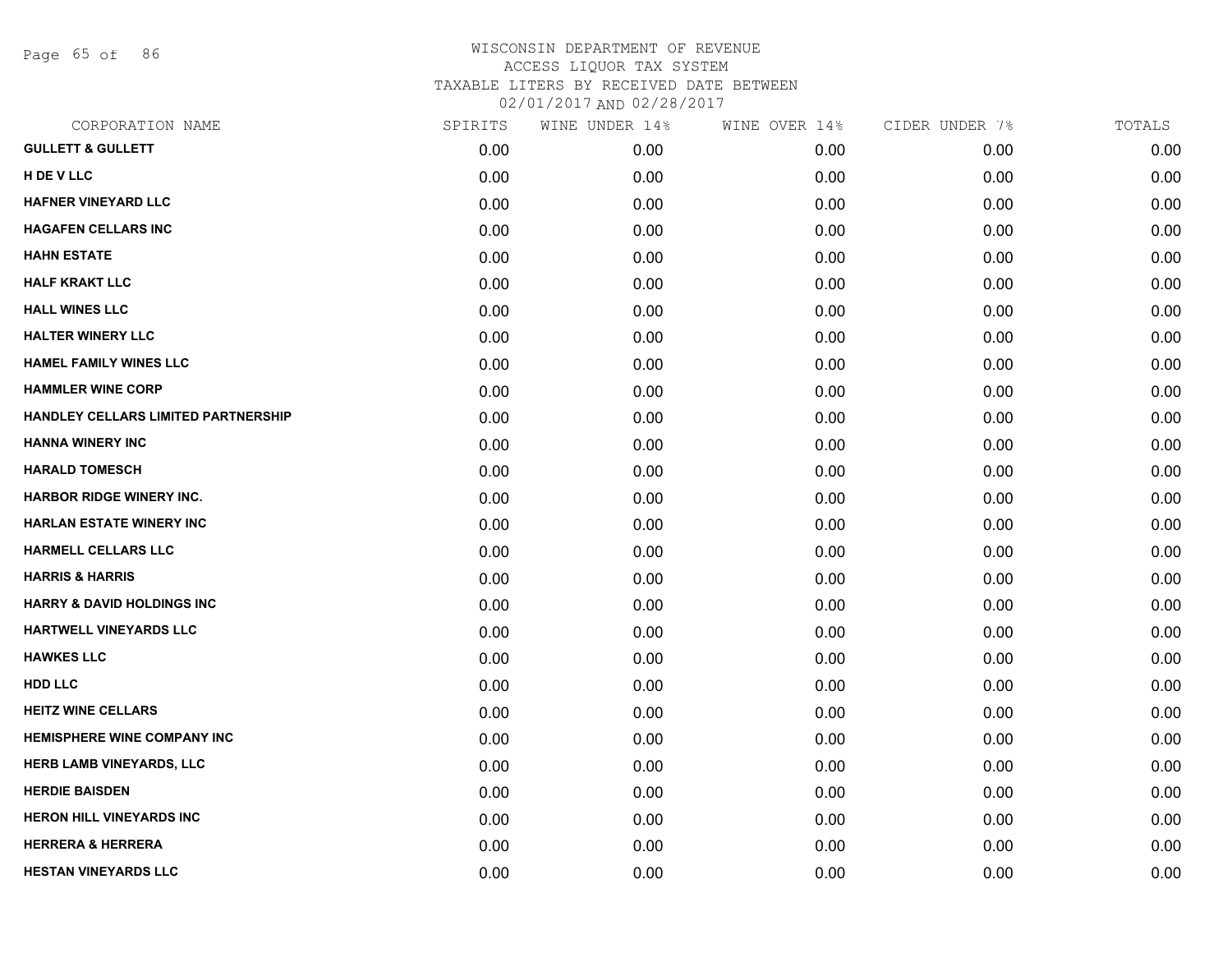WISCONSIN DEPARTMENT OF REVENUE
ACCESS LIQUOR TAX SYSTEM
TAXABLE LITERS BY RECEIVED DATE BETWEEN
02/01/2017 AND 02/28/2017

| CORPORATION NAME | SPIRITS | WINE UNDER 14% | WINE OVER 14% | CIDER UNDER 7% | TOTALS |
|---|---|---|---|---|---|
| GULLETT & GULLETT | 0.00 | 0.00 | 0.00 | 0.00 | 0.00 |
| H DE V LLC | 0.00 | 0.00 | 0.00 | 0.00 | 0.00 |
| HAFNER VINEYARD LLC | 0.00 | 0.00 | 0.00 | 0.00 | 0.00 |
| HAGAFEN CELLARS INC | 0.00 | 0.00 | 0.00 | 0.00 | 0.00 |
| HAHN ESTATE | 0.00 | 0.00 | 0.00 | 0.00 | 0.00 |
| HALF KRAKT LLC | 0.00 | 0.00 | 0.00 | 0.00 | 0.00 |
| HALL WINES LLC | 0.00 | 0.00 | 0.00 | 0.00 | 0.00 |
| HALTER WINERY LLC | 0.00 | 0.00 | 0.00 | 0.00 | 0.00 |
| HAMEL FAMILY WINES LLC | 0.00 | 0.00 | 0.00 | 0.00 | 0.00 |
| HAMMLER WINE CORP | 0.00 | 0.00 | 0.00 | 0.00 | 0.00 |
| HANDLEY CELLARS LIMITED PARTNERSHIP | 0.00 | 0.00 | 0.00 | 0.00 | 0.00 |
| HANNA WINERY INC | 0.00 | 0.00 | 0.00 | 0.00 | 0.00 |
| HARALD TOMESCH | 0.00 | 0.00 | 0.00 | 0.00 | 0.00 |
| HARBOR RIDGE WINERY INC. | 0.00 | 0.00 | 0.00 | 0.00 | 0.00 |
| HARLAN ESTATE WINERY INC | 0.00 | 0.00 | 0.00 | 0.00 | 0.00 |
| HARMELL CELLARS LLC | 0.00 | 0.00 | 0.00 | 0.00 | 0.00 |
| HARRIS & HARRIS | 0.00 | 0.00 | 0.00 | 0.00 | 0.00 |
| HARRY & DAVID HOLDINGS INC | 0.00 | 0.00 | 0.00 | 0.00 | 0.00 |
| HARTWELL VINEYARDS LLC | 0.00 | 0.00 | 0.00 | 0.00 | 0.00 |
| HAWKES LLC | 0.00 | 0.00 | 0.00 | 0.00 | 0.00 |
| HDD LLC | 0.00 | 0.00 | 0.00 | 0.00 | 0.00 |
| HEITZ WINE CELLARS | 0.00 | 0.00 | 0.00 | 0.00 | 0.00 |
| HEMISPHERE WINE COMPANY INC | 0.00 | 0.00 | 0.00 | 0.00 | 0.00 |
| HERB LAMB VINEYARDS, LLC | 0.00 | 0.00 | 0.00 | 0.00 | 0.00 |
| HERDIE BAISDEN | 0.00 | 0.00 | 0.00 | 0.00 | 0.00 |
| HERON HILL VINEYARDS INC | 0.00 | 0.00 | 0.00 | 0.00 | 0.00 |
| HERRERA & HERRERA | 0.00 | 0.00 | 0.00 | 0.00 | 0.00 |
| HESTAN VINEYARDS LLC | 0.00 | 0.00 | 0.00 | 0.00 | 0.00 |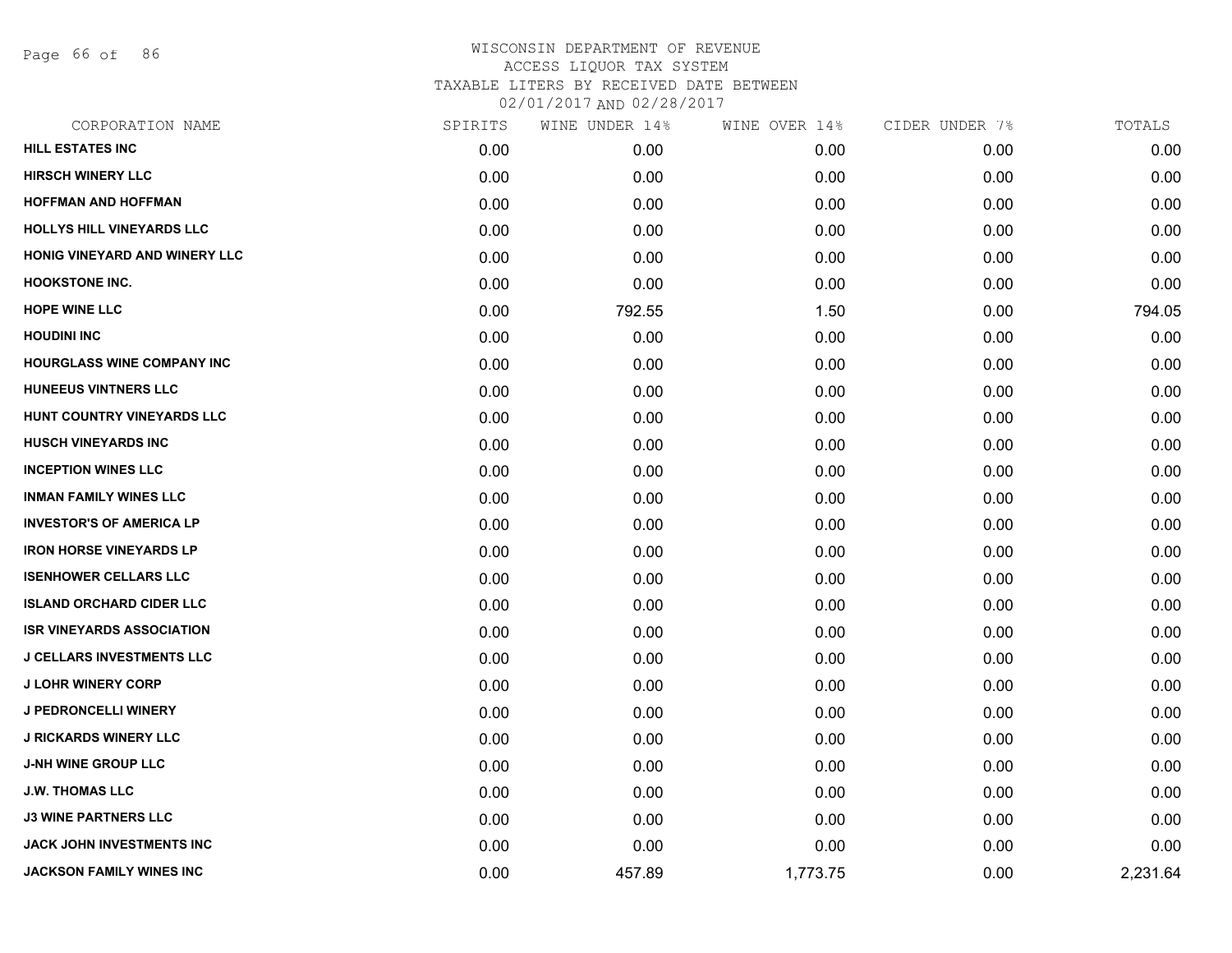# WISCONSIN DEPARTMENT OF REVENUE
ACCESS LIQUOR TAX SYSTEM
TAXABLE LITERS BY RECEIVED DATE BETWEEN
02/01/2017 AND 02/28/2017

| CORPORATION NAME | SPIRITS | WINE UNDER 14% | WINE OVER 14% | CIDER UNDER 7% | TOTALS |
|---|---|---|---|---|---|
| HILL ESTATES INC | 0.00 | 0.00 | 0.00 | 0.00 | 0.00 |
| HIRSCH WINERY LLC | 0.00 | 0.00 | 0.00 | 0.00 | 0.00 |
| HOFFMAN AND HOFFMAN | 0.00 | 0.00 | 0.00 | 0.00 | 0.00 |
| HOLLYS HILL VINEYARDS LLC | 0.00 | 0.00 | 0.00 | 0.00 | 0.00 |
| HONIG VINEYARD AND WINERY LLC | 0.00 | 0.00 | 0.00 | 0.00 | 0.00 |
| HOOKSTONE INC. | 0.00 | 0.00 | 0.00 | 0.00 | 0.00 |
| HOPE WINE LLC | 0.00 | 792.55 | 1.50 | 0.00 | 794.05 |
| HOUDINI INC | 0.00 | 0.00 | 0.00 | 0.00 | 0.00 |
| HOURGLASS WINE COMPANY INC | 0.00 | 0.00 | 0.00 | 0.00 | 0.00 |
| HUNEEUS VINTNERS LLC | 0.00 | 0.00 | 0.00 | 0.00 | 0.00 |
| HUNT COUNTRY VINEYARDS LLC | 0.00 | 0.00 | 0.00 | 0.00 | 0.00 |
| HUSCH VINEYARDS INC | 0.00 | 0.00 | 0.00 | 0.00 | 0.00 |
| INCEPTION WINES LLC | 0.00 | 0.00 | 0.00 | 0.00 | 0.00 |
| INMAN FAMILY WINES LLC | 0.00 | 0.00 | 0.00 | 0.00 | 0.00 |
| INVESTOR'S OF AMERICA LP | 0.00 | 0.00 | 0.00 | 0.00 | 0.00 |
| IRON HORSE VINEYARDS LP | 0.00 | 0.00 | 0.00 | 0.00 | 0.00 |
| ISENHOWER CELLARS LLC | 0.00 | 0.00 | 0.00 | 0.00 | 0.00 |
| ISLAND ORCHARD CIDER LLC | 0.00 | 0.00 | 0.00 | 0.00 | 0.00 |
| ISR VINEYARDS ASSOCIATION | 0.00 | 0.00 | 0.00 | 0.00 | 0.00 |
| J CELLARS INVESTMENTS LLC | 0.00 | 0.00 | 0.00 | 0.00 | 0.00 |
| J LOHR WINERY CORP | 0.00 | 0.00 | 0.00 | 0.00 | 0.00 |
| J PEDRONCELLI WINERY | 0.00 | 0.00 | 0.00 | 0.00 | 0.00 |
| J RICKARDS WINERY LLC | 0.00 | 0.00 | 0.00 | 0.00 | 0.00 |
| J-NH WINE GROUP LLC | 0.00 | 0.00 | 0.00 | 0.00 | 0.00 |
| J.W. THOMAS LLC | 0.00 | 0.00 | 0.00 | 0.00 | 0.00 |
| J3 WINE PARTNERS LLC | 0.00 | 0.00 | 0.00 | 0.00 | 0.00 |
| JACK JOHN INVESTMENTS INC | 0.00 | 0.00 | 0.00 | 0.00 | 0.00 |
| JACKSON FAMILY WINES INC | 0.00 | 457.89 | 1,773.75 | 0.00 | 2,231.64 |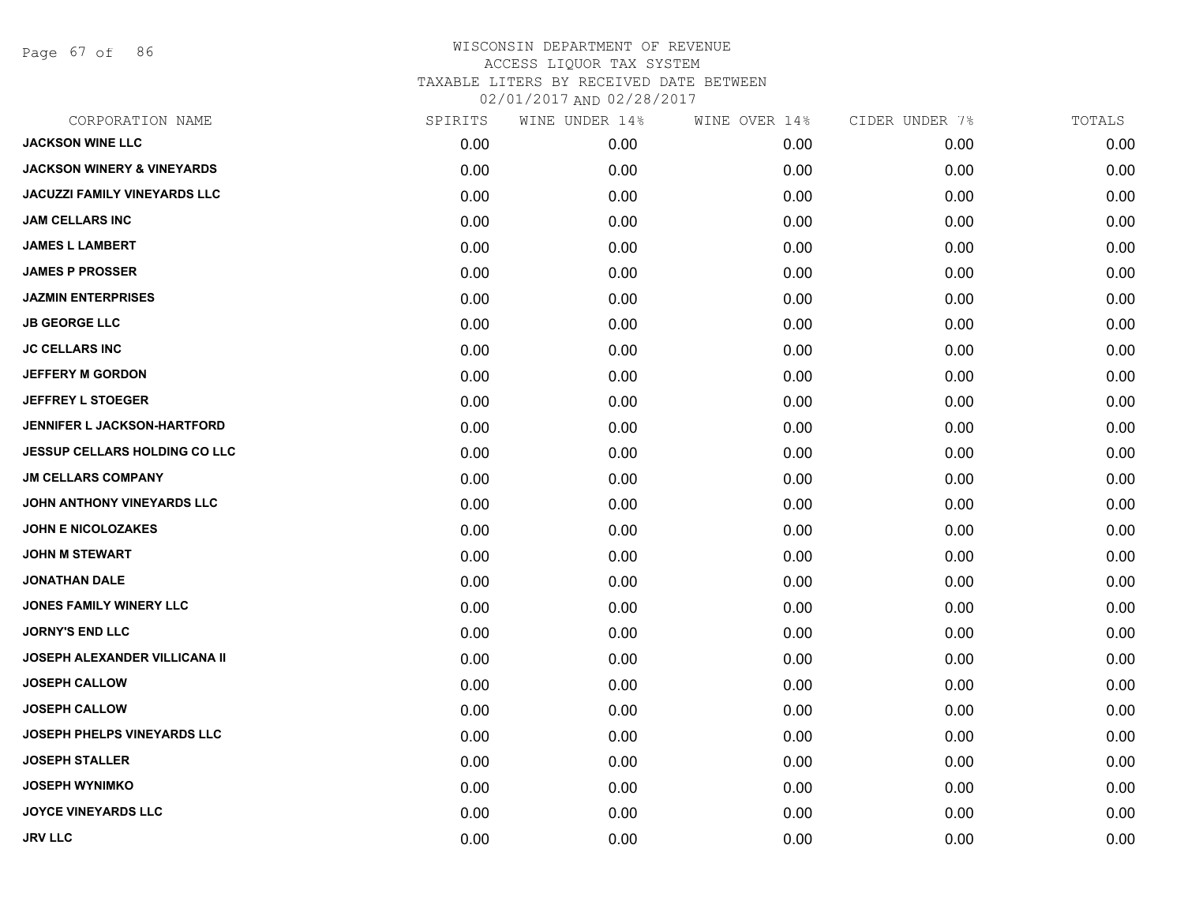# WISCONSIN DEPARTMENT OF REVENUE
## ACCESS LIQUOR TAX SYSTEM
## TAXABLE LITERS BY RECEIVED DATE BETWEEN 02/01/2017 AND 02/28/2017

| CORPORATION NAME | SPIRITS | WINE UNDER 14% | WINE OVER 14% | CIDER UNDER 7% | TOTALS |
|---|---|---|---|---|---|
| JACKSON WINE LLC | 0.00 | 0.00 | 0.00 | 0.00 | 0.00 |
| JACKSON WINERY & VINEYARDS | 0.00 | 0.00 | 0.00 | 0.00 | 0.00 |
| JACUZZI FAMILY VINEYARDS LLC | 0.00 | 0.00 | 0.00 | 0.00 | 0.00 |
| JAM CELLARS INC | 0.00 | 0.00 | 0.00 | 0.00 | 0.00 |
| JAMES L LAMBERT | 0.00 | 0.00 | 0.00 | 0.00 | 0.00 |
| JAMES P PROSSER | 0.00 | 0.00 | 0.00 | 0.00 | 0.00 |
| JAZMIN ENTERPRISES | 0.00 | 0.00 | 0.00 | 0.00 | 0.00 |
| JB GEORGE LLC | 0.00 | 0.00 | 0.00 | 0.00 | 0.00 |
| JC CELLARS INC | 0.00 | 0.00 | 0.00 | 0.00 | 0.00 |
| JEFFERY M GORDON | 0.00 | 0.00 | 0.00 | 0.00 | 0.00 |
| JEFFREY L STOEGER | 0.00 | 0.00 | 0.00 | 0.00 | 0.00 |
| JENNIFER L JACKSON-HARTFORD | 0.00 | 0.00 | 0.00 | 0.00 | 0.00 |
| JESSUP CELLARS HOLDING CO LLC | 0.00 | 0.00 | 0.00 | 0.00 | 0.00 |
| JM CELLARS COMPANY | 0.00 | 0.00 | 0.00 | 0.00 | 0.00 |
| JOHN ANTHONY VINEYARDS LLC | 0.00 | 0.00 | 0.00 | 0.00 | 0.00 |
| JOHN E NICOLOZAKES | 0.00 | 0.00 | 0.00 | 0.00 | 0.00 |
| JOHN M STEWART | 0.00 | 0.00 | 0.00 | 0.00 | 0.00 |
| JONATHAN DALE | 0.00 | 0.00 | 0.00 | 0.00 | 0.00 |
| JONES FAMILY WINERY LLC | 0.00 | 0.00 | 0.00 | 0.00 | 0.00 |
| JORNY'S END LLC | 0.00 | 0.00 | 0.00 | 0.00 | 0.00 |
| JOSEPH ALEXANDER VILLICANA II | 0.00 | 0.00 | 0.00 | 0.00 | 0.00 |
| JOSEPH CALLOW | 0.00 | 0.00 | 0.00 | 0.00 | 0.00 |
| JOSEPH CALLOW | 0.00 | 0.00 | 0.00 | 0.00 | 0.00 |
| JOSEPH PHELPS VINEYARDS LLC | 0.00 | 0.00 | 0.00 | 0.00 | 0.00 |
| JOSEPH STALLER | 0.00 | 0.00 | 0.00 | 0.00 | 0.00 |
| JOSEPH WYNIMKO | 0.00 | 0.00 | 0.00 | 0.00 | 0.00 |
| JOYCE VINEYARDS LLC | 0.00 | 0.00 | 0.00 | 0.00 | 0.00 |
| JRV LLC | 0.00 | 0.00 | 0.00 | 0.00 | 0.00 |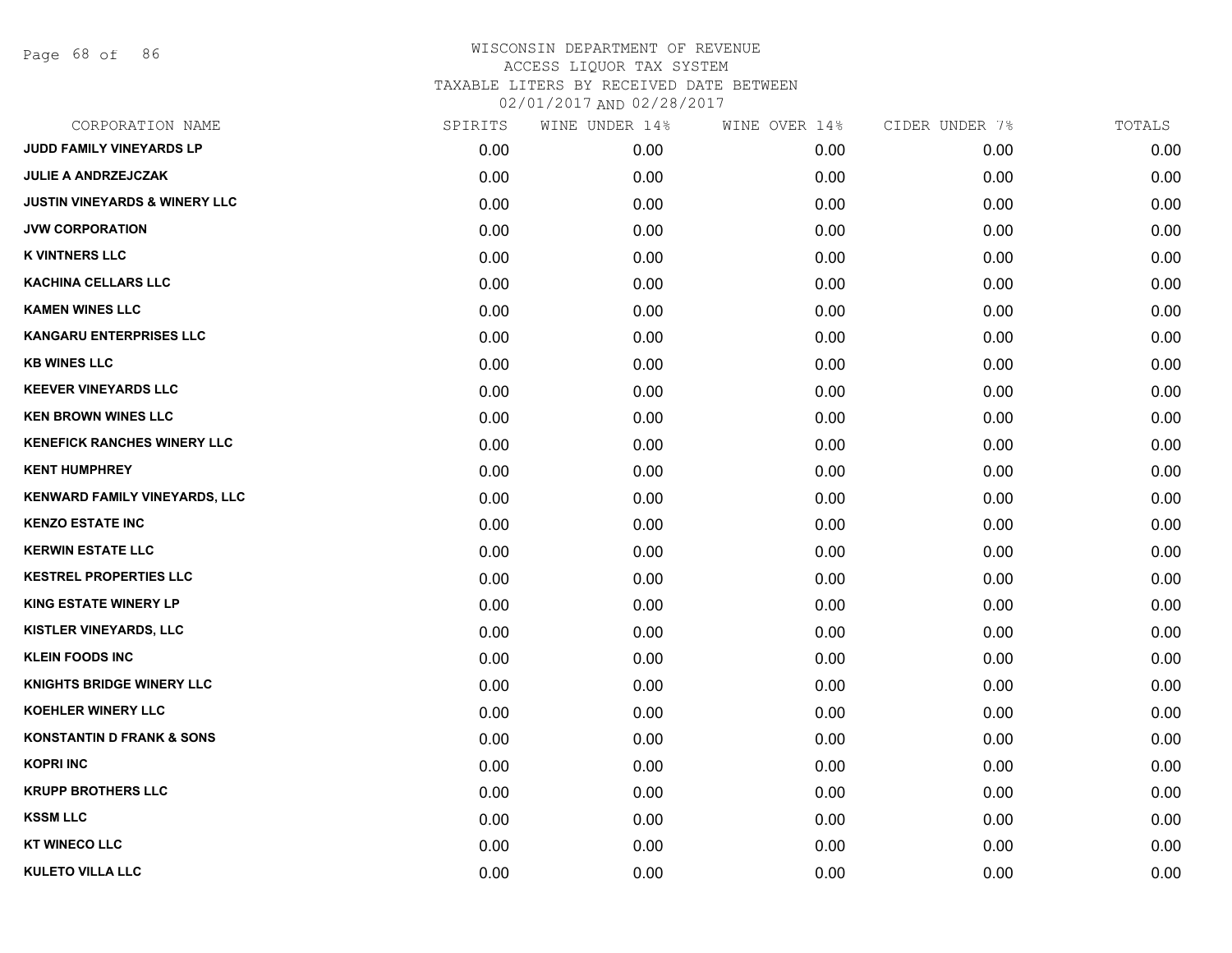# WISCONSIN DEPARTMENT OF REVENUE

ACCESS LIQUOR TAX SYSTEM

TAXABLE LITERS BY RECEIVED DATE BETWEEN

02/01/2017 AND 02/28/2017

| CORPORATION NAME | SPIRITS | WINE UNDER 14% | WINE OVER 14% | CIDER UNDER 7% | TOTALS |
|---|---|---|---|---|---|
| JUDD FAMILY VINEYARDS LP | 0.00 | 0.00 | 0.00 | 0.00 | 0.00 |
| JULIE A ANDRZEJCZAK | 0.00 | 0.00 | 0.00 | 0.00 | 0.00 |
| JUSTIN VINEYARDS & WINERY LLC | 0.00 | 0.00 | 0.00 | 0.00 | 0.00 |
| JVW CORPORATION | 0.00 | 0.00 | 0.00 | 0.00 | 0.00 |
| K VINTNERS LLC | 0.00 | 0.00 | 0.00 | 0.00 | 0.00 |
| KACHINA CELLARS LLC | 0.00 | 0.00 | 0.00 | 0.00 | 0.00 |
| KAMEN WINES LLC | 0.00 | 0.00 | 0.00 | 0.00 | 0.00 |
| KANGARU ENTERPRISES LLC | 0.00 | 0.00 | 0.00 | 0.00 | 0.00 |
| KB WINES LLC | 0.00 | 0.00 | 0.00 | 0.00 | 0.00 |
| KEEVER VINEYARDS LLC | 0.00 | 0.00 | 0.00 | 0.00 | 0.00 |
| KEN BROWN WINES LLC | 0.00 | 0.00 | 0.00 | 0.00 | 0.00 |
| KENEFICK RANCHES WINERY LLC | 0.00 | 0.00 | 0.00 | 0.00 | 0.00 |
| KENT HUMPHREY | 0.00 | 0.00 | 0.00 | 0.00 | 0.00 |
| KENWARD FAMILY VINEYARDS, LLC | 0.00 | 0.00 | 0.00 | 0.00 | 0.00 |
| KENZO ESTATE INC | 0.00 | 0.00 | 0.00 | 0.00 | 0.00 |
| KERWIN ESTATE LLC | 0.00 | 0.00 | 0.00 | 0.00 | 0.00 |
| KESTREL PROPERTIES LLC | 0.00 | 0.00 | 0.00 | 0.00 | 0.00 |
| KING ESTATE WINERY LP | 0.00 | 0.00 | 0.00 | 0.00 | 0.00 |
| KISTLER VINEYARDS, LLC | 0.00 | 0.00 | 0.00 | 0.00 | 0.00 |
| KLEIN FOODS INC | 0.00 | 0.00 | 0.00 | 0.00 | 0.00 |
| KNIGHTS BRIDGE WINERY LLC | 0.00 | 0.00 | 0.00 | 0.00 | 0.00 |
| KOEHLER WINERY LLC | 0.00 | 0.00 | 0.00 | 0.00 | 0.00 |
| KONSTANTIN D FRANK & SONS | 0.00 | 0.00 | 0.00 | 0.00 | 0.00 |
| KOPRI INC | 0.00 | 0.00 | 0.00 | 0.00 | 0.00 |
| KRUPP BROTHERS LLC | 0.00 | 0.00 | 0.00 | 0.00 | 0.00 |
| KSSM LLC | 0.00 | 0.00 | 0.00 | 0.00 | 0.00 |
| KT WINECO LLC | 0.00 | 0.00 | 0.00 | 0.00 | 0.00 |
| KULETO VILLA LLC | 0.00 | 0.00 | 0.00 | 0.00 | 0.00 |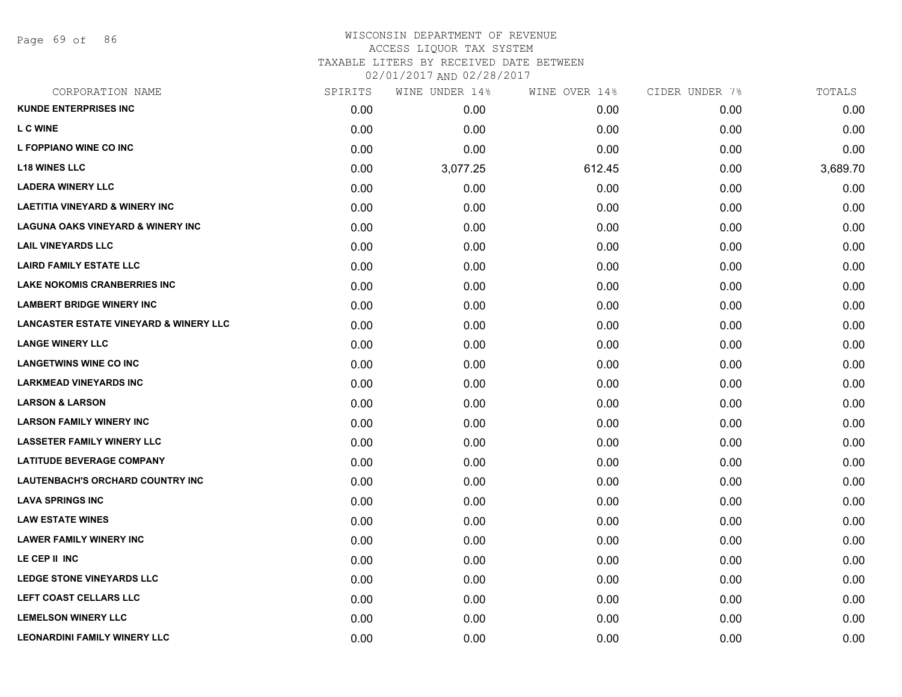# WISCONSIN DEPARTMENT OF REVENUE
ACCESS LIQUOR TAX SYSTEM
TAXABLE LITERS BY RECEIVED DATE BETWEEN
02/01/2017 AND 02/28/2017

| CORPORATION NAME | SPIRITS | WINE UNDER 14% | WINE OVER 14% | CIDER UNDER 7% | TOTALS |
|---|---|---|---|---|---|
| KUNDE ENTERPRISES INC | 0.00 | 0.00 | 0.00 | 0.00 | 0.00 |
| L C WINE | 0.00 | 0.00 | 0.00 | 0.00 | 0.00 |
| L FOPPIANO WINE CO INC | 0.00 | 0.00 | 0.00 | 0.00 | 0.00 |
| L18 WINES LLC | 0.00 | 3,077.25 | 612.45 | 0.00 | 3,689.70 |
| LADERA WINERY LLC | 0.00 | 0.00 | 0.00 | 0.00 | 0.00 |
| LAETITIA VINEYARD & WINERY INC | 0.00 | 0.00 | 0.00 | 0.00 | 0.00 |
| LAGUNA OAKS VINEYARD & WINERY INC | 0.00 | 0.00 | 0.00 | 0.00 | 0.00 |
| LAIL VINEYARDS LLC | 0.00 | 0.00 | 0.00 | 0.00 | 0.00 |
| LAIRD FAMILY ESTATE LLC | 0.00 | 0.00 | 0.00 | 0.00 | 0.00 |
| LAKE NOKOMIS CRANBERRIES INC | 0.00 | 0.00 | 0.00 | 0.00 | 0.00 |
| LAMBERT BRIDGE WINERY INC | 0.00 | 0.00 | 0.00 | 0.00 | 0.00 |
| LANCASTER ESTATE VINEYARD & WINERY LLC | 0.00 | 0.00 | 0.00 | 0.00 | 0.00 |
| LANGE WINERY LLC | 0.00 | 0.00 | 0.00 | 0.00 | 0.00 |
| LANGETWINS WINE CO INC | 0.00 | 0.00 | 0.00 | 0.00 | 0.00 |
| LARKMEAD VINEYARDS INC | 0.00 | 0.00 | 0.00 | 0.00 | 0.00 |
| LARSON & LARSON | 0.00 | 0.00 | 0.00 | 0.00 | 0.00 |
| LARSON FAMILY WINERY INC | 0.00 | 0.00 | 0.00 | 0.00 | 0.00 |
| LASSETER FAMILY WINERY LLC | 0.00 | 0.00 | 0.00 | 0.00 | 0.00 |
| LATITUDE BEVERAGE COMPANY | 0.00 | 0.00 | 0.00 | 0.00 | 0.00 |
| LAUTENBACH'S ORCHARD COUNTRY INC | 0.00 | 0.00 | 0.00 | 0.00 | 0.00 |
| LAVA SPRINGS INC | 0.00 | 0.00 | 0.00 | 0.00 | 0.00 |
| LAW ESTATE WINES | 0.00 | 0.00 | 0.00 | 0.00 | 0.00 |
| LAWER FAMILY WINERY INC | 0.00 | 0.00 | 0.00 | 0.00 | 0.00 |
| LE CEP II INC | 0.00 | 0.00 | 0.00 | 0.00 | 0.00 |
| LEDGE STONE VINEYARDS LLC | 0.00 | 0.00 | 0.00 | 0.00 | 0.00 |
| LEFT COAST CELLARS LLC | 0.00 | 0.00 | 0.00 | 0.00 | 0.00 |
| LEMELSON WINERY LLC | 0.00 | 0.00 | 0.00 | 0.00 | 0.00 |
| LEONARDINI FAMILY WINERY LLC | 0.00 | 0.00 | 0.00 | 0.00 | 0.00 |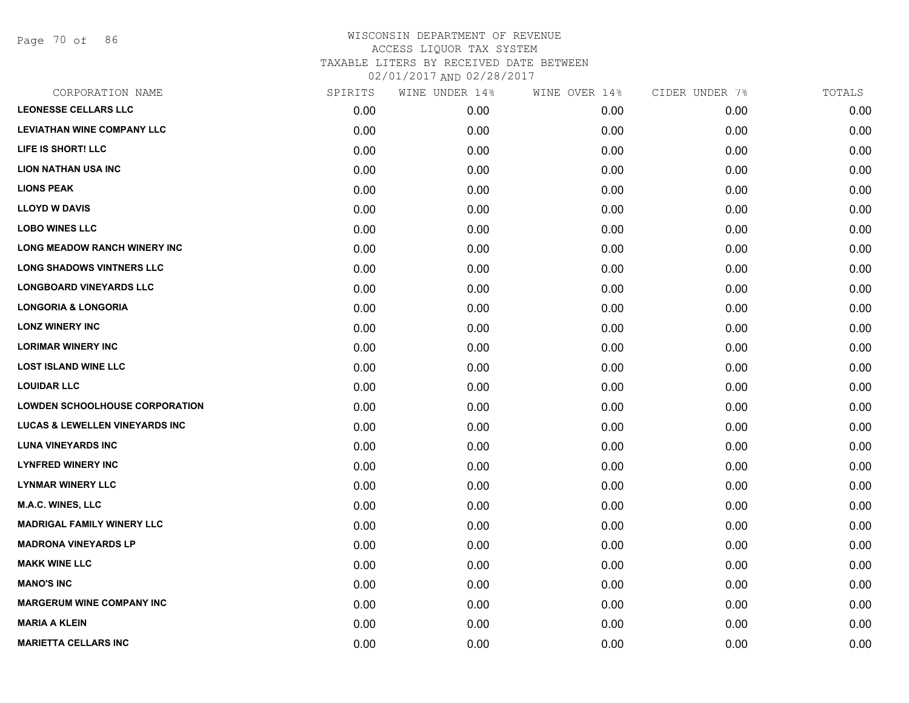# WISCONSIN DEPARTMENT OF REVENUE
ACCESS LIQUOR TAX SYSTEM
TAXABLE LITERS BY RECEIVED DATE BETWEEN
02/01/2017 AND 02/28/2017

| CORPORATION NAME | SPIRITS | WINE UNDER 14% | WINE OVER 14% | CIDER UNDER 7% | TOTALS |
|---|---|---|---|---|---|
| LEONESSE CELLARS LLC | 0.00 | 0.00 | 0.00 | 0.00 | 0.00 |
| LEVIATHAN WINE COMPANY LLC | 0.00 | 0.00 | 0.00 | 0.00 | 0.00 |
| LIFE IS SHORT! LLC | 0.00 | 0.00 | 0.00 | 0.00 | 0.00 |
| LION NATHAN USA INC | 0.00 | 0.00 | 0.00 | 0.00 | 0.00 |
| LIONS PEAK | 0.00 | 0.00 | 0.00 | 0.00 | 0.00 |
| LLOYD W DAVIS | 0.00 | 0.00 | 0.00 | 0.00 | 0.00 |
| LOBO WINES LLC | 0.00 | 0.00 | 0.00 | 0.00 | 0.00 |
| LONG MEADOW RANCH WINERY INC | 0.00 | 0.00 | 0.00 | 0.00 | 0.00 |
| LONG SHADOWS VINTNERS LLC | 0.00 | 0.00 | 0.00 | 0.00 | 0.00 |
| LONGBOARD VINEYARDS LLC | 0.00 | 0.00 | 0.00 | 0.00 | 0.00 |
| LONGORIA & LONGORIA | 0.00 | 0.00 | 0.00 | 0.00 | 0.00 |
| LONZ WINERY INC | 0.00 | 0.00 | 0.00 | 0.00 | 0.00 |
| LORIMAR WINERY INC | 0.00 | 0.00 | 0.00 | 0.00 | 0.00 |
| LOST ISLAND WINE LLC | 0.00 | 0.00 | 0.00 | 0.00 | 0.00 |
| LOUIDAR LLC | 0.00 | 0.00 | 0.00 | 0.00 | 0.00 |
| LOWDEN SCHOOLHOUSE CORPORATION | 0.00 | 0.00 | 0.00 | 0.00 | 0.00 |
| LUCAS & LEWELLEN VINEYARDS INC | 0.00 | 0.00 | 0.00 | 0.00 | 0.00 |
| LUNA VINEYARDS INC | 0.00 | 0.00 | 0.00 | 0.00 | 0.00 |
| LYNFRED WINERY INC | 0.00 | 0.00 | 0.00 | 0.00 | 0.00 |
| LYNMAR WINERY LLC | 0.00 | 0.00 | 0.00 | 0.00 | 0.00 |
| M.A.C. WINES, LLC | 0.00 | 0.00 | 0.00 | 0.00 | 0.00 |
| MADRIGAL FAMILY WINERY LLC | 0.00 | 0.00 | 0.00 | 0.00 | 0.00 |
| MADRONA VINEYARDS LP | 0.00 | 0.00 | 0.00 | 0.00 | 0.00 |
| MAKK WINE LLC | 0.00 | 0.00 | 0.00 | 0.00 | 0.00 |
| MANO'S INC | 0.00 | 0.00 | 0.00 | 0.00 | 0.00 |
| MARGERUM WINE COMPANY INC | 0.00 | 0.00 | 0.00 | 0.00 | 0.00 |
| MARIA A KLEIN | 0.00 | 0.00 | 0.00 | 0.00 | 0.00 |
| MARIETTA CELLARS INC | 0.00 | 0.00 | 0.00 | 0.00 | 0.00 |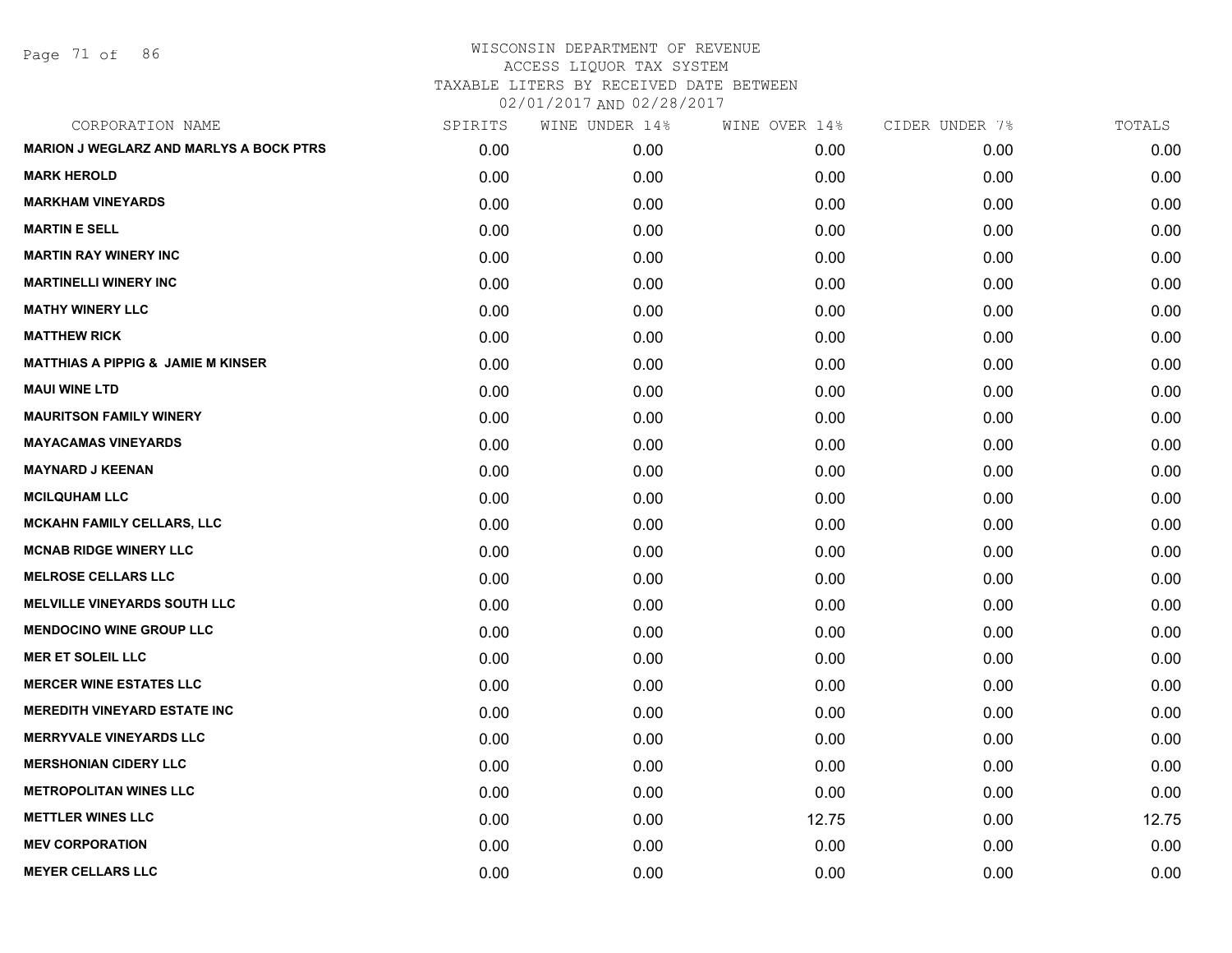WISCONSIN DEPARTMENT OF REVENUE
ACCESS LIQUOR TAX SYSTEM
TAXABLE LITERS BY RECEIVED DATE BETWEEN
02/01/2017 AND 02/28/2017

| CORPORATION NAME | SPIRITS | WINE UNDER 14% | WINE OVER 14% | CIDER UNDER 7% | TOTALS |
|---|---|---|---|---|---|
| MARION J WEGLARZ AND MARLYS A BOCK PTRS | 0.00 | 0.00 | 0.00 | 0.00 | 0.00 |
| MARK HEROLD | 0.00 | 0.00 | 0.00 | 0.00 | 0.00 |
| MARKHAM VINEYARDS | 0.00 | 0.00 | 0.00 | 0.00 | 0.00 |
| MARTIN E SELL | 0.00 | 0.00 | 0.00 | 0.00 | 0.00 |
| MARTIN RAY WINERY INC | 0.00 | 0.00 | 0.00 | 0.00 | 0.00 |
| MARTINELLI WINERY INC | 0.00 | 0.00 | 0.00 | 0.00 | 0.00 |
| MATHY WINERY LLC | 0.00 | 0.00 | 0.00 | 0.00 | 0.00 |
| MATTHEW RICK | 0.00 | 0.00 | 0.00 | 0.00 | 0.00 |
| MATTHIAS A PIPPIG & JAMIE M KINSER | 0.00 | 0.00 | 0.00 | 0.00 | 0.00 |
| MAUI WINE LTD | 0.00 | 0.00 | 0.00 | 0.00 | 0.00 |
| MAURITSON FAMILY WINERY | 0.00 | 0.00 | 0.00 | 0.00 | 0.00 |
| MAYACAMAS VINEYARDS | 0.00 | 0.00 | 0.00 | 0.00 | 0.00 |
| MAYNARD J KEENAN | 0.00 | 0.00 | 0.00 | 0.00 | 0.00 |
| MCILQUHAM LLC | 0.00 | 0.00 | 0.00 | 0.00 | 0.00 |
| MCKAHN FAMILY CELLARS, LLC | 0.00 | 0.00 | 0.00 | 0.00 | 0.00 |
| MCNAB RIDGE WINERY LLC | 0.00 | 0.00 | 0.00 | 0.00 | 0.00 |
| MELROSE CELLARS LLC | 0.00 | 0.00 | 0.00 | 0.00 | 0.00 |
| MELVILLE VINEYARDS SOUTH LLC | 0.00 | 0.00 | 0.00 | 0.00 | 0.00 |
| MENDOCINO WINE GROUP LLC | 0.00 | 0.00 | 0.00 | 0.00 | 0.00 |
| MER ET SOLEIL LLC | 0.00 | 0.00 | 0.00 | 0.00 | 0.00 |
| MERCER WINE ESTATES LLC | 0.00 | 0.00 | 0.00 | 0.00 | 0.00 |
| MEREDITH VINEYARD ESTATE INC | 0.00 | 0.00 | 0.00 | 0.00 | 0.00 |
| MERRYVALE VINEYARDS LLC | 0.00 | 0.00 | 0.00 | 0.00 | 0.00 |
| MERSHONIAN CIDERY LLC | 0.00 | 0.00 | 0.00 | 0.00 | 0.00 |
| METROPOLITAN WINES LLC | 0.00 | 0.00 | 0.00 | 0.00 | 0.00 |
| METTLER WINES LLC | 0.00 | 0.00 | 12.75 | 0.00 | 12.75 |
| MEV CORPORATION | 0.00 | 0.00 | 0.00 | 0.00 | 0.00 |
| MEYER CELLARS LLC | 0.00 | 0.00 | 0.00 | 0.00 | 0.00 |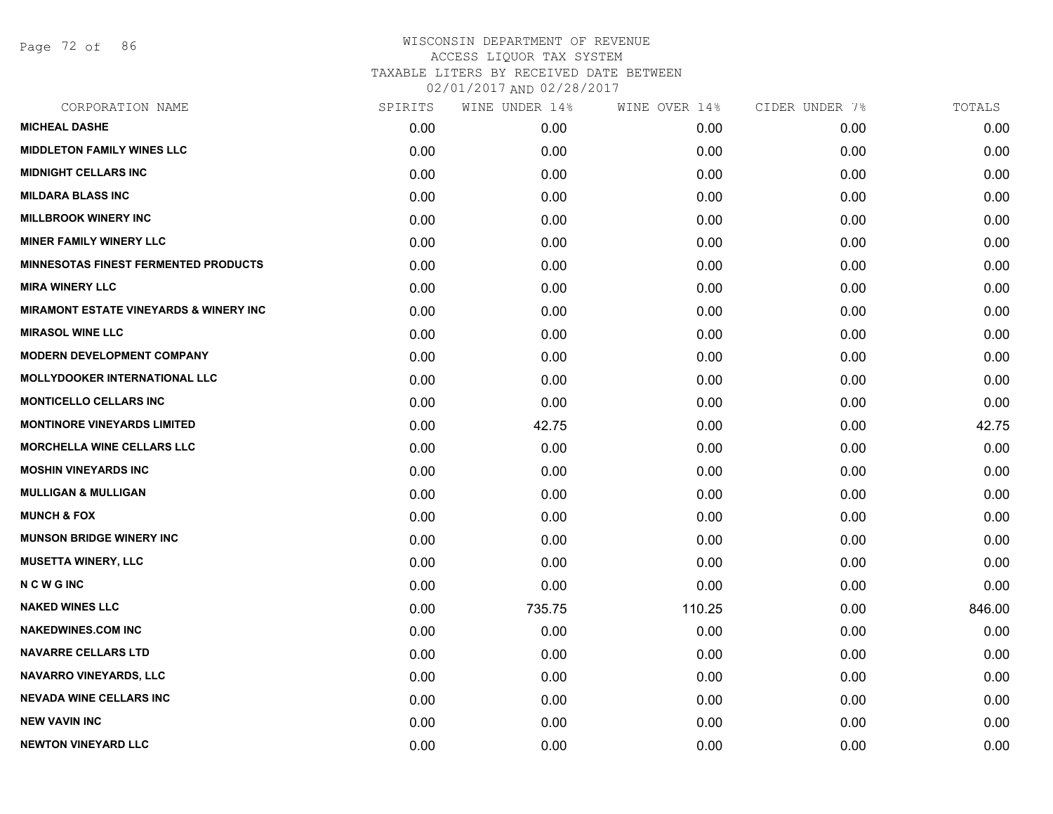WISCONSIN DEPARTMENT OF REVENUE
ACCESS LIQUOR TAX SYSTEM
TAXABLE LITERS BY RECEIVED DATE BETWEEN
02/01/2017 AND 02/28/2017

| CORPORATION NAME | SPIRITS | WINE UNDER 14% | WINE OVER 14% | CIDER UNDER 7% | TOTALS |
|---|---|---|---|---|---|
| **MICHEAL DASHE** | 0.00 | 0.00 | 0.00 | 0.00 | 0.00 |
| **MIDDLETON FAMILY WINES LLC** | 0.00 | 0.00 | 0.00 | 0.00 | 0.00 |
| **MIDNIGHT CELLARS INC** | 0.00 | 0.00 | 0.00 | 0.00 | 0.00 |
| **MILDARA BLASS INC** | 0.00 | 0.00 | 0.00 | 0.00 | 0.00 |
| **MILLBROOK WINERY INC** | 0.00 | 0.00 | 0.00 | 0.00 | 0.00 |
| **MINER FAMILY WINERY LLC** | 0.00 | 0.00 | 0.00 | 0.00 | 0.00 |
| **MINNESOTAS FINEST FERMENTED PRODUCTS** | 0.00 | 0.00 | 0.00 | 0.00 | 0.00 |
| **MIRA WINERY LLC** | 0.00 | 0.00 | 0.00 | 0.00 | 0.00 |
| **MIRAMONT ESTATE VINEYARDS & WINERY INC** | 0.00 | 0.00 | 0.00 | 0.00 | 0.00 |
| **MIRASOL WINE LLC** | 0.00 | 0.00 | 0.00 | 0.00 | 0.00 |
| **MODERN DEVELOPMENT COMPANY** | 0.00 | 0.00 | 0.00 | 0.00 | 0.00 |
| **MOLLYDOOKER INTERNATIONAL LLC** | 0.00 | 0.00 | 0.00 | 0.00 | 0.00 |
| **MONTICELLO CELLARS INC** | 0.00 | 0.00 | 0.00 | 0.00 | 0.00 |
| **MONTINORE VINEYARDS LIMITED** | 0.00 | 42.75 | 0.00 | 0.00 | 42.75 |
| **MORCHELLA WINE CELLARS LLC** | 0.00 | 0.00 | 0.00 | 0.00 | 0.00 |
| **MOSHIN VINEYARDS INC** | 0.00 | 0.00 | 0.00 | 0.00 | 0.00 |
| **MULLIGAN & MULLIGAN** | 0.00 | 0.00 | 0.00 | 0.00 | 0.00 |
| **MUNCH & FOX** | 0.00 | 0.00 | 0.00 | 0.00 | 0.00 |
| **MUNSON BRIDGE WINERY INC** | 0.00 | 0.00 | 0.00 | 0.00 | 0.00 |
| **MUSETTA WINERY, LLC** | 0.00 | 0.00 | 0.00 | 0.00 | 0.00 |
| **N C W G INC** | 0.00 | 0.00 | 0.00 | 0.00 | 0.00 |
| **NAKED WINES LLC** | 0.00 | 735.75 | 110.25 | 0.00 | 846.00 |
| **NAKEDWINES.COM INC** | 0.00 | 0.00 | 0.00 | 0.00 | 0.00 |
| **NAVARRE CELLARS LTD** | 0.00 | 0.00 | 0.00 | 0.00 | 0.00 |
| **NAVARRO VINEYARDS, LLC** | 0.00 | 0.00 | 0.00 | 0.00 | 0.00 |
| **NEVADA WINE CELLARS INC** | 0.00 | 0.00 | 0.00 | 0.00 | 0.00 |
| **NEW VAVIN INC** | 0.00 | 0.00 | 0.00 | 0.00 | 0.00 |
| **NEWTON VINEYARD LLC** | 0.00 | 0.00 | 0.00 | 0.00 | 0.00 |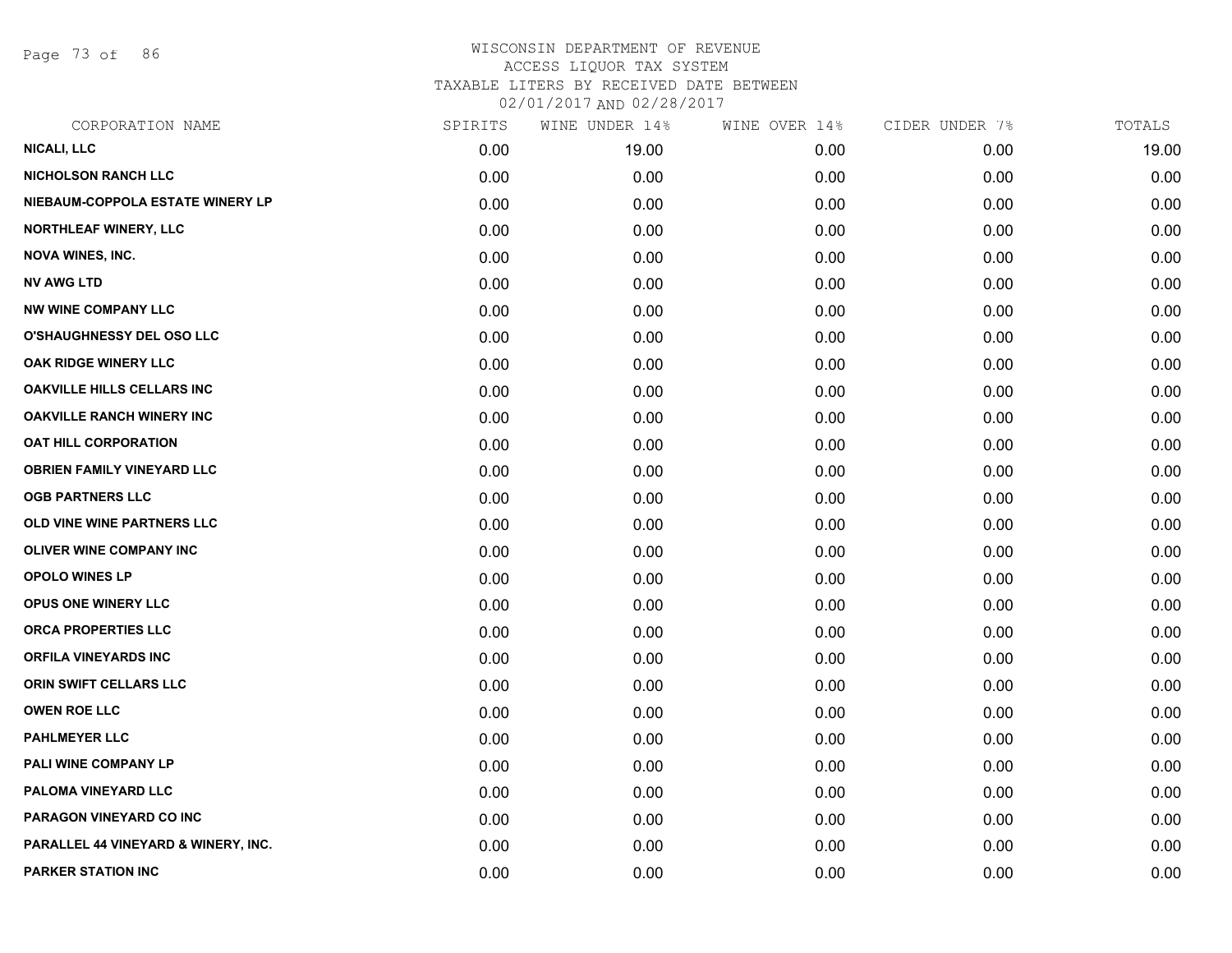# WISCONSIN DEPARTMENT OF REVENUE
ACCESS LIQUOR TAX SYSTEM
TAXABLE LITERS BY RECEIVED DATE BETWEEN
02/01/2017 AND 02/28/2017

| CORPORATION NAME | SPIRITS | WINE UNDER 14% | WINE OVER 14% | CIDER UNDER 7% | TOTALS |
|---|---|---|---|---|---|
| NICALI, LLC | 0.00 | 19.00 | 0.00 | 0.00 | 19.00 |
| NICHOLSON RANCH LLC | 0.00 | 0.00 | 0.00 | 0.00 | 0.00 |
| NIEBAUM-COPPOLA ESTATE WINERY LP | 0.00 | 0.00 | 0.00 | 0.00 | 0.00 |
| NORTHLEAF WINERY, LLC | 0.00 | 0.00 | 0.00 | 0.00 | 0.00 |
| NOVA WINES, INC. | 0.00 | 0.00 | 0.00 | 0.00 | 0.00 |
| NV AWG LTD | 0.00 | 0.00 | 0.00 | 0.00 | 0.00 |
| NW WINE COMPANY LLC | 0.00 | 0.00 | 0.00 | 0.00 | 0.00 |
| O'SHAUGHNESSY DEL OSO LLC | 0.00 | 0.00 | 0.00 | 0.00 | 0.00 |
| OAK RIDGE WINERY LLC | 0.00 | 0.00 | 0.00 | 0.00 | 0.00 |
| OAKVILLE HILLS CELLARS INC | 0.00 | 0.00 | 0.00 | 0.00 | 0.00 |
| OAKVILLE RANCH WINERY INC | 0.00 | 0.00 | 0.00 | 0.00 | 0.00 |
| OAT HILL CORPORATION | 0.00 | 0.00 | 0.00 | 0.00 | 0.00 |
| OBRIEN FAMILY VINEYARD LLC | 0.00 | 0.00 | 0.00 | 0.00 | 0.00 |
| OGB PARTNERS LLC | 0.00 | 0.00 | 0.00 | 0.00 | 0.00 |
| OLD VINE WINE PARTNERS LLC | 0.00 | 0.00 | 0.00 | 0.00 | 0.00 |
| OLIVER WINE COMPANY INC | 0.00 | 0.00 | 0.00 | 0.00 | 0.00 |
| OPOLO WINES LP | 0.00 | 0.00 | 0.00 | 0.00 | 0.00 |
| OPUS ONE WINERY LLC | 0.00 | 0.00 | 0.00 | 0.00 | 0.00 |
| ORCA PROPERTIES LLC | 0.00 | 0.00 | 0.00 | 0.00 | 0.00 |
| ORFILA VINEYARDS INC | 0.00 | 0.00 | 0.00 | 0.00 | 0.00 |
| ORIN SWIFT CELLARS LLC | 0.00 | 0.00 | 0.00 | 0.00 | 0.00 |
| OWEN ROE LLC | 0.00 | 0.00 | 0.00 | 0.00 | 0.00 |
| PAHLMEYER LLC | 0.00 | 0.00 | 0.00 | 0.00 | 0.00 |
| PALI WINE COMPANY LP | 0.00 | 0.00 | 0.00 | 0.00 | 0.00 |
| PALOMA VINEYARD LLC | 0.00 | 0.00 | 0.00 | 0.00 | 0.00 |
| PARAGON VINEYARD CO INC | 0.00 | 0.00 | 0.00 | 0.00 | 0.00 |
| PARALLEL 44 VINEYARD & WINERY, INC. | 0.00 | 0.00 | 0.00 | 0.00 | 0.00 |
| PARKER STATION INC | 0.00 | 0.00 | 0.00 | 0.00 | 0.00 |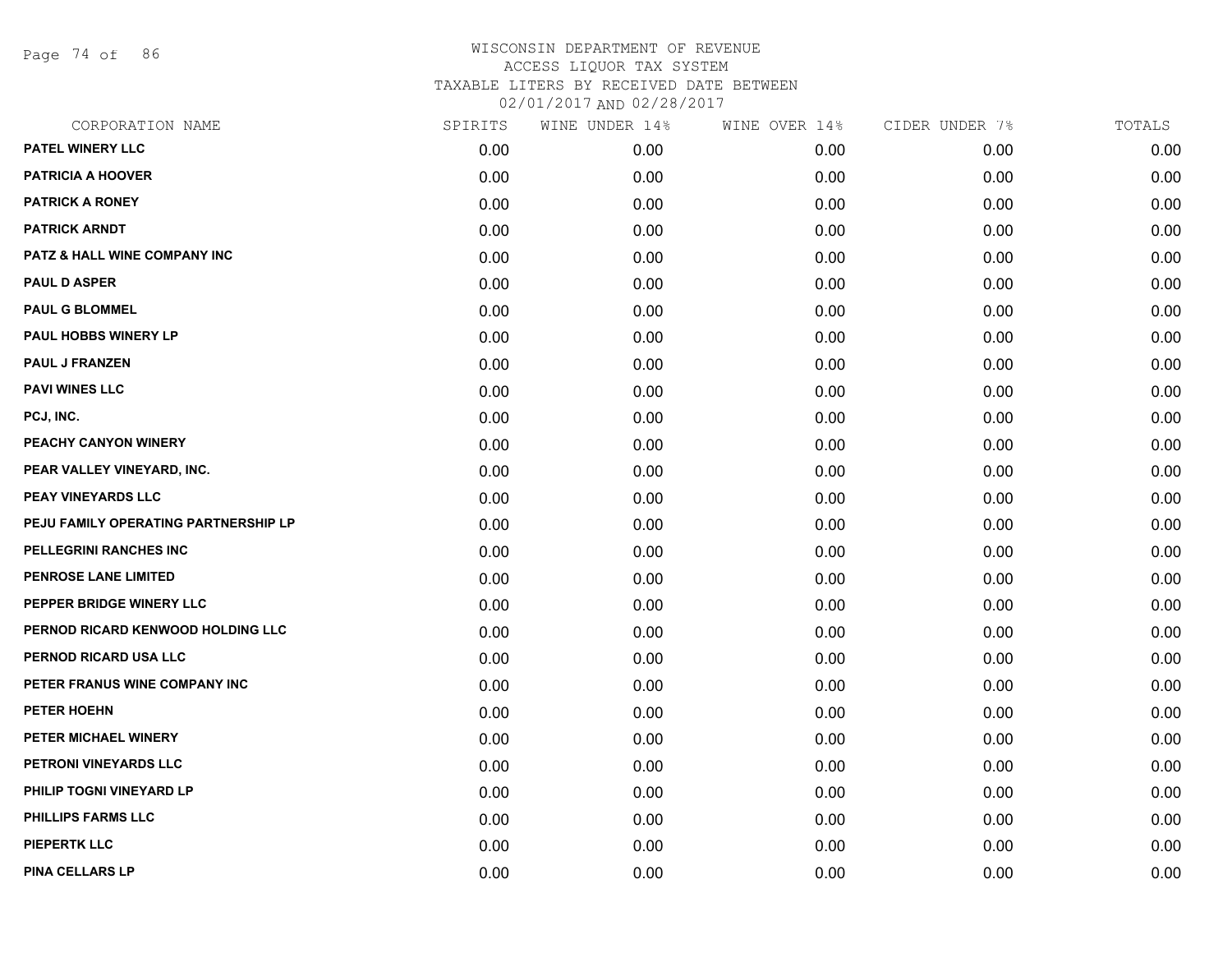WISCONSIN DEPARTMENT OF REVENUE
ACCESS LIQUOR TAX SYSTEM
TAXABLE LITERS BY RECEIVED DATE BETWEEN
02/01/2017 AND 02/28/2017

| CORPORATION NAME | SPIRITS | WINE UNDER 14% | WINE OVER 14% | CIDER UNDER 7% | TOTALS |
|---|---|---|---|---|---|
| PATEL WINERY LLC | 0.00 | 0.00 | 0.00 | 0.00 | 0.00 |
| PATRICIA A HOOVER | 0.00 | 0.00 | 0.00 | 0.00 | 0.00 |
| PATRICK A RONEY | 0.00 | 0.00 | 0.00 | 0.00 | 0.00 |
| PATRICK ARNDT | 0.00 | 0.00 | 0.00 | 0.00 | 0.00 |
| PATZ & HALL WINE COMPANY INC | 0.00 | 0.00 | 0.00 | 0.00 | 0.00 |
| PAUL D ASPER | 0.00 | 0.00 | 0.00 | 0.00 | 0.00 |
| PAUL G BLOMMEL | 0.00 | 0.00 | 0.00 | 0.00 | 0.00 |
| PAUL HOBBS WINERY LP | 0.00 | 0.00 | 0.00 | 0.00 | 0.00 |
| PAUL J FRANZEN | 0.00 | 0.00 | 0.00 | 0.00 | 0.00 |
| PAVI WINES LLC | 0.00 | 0.00 | 0.00 | 0.00 | 0.00 |
| PCJ, INC. | 0.00 | 0.00 | 0.00 | 0.00 | 0.00 |
| PEACHY CANYON WINERY | 0.00 | 0.00 | 0.00 | 0.00 | 0.00 |
| PEAR VALLEY VINEYARD, INC. | 0.00 | 0.00 | 0.00 | 0.00 | 0.00 |
| PEAY VINEYARDS LLC | 0.00 | 0.00 | 0.00 | 0.00 | 0.00 |
| PEJU FAMILY OPERATING PARTNERSHIP LP | 0.00 | 0.00 | 0.00 | 0.00 | 0.00 |
| PELLEGRINI RANCHES INC | 0.00 | 0.00 | 0.00 | 0.00 | 0.00 |
| PENROSE LANE LIMITED | 0.00 | 0.00 | 0.00 | 0.00 | 0.00 |
| PEPPER BRIDGE WINERY LLC | 0.00 | 0.00 | 0.00 | 0.00 | 0.00 |
| PERNOD RICARD KENWOOD HOLDING LLC | 0.00 | 0.00 | 0.00 | 0.00 | 0.00 |
| PERNOD RICARD USA LLC | 0.00 | 0.00 | 0.00 | 0.00 | 0.00 |
| PETER FRANUS WINE COMPANY INC | 0.00 | 0.00 | 0.00 | 0.00 | 0.00 |
| PETER HOEHN | 0.00 | 0.00 | 0.00 | 0.00 | 0.00 |
| PETER MICHAEL WINERY | 0.00 | 0.00 | 0.00 | 0.00 | 0.00 |
| PETRONI VINEYARDS LLC | 0.00 | 0.00 | 0.00 | 0.00 | 0.00 |
| PHILIP TOGNI VINEYARD LP | 0.00 | 0.00 | 0.00 | 0.00 | 0.00 |
| PHILLIPS FARMS LLC | 0.00 | 0.00 | 0.00 | 0.00 | 0.00 |
| PIEPERTK LLC | 0.00 | 0.00 | 0.00 | 0.00 | 0.00 |
| PINA CELLARS LP | 0.00 | 0.00 | 0.00 | 0.00 | 0.00 |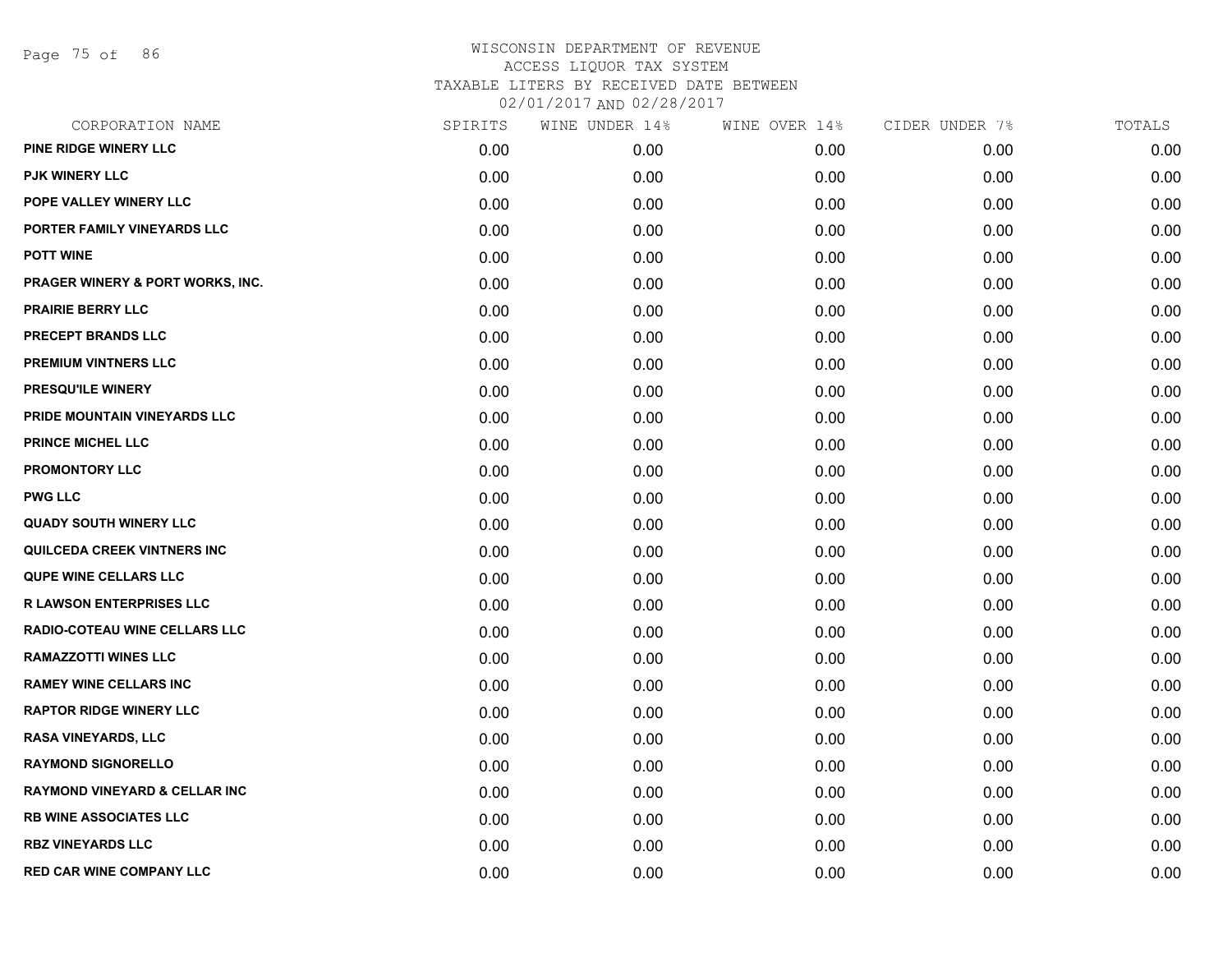# WISCONSIN DEPARTMENT OF REVENUE
## ACCESS LIQUOR TAX SYSTEM
### TAXABLE LITERS BY RECEIVED DATE BETWEEN 02/01/2017 AND 02/28/2017

| CORPORATION NAME | SPIRITS | WINE UNDER 14% | WINE OVER 14% | CIDER UNDER 7% | TOTALS |
|---|---|---|---|---|---|
| PINE RIDGE WINERY LLC | 0.00 | 0.00 | 0.00 | 0.00 | 0.00 |
| PJK WINERY LLC | 0.00 | 0.00 | 0.00 | 0.00 | 0.00 |
| POPE VALLEY WINERY LLC | 0.00 | 0.00 | 0.00 | 0.00 | 0.00 |
| PORTER FAMILY VINEYARDS LLC | 0.00 | 0.00 | 0.00 | 0.00 | 0.00 |
| POTT WINE | 0.00 | 0.00 | 0.00 | 0.00 | 0.00 |
| PRAGER WINERY & PORT WORKS, INC. | 0.00 | 0.00 | 0.00 | 0.00 | 0.00 |
| PRAIRIE BERRY LLC | 0.00 | 0.00 | 0.00 | 0.00 | 0.00 |
| PRECEPT BRANDS LLC | 0.00 | 0.00 | 0.00 | 0.00 | 0.00 |
| PREMIUM VINTNERS LLC | 0.00 | 0.00 | 0.00 | 0.00 | 0.00 |
| PRESQU'ILE WINERY | 0.00 | 0.00 | 0.00 | 0.00 | 0.00 |
| PRIDE MOUNTAIN VINEYARDS LLC | 0.00 | 0.00 | 0.00 | 0.00 | 0.00 |
| PRINCE MICHEL LLC | 0.00 | 0.00 | 0.00 | 0.00 | 0.00 |
| PROMONTORY LLC | 0.00 | 0.00 | 0.00 | 0.00 | 0.00 |
| PWG LLC | 0.00 | 0.00 | 0.00 | 0.00 | 0.00 |
| QUADY SOUTH WINERY LLC | 0.00 | 0.00 | 0.00 | 0.00 | 0.00 |
| QUILCEDA CREEK VINTNERS INC | 0.00 | 0.00 | 0.00 | 0.00 | 0.00 |
| QUPE WINE CELLARS LLC | 0.00 | 0.00 | 0.00 | 0.00 | 0.00 |
| R LAWSON ENTERPRISES LLC | 0.00 | 0.00 | 0.00 | 0.00 | 0.00 |
| RADIO-COTEAU WINE CELLARS LLC | 0.00 | 0.00 | 0.00 | 0.00 | 0.00 |
| RAMAZZOTTI WINES LLC | 0.00 | 0.00 | 0.00 | 0.00 | 0.00 |
| RAMEY WINE CELLARS INC | 0.00 | 0.00 | 0.00 | 0.00 | 0.00 |
| RAPTOR RIDGE WINERY LLC | 0.00 | 0.00 | 0.00 | 0.00 | 0.00 |
| RASA VINEYARDS, LLC | 0.00 | 0.00 | 0.00 | 0.00 | 0.00 |
| RAYMOND SIGNORELLO | 0.00 | 0.00 | 0.00 | 0.00 | 0.00 |
| RAYMOND VINEYARD & CELLAR INC | 0.00 | 0.00 | 0.00 | 0.00 | 0.00 |
| RB WINE ASSOCIATES LLC | 0.00 | 0.00 | 0.00 | 0.00 | 0.00 |
| RBZ VINEYARDS LLC | 0.00 | 0.00 | 0.00 | 0.00 | 0.00 |
| RED CAR WINE COMPANY LLC | 0.00 | 0.00 | 0.00 | 0.00 | 0.00 |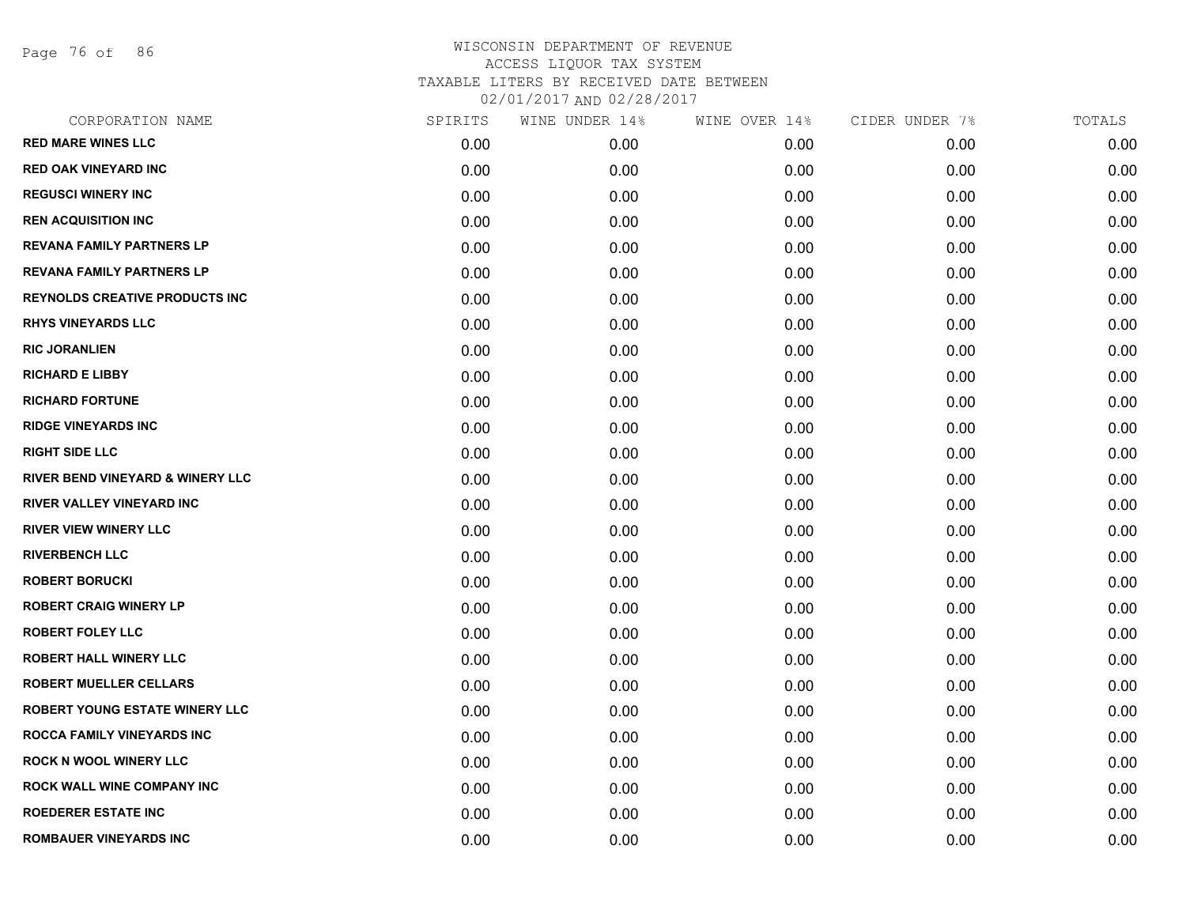WISCONSIN DEPARTMENT OF REVENUE
ACCESS LIQUOR TAX SYSTEM
TAXABLE LITERS BY RECEIVED DATE BETWEEN
02/01/2017 AND 02/28/2017

| CORPORATION NAME | SPIRITS | WINE UNDER 14% | WINE OVER 14% | CIDER UNDER 7% | TOTALS |
|---|---|---|---|---|---|
| RED MARE WINES LLC | 0.00 | 0.00 | 0.00 | 0.00 | 0.00 |
| RED OAK VINEYARD INC | 0.00 | 0.00 | 0.00 | 0.00 | 0.00 |
| REGUSCI WINERY INC | 0.00 | 0.00 | 0.00 | 0.00 | 0.00 |
| REN ACQUISITION INC | 0.00 | 0.00 | 0.00 | 0.00 | 0.00 |
| REVANA FAMILY PARTNERS LP | 0.00 | 0.00 | 0.00 | 0.00 | 0.00 |
| REVANA FAMILY PARTNERS LP | 0.00 | 0.00 | 0.00 | 0.00 | 0.00 |
| REYNOLDS CREATIVE PRODUCTS INC | 0.00 | 0.00 | 0.00 | 0.00 | 0.00 |
| RHYS VINEYARDS LLC | 0.00 | 0.00 | 0.00 | 0.00 | 0.00 |
| RIC JORANLIEN | 0.00 | 0.00 | 0.00 | 0.00 | 0.00 |
| RICHARD E LIBBY | 0.00 | 0.00 | 0.00 | 0.00 | 0.00 |
| RICHARD FORTUNE | 0.00 | 0.00 | 0.00 | 0.00 | 0.00 |
| RIDGE VINEYARDS INC | 0.00 | 0.00 | 0.00 | 0.00 | 0.00 |
| RIGHT SIDE LLC | 0.00 | 0.00 | 0.00 | 0.00 | 0.00 |
| RIVER BEND VINEYARD & WINERY LLC | 0.00 | 0.00 | 0.00 | 0.00 | 0.00 |
| RIVER VALLEY VINEYARD INC | 0.00 | 0.00 | 0.00 | 0.00 | 0.00 |
| RIVER VIEW WINERY LLC | 0.00 | 0.00 | 0.00 | 0.00 | 0.00 |
| RIVERBENCH LLC | 0.00 | 0.00 | 0.00 | 0.00 | 0.00 |
| ROBERT BORUCKI | 0.00 | 0.00 | 0.00 | 0.00 | 0.00 |
| ROBERT CRAIG WINERY LP | 0.00 | 0.00 | 0.00 | 0.00 | 0.00 |
| ROBERT FOLEY LLC | 0.00 | 0.00 | 0.00 | 0.00 | 0.00 |
| ROBERT HALL WINERY LLC | 0.00 | 0.00 | 0.00 | 0.00 | 0.00 |
| ROBERT MUELLER CELLARS | 0.00 | 0.00 | 0.00 | 0.00 | 0.00 |
| ROBERT YOUNG ESTATE WINERY LLC | 0.00 | 0.00 | 0.00 | 0.00 | 0.00 |
| ROCCA FAMILY VINEYARDS INC | 0.00 | 0.00 | 0.00 | 0.00 | 0.00 |
| ROCK N WOOL WINERY LLC | 0.00 | 0.00 | 0.00 | 0.00 | 0.00 |
| ROCK WALL WINE COMPANY INC | 0.00 | 0.00 | 0.00 | 0.00 | 0.00 |
| ROEDERER ESTATE INC | 0.00 | 0.00 | 0.00 | 0.00 | 0.00 |
| ROMBAUER VINEYARDS INC | 0.00 | 0.00 | 0.00 | 0.00 | 0.00 |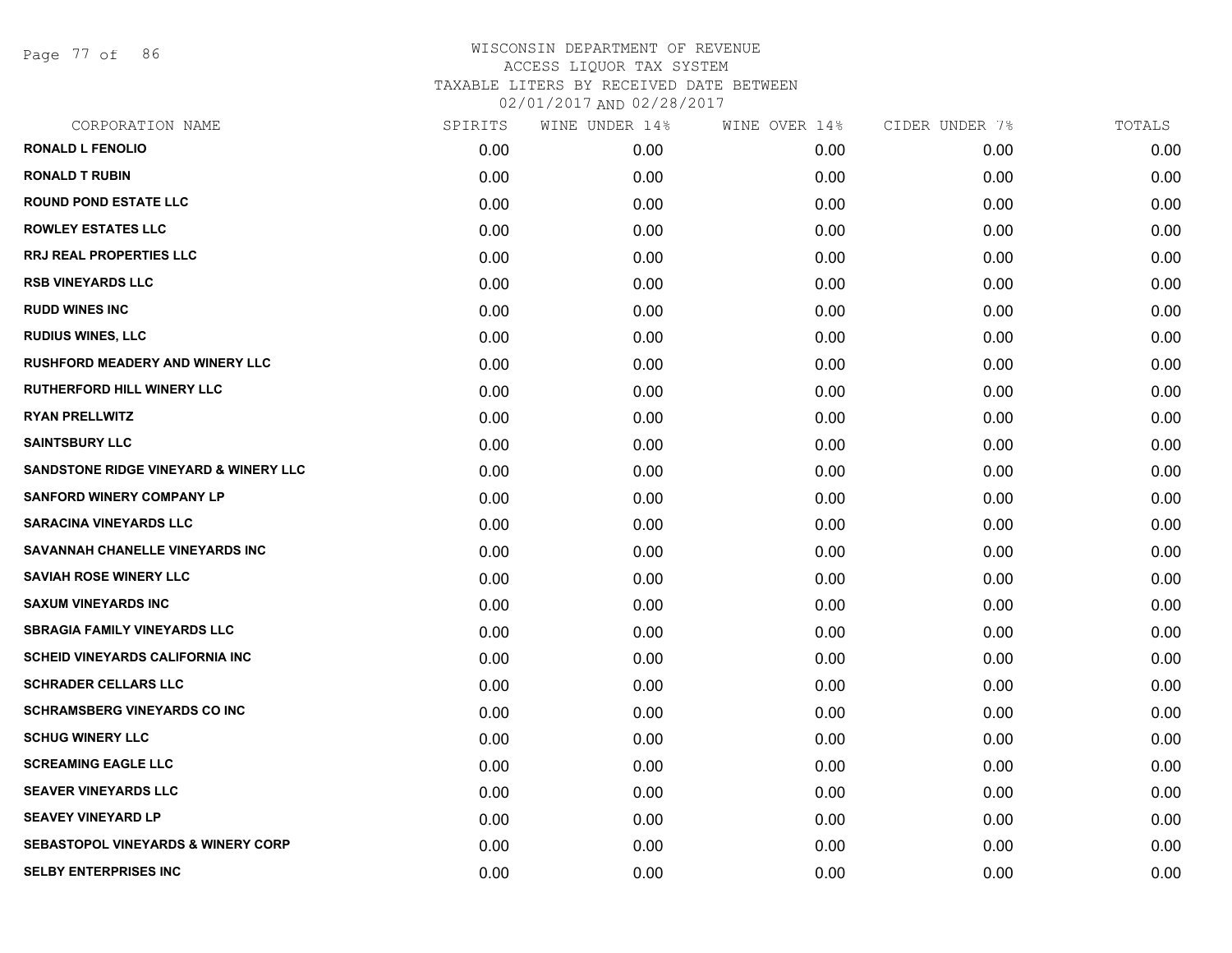WISCONSIN DEPARTMENT OF REVENUE
ACCESS LIQUOR TAX SYSTEM
TAXABLE LITERS BY RECEIVED DATE BETWEEN
02/01/2017 AND 02/28/2017

| CORPORATION NAME | SPIRITS | WINE UNDER 14% | WINE OVER 14% | CIDER UNDER 7% | TOTALS |
|---|---|---|---|---|---|
| RONALD L FENOLIO | 0.00 | 0.00 | 0.00 | 0.00 | 0.00 |
| RONALD T RUBIN | 0.00 | 0.00 | 0.00 | 0.00 | 0.00 |
| ROUND POND ESTATE LLC | 0.00 | 0.00 | 0.00 | 0.00 | 0.00 |
| ROWLEY ESTATES LLC | 0.00 | 0.00 | 0.00 | 0.00 | 0.00 |
| RRJ REAL PROPERTIES LLC | 0.00 | 0.00 | 0.00 | 0.00 | 0.00 |
| RSB VINEYARDS LLC | 0.00 | 0.00 | 0.00 | 0.00 | 0.00 |
| RUDD WINES INC | 0.00 | 0.00 | 0.00 | 0.00 | 0.00 |
| RUDIUS WINES, LLC | 0.00 | 0.00 | 0.00 | 0.00 | 0.00 |
| RUSHFORD MEADERY AND WINERY LLC | 0.00 | 0.00 | 0.00 | 0.00 | 0.00 |
| RUTHERFORD HILL WINERY LLC | 0.00 | 0.00 | 0.00 | 0.00 | 0.00 |
| RYAN PRELLWITZ | 0.00 | 0.00 | 0.00 | 0.00 | 0.00 |
| SAINTSBURY LLC | 0.00 | 0.00 | 0.00 | 0.00 | 0.00 |
| SANDSTONE RIDGE VINEYARD & WINERY LLC | 0.00 | 0.00 | 0.00 | 0.00 | 0.00 |
| SANFORD WINERY COMPANY LP | 0.00 | 0.00 | 0.00 | 0.00 | 0.00 |
| SARACINA VINEYARDS LLC | 0.00 | 0.00 | 0.00 | 0.00 | 0.00 |
| SAVANNAH CHANELLE VINEYARDS INC | 0.00 | 0.00 | 0.00 | 0.00 | 0.00 |
| SAVIAH ROSE WINERY LLC | 0.00 | 0.00 | 0.00 | 0.00 | 0.00 |
| SAXUM VINEYARDS INC | 0.00 | 0.00 | 0.00 | 0.00 | 0.00 |
| SBRAGIA FAMILY VINEYARDS LLC | 0.00 | 0.00 | 0.00 | 0.00 | 0.00 |
| SCHEID VINEYARDS CALIFORNIA INC | 0.00 | 0.00 | 0.00 | 0.00 | 0.00 |
| SCHRADER CELLARS LLC | 0.00 | 0.00 | 0.00 | 0.00 | 0.00 |
| SCHRAMSBERG VINEYARDS CO INC | 0.00 | 0.00 | 0.00 | 0.00 | 0.00 |
| SCHUG WINERY LLC | 0.00 | 0.00 | 0.00 | 0.00 | 0.00 |
| SCREAMING EAGLE LLC | 0.00 | 0.00 | 0.00 | 0.00 | 0.00 |
| SEAVER VINEYARDS LLC | 0.00 | 0.00 | 0.00 | 0.00 | 0.00 |
| SEAVEY VINEYARD LP | 0.00 | 0.00 | 0.00 | 0.00 | 0.00 |
| SEBASTOPOL VINEYARDS & WINERY CORP | 0.00 | 0.00 | 0.00 | 0.00 | 0.00 |
| SELBY ENTERPRISES INC | 0.00 | 0.00 | 0.00 | 0.00 | 0.00 |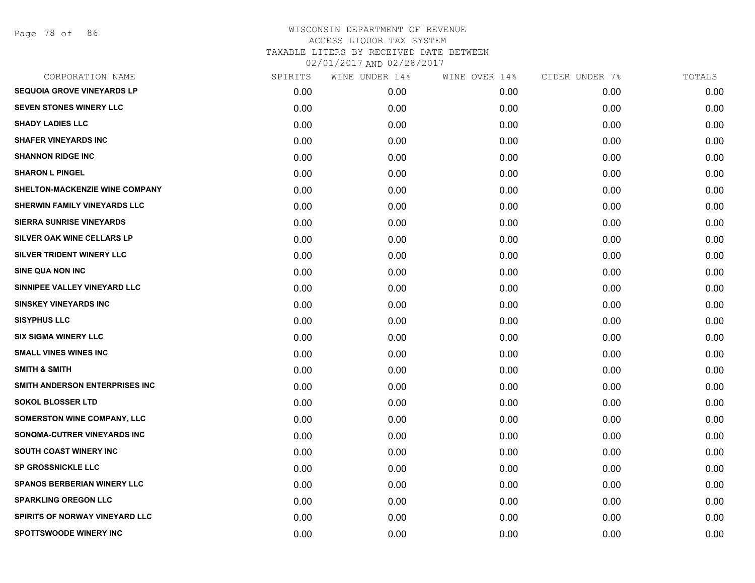# WISCONSIN DEPARTMENT OF REVENUE
## ACCESS LIQUOR TAX SYSTEM
### TAXABLE LITERS BY RECEIVED DATE BETWEEN 02/01/2017 AND 02/28/2017

| CORPORATION NAME | SPIRITS | WINE UNDER 14% | WINE OVER 14% | CIDER UNDER 7% | TOTALS |
|---|---|---|---|---|---|
| SEQUOIA GROVE VINEYARDS LP | 0.00 | 0.00 | 0.00 | 0.00 | 0.00 |
| SEVEN STONES WINERY LLC | 0.00 | 0.00 | 0.00 | 0.00 | 0.00 |
| SHADY LADIES LLC | 0.00 | 0.00 | 0.00 | 0.00 | 0.00 |
| SHAFER VINEYARDS INC | 0.00 | 0.00 | 0.00 | 0.00 | 0.00 |
| SHANNON RIDGE INC | 0.00 | 0.00 | 0.00 | 0.00 | 0.00 |
| SHARON L PINGEL | 0.00 | 0.00 | 0.00 | 0.00 | 0.00 |
| SHELTON-MACKENZIE WINE COMPANY | 0.00 | 0.00 | 0.00 | 0.00 | 0.00 |
| SHERWIN FAMILY VINEYARDS LLC | 0.00 | 0.00 | 0.00 | 0.00 | 0.00 |
| SIERRA SUNRISE VINEYARDS | 0.00 | 0.00 | 0.00 | 0.00 | 0.00 |
| SILVER OAK WINE CELLARS LP | 0.00 | 0.00 | 0.00 | 0.00 | 0.00 |
| SILVER TRIDENT WINERY LLC | 0.00 | 0.00 | 0.00 | 0.00 | 0.00 |
| SINE QUA NON INC | 0.00 | 0.00 | 0.00 | 0.00 | 0.00 |
| SINNIPEE VALLEY VINEYARD LLC | 0.00 | 0.00 | 0.00 | 0.00 | 0.00 |
| SINSKEY VINEYARDS INC | 0.00 | 0.00 | 0.00 | 0.00 | 0.00 |
| SISYPHUS LLC | 0.00 | 0.00 | 0.00 | 0.00 | 0.00 |
| SIX SIGMA WINERY LLC | 0.00 | 0.00 | 0.00 | 0.00 | 0.00 |
| SMALL VINES WINES INC | 0.00 | 0.00 | 0.00 | 0.00 | 0.00 |
| SMITH & SMITH | 0.00 | 0.00 | 0.00 | 0.00 | 0.00 |
| SMITH ANDERSON ENTERPRISES INC | 0.00 | 0.00 | 0.00 | 0.00 | 0.00 |
| SOKOL BLOSSER LTD | 0.00 | 0.00 | 0.00 | 0.00 | 0.00 |
| SOMERSTON WINE COMPANY, LLC | 0.00 | 0.00 | 0.00 | 0.00 | 0.00 |
| SONOMA-CUTRER VINEYARDS INC | 0.00 | 0.00 | 0.00 | 0.00 | 0.00 |
| SOUTH COAST WINERY INC | 0.00 | 0.00 | 0.00 | 0.00 | 0.00 |
| SP GROSSNICKLE LLC | 0.00 | 0.00 | 0.00 | 0.00 | 0.00 |
| SPANOS BERBERIAN WINERY LLC | 0.00 | 0.00 | 0.00 | 0.00 | 0.00 |
| SPARKLING OREGON LLC | 0.00 | 0.00 | 0.00 | 0.00 | 0.00 |
| SPIRITS OF NORWAY VINEYARD LLC | 0.00 | 0.00 | 0.00 | 0.00 | 0.00 |
| SPOTTSWOODE WINERY INC | 0.00 | 0.00 | 0.00 | 0.00 | 0.00 |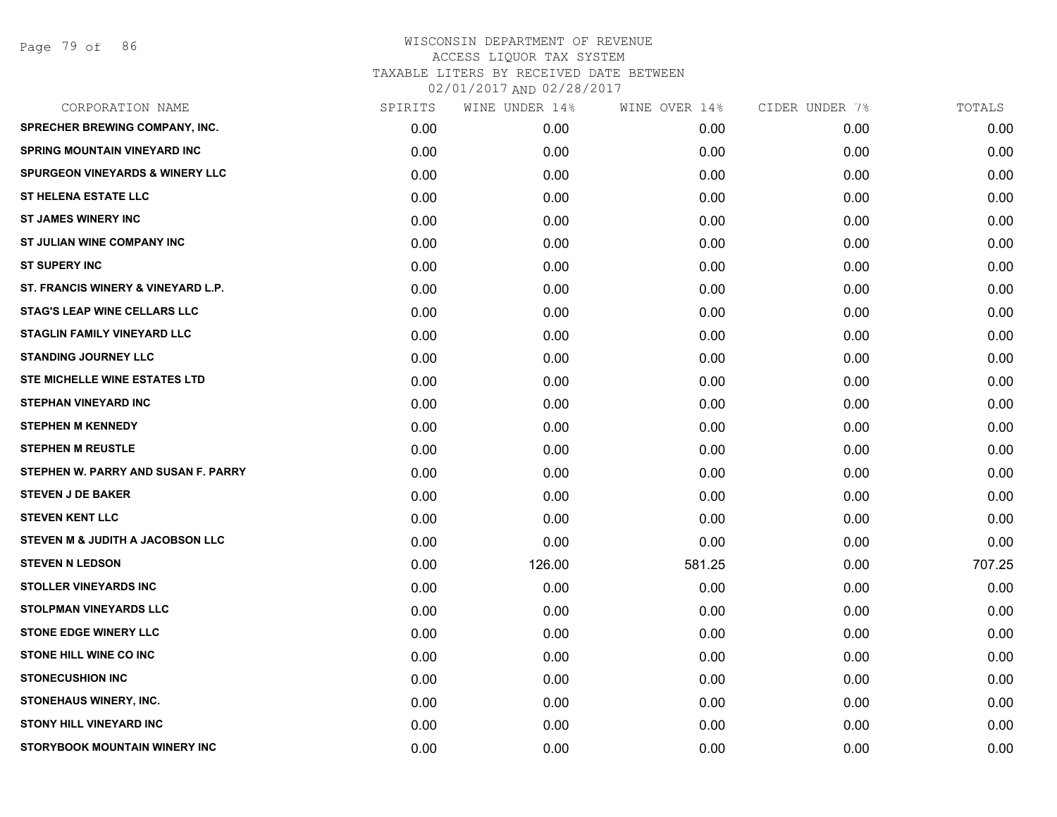# WISCONSIN DEPARTMENT OF REVENUE
## ACCESS LIQUOR TAX SYSTEM
## TAXABLE LITERS BY RECEIVED DATE BETWEEN
## 02/01/2017 AND 02/28/2017

| CORPORATION NAME | SPIRITS | WINE UNDER 14% | WINE OVER 14% | CIDER UNDER 7% | TOTALS |
|---|---|---|---|---|---|
| SPRECHER BREWING COMPANY, INC. | 0.00 | 0.00 | 0.00 | 0.00 | 0.00 |
| SPRING MOUNTAIN VINEYARD INC | 0.00 | 0.00 | 0.00 | 0.00 | 0.00 |
| SPURGEON VINEYARDS & WINERY LLC | 0.00 | 0.00 | 0.00 | 0.00 | 0.00 |
| ST HELENA ESTATE LLC | 0.00 | 0.00 | 0.00 | 0.00 | 0.00 |
| ST JAMES WINERY INC | 0.00 | 0.00 | 0.00 | 0.00 | 0.00 |
| ST JULIAN WINE COMPANY INC | 0.00 | 0.00 | 0.00 | 0.00 | 0.00 |
| ST SUPERY INC | 0.00 | 0.00 | 0.00 | 0.00 | 0.00 |
| ST. FRANCIS WINERY & VINEYARD L.P. | 0.00 | 0.00 | 0.00 | 0.00 | 0.00 |
| STAG'S LEAP WINE CELLARS LLC | 0.00 | 0.00 | 0.00 | 0.00 | 0.00 |
| STAGLIN FAMILY VINEYARD LLC | 0.00 | 0.00 | 0.00 | 0.00 | 0.00 |
| STANDING JOURNEY LLC | 0.00 | 0.00 | 0.00 | 0.00 | 0.00 |
| STE MICHELLE WINE ESTATES LTD | 0.00 | 0.00 | 0.00 | 0.00 | 0.00 |
| STEPHAN VINEYARD INC | 0.00 | 0.00 | 0.00 | 0.00 | 0.00 |
| STEPHEN M KENNEDY | 0.00 | 0.00 | 0.00 | 0.00 | 0.00 |
| STEPHEN M REUSTLE | 0.00 | 0.00 | 0.00 | 0.00 | 0.00 |
| STEPHEN W. PARRY AND SUSAN F. PARRY | 0.00 | 0.00 | 0.00 | 0.00 | 0.00 |
| STEVEN J DE BAKER | 0.00 | 0.00 | 0.00 | 0.00 | 0.00 |
| STEVEN KENT LLC | 0.00 | 0.00 | 0.00 | 0.00 | 0.00 |
| STEVEN M & JUDITH A JACOBSON LLC | 0.00 | 0.00 | 0.00 | 0.00 | 0.00 |
| STEVEN N LEDSON | 0.00 | 126.00 | 581.25 | 0.00 | 707.25 |
| STOLLER VINEYARDS INC | 0.00 | 0.00 | 0.00 | 0.00 | 0.00 |
| STOLPMAN VINEYARDS LLC | 0.00 | 0.00 | 0.00 | 0.00 | 0.00 |
| STONE EDGE WINERY LLC | 0.00 | 0.00 | 0.00 | 0.00 | 0.00 |
| STONE HILL WINE CO INC | 0.00 | 0.00 | 0.00 | 0.00 | 0.00 |
| STONECUSHION INC | 0.00 | 0.00 | 0.00 | 0.00 | 0.00 |
| STONEHAUS WINERY, INC. | 0.00 | 0.00 | 0.00 | 0.00 | 0.00 |
| STONY HILL VINEYARD INC | 0.00 | 0.00 | 0.00 | 0.00 | 0.00 |
| STORYBOOK MOUNTAIN WINERY INC | 0.00 | 0.00 | 0.00 | 0.00 | 0.00 |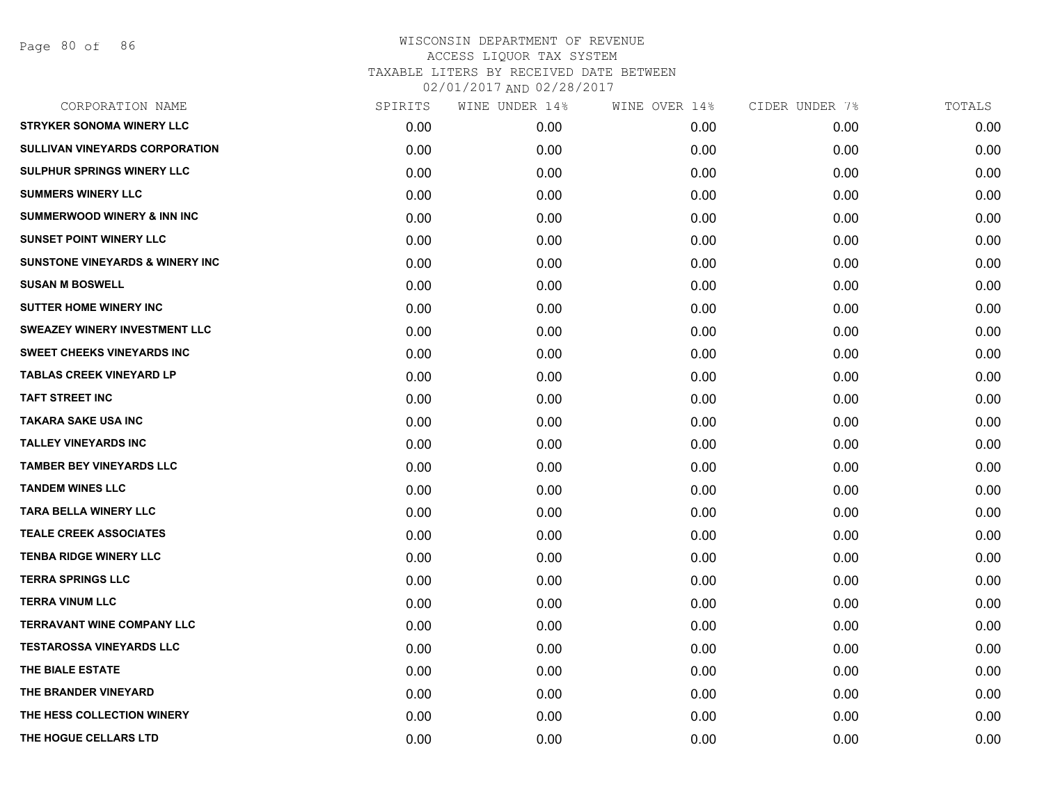# WISCONSIN DEPARTMENT OF REVENUE
## ACCESS LIQUOR TAX SYSTEM
### TAXABLE LITERS BY RECEIVED DATE BETWEEN 02/01/2017 AND 02/28/2017

| CORPORATION NAME | SPIRITS | WINE UNDER 14% | WINE OVER 14% | CIDER UNDER 7% | TOTALS |
|---|---|---|---|---|---|
| STRYKER SONOMA WINERY LLC | 0.00 | 0.00 | 0.00 | 0.00 | 0.00 |
| SULLIVAN VINEYARDS CORPORATION | 0.00 | 0.00 | 0.00 | 0.00 | 0.00 |
| SULPHUR SPRINGS WINERY LLC | 0.00 | 0.00 | 0.00 | 0.00 | 0.00 |
| SUMMERS WINERY LLC | 0.00 | 0.00 | 0.00 | 0.00 | 0.00 |
| SUMMERWOOD WINERY & INN INC | 0.00 | 0.00 | 0.00 | 0.00 | 0.00 |
| SUNSET POINT WINERY LLC | 0.00 | 0.00 | 0.00 | 0.00 | 0.00 |
| SUNSTONE VINEYARDS & WINERY INC | 0.00 | 0.00 | 0.00 | 0.00 | 0.00 |
| SUSAN M BOSWELL | 0.00 | 0.00 | 0.00 | 0.00 | 0.00 |
| SUTTER HOME WINERY INC | 0.00 | 0.00 | 0.00 | 0.00 | 0.00 |
| SWEAZEY WINERY INVESTMENT LLC | 0.00 | 0.00 | 0.00 | 0.00 | 0.00 |
| SWEET CHEEKS VINEYARDS INC | 0.00 | 0.00 | 0.00 | 0.00 | 0.00 |
| TABLAS CREEK VINEYARD LP | 0.00 | 0.00 | 0.00 | 0.00 | 0.00 |
| TAFT STREET INC | 0.00 | 0.00 | 0.00 | 0.00 | 0.00 |
| TAKARA SAKE USA INC | 0.00 | 0.00 | 0.00 | 0.00 | 0.00 |
| TALLEY VINEYARDS INC | 0.00 | 0.00 | 0.00 | 0.00 | 0.00 |
| TAMBER BEY VINEYARDS LLC | 0.00 | 0.00 | 0.00 | 0.00 | 0.00 |
| TANDEM WINES LLC | 0.00 | 0.00 | 0.00 | 0.00 | 0.00 |
| TARA BELLA WINERY LLC | 0.00 | 0.00 | 0.00 | 0.00 | 0.00 |
| TEALE CREEK ASSOCIATES | 0.00 | 0.00 | 0.00 | 0.00 | 0.00 |
| TENBA RIDGE WINERY LLC | 0.00 | 0.00 | 0.00 | 0.00 | 0.00 |
| TERRA SPRINGS LLC | 0.00 | 0.00 | 0.00 | 0.00 | 0.00 |
| TERRA VINUM LLC | 0.00 | 0.00 | 0.00 | 0.00 | 0.00 |
| TERRAVANT WINE COMPANY LLC | 0.00 | 0.00 | 0.00 | 0.00 | 0.00 |
| TESTAROSSA VINEYARDS LLC | 0.00 | 0.00 | 0.00 | 0.00 | 0.00 |
| THE BIALE ESTATE | 0.00 | 0.00 | 0.00 | 0.00 | 0.00 |
| THE BRANDER VINEYARD | 0.00 | 0.00 | 0.00 | 0.00 | 0.00 |
| THE HESS COLLECTION WINERY | 0.00 | 0.00 | 0.00 | 0.00 | 0.00 |
| THE HOGUE CELLARS LTD | 0.00 | 0.00 | 0.00 | 0.00 | 0.00 |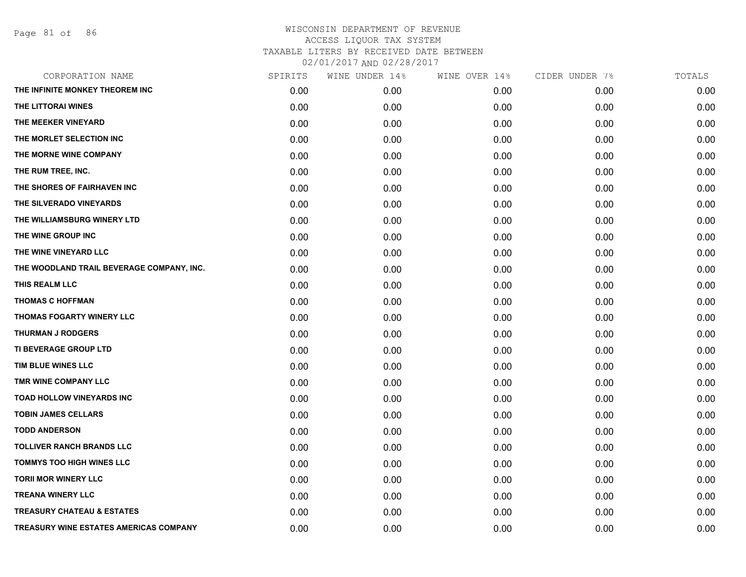# WISCONSIN DEPARTMENT OF REVENUE
ACCESS LIQUOR TAX SYSTEM
TAXABLE LITERS BY RECEIVED DATE BETWEEN
02/01/2017 AND 02/28/2017

| CORPORATION NAME | SPIRITS | WINE UNDER 14% | WINE OVER 14% | CIDER UNDER 7% | TOTALS |
|---|---|---|---|---|---|
| THE INFINITE MONKEY THEOREM INC | 0.00 | 0.00 | 0.00 | 0.00 | 0.00 |
| THE LITTORAI WINES | 0.00 | 0.00 | 0.00 | 0.00 | 0.00 |
| THE MEEKER VINEYARD | 0.00 | 0.00 | 0.00 | 0.00 | 0.00 |
| THE MORLET SELECTION INC | 0.00 | 0.00 | 0.00 | 0.00 | 0.00 |
| THE MORNE WINE COMPANY | 0.00 | 0.00 | 0.00 | 0.00 | 0.00 |
| THE RUM TREE, INC. | 0.00 | 0.00 | 0.00 | 0.00 | 0.00 |
| THE SHORES OF FAIRHAVEN INC | 0.00 | 0.00 | 0.00 | 0.00 | 0.00 |
| THE SILVERADO VINEYARDS | 0.00 | 0.00 | 0.00 | 0.00 | 0.00 |
| THE WILLIAMSBURG WINERY LTD | 0.00 | 0.00 | 0.00 | 0.00 | 0.00 |
| THE WINE GROUP INC | 0.00 | 0.00 | 0.00 | 0.00 | 0.00 |
| THE WINE VINEYARD LLC | 0.00 | 0.00 | 0.00 | 0.00 | 0.00 |
| THE WOODLAND TRAIL BEVERAGE COMPANY, INC. | 0.00 | 0.00 | 0.00 | 0.00 | 0.00 |
| THIS REALM LLC | 0.00 | 0.00 | 0.00 | 0.00 | 0.00 |
| THOMAS C HOFFMAN | 0.00 | 0.00 | 0.00 | 0.00 | 0.00 |
| THOMAS FOGARTY WINERY LLC | 0.00 | 0.00 | 0.00 | 0.00 | 0.00 |
| THURMAN J RODGERS | 0.00 | 0.00 | 0.00 | 0.00 | 0.00 |
| TI BEVERAGE GROUP LTD | 0.00 | 0.00 | 0.00 | 0.00 | 0.00 |
| TIM BLUE WINES LLC | 0.00 | 0.00 | 0.00 | 0.00 | 0.00 |
| TMR WINE COMPANY LLC | 0.00 | 0.00 | 0.00 | 0.00 | 0.00 |
| TOAD HOLLOW VINEYARDS INC | 0.00 | 0.00 | 0.00 | 0.00 | 0.00 |
| TOBIN JAMES CELLARS | 0.00 | 0.00 | 0.00 | 0.00 | 0.00 |
| TODD ANDERSON | 0.00 | 0.00 | 0.00 | 0.00 | 0.00 |
| TOLLIVER RANCH BRANDS LLC | 0.00 | 0.00 | 0.00 | 0.00 | 0.00 |
| TOMMYS TOO HIGH WINES LLC | 0.00 | 0.00 | 0.00 | 0.00 | 0.00 |
| TORII MOR WINERY LLC | 0.00 | 0.00 | 0.00 | 0.00 | 0.00 |
| TREANA WINERY LLC | 0.00 | 0.00 | 0.00 | 0.00 | 0.00 |
| TREASURY CHATEAU & ESTATES | 0.00 | 0.00 | 0.00 | 0.00 | 0.00 |
| TREASURY WINE ESTATES AMERICAS COMPANY | 0.00 | 0.00 | 0.00 | 0.00 | 0.00 |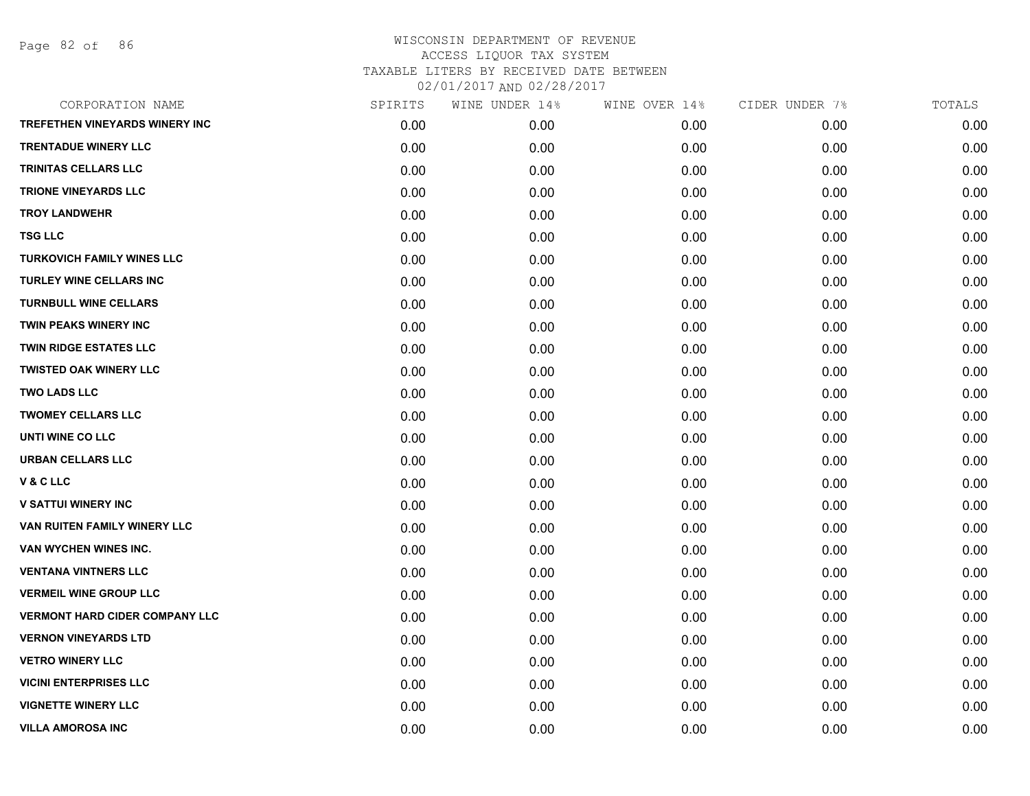# WISCONSIN DEPARTMENT OF REVENUE
## ACCESS LIQUOR TAX SYSTEM
### TAXABLE LITERS BY RECEIVED DATE BETWEEN 02/01/2017 AND 02/28/2017

| CORPORATION NAME | SPIRITS | WINE UNDER 14% | WINE OVER 14% | CIDER UNDER 7% | TOTALS |
|---|---|---|---|---|---|
| TREFETHEN VINEYARDS WINERY INC | 0.00 | 0.00 | 0.00 | 0.00 | 0.00 |
| TRENTADUE WINERY LLC | 0.00 | 0.00 | 0.00 | 0.00 | 0.00 |
| TRINITAS CELLARS LLC | 0.00 | 0.00 | 0.00 | 0.00 | 0.00 |
| TRIONE VINEYARDS LLC | 0.00 | 0.00 | 0.00 | 0.00 | 0.00 |
| TROY LANDWEHR | 0.00 | 0.00 | 0.00 | 0.00 | 0.00 |
| TSG LLC | 0.00 | 0.00 | 0.00 | 0.00 | 0.00 |
| TURKOVICH FAMILY WINES LLC | 0.00 | 0.00 | 0.00 | 0.00 | 0.00 |
| TURLEY WINE CELLARS INC | 0.00 | 0.00 | 0.00 | 0.00 | 0.00 |
| TURNBULL WINE CELLARS | 0.00 | 0.00 | 0.00 | 0.00 | 0.00 |
| TWIN PEAKS WINERY INC | 0.00 | 0.00 | 0.00 | 0.00 | 0.00 |
| TWIN RIDGE ESTATES LLC | 0.00 | 0.00 | 0.00 | 0.00 | 0.00 |
| TWISTED OAK WINERY LLC | 0.00 | 0.00 | 0.00 | 0.00 | 0.00 |
| TWO LADS LLC | 0.00 | 0.00 | 0.00 | 0.00 | 0.00 |
| TWOMEY CELLARS LLC | 0.00 | 0.00 | 0.00 | 0.00 | 0.00 |
| UNTI WINE CO LLC | 0.00 | 0.00 | 0.00 | 0.00 | 0.00 |
| URBAN CELLARS LLC | 0.00 | 0.00 | 0.00 | 0.00 | 0.00 |
| V & C LLC | 0.00 | 0.00 | 0.00 | 0.00 | 0.00 |
| V SATTUI WINERY INC | 0.00 | 0.00 | 0.00 | 0.00 | 0.00 |
| VAN RUITEN FAMILY WINERY LLC | 0.00 | 0.00 | 0.00 | 0.00 | 0.00 |
| VAN WYCHEN WINES INC. | 0.00 | 0.00 | 0.00 | 0.00 | 0.00 |
| VENTANA VINTNERS LLC | 0.00 | 0.00 | 0.00 | 0.00 | 0.00 |
| VERMEIL WINE GROUP LLC | 0.00 | 0.00 | 0.00 | 0.00 | 0.00 |
| VERMONT HARD CIDER COMPANY LLC | 0.00 | 0.00 | 0.00 | 0.00 | 0.00 |
| VERNON VINEYARDS LTD | 0.00 | 0.00 | 0.00 | 0.00 | 0.00 |
| VETRO WINERY LLC | 0.00 | 0.00 | 0.00 | 0.00 | 0.00 |
| VICINI ENTERPRISES LLC | 0.00 | 0.00 | 0.00 | 0.00 | 0.00 |
| VIGNETTE WINERY LLC | 0.00 | 0.00 | 0.00 | 0.00 | 0.00 |
| VILLA AMOROSA INC | 0.00 | 0.00 | 0.00 | 0.00 | 0.00 |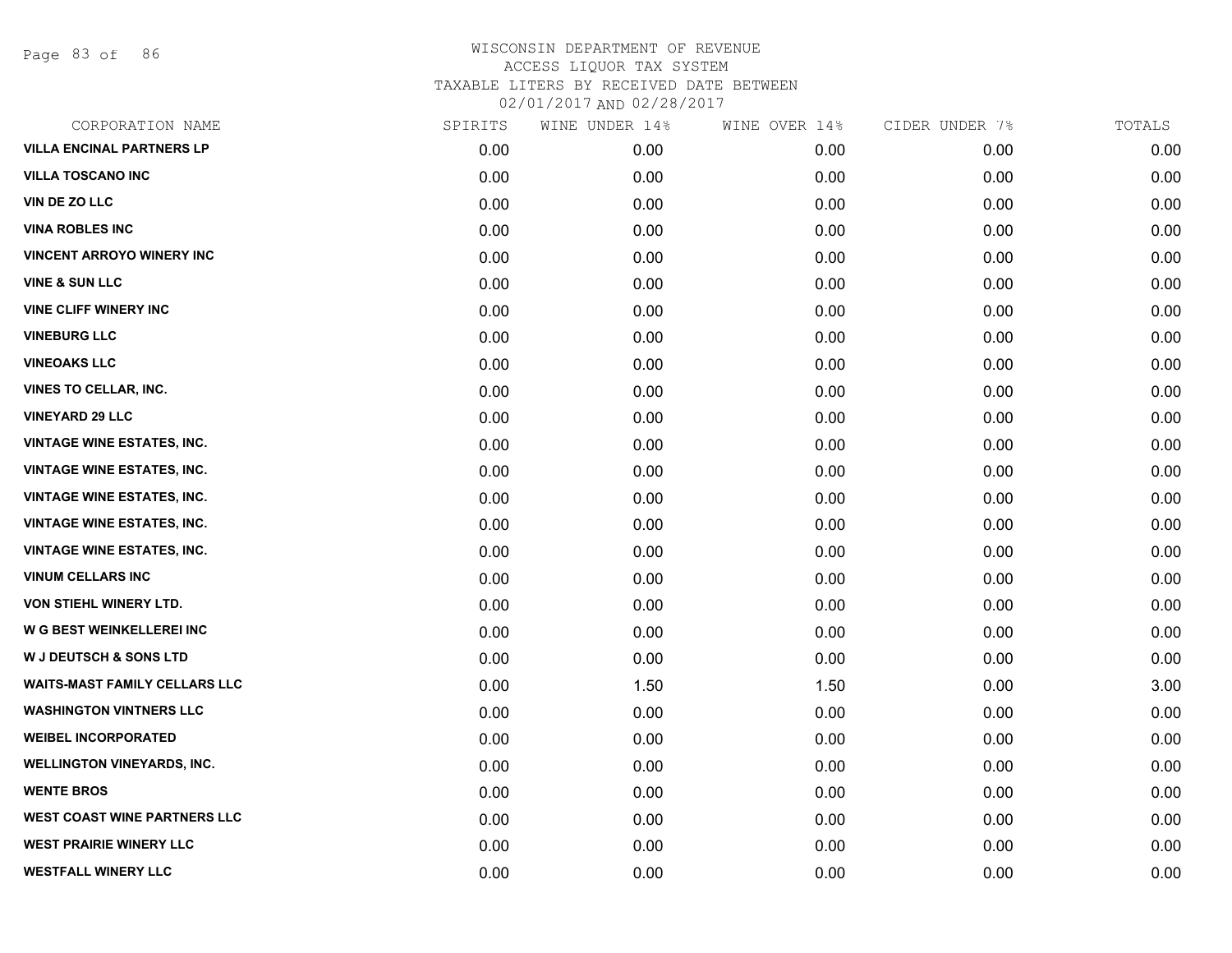# WISCONSIN DEPARTMENT OF REVENUE
## ACCESS LIQUOR TAX SYSTEM
### TAXABLE LITERS BY RECEIVED DATE BETWEEN 02/01/2017 AND 02/28/2017

| CORPORATION NAME | SPIRITS | WINE UNDER 14% | WINE OVER 14% | CIDER UNDER 7% | TOTALS |
|---|---|---|---|---|---|
| VILLA ENCINAL PARTNERS LP | 0.00 | 0.00 | 0.00 | 0.00 | 0.00 |
| VILLA TOSCANO INC | 0.00 | 0.00 | 0.00 | 0.00 | 0.00 |
| VIN DE ZO LLC | 0.00 | 0.00 | 0.00 | 0.00 | 0.00 |
| VINA ROBLES INC | 0.00 | 0.00 | 0.00 | 0.00 | 0.00 |
| VINCENT ARROYO WINERY INC | 0.00 | 0.00 | 0.00 | 0.00 | 0.00 |
| VINE & SUN LLC | 0.00 | 0.00 | 0.00 | 0.00 | 0.00 |
| VINE CLIFF WINERY INC | 0.00 | 0.00 | 0.00 | 0.00 | 0.00 |
| VINEBURG LLC | 0.00 | 0.00 | 0.00 | 0.00 | 0.00 |
| VINEOAKS LLC | 0.00 | 0.00 | 0.00 | 0.00 | 0.00 |
| VINES TO CELLAR, INC. | 0.00 | 0.00 | 0.00 | 0.00 | 0.00 |
| VINEYARD 29 LLC | 0.00 | 0.00 | 0.00 | 0.00 | 0.00 |
| VINTAGE WINE ESTATES, INC. | 0.00 | 0.00 | 0.00 | 0.00 | 0.00 |
| VINTAGE WINE ESTATES, INC. | 0.00 | 0.00 | 0.00 | 0.00 | 0.00 |
| VINTAGE WINE ESTATES, INC. | 0.00 | 0.00 | 0.00 | 0.00 | 0.00 |
| VINTAGE WINE ESTATES, INC. | 0.00 | 0.00 | 0.00 | 0.00 | 0.00 |
| VINTAGE WINE ESTATES, INC. | 0.00 | 0.00 | 0.00 | 0.00 | 0.00 |
| VINUM CELLARS INC | 0.00 | 0.00 | 0.00 | 0.00 | 0.00 |
| VON STIEHL WINERY LTD. | 0.00 | 0.00 | 0.00 | 0.00 | 0.00 |
| W G BEST WEINKELLEREI INC | 0.00 | 0.00 | 0.00 | 0.00 | 0.00 |
| W J DEUTSCH & SONS LTD | 0.00 | 0.00 | 0.00 | 0.00 | 0.00 |
| WAITS-MAST FAMILY CELLARS LLC | 0.00 | 1.50 | 1.50 | 0.00 | 3.00 |
| WASHINGTON VINTNERS LLC | 0.00 | 0.00 | 0.00 | 0.00 | 0.00 |
| WEIBEL INCORPORATED | 0.00 | 0.00 | 0.00 | 0.00 | 0.00 |
| WELLINGTON VINEYARDS, INC. | 0.00 | 0.00 | 0.00 | 0.00 | 0.00 |
| WENTE BROS | 0.00 | 0.00 | 0.00 | 0.00 | 0.00 |
| WEST COAST WINE PARTNERS LLC | 0.00 | 0.00 | 0.00 | 0.00 | 0.00 |
| WEST PRAIRIE WINERY LLC | 0.00 | 0.00 | 0.00 | 0.00 | 0.00 |
| WESTFALL WINERY LLC | 0.00 | 0.00 | 0.00 | 0.00 | 0.00 |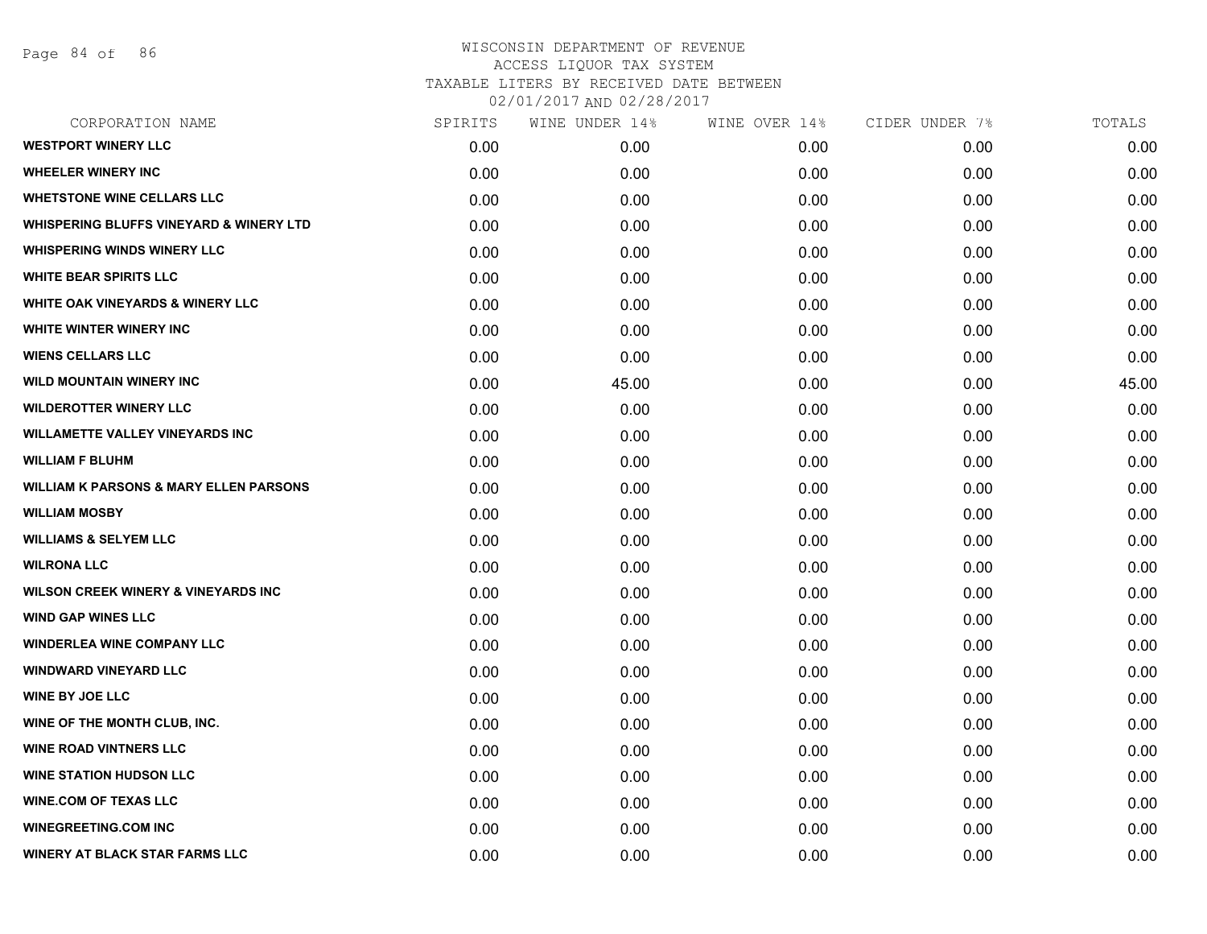# WISCONSIN DEPARTMENT OF REVENUE

ACCESS LIQUOR TAX SYSTEM

TAXABLE LITERS BY RECEIVED DATE BETWEEN

02/01/2017 AND 02/28/2017

| CORPORATION NAME | SPIRITS | WINE UNDER 14% | WINE OVER 14% | CIDER UNDER 7% | TOTALS |
|---|---|---|---|---|---|
| **WESTPORT WINERY LLC** | 0.00 | 0.00 | 0.00 | 0.00 | 0.00 |
| **WHEELER WINERY INC** | 0.00 | 0.00 | 0.00 | 0.00 | 0.00 |
| **WHETSTONE WINE CELLARS LLC** | 0.00 | 0.00 | 0.00 | 0.00 | 0.00 |
| **WHISPERING BLUFFS VINEYARD & WINERY LTD** | 0.00 | 0.00 | 0.00 | 0.00 | 0.00 |
| **WHISPERING WINDS WINERY LLC** | 0.00 | 0.00 | 0.00 | 0.00 | 0.00 |
| **WHITE BEAR SPIRITS LLC** | 0.00 | 0.00 | 0.00 | 0.00 | 0.00 |
| **WHITE OAK VINEYARDS & WINERY LLC** | 0.00 | 0.00 | 0.00 | 0.00 | 0.00 |
| **WHITE WINTER WINERY INC** | 0.00 | 0.00 | 0.00 | 0.00 | 0.00 |
| **WIENS CELLARS LLC** | 0.00 | 0.00 | 0.00 | 0.00 | 0.00 |
| **WILD MOUNTAIN WINERY INC** | 0.00 | 45.00 | 0.00 | 0.00 | 45.00 |
| **WILDEROTTER WINERY LLC** | 0.00 | 0.00 | 0.00 | 0.00 | 0.00 |
| **WILLAMETTE VALLEY VINEYARDS INC** | 0.00 | 0.00 | 0.00 | 0.00 | 0.00 |
| **WILLIAM F BLUHM** | 0.00 | 0.00 | 0.00 | 0.00 | 0.00 |
| **WILLIAM K PARSONS & MARY ELLEN PARSONS** | 0.00 | 0.00 | 0.00 | 0.00 | 0.00 |
| **WILLIAM MOSBY** | 0.00 | 0.00 | 0.00 | 0.00 | 0.00 |
| **WILLIAMS & SELYEM LLC** | 0.00 | 0.00 | 0.00 | 0.00 | 0.00 |
| **WILRONA LLC** | 0.00 | 0.00 | 0.00 | 0.00 | 0.00 |
| **WILSON CREEK WINERY & VINEYARDS INC** | 0.00 | 0.00 | 0.00 | 0.00 | 0.00 |
| **WIND GAP WINES LLC** | 0.00 | 0.00 | 0.00 | 0.00 | 0.00 |
| **WINDERLEA WINE COMPANY LLC** | 0.00 | 0.00 | 0.00 | 0.00 | 0.00 |
| **WINDWARD VINEYARD LLC** | 0.00 | 0.00 | 0.00 | 0.00 | 0.00 |
| **WINE BY JOE LLC** | 0.00 | 0.00 | 0.00 | 0.00 | 0.00 |
| **WINE OF THE MONTH CLUB, INC.** | 0.00 | 0.00 | 0.00 | 0.00 | 0.00 |
| **WINE ROAD VINTNERS LLC** | 0.00 | 0.00 | 0.00 | 0.00 | 0.00 |
| **WINE STATION HUDSON LLC** | 0.00 | 0.00 | 0.00 | 0.00 | 0.00 |
| **WINE.COM OF TEXAS LLC** | 0.00 | 0.00 | 0.00 | 0.00 | 0.00 |
| **WINEGREETING.COM INC** | 0.00 | 0.00 | 0.00 | 0.00 | 0.00 |
| **WINERY AT BLACK STAR FARMS LLC** | 0.00 | 0.00 | 0.00 | 0.00 | 0.00 |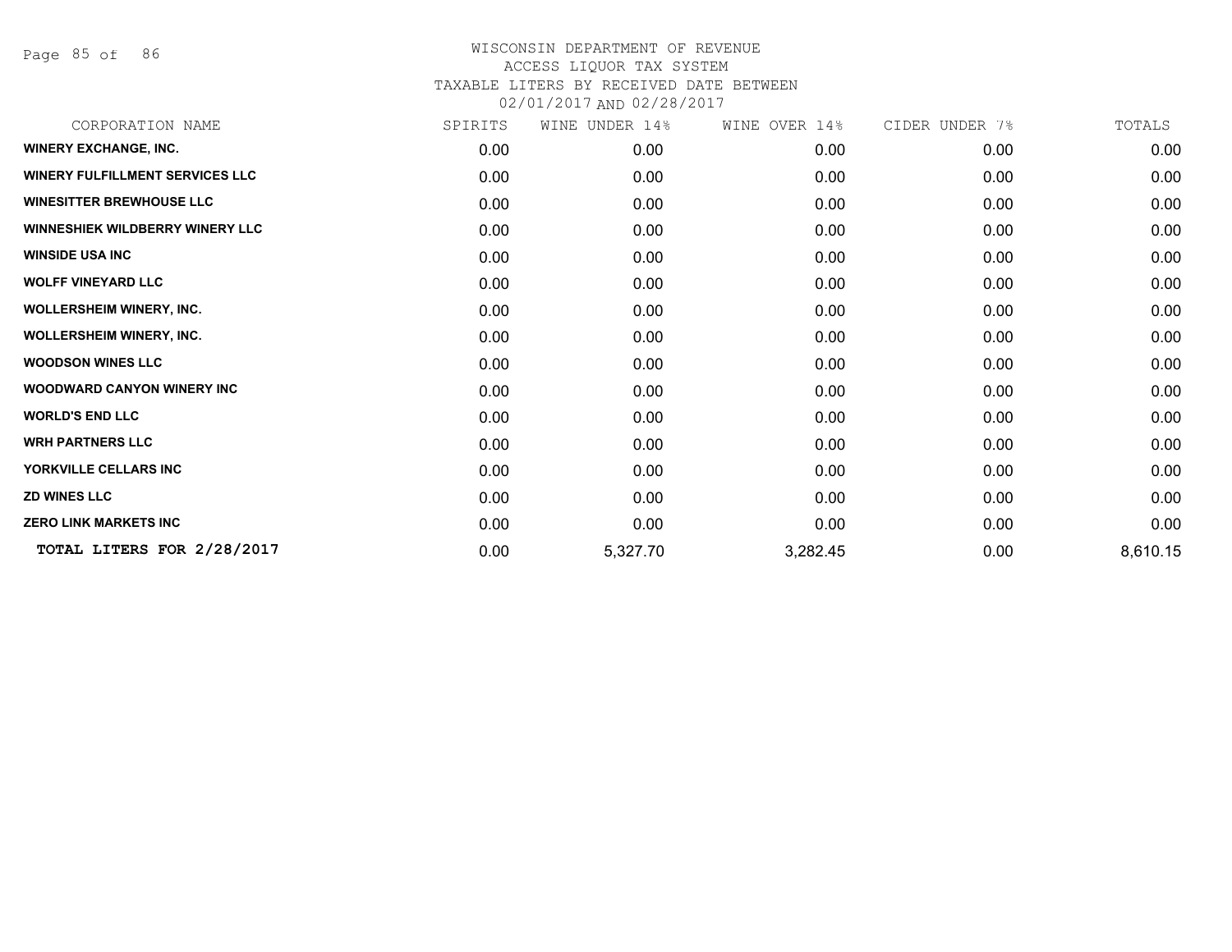# WISCONSIN DEPARTMENT OF REVENUE
## ACCESS LIQUOR TAX SYSTEM
### TAXABLE LITERS BY RECEIVED DATE BETWEEN 02/01/2017 AND 02/28/2017

| CORPORATION NAME | SPIRITS | WINE UNDER 14% | WINE OVER 14% | CIDER UNDER 7% | TOTALS |
|---|---|---|---|---|---|
| WINERY EXCHANGE, INC. | 0.00 | 0.00 | 0.00 | 0.00 | 0.00 |
| WINERY FULFILLMENT SERVICES LLC | 0.00 | 0.00 | 0.00 | 0.00 | 0.00 |
| WINESITTER BREWHOUSE LLC | 0.00 | 0.00 | 0.00 | 0.00 | 0.00 |
| WINNESHIEK WILDBERRY WINERY LLC | 0.00 | 0.00 | 0.00 | 0.00 | 0.00 |
| WINSIDE USA INC | 0.00 | 0.00 | 0.00 | 0.00 | 0.00 |
| WOLFF VINEYARD LLC | 0.00 | 0.00 | 0.00 | 0.00 | 0.00 |
| WOLLERSHEIM WINERY, INC. | 0.00 | 0.00 | 0.00 | 0.00 | 0.00 |
| WOLLERSHEIM WINERY, INC. | 0.00 | 0.00 | 0.00 | 0.00 | 0.00 |
| WOODSON WINES LLC | 0.00 | 0.00 | 0.00 | 0.00 | 0.00 |
| WOODWARD CANYON WINERY INC | 0.00 | 0.00 | 0.00 | 0.00 | 0.00 |
| WORLD'S END LLC | 0.00 | 0.00 | 0.00 | 0.00 | 0.00 |
| WRH PARTNERS LLC | 0.00 | 0.00 | 0.00 | 0.00 | 0.00 |
| YORKVILLE CELLARS INC | 0.00 | 0.00 | 0.00 | 0.00 | 0.00 |
| ZD WINES LLC | 0.00 | 0.00 | 0.00 | 0.00 | 0.00 |
| ZERO LINK MARKETS INC | 0.00 | 0.00 | 0.00 | 0.00 | 0.00 |
| **TOTAL LITERS FOR 2/28/2017** | 0.00 | 5,327.70 | 3,282.45 | 0.00 | 8,610.15 |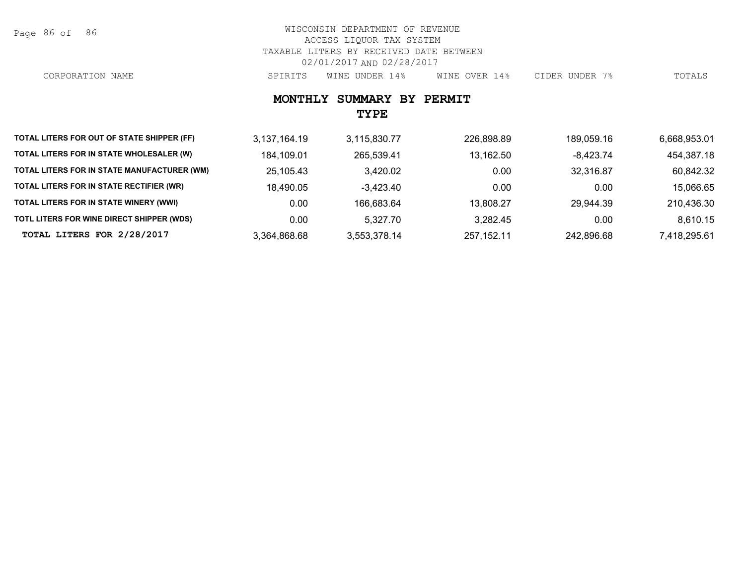WISCONSIN DEPARTMENT OF REVENUE
ACCESS LIQUOR TAX SYSTEM
TAXABLE LITERS BY RECEIVED DATE BETWEEN
02/01/2017 AND 02/28/2017

## MONTHLY SUMMARY BY PERMIT TYPE

| CORPORATION NAME | SPIRITS | WINE UNDER 14% | WINE OVER 14% | CIDER UNDER 7% | TOTALS |
|---|---|---|---|---|---|
| **TOTAL LITERS FOR OUT OF STATE SHIPPER (FF)** | 3,137,164.19 | 3,115,830.77 | 226,898.89 | 189,059.16 | 6,668,953.01 |
| **TOTAL LITERS FOR IN STATE WHOLESALER (W)** | 184,109.01 | 265,539.41 | 13,162.50 | -8,423.74 | 454,387.18 |
| **TOTAL LITERS FOR IN STATE MANUFACTURER (WM)** | 25,105.43 | 3,420.02 | 0.00 | 32,316.87 | 60,842.32 |
| **TOTAL LITERS FOR IN STATE RECTIFIER (WR)** | 18,490.05 | -3,423.40 | 0.00 | 0.00 | 15,066.65 |
| **TOTAL LITERS FOR IN STATE WINERY (WWI)** | 0.00 | 166,683.64 | 13,808.27 | 29,944.39 | 210,436.30 |
| **TOTL LITERS FOR WINE DIRECT SHIPPER (WDS)** | 0.00 | 5,327.70 | 3,282.45 | 0.00 | 8,610.15 |
| **TOTAL LITERS FOR 2/28/2017** | 3,364,868.68 | 3,553,378.14 | 257,152.11 | 242,896.68 | 7,418,295.61 |